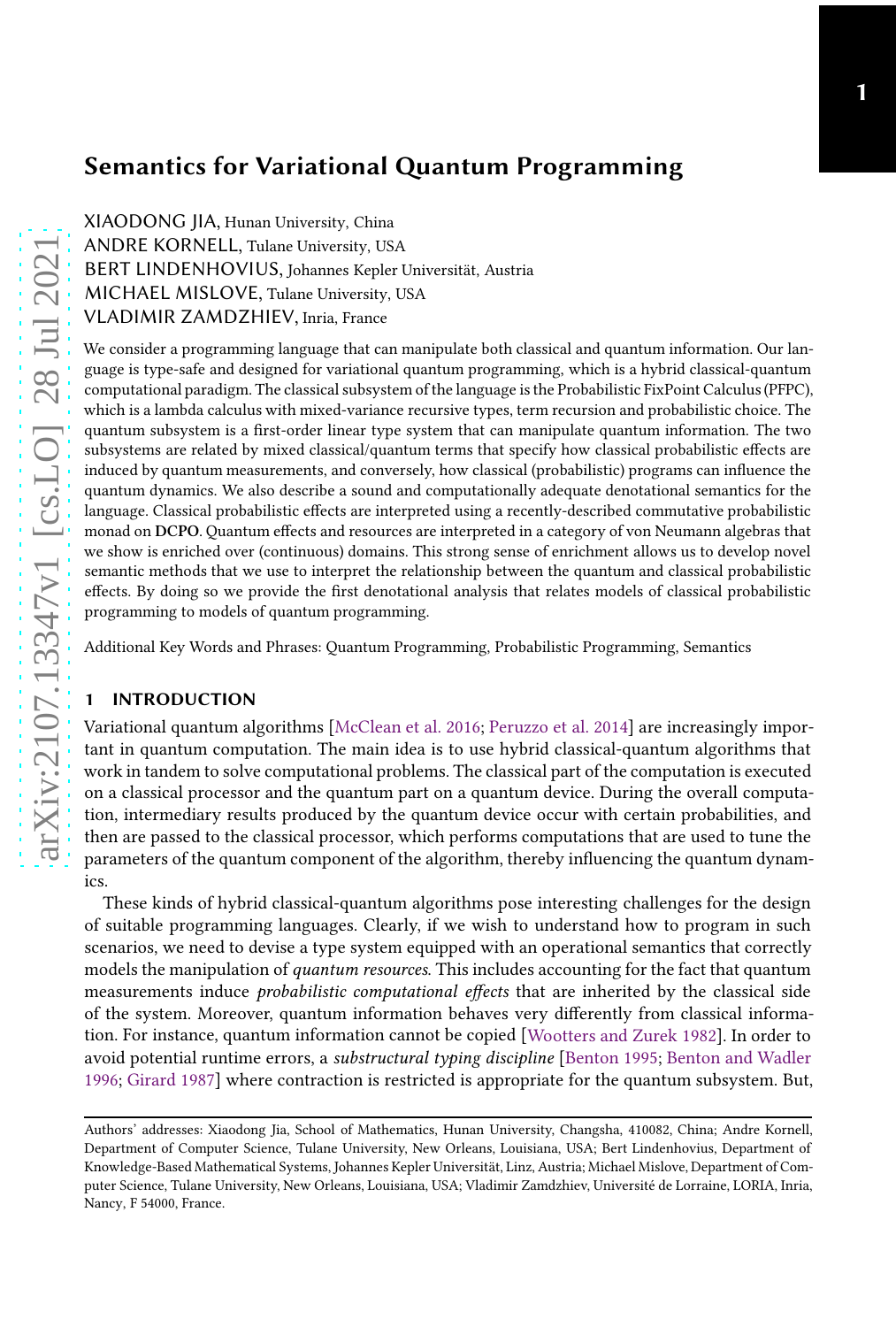# Semantics for Variational Quantum Programming

XIAODONG JIA, Hunan University, China
ANDRE KORNELL, Tulane University, USA
BERT LINDENHOVIUS, Johannes Kepler Universität, Austria
MICHAEL MISLOVE, Tulane University, USA
VLADIMIR ZAMDZHIEV, Inria, France

We consider a programming language that can manipulate both classical and quantum information. Our language is type-safe and designed for variational quantum programming, which is a hybrid classical-quantum computational paradigm. The classical subsystem of the language is the Probabilistic FixPoint Calculus (PFPC), which is a lambda calculus with mixed-variance recursive types, term recursion and probabilistic choice. The quantum subsystem is a first-order linear type system that can manipulate quantum information. The two subsystems are related by mixed classical/quantum terms that specify how classical probabilistic effects are induced by quantum measurements, and conversely, how classical (probabilistic) programs can influence the quantum dynamics. We also describe a sound and computationally adequate denotational semantics for the language. Classical probabilistic effects are interpreted using a recently-described commutative probabilistic monad on **DCPO**. Quantum effects and resources are interpreted in a category of von Neumann algebras that we show is enriched over (continuous) domains. This strong sense of enrichment allows us to develop novel semantic methods that we use to interpret the relationship between the quantum and classical probabilistic effects. By doing so we provide the first denotational analysis that relates models of classical probabilistic programming to models of quantum programming.

Additional Key Words and Phrases: Quantum Programming, Probabilistic Programming, Semantics

## 1 INTRODUCTION

Variational quantum algorithms [McClean et al. 2016; Peruzzo et al. 2014] are increasingly important in quantum computation. The main idea is to use hybrid classical-quantum algorithms that work in tandem to solve computational problems. The classical part of the computation is executed on a classical processor and the quantum part on a quantum device. During the overall computation, intermediary results produced by the quantum device occur with certain probabilities, and then are passed to the classical processor, which performs computations that are used to tune the parameters of the quantum component of the algorithm, thereby influencing the quantum dynamics.

These kinds of hybrid classical-quantum algorithms pose interesting challenges for the design of suitable programming languages. Clearly, if we wish to understand how to program in such scenarios, we need to devise a type system equipped with an operational semantics that correctly models the manipulation of *quantum resources*. This includes accounting for the fact that quantum measurements induce *probabilistic computational effects* that are inherited by the classical side of the system. Moreover, quantum information behaves very differently from classical information. For instance, quantum information cannot be copied [Wootters and Zurek 1982]. In order to avoid potential runtime errors, a *substructural typing discipline* [Benton 1995; Benton and Wadler 1996; Girard 1987] where contraction is restricted is appropriate for the quantum subsystem. But,

Authors' addresses: Xiaodong Jia, School of Mathematics, Hunan University, Changsha, 410082, China; Andre Kornell, Department of Computer Science, Tulane University, New Orleans, Louisiana, USA; Bert Lindenhovius, Department of Knowledge-Based Mathematical Systems, Johannes Kepler Universität, Linz, Austria; Michael Mislove, Department of Computer Science, Tulane University, New Orleans, Louisiana, USA; Vladimir Zamdzhiev, Université de Lorraine, LORIA, Inria, Nancy, F 54000, France.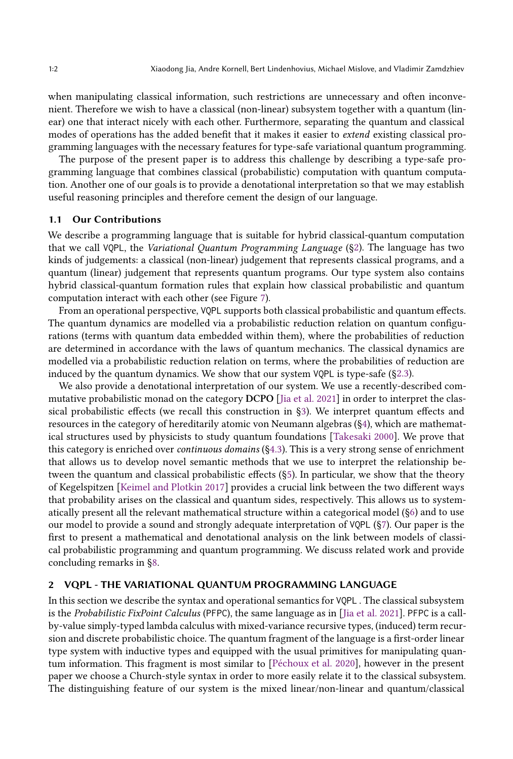when manipulating classical information, such restrictions are unnecessary and often inconvenient. Therefore we wish to have a classical (non-linear) subsystem together with a quantum (linear) one that interact nicely with each other. Furthermore, separating the quantum and classical modes of operations has the added benefit that it makes it easier to *extend* existing classical programming languages with the necessary features for type-safe variational quantum programming.

The purpose of the present paper is to address this challenge by describing a type-safe programming language that combines classical (probabilistic) computation with quantum computation. Another one of our goals is to provide a denotational interpretation so that we may establish useful reasoning principles and therefore cement the design of our language.

### 1.1 Our Contributions

We describe a programming language that is suitable for hybrid classical-quantum computation that we call VQPL, the *Variational Quantum Programming Language* (§2). The language has two kinds of judgements: a classical (non-linear) judgement that represents classical programs, and a quantum (linear) judgement that represents quantum programs. Our type system also contains hybrid classical-quantum formation rules that explain how classical probabilistic and quantum computation interact with each other (see Figure 7).

From an operational perspective, VQPL supports both classical probabilistic and quantum effects. The quantum dynamics are modelled via a probabilistic reduction relation on quantum configurations (terms with quantum data embedded within them), where the probabilities of reduction are determined in accordance with the laws of quantum mechanics. The classical dynamics are modelled via a probabilistic reduction relation on terms, where the probabilities of reduction are induced by the quantum dynamics. We show that our system VQPL is type-safe (§2.3).

We also provide a denotational interpretation of our system. We use a recently-described commutative probabilistic monad on the category **DCPO** [Jia et al. 2021] in order to interpret the classical probabilistic effects (we recall this construction in §3). We interpret quantum effects and resources in the category of hereditarily atomic von Neumann algebras (§4), which are mathematical structures used by physicists to study quantum foundations [Takesaki 2000]. We prove that this category is enriched over *continuous domains* (§4.3). This is a very strong sense of enrichment that allows us to develop novel semantic methods that we use to interpret the relationship between the quantum and classical probabilistic effects (§5). In particular, we show that the theory of Kegelspitzen [Keimel and Plotkin 2017] provides a crucial link between the two different ways that probability arises on the classical and quantum sides, respectively. This allows us to systematically present all the relevant mathematical structure within a categorical model (§6) and to use our model to provide a sound and strongly adequate interpretation of VQPL (§7). Our paper is the first to present a mathematical and denotational analysis on the link between models of classical probabilistic programming and quantum programming. We discuss related work and provide concluding remarks in §8.

## 2 VQPL - THE VARIATIONAL QUANTUM PROGRAMMING LANGUAGE

In this section we describe the syntax and operational semantics for VQPL . The classical subsystem is the *Probabilistic FixPoint Calculus* (PFPC), the same language as in [Jia et al. 2021]. PFPC is a call-by-value simply-typed lambda calculus with mixed-variance recursive types, (induced) term recursion and discrete probabilistic choice. The quantum fragment of the language is a first-order linear type system with inductive types and equipped with the usual primitives for manipulating quantum information. This fragment is most similar to [Péchoux et al. 2020], however in the present paper we choose a Church-style syntax in order to more easily relate it to the classical subsystem. The distinguishing feature of our system is the mixed linear/non-linear and quantum/classical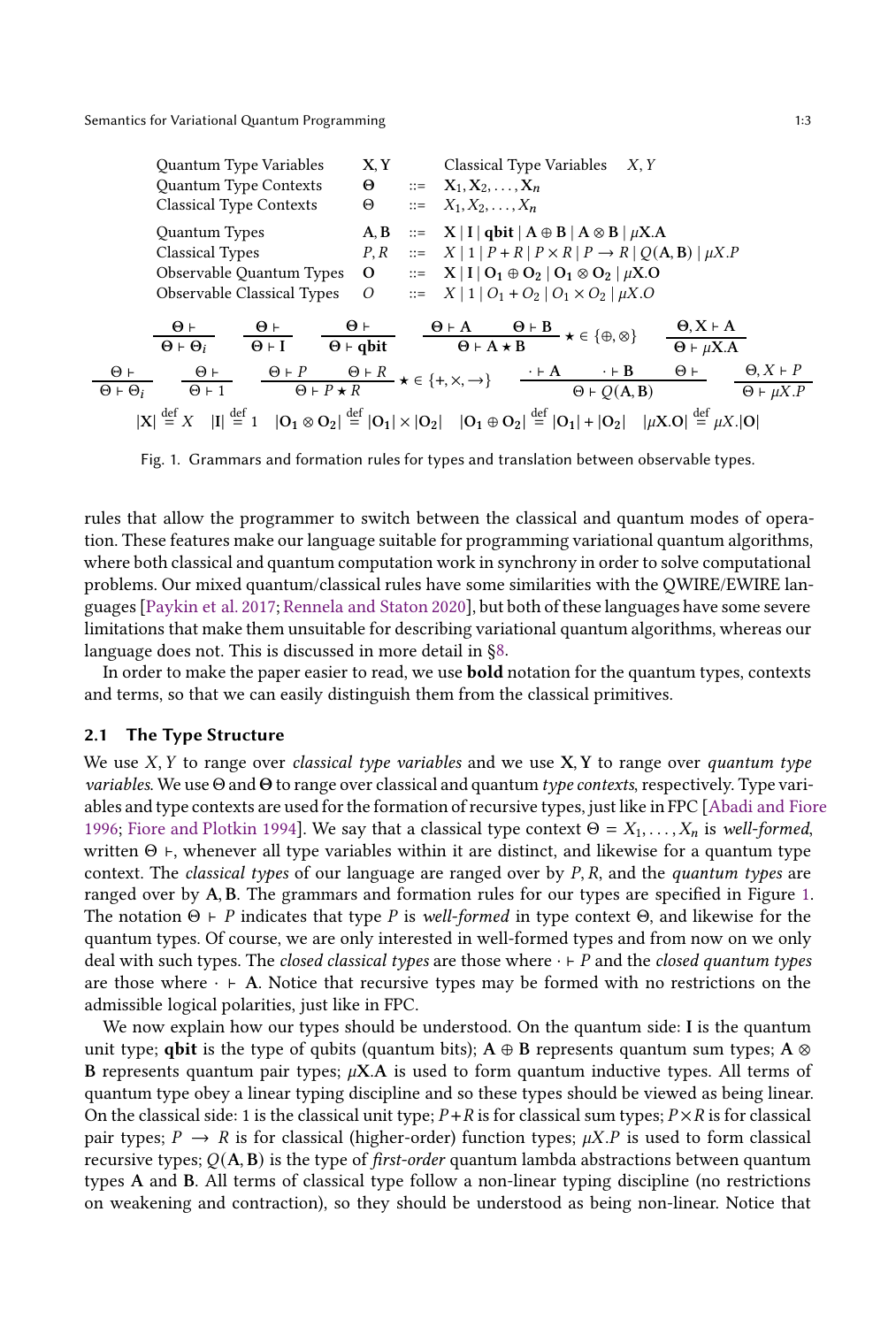| | | | |
|---|---|---|---|
| Quantum Type Variables | $\mathbf{X}, \mathbf{Y}$ | | Classical Type Variables $\quad X, Y$ |
| Quantum Type Contexts | $\mathbf{\Theta}$ | $::=$ | $\mathbf{X_1}, \mathbf{X_2}, \ldots, \mathbf{X_n}$ |
| Classical Type Contexts | $\Theta$ | $::=$ | $X_1, X_2, \ldots, X_n$ |
| Quantum Types | $\mathbf{A}, \mathbf{B}$ | $::=$ | $\mathbf{X} \mid \mathbf{I} \mid \mathbf{qbit} \mid \mathbf{A} \oplus \mathbf{B} \mid \mathbf{A} \otimes \mathbf{B} \mid \mu\mathbf{X}.\mathbf{A}$ |
| Classical Types | $P, R$ | $::=$ | $X \mid 1 \mid P + R \mid P \times R \mid P \to R \mid Q(\mathbf{A}, \mathbf{B}) \mid \mu X.P$ |
| Observable Quantum Types | $\mathbf{O}$ | $::=$ | $\mathbf{X} \mid \mathbf{I} \mid \mathbf{O_1} \oplus \mathbf{O_2} \mid \mathbf{O_1} \otimes \mathbf{O_2} \mid \mu\mathbf{X}.\mathbf{O}$ |
| Observable Classical Types | $O$ | $::=$ | $X \mid 1 \mid O_1 + O_2 \mid O_1 \times O_2 \mid \mu X.O$ |

$$\frac{\mathbf{\Theta} \vdash}{\mathbf{\Theta} \vdash \mathbf{\Theta}_i} \qquad \frac{\mathbf{\Theta} \vdash}{\mathbf{\Theta} \vdash \mathbf{I}} \qquad \frac{\mathbf{\Theta} \vdash}{\mathbf{\Theta} \vdash \mathbf{qbit}} \qquad \frac{\mathbf{\Theta} \vdash \mathbf{A} \qquad \mathbf{\Theta} \vdash \mathbf{B}}{\mathbf{\Theta} \vdash \mathbf{A} \star \mathbf{B}} \star \in \{\oplus, \otimes\} \qquad \frac{\mathbf{\Theta}, \mathbf{X} \vdash \mathbf{A}}{\mathbf{\Theta} \vdash \mu\mathbf{X}.\mathbf{A}}$$

$$\frac{\Theta \vdash}{\Theta \vdash \Theta_i} \qquad \frac{\Theta \vdash}{\Theta \vdash 1} \qquad \frac{\Theta \vdash P \qquad \Theta \vdash R}{\Theta \vdash P \star R} \star \in \{+, \times, \to\} \qquad \frac{\cdot \vdash \mathbf{A} \qquad \cdot \vdash \mathbf{B} \qquad \Theta \vdash}{\Theta \vdash Q(\mathbf{A}, \mathbf{B})} \qquad \frac{\Theta, X \vdash P}{\Theta \vdash \mu X.P}$$

$$|\mathbf{X}| \stackrel{\text{def}}{=} X \quad |\mathbf{I}| \stackrel{\text{def}}{=} 1 \quad |\mathbf{O_1} \otimes \mathbf{O_2}| \stackrel{\text{def}}{=} |\mathbf{O_1}| \times |\mathbf{O_2}| \quad |\mathbf{O_1} \oplus \mathbf{O_2}| \stackrel{\text{def}}{=} |\mathbf{O_1}| + |\mathbf{O_2}| \quad |\mu\mathbf{X}.\mathbf{O}| \stackrel{\text{def}}{=} \mu X.|\mathbf{O}|$$

Fig. 1. Grammars and formation rules for types and translation between observable types.

rules that allow the programmer to switch between the classical and quantum modes of operation. These features make our language suitable for programming variational quantum algorithms, where both classical and quantum computation work in synchrony in order to solve computational problems. Our mixed quantum/classical rules have some similarities with the QWIRE/EWIRE languages [Paykin et al. 2017; Rennela and Staton 2020], but both of these languages have some severe limitations that make them unsuitable for describing variational quantum algorithms, whereas our language does not. This is discussed in more detail in §8.

In order to make the paper easier to read, we use **bold** notation for the quantum types, contexts and terms, so that we can easily distinguish them from the classical primitives.

## 2.1 The Type Structure

We use $X, Y$ to range over *classical type variables* and we use $\mathbf{X}, \mathbf{Y}$ to range over *quantum type variables*. We use $\Theta$ and $\mathbf{\Theta}$ to range over classical and quantum *type contexts*, respectively. Type variables and type contexts are used for the formation of recursive types, just like in FPC [Abadi and Fiore 1996; Fiore and Plotkin 1994]. We say that a classical type context $\Theta = X_1, \ldots, X_n$ is *well-formed*, written $\Theta \vdash$, whenever all type variables within it are distinct, and likewise for a quantum type context. The *classical types* of our language are ranged over by $P, R$, and the *quantum types* are ranged over by $\mathbf{A}, \mathbf{B}$. The grammars and formation rules for our types are specified in Figure 1. The notation $\Theta \vdash P$ indicates that type $P$ is *well-formed* in type context $\Theta$, and likewise for the quantum types. Of course, we are only interested in well-formed types and from now on we only deal with such types. The *closed classical types* are those where $\cdot \vdash P$ and the *closed quantum types* are those where $\cdot \vdash \mathbf{A}$. Notice that recursive types may be formed with no restrictions on the admissible logical polarities, just like in FPC.

We now explain how our types should be understood. On the quantum side: $\mathbf{I}$ is the quantum unit type; **qbit** is the type of qubits (quantum bits); $\mathbf{A} \oplus \mathbf{B}$ represents quantum sum types; $\mathbf{A} \otimes \mathbf{B}$ represents quantum pair types; $\mu\mathbf{X}.\mathbf{A}$ is used to form quantum inductive types. All terms of quantum type obey a linear typing discipline and so these types should be viewed as being linear. On the classical side: $1$ is the classical unit type; $P+R$ is for classical sum types; $P \times R$ is for classical pair types; $P \to R$ is for classical (higher-order) function types; $\mu X.P$ is used to form classical recursive types; $Q(\mathbf{A}, \mathbf{B})$ is the type of *first-order* quantum lambda abstractions between quantum types $\mathbf{A}$ and $\mathbf{B}$. All terms of classical type follow a non-linear typing discipline (no restrictions on weakening and contraction), so they should be understood as being non-linear. Notice that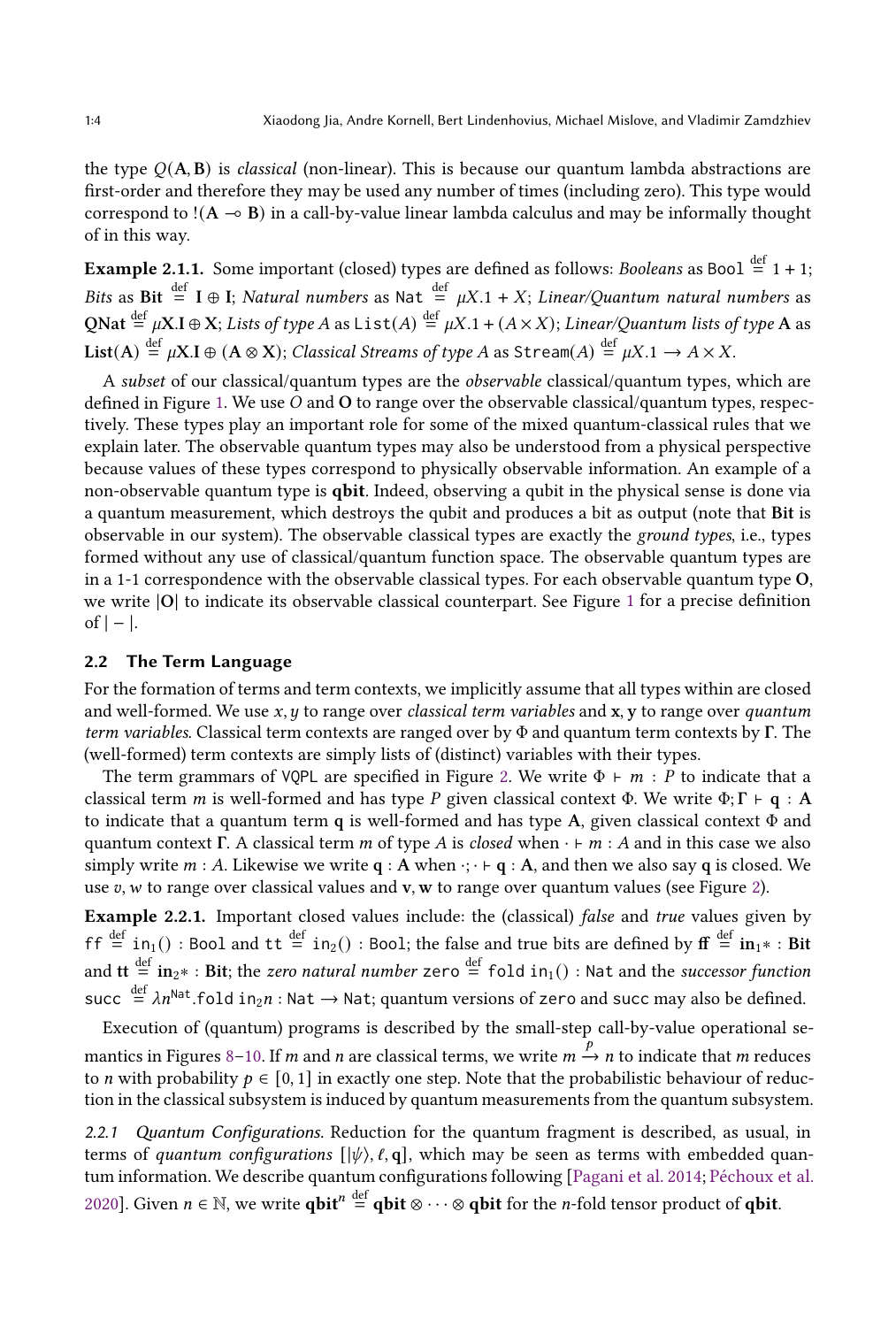the type $Q(\mathbf{A}, \mathbf{B})$ is *classical* (non-linear). This is because our quantum lambda abstractions are first-order and therefore they may be used any number of times (including zero). This type would correspond to $!(\mathbf{A} \multimap \mathbf{B})$ in a call-by-value linear lambda calculus and may be informally thought of in this way.

**Example 2.1.1.** Some important (closed) types are defined as follows: *Booleans* as $\mathtt{Bool} \stackrel{\text{def}}{=} 1 + 1$; *Bits* as $\mathbf{Bit} \stackrel{\text{def}}{=} \mathbf{I} \oplus \mathbf{I}$; *Natural numbers* as $\mathtt{Nat} \stackrel{\text{def}}{=} \mu X.1 + X$; *Linear/Quantum natural numbers* as $\mathbf{QNat} \stackrel{\text{def}}{=} \mu \mathbf{X}.\mathbf{I} \oplus \mathbf{X}$; *Lists of type $A$* as $\mathtt{List}(A) \stackrel{\text{def}}{=} \mu X.1 + (A \times X)$; *Linear/Quantum lists of type* $\mathbf{A}$ as $\mathbf{List}(\mathbf{A}) \stackrel{\text{def}}{=} \mu \mathbf{X}.\mathbf{I} \oplus (\mathbf{A} \otimes \mathbf{X})$; *Classical Streams of type $A$* as $\mathtt{Stream}(A) \stackrel{\text{def}}{=} \mu X.1 \to A \times X$.

A *subset* of our classical/quantum types are the *observable* classical/quantum types, which are defined in Figure 1. We use $O$ and $\mathbf{O}$ to range over the observable classical/quantum types, respectively. These types play an important role for some of the mixed quantum-classical rules that we explain later. The observable quantum types may also be understood from a physical perspective because values of these types correspond to physically observable information. An example of a non-observable quantum type is **qbit**. Indeed, observing a qubit in the physical sense is done via a quantum measurement, which destroys the qubit and produces a bit as output (note that **Bit** is observable in our system). The observable classical types are exactly the *ground types*, i.e., types formed without any use of classical/quantum function space. The observable quantum types are in a 1-1 correspondence with the observable classical types. For each observable quantum type $\mathbf{O}$, we write $|\mathbf{O}|$ to indicate its observable classical counterpart. See Figure 1 for a precise definition of $| - |$.

## 2.2 The Term Language

For the formation of terms and term contexts, we implicitly assume that all types within are closed and well-formed. We use $x, y$ to range over *classical term variables* and $\mathbf{x}, \mathbf{y}$ to range over *quantum term variables*. Classical term contexts are ranged over by $\Phi$ and quantum term contexts by $\mathbf{\Gamma}$. The (well-formed) term contexts are simply lists of (distinct) variables with their types.

The term grammars of VQPL are specified in Figure 2. We write $\Phi \vdash m : P$ to indicate that a classical term $m$ is well-formed and has type $P$ given classical context $\Phi$. We write $\Phi; \mathbf{\Gamma} \vdash \mathbf{q} : \mathbf{A}$ to indicate that a quantum term $\mathbf{q}$ is well-formed and has type $\mathbf{A}$, given classical context $\Phi$ and quantum context $\mathbf{\Gamma}$. A classical term $m$ of type $A$ is *closed* when $\cdot \vdash m : A$ and in this case we also simply write $m : A$. Likewise we write $\mathbf{q} : \mathbf{A}$ when $\cdot ; \cdot \vdash \mathbf{q} : \mathbf{A}$, and then we also say $\mathbf{q}$ is closed. We use $v, w$ to range over classical values and $\mathbf{v}, \mathbf{w}$ to range over quantum values (see Figure 2).

**Example 2.2.1.** Important closed values include: the (classical) *false* and *true* values given by $\mathtt{ff} \stackrel{\text{def}}{=} \mathtt{in}_1() : \mathtt{Bool}$ and $\mathtt{tt} \stackrel{\text{def}}{=} \mathtt{in}_2() : \mathtt{Bool}$; the false and true bits are defined by $\mathbf{ff} \stackrel{\text{def}}{=} \mathbf{in}_1 * : \mathbf{Bit}$ and $\mathbf{tt} \stackrel{\text{def}}{=} \mathbf{in}_2 * : \mathbf{Bit}$; the *zero natural number* $\mathtt{zero} \stackrel{\text{def}}{=} \mathtt{fold}\ \mathtt{in}_1() : \mathtt{Nat}$ and the *successor function* $\mathtt{succ} \stackrel{\text{def}}{=} \lambda n^{\mathtt{Nat}}.\mathtt{fold}\ \mathtt{in}_2 n : \mathtt{Nat} \to \mathtt{Nat}$; quantum versions of $\mathtt{zero}$ and $\mathtt{succ}$ may also be defined.

Execution of (quantum) programs is described by the small-step call-by-value operational semantics in Figures 8–10. If $m$ and $n$ are classical terms, we write $m \xrightarrow{p} n$ to indicate that $m$ reduces to $n$ with probability $p \in [0, 1]$ in exactly one step. Note that the probabilistic behaviour of reduction in the classical subsystem is induced by quantum measurements from the quantum subsystem.

### 2.2.1 Quantum Configurations.

Reduction for the quantum fragment is described, as usual, in terms of *quantum configurations* $[|\psi\rangle, \ell, \mathbf{q}]$, which may be seen as terms with embedded quantum information. We describe quantum configurations following [Pagani et al. 2014; Péchoux et al. 2020]. Given $n \in \mathbb{N}$, we write $\mathbf{qbit}^n \stackrel{\text{def}}{=} \mathbf{qbit} \otimes \cdots \otimes \mathbf{qbit}$ for the $n$-fold tensor product of $\mathbf{qbit}$.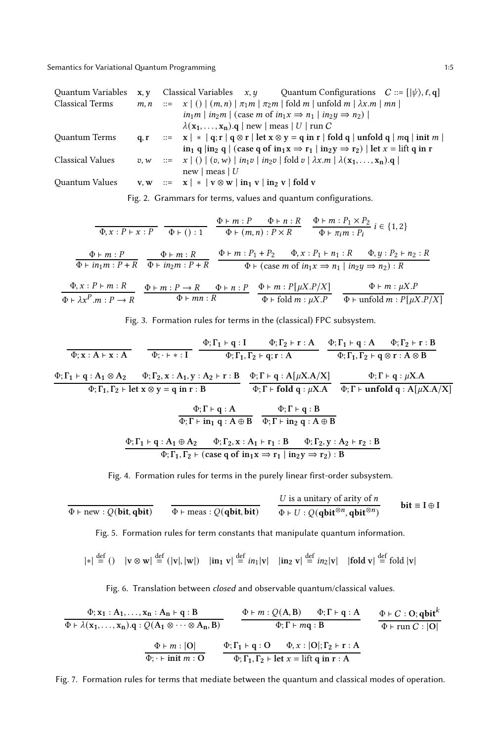| | | | |
|---|---|---|---|
| Quantum Variables | $\mathbf{x}, \mathbf{y}$ | Classical Variables $x, y$ | Quantum Configurations $\mathcal{C} ::= [\lvert\psi\rangle, \ell, \mathbf{q}]$ |
| Classical Terms | $m, n$ | $::=$ | $x \mid () \mid (m,n) \mid \pi_1 m \mid \pi_2 m \mid \text{fold } m \mid \text{unfold } m \mid \lambda x.m \mid mn \mid$ $in_1 m \mid in_2 m \mid (\text{case } m \text{ of } in_1 x \Rightarrow n_1 \mid in_2 y \Rightarrow n_2) \mid$ $\lambda(\mathbf{x_1}, \ldots, \mathbf{x_n}).\mathbf{q} \mid \text{new} \mid \text{meas} \mid U \mid \text{run } \mathcal{C}$ |
| Quantum Terms | $\mathbf{q}, \mathbf{r}$ | $::=$ | $\mathbf{x} \mid * \mid \mathbf{q};\mathbf{r} \mid \mathbf{q} \otimes \mathbf{r} \mid \mathbf{let\ x \otimes y = q\ in\ r} \mid \mathbf{fold\ q} \mid \mathbf{unfold\ q} \mid m\mathbf{q} \mid \mathbf{init}\ m \mid$ $\mathbf{in_1\ q} \mid \mathbf{in_2\ q} \mid (\mathbf{case\ q\ of\ in_1 x \Rightarrow r_1 \mid in_2 y \Rightarrow r_2}) \mid \mathbf{let}\ x = \text{lift } \mathbf{q\ in\ r}$ |
| Classical Values | $v, w$ | $::=$ | $x \mid () \mid (v,w) \mid in_1 v \mid in_2 v \mid \text{fold } v \mid \lambda x.m \mid \lambda(\mathbf{x_1}, \ldots, \mathbf{x_n}).\mathbf{q} \mid$ $\text{new} \mid \text{meas} \mid U$ |
| Quantum Values | $\mathbf{v}, \mathbf{w}$ | $::=$ | $\mathbf{x} \mid * \mid \mathbf{v} \otimes \mathbf{w} \mid \mathbf{in_1\ v} \mid \mathbf{in_2\ v} \mid \mathbf{fold\ v}$ |

Fig. 2. Grammars for terms, values and quantum configurations.

$$\frac{}{\Phi, x : P \vdash x : P} \qquad \frac{}{\Phi \vdash () : 1} \qquad \frac{\Phi \vdash m : P \quad \Phi \vdash n : R}{\Phi \vdash (m,n) : P \times R} \qquad \frac{\Phi \vdash m : P_1 \times P_2}{\Phi \vdash \pi_i m : P_i}\ i \in \{1,2\}$$

$$\frac{\Phi \vdash m : P}{\Phi \vdash in_1 m : P + R} \qquad \frac{\Phi \vdash m : R}{\Phi \vdash in_2 m : P + R} \qquad \frac{\Phi \vdash m : P_1 + P_2 \quad \Phi, x : P_1 \vdash n_1 : R \quad \Phi, y : P_2 \vdash n_2 : R}{\Phi \vdash (\text{case } m \text{ of } in_1 x \Rightarrow n_1 \mid in_2 y \Rightarrow n_2) : R}$$

$$\frac{\Phi, x : P \vdash m : R}{\Phi \vdash \lambda x^P.m : P \to R} \qquad \frac{\Phi \vdash m : P \to R \quad \Phi \vdash n : P}{\Phi \vdash mn : R} \qquad \frac{\Phi \vdash m : P[\mu X.P/X]}{\Phi \vdash \text{fold } m : \mu X.P} \qquad \frac{\Phi \vdash m : \mu X.P}{\Phi \vdash \text{unfold } m : P[\mu X.P/X]}$$

Fig. 3. Formation rules for terms in the (classical) FPC subsystem.

$$\frac{}{\Phi; \mathbf{x : A \vdash x : A}} \qquad \frac{}{\Phi; \cdot \vdash * : \mathbf{I}} \qquad \frac{\Phi; \Gamma_1 \vdash \mathbf{q : I} \quad \Phi; \Gamma_2 \vdash \mathbf{r : A}}{\Phi; \Gamma_1, \Gamma_2 \vdash \mathbf{q;r : A}} \qquad \frac{\Phi; \Gamma_1 \vdash \mathbf{q : A} \quad \Phi; \Gamma_2 \vdash \mathbf{r : B}}{\Phi; \Gamma_1, \Gamma_2 \vdash \mathbf{q \otimes r : A \otimes B}}$$

$$\frac{\Phi; \Gamma_1 \vdash \mathbf{q : A_1 \otimes A_2} \quad \Phi; \Gamma_2, \mathbf{x : A_1, y : A_2 \vdash r : B}}{\Phi; \Gamma_1, \Gamma_2 \vdash \mathbf{let\ x \otimes y = q\ in\ r : B}} \qquad \frac{\Phi; \Gamma \vdash \mathbf{q : A[\mu X.A/X]}}{\Phi; \Gamma \vdash \mathbf{fold\ q : \mu X.A}} \qquad \frac{\Phi; \Gamma \vdash \mathbf{q : \mu X.A}}{\Phi; \Gamma \vdash \mathbf{unfold\ q : A[\mu X.A/X]}}$$

$$\frac{\Phi; \Gamma \vdash \mathbf{q : A}}{\Phi; \Gamma \vdash \mathbf{in_1\ q : A \oplus B}} \qquad \frac{\Phi; \Gamma \vdash \mathbf{q : B}}{\Phi; \Gamma \vdash \mathbf{in_2\ q : A \oplus B}}$$

$$\frac{\Phi; \Gamma_1 \vdash \mathbf{q : A_1 \oplus A_2} \quad \Phi; \Gamma_2, \mathbf{x : A_1 \vdash r_1 : B} \quad \Phi; \Gamma_2, \mathbf{y : A_2 \vdash r_2 : B}}{\Phi; \Gamma_1, \Gamma_2 \vdash (\mathbf{case\ q\ of\ in_1 x \Rightarrow r_1 \mid in_2 y \Rightarrow r_2}) : \mathbf{B}}$$

Fig. 4. Formation rules for terms in the purely linear first-order subsystem.

$$\frac{}{\Phi \vdash \text{new} : Q(\mathbf{bit}, \mathbf{qbit})} \qquad \frac{}{\Phi \vdash \text{meas} : Q(\mathbf{qbit}, \mathbf{bit})} \qquad \frac{U \text{ is a unitary of arity of } n}{\Phi \vdash U : Q(\mathbf{qbit}^{\otimes n}, \mathbf{qbit}^{\otimes n})} \qquad \mathbf{bit} \equiv \mathbf{I} \oplus \mathbf{I}$$

Fig. 5. Formation rules for term constants that manipulate quantum information.

$$|*| \stackrel{\text{def}}{=} () \quad |\mathbf{v} \otimes \mathbf{w}| \stackrel{\text{def}}{=} (|\mathbf{v}|, |\mathbf{w}|) \quad |\mathbf{in_1\ v}| \stackrel{\text{def}}{=} in_1|\mathbf{v}| \quad |\mathbf{in_2\ v}| \stackrel{\text{def}}{=} in_2|\mathbf{v}| \quad |\mathbf{fold\ v}| \stackrel{\text{def}}{=} \text{fold } |\mathbf{v}|$$

Fig. 6. Translation between *closed* and observable quantum/classical values.

$$\frac{\Phi; \mathbf{x_1 : A_1}, \ldots, \mathbf{x_n : A_n \vdash q : B}}{\Phi \vdash \lambda(\mathbf{x_1}, \ldots, \mathbf{x_n}).\mathbf{q} : Q(\mathbf{A_1} \otimes \cdots \otimes \mathbf{A_n}, \mathbf{B})} \qquad \frac{\Phi \vdash m : Q(\mathbf{A}, \mathbf{B}) \quad \Phi; \Gamma \vdash \mathbf{q : A}}{\Phi; \Gamma \vdash m\mathbf{q : B}} \qquad \frac{\Phi \vdash \mathcal{C} : \mathbf{O}; \mathbf{qbit}^k}{\Phi \vdash \text{run } \mathcal{C} : |\mathbf{O}|}$$

$$\frac{\Phi \vdash m : |\mathbf{O}|}{\Phi; \cdot \vdash \mathbf{init}\ m : \mathbf{O}} \qquad \frac{\Phi; \Gamma_1 \vdash \mathbf{q : O} \quad \Phi, x : |\mathbf{O}|; \Gamma_2 \vdash \mathbf{r : A}}{\Phi; \Gamma_1, \Gamma_2 \vdash \mathbf{let}\ x = \text{lift } \mathbf{q\ in\ r : A}}$$

Fig. 7. Formation rules for terms that mediate between the quantum and classical modes of operation.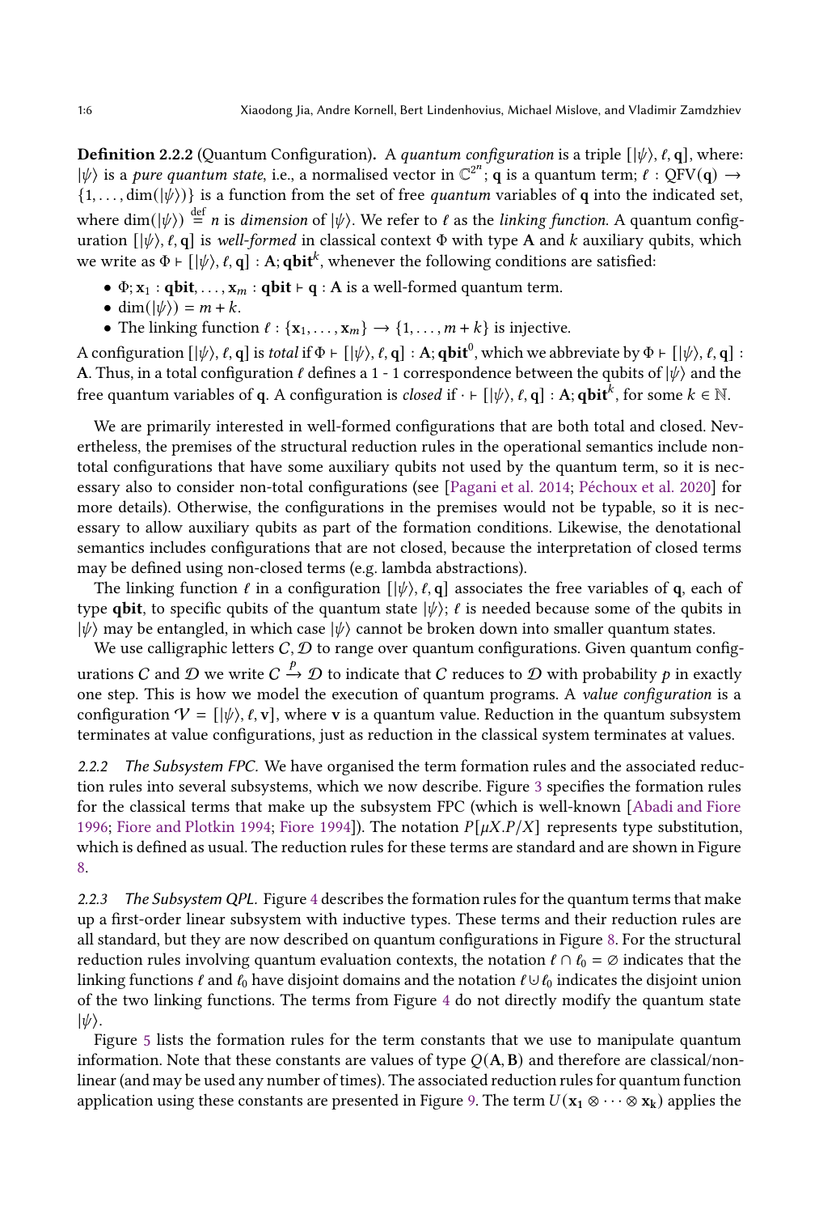**Definition 2.2.2** (Quantum Configuration)**.** A *quantum configuration* is a triple $[|\psi\rangle, \ell, \mathbf{q}]$, where: $|\psi\rangle$ is a *pure quantum state*, i.e., a normalised vector in $\mathbb{C}^{2^n}$; $\mathbf{q}$ is a quantum term; $\ell : \mathrm{QFV}(\mathbf{q}) \to \{1, \ldots, \dim(|\psi\rangle)\}$ is a function from the set of free *quantum* variables of $\mathbf{q}$ into the indicated set, where $\dim(|\psi\rangle) \stackrel{\text{def}}{=} n$ is *dimension* of $|\psi\rangle$. We refer to $\ell$ as the *linking function*. A quantum configuration $[|\psi\rangle, \ell, \mathbf{q}]$ is *well-formed* in classical context $\Phi$ with type $\mathbf{A}$ and $k$ auxiliary qubits, which we write as $\Phi \vdash [|\psi\rangle, \ell, \mathbf{q}] : \mathbf{A}; \mathbf{qbit}^k$, whenever the following conditions are satisfied:

- $\Phi; \mathbf{x}_1 : \mathbf{qbit}, \ldots, \mathbf{x}_m : \mathbf{qbit} \vdash \mathbf{q} : \mathbf{A}$ is a well-formed quantum term.
- $\dim(|\psi\rangle) = m + k$.
- The linking function $\ell : \{\mathbf{x}_1, \ldots, \mathbf{x}_m\} \to \{1, \ldots, m + k\}$ is injective.

A configuration $[|\psi\rangle, \ell, \mathbf{q}]$ is *total* if $\Phi \vdash [|\psi\rangle, \ell, \mathbf{q}] : \mathbf{A}; \mathbf{qbit}^0$, which we abbreviate by $\Phi \vdash [|\psi\rangle, \ell, \mathbf{q}] : \mathbf{A}$. Thus, in a total configuration $\ell$ defines a 1 - 1 correspondence between the qubits of $|\psi\rangle$ and the free quantum variables of $\mathbf{q}$. A configuration is *closed* if $\cdot \vdash [|\psi\rangle, \ell, \mathbf{q}] : \mathbf{A}; \mathbf{qbit}^k$, for some $k \in \mathbb{N}$.

We are primarily interested in well-formed configurations that are both total and closed. Nevertheless, the premises of the structural reduction rules in the operational semantics include non-total configurations that have some auxiliary qubits not used by the quantum term, so it is necessary also to consider non-total configurations (see [Pagani et al. 2014; Péchoux et al. 2020] for more details). Otherwise, the configurations in the premises would not be typable, so it is necessary to allow auxiliary qubits as part of the formation conditions. Likewise, the denotational semantics includes configurations that are not closed, because the interpretation of closed terms may be defined using non-closed terms (e.g. lambda abstractions).

The linking function $\ell$ in a configuration $[|\psi\rangle, \ell, \mathbf{q}]$ associates the free variables of $\mathbf{q}$, each of type $\mathbf{qbit}$, to specific qubits of the quantum state $|\psi\rangle$; $\ell$ is needed because some of the qubits in $|\psi\rangle$ may be entangled, in which case $|\psi\rangle$ cannot be broken down into smaller quantum states.

We use calligraphic letters $\mathcal{C}, \mathcal{D}$ to range over quantum configurations. Given quantum configurations $\mathcal{C}$ and $\mathcal{D}$ we write $\mathcal{C} \xrightarrow{p} \mathcal{D}$ to indicate that $\mathcal{C}$ reduces to $\mathcal{D}$ with probability $p$ in exactly one step. This is how we model the execution of quantum programs. A *value configuration* is a configuration $\mathcal{V} = [|\psi\rangle, \ell, \mathbf{v}]$, where $\mathbf{v}$ is a quantum value. Reduction in the quantum subsystem terminates at value configurations, just as reduction in the classical system terminates at values.

*2.2.2 The Subsystem FPC.* We have organised the term formation rules and the associated reduction rules into several subsystems, which we now describe. Figure 3 specifies the formation rules for the classical terms that make up the subsystem FPC (which is well-known [Abadi and Fiore 1996; Fiore and Plotkin 1994; Fiore 1994]). The notation $P[\mu X.P/X]$ represents type substitution, which is defined as usual. The reduction rules for these terms are standard and are shown in Figure 8.

*2.2.3 The Subsystem QPL.* Figure 4 describes the formation rules for the quantum terms that make up a first-order linear subsystem with inductive types. These terms and their reduction rules are all standard, but they are now described on quantum configurations in Figure 8. For the structural reduction rules involving quantum evaluation contexts, the notation $\ell \cap \ell_0 = \varnothing$ indicates that the linking functions $\ell$ and $\ell_0$ have disjoint domains and the notation $\ell \uplus \ell_0$ indicates the disjoint union of the two linking functions. The terms from Figure 4 do not directly modify the quantum state $|\psi\rangle$.

Figure 5 lists the formation rules for the term constants that we use to manipulate quantum information. Note that these constants are values of type $Q(\mathbf{A}, \mathbf{B})$ and therefore are classical/non-linear (and may be used any number of times). The associated reduction rules for quantum function application using these constants are presented in Figure 9. The term $U(\mathbf{x_1} \otimes \cdots \otimes \mathbf{x_k})$ applies the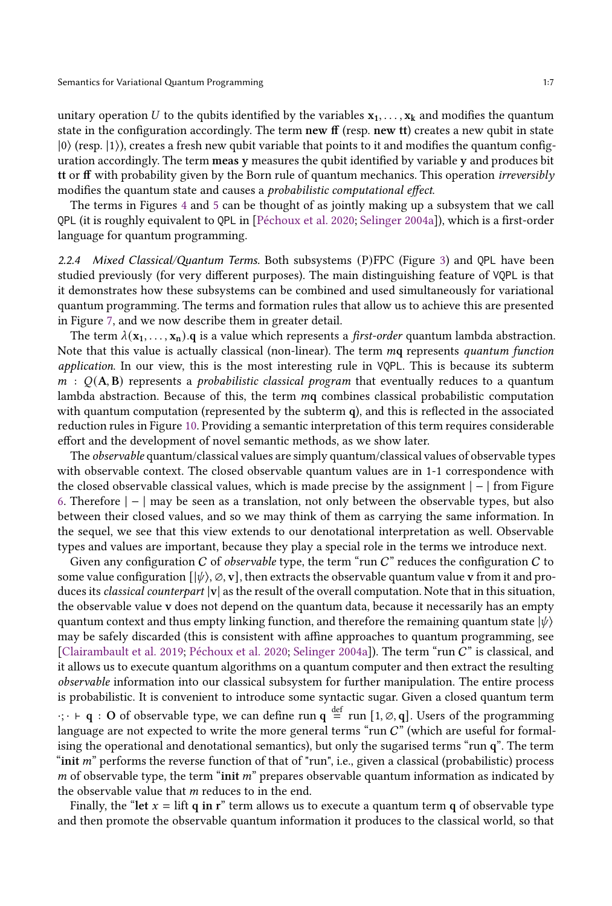unitary operation $U$ to the qubits identified by the variables $\mathbf{x_1}, \ldots, \mathbf{x_k}$ and modifies the quantum state in the configuration accordingly. The term **new ff** (resp. **new tt**) creates a new qubit in state $|0\rangle$ (resp. $|1\rangle$), creates a fresh new qubit variable that points to it and modifies the quantum configuration accordingly. The term **meas y** measures the qubit identified by variable **y** and produces bit **tt** or **ff** with probability given by the Born rule of quantum mechanics. This operation *irreversibly* modifies the quantum state and causes a *probabilistic computational effect*.

The terms in Figures 4 and 5 can be thought of as jointly making up a subsystem that we call QPL (it is roughly equivalent to QPL in [Péchoux et al. 2020; Selinger 2004a]), which is a first-order language for quantum programming.

*2.2.4 Mixed Classical/Quantum Terms.* Both subsystems (P)FPC (Figure 3) and QPL have been studied previously (for very different purposes). The main distinguishing feature of VQPL is that it demonstrates how these subsystems can be combined and used simultaneously for variational quantum programming. The terms and formation rules that allow us to achieve this are presented in Figure 7, and we now describe them in greater detail.

The term $\lambda(\mathbf{x_1}, \ldots, \mathbf{x_n}).\mathbf{q}$ is a value which represents a *first-order* quantum lambda abstraction. Note that this value is actually classical (non-linear). The term $m\mathbf{q}$ represents *quantum function application*. In our view, this is the most interesting rule in VQPL. This is because its subterm $m : Q(\mathbf{A}, \mathbf{B})$ represents a *probabilistic classical program* that eventually reduces to a quantum lambda abstraction. Because of this, the term $m\mathbf{q}$ combines classical probabilistic computation with quantum computation (represented by the subterm $\mathbf{q}$), and this is reflected in the associated reduction rules in Figure 10. Providing a semantic interpretation of this term requires considerable effort and the development of novel semantic methods, as we show later.

The *observable* quantum/classical values are simply quantum/classical values of observable types with observable context. The closed observable quantum values are in 1-1 correspondence with the closed observable classical values, which is made precise by the assignment $|-|$ from Figure 6. Therefore $|-|$ may be seen as a translation, not only between the observable types, but also between their closed values, and so we may think of them as carrying the same information. In the sequel, we see that this view extends to our denotational interpretation as well. Observable types and values are important, because they play a special role in the terms we introduce next.

Given any configuration $C$ of *observable* type, the term "run $C$" reduces the configuration $C$ to some value configuration $[|\psi\rangle, \varnothing, \mathbf{v}]$, then extracts the observable quantum value $\mathbf{v}$ from it and produces its *classical counterpart* $|\mathbf{v}|$ as the result of the overall computation. Note that in this situation, the observable value $\mathbf{v}$ does not depend on the quantum data, because it necessarily has an empty quantum context and thus empty linking function, and therefore the remaining quantum state $|\psi\rangle$ may be safely discarded (this is consistent with affine approaches to quantum programming, see [Clairambault et al. 2019; Péchoux et al. 2020; Selinger 2004a]). The term "run $C$" is classical, and it allows us to execute quantum algorithms on a quantum computer and then extract the resulting *observable* information into our classical subsystem for further manipulation. The entire process is probabilistic. It is convenient to introduce some syntactic sugar. Given a closed quantum term $\cdot; \cdot \vdash \mathbf{q} : \mathbf{O}$ of observable type, we can define run $\mathbf{q} \stackrel{\text{def}}{=}$ run $[1, \varnothing, \mathbf{q}]$. Users of the programming language are not expected to write the more general terms "run $C$" (which are useful for formalising the operational and denotational semantics), but only the sugarised terms "run $\mathbf{q}$". The term "**init** $m$" performs the reverse function of that of "run", i.e., given a classical (probabilistic) process $m$ of observable type, the term "**init** $m$" prepares observable quantum information as indicated by the observable value that $m$ reduces to in the end.

Finally, the "**let** $x$ = lift $\mathbf{q}$ **in** $\mathbf{r}$" term allows us to execute a quantum term $\mathbf{q}$ of observable type and then promote the observable quantum information it produces to the classical world, so that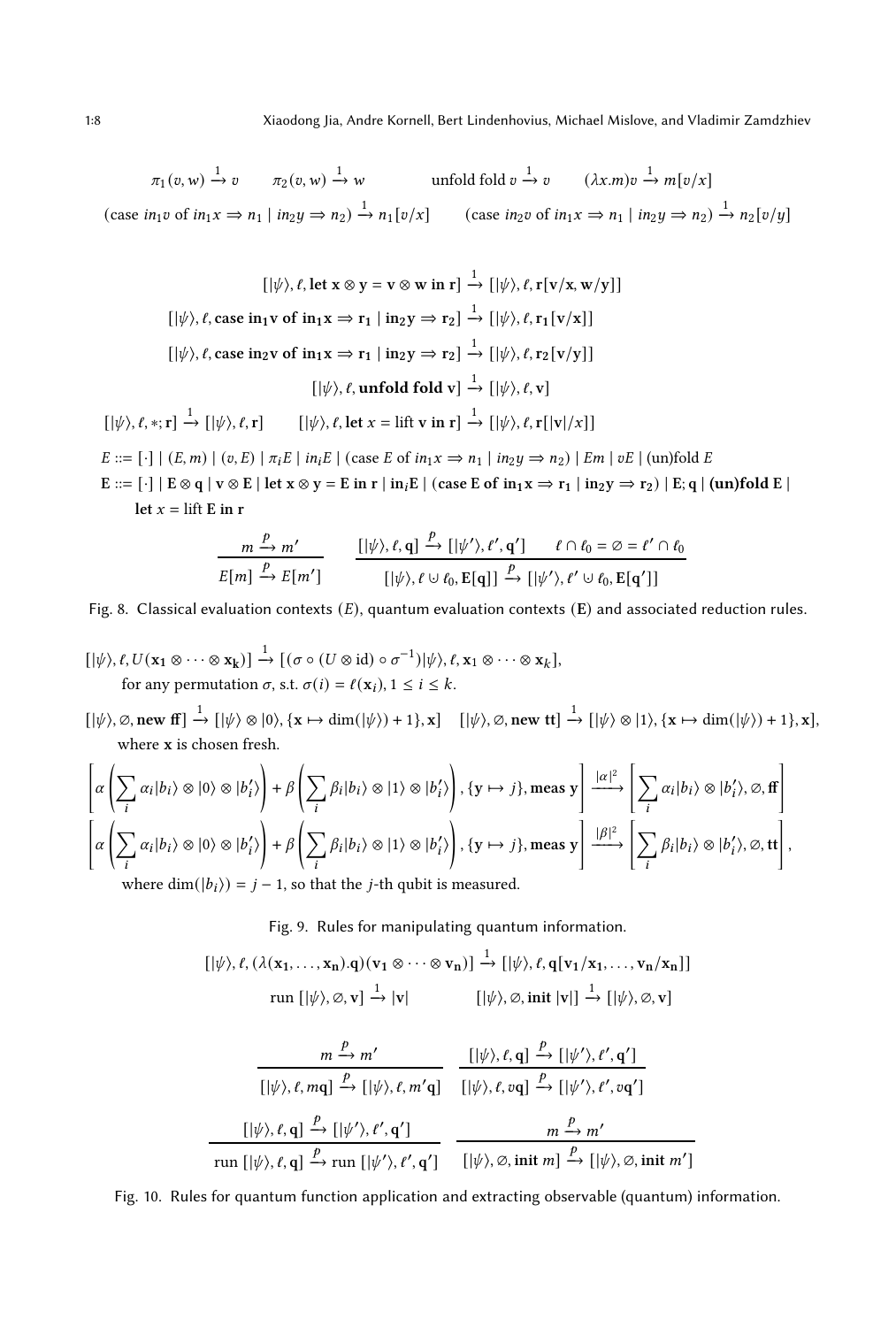$$\pi_1(v,w) \xrightarrow{1} v \qquad \pi_2(v,w) \xrightarrow{1} w \qquad \text{unfold fold } v \xrightarrow{1} v \qquad (\lambda x.m)v \xrightarrow{1} m[v/x]$$

$$(\text{case } in_1 v \text{ of } in_1 x \Rightarrow n_1 \mid in_2 y \Rightarrow n_2) \xrightarrow{1} n_1[v/x] \qquad (\text{case } in_2 v \text{ of } in_1 x \Rightarrow n_1 \mid in_2 y \Rightarrow n_2) \xrightarrow{1} n_2[v/y]$$

$$[|\psi\rangle, \ell, \mathbf{let\ x \otimes y = v \otimes w\ in\ r}] \xrightarrow{1} [|\psi\rangle, \ell, \mathbf{r[v/x, w/y]}]$$

$$[|\psi\rangle, \ell, \mathbf{case\ in_1 v\ of\ in_1 x \Rightarrow r_1 \mid in_2 y \Rightarrow r_2}] \xrightarrow{1} [|\psi\rangle, \ell, \mathbf{r_1[v/x]}]$$

$$[|\psi\rangle, \ell, \mathbf{case\ in_2 v\ of\ in_1 x \Rightarrow r_1 \mid in_2 y \Rightarrow r_2}] \xrightarrow{1} [|\psi\rangle, \ell, \mathbf{r_2[v/y]}]$$

$$[|\psi\rangle, \ell, \mathbf{unfold\ fold\ v}] \xrightarrow{1} [|\psi\rangle, \ell, \mathbf{v}]$$

$$[|\psi\rangle, \ell, *; \mathbf{r}] \xrightarrow{1} [|\psi\rangle, \ell, \mathbf{r}] \qquad [|\psi\rangle, \ell, \mathbf{let}\ x = \text{lift}\ \mathbf{v\ in\ r}] \xrightarrow{1} [|\psi\rangle, \ell, \mathbf{r}[|\mathbf{v}|/x]]$$

$E ::= [\cdot] \mid (E, m) \mid (v, E) \mid \pi_i E \mid in_i E \mid (\text{case } E \text{ of } in_1 x \Rightarrow n_1 \mid in_2 y \Rightarrow n_2) \mid Em \mid vE \mid (\text{un})\text{fold } E$

$\mathbf{E} ::= [\cdot] \mid \mathbf{E \otimes q} \mid \mathbf{v \otimes E} \mid \mathbf{let\ x \otimes y = E\ in\ r} \mid \mathbf{in_i E} \mid (\mathbf{case\ E\ of\ in_1 x \Rightarrow r_1 \mid in_2 y \Rightarrow r_2}) \mid \mathbf{E; q} \mid \mathbf{(un)fold\ E} \mid$ $\mathbf{let}\ x = \text{lift}\ \mathbf{E\ in\ r}$

$$\frac{m \xrightarrow{p} m'}{E[m] \xrightarrow{p} E[m']} \qquad \frac{[|\psi\rangle, \ell, \mathbf{q}] \xrightarrow{p} [|\psi'\rangle, \ell', \mathbf{q}'] \qquad \ell \cap \ell_0 = \varnothing = \ell' \cap \ell_0}{[|\psi\rangle, \ell \cup \ell_0, \mathbf{E[q]}] \xrightarrow{p} [|\psi'\rangle, \ell' \cup \ell_0, \mathbf{E[q']}]}$$

Fig. 8. Classical evaluation contexts ($E$), quantum evaluation contexts ($\mathbf{E}$) and associated reduction rules.

$$[|\psi\rangle, \ell, U(\mathbf{x_1} \otimes \cdots \otimes \mathbf{x_k})] \xrightarrow{1} [(\sigma \circ (U \otimes \text{id}) \circ \sigma^{-1})|\psi\rangle, \ell, \mathbf{x}_1 \otimes \cdots \otimes \mathbf{x}_k],$$

for any permutation $\sigma$, s.t. $\sigma(i) = \ell(\mathbf{x}_i)$, $1 \le i \le k$.

$$[|\psi\rangle, \varnothing, \mathbf{new\ ff}] \xrightarrow{1} [|\psi\rangle \otimes |0\rangle, \{\mathbf{x} \mapsto \dim(|\psi\rangle) + 1\}, \mathbf{x}] \quad [|\psi\rangle, \varnothing, \mathbf{new\ tt}] \xrightarrow{1} [|\psi\rangle \otimes |1\rangle, \{\mathbf{x} \mapsto \dim(|\psi\rangle) + 1\}, \mathbf{x}],$$

where $\mathbf{x}$ is chosen fresh.

$$\left[\alpha\left(\sum_i \alpha_i |b_i\rangle \otimes |0\rangle \otimes |b'_i\rangle\right) + \beta\left(\sum_i \beta_i |b_i\rangle \otimes |1\rangle \otimes |b'_i\rangle\right), \{\mathbf{y} \mapsto j\}, \mathbf{meas\ y}\right] \xrightarrow{|\alpha|^2} \left[\sum_i \alpha_i |b_i\rangle \otimes |b'_i\rangle, \varnothing, \mathbf{ff}\right]$$

$$\left[\alpha\left(\sum_i \alpha_i |b_i\rangle \otimes |0\rangle \otimes |b'_i\rangle\right) + \beta\left(\sum_i \beta_i |b_i\rangle \otimes |1\rangle \otimes |b'_i\rangle\right), \{\mathbf{y} \mapsto j\}, \mathbf{meas\ y}\right] \xrightarrow{|\beta|^2} \left[\sum_i \beta_i |b_i\rangle \otimes |b'_i\rangle, \varnothing, \mathbf{tt}\right],$$

where $\dim(|b_i\rangle) = j - 1$, so that the $j$-th qubit is measured.

Fig. 9. Rules for manipulating quantum information.

$$[|\psi\rangle, \ell, (\lambda(\mathbf{x_1}, \ldots, \mathbf{x_n}).\mathbf{q})(\mathbf{v_1} \otimes \cdots \otimes \mathbf{v_n})] \xrightarrow{1} [|\psi\rangle, \ell, \mathbf{q}[\mathbf{v_1}/\mathbf{x_1}, \ldots, \mathbf{v_n}/\mathbf{x_n}]]$$

$$\text{run } [|\psi\rangle, \varnothing, \mathbf{v}] \xrightarrow{1} |\mathbf{v}| \qquad [|\psi\rangle, \varnothing, \mathbf{init}\ |\mathbf{v}|] \xrightarrow{1} [|\psi\rangle, \varnothing, \mathbf{v}]$$

$$\frac{m \xrightarrow{p} m'}{[|\psi\rangle, \ell, m\mathbf{q}] \xrightarrow{p} [|\psi\rangle, \ell, m'\mathbf{q}]} \qquad \frac{[|\psi\rangle, \ell, \mathbf{q}] \xrightarrow{p} [|\psi'\rangle, \ell', \mathbf{q}']}{[|\psi\rangle, \ell, v\mathbf{q}] \xrightarrow{p} [|\psi'\rangle, \ell', v\mathbf{q}']}$$

$$\frac{[|\psi\rangle, \ell, \mathbf{q}] \xrightarrow{p} [|\psi'\rangle, \ell', \mathbf{q}']}{\text{run } [|\psi\rangle, \ell, \mathbf{q}] \xrightarrow{p} \text{run } [|\psi'\rangle, \ell', \mathbf{q}']} \qquad \frac{m \xrightarrow{p} m'}{[|\psi\rangle, \varnothing, \mathbf{init}\ m] \xrightarrow{p} [|\psi\rangle, \varnothing, \mathbf{init}\ m']}$$

Fig. 10. Rules for quantum function application and extracting observable (quantum) information.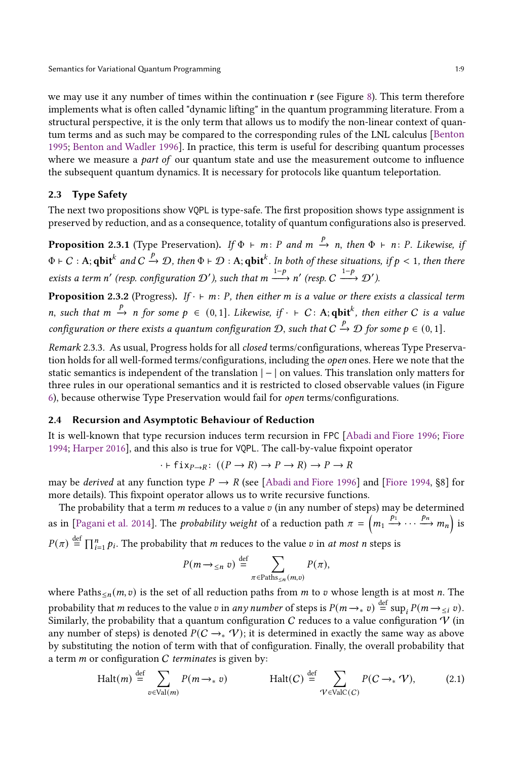we may use it any number of times within the continuation $\mathbf{r}$ (see Figure 8). This term therefore implements what is often called "dynamic lifting" in the quantum programming literature. From a structural perspective, it is the only term that allows us to modify the non-linear context of quantum terms and as such may be compared to the corresponding rules of the LNL calculus [Benton 1995; Benton and Wadler 1996]. In practice, this term is useful for describing quantum processes where we measure a *part of* our quantum state and use the measurement outcome to influence the subsequent quantum dynamics. It is necessary for protocols like quantum teleportation.

### 2.3 Type Safety

The next two propositions show VQPL is type-safe. The first proposition shows type assignment is preserved by reduction, and as a consequence, totality of quantum configurations also is preserved.

**Proposition 2.3.1** (Type Preservation). *If $\Phi \vdash m\colon P$ and $m \xrightarrow{p} n$, then $\Phi \vdash n\colon P$. Likewise, if $\Phi \vdash C : \mathbf{A}; \mathbf{qbit}^k$ and $C \xrightarrow{p} \mathcal{D}$, then $\Phi \vdash \mathcal{D} : \mathbf{A}; \mathbf{qbit}^k$. In both of these situations, if $p < 1$, then there exists a term $n'$ (resp. configuration $\mathcal{D}'$), such that $m \xrightarrow{1-p} n'$ (resp. $C \xrightarrow{1-p} \mathcal{D}'$).*

**Proposition 2.3.2** (Progress). *If $\cdot \vdash m\colon P$, then either $m$ is a value or there exists a classical term $n$, such that $m \xrightarrow{p} n$ for some $p \in (0, 1]$. Likewise, if $\cdot \vdash C\colon \mathbf{A}; \mathbf{qbit}^k$, then either $C$ is a value configuration or there exists a quantum configuration $\mathcal{D}$, such that $C \xrightarrow{p} \mathcal{D}$ for some $p \in (0, 1]$.*

*Remark* 2.3.3. As usual, Progress holds for all *closed* terms/configurations, whereas Type Preservation holds for all well-formed terms/configurations, including the *open* ones. Here we note that the static semantics is independent of the translation $|-|$ on values. This translation only matters for three rules in our operational semantics and it is restricted to closed observable values (in Figure 6), because otherwise Type Preservation would fail for *open* terms/configurations.

### 2.4 Recursion and Asymptotic Behaviour of Reduction

It is well-known that type recursion induces term recursion in FPC [Abadi and Fiore 1996; Fiore 1994; Harper 2016], and this also is true for VQPL. The call-by-value fixpoint operator

$$\cdot \vdash \mathtt{fix}_{P\to R}\colon\ ((P \to R) \to P \to R) \to P \to R$$

may be *derived* at any function type $P \to R$ (see [Abadi and Fiore 1996] and [Fiore 1994, §8] for more details). This fixpoint operator allows us to write recursive functions.

The probability that a term $m$ reduces to a value $v$ (in any number of steps) may be determined as in [Pagani et al. 2014]. The *probability weight* of a reduction path $\pi = \left(m_1 \xrightarrow{p_1} \cdots \xrightarrow{p_n} m_n\right)$ is $P(\pi) \stackrel{\text{def}}{=} \prod_{i=1}^{n} p_i$. The probability that $m$ reduces to the value $v$ in *at most* $n$ steps is

$$P(m \longrightarrow_{\leq n} v) \stackrel{\text{def}}{=} \sum_{\pi \in \mathrm{Paths}_{\leq n}(m,v)} P(\pi),$$

where $\mathrm{Paths}_{\leq n}(m, v)$ is the set of all reduction paths from $m$ to $v$ whose length is at most $n$. The probability that $m$ reduces to the value $v$ in *any number* of steps is $P(m \longrightarrow_* v) \stackrel{\text{def}}{=} \sup_i P(m \longrightarrow_{\leq i} v)$. Similarly, the probability that a quantum configuration $C$ reduces to a value configuration $\mathcal{V}$ (in any number of steps) is denoted $P(C \longrightarrow_* \mathcal{V})$; it is determined in exactly the same way as above by substituting the notion of term with that of configuration. Finally, the overall probability that a term $m$ or configuration $C$ *terminates* is given by:

$$\mathrm{Halt}(m) \stackrel{\text{def}}{=} \sum_{v \in \mathrm{Val}(m)} P(m \longrightarrow_* v) \qquad\qquad \mathrm{Halt}(C) \stackrel{\text{def}}{=} \sum_{\mathcal{V} \in \mathrm{ValC}(C)} P(C \longrightarrow_* \mathcal{V}), \tag{2.1}$$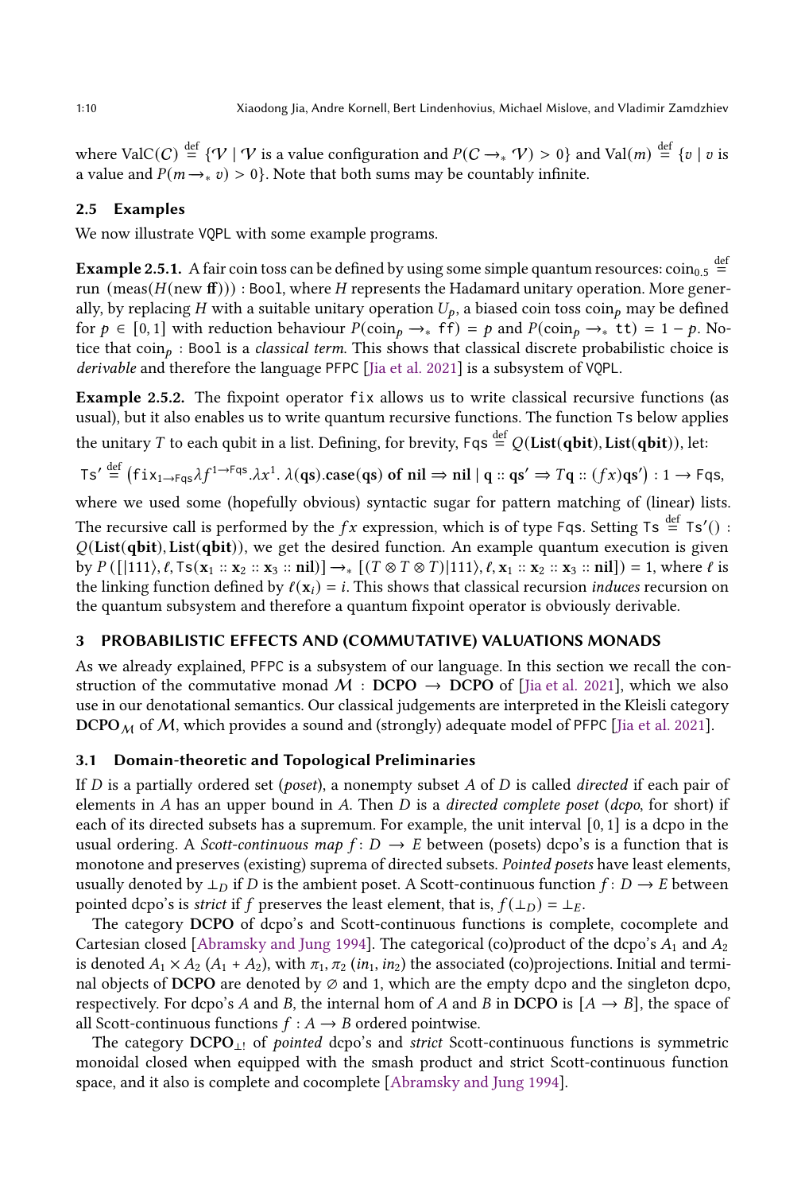where $\mathrm{ValC}(C) \stackrel{\text{def}}{=} \{\mathcal{V} \mid \mathcal{V}$ is a value configuration and $P(C \to_* \mathcal{V}) > 0\}$ and $\mathrm{Val}(m) \stackrel{\text{def}}{=} \{v \mid v$ is a value and $P(m \to_* v) > 0\}$. Note that both sums may be countably infinite.

## 2.5 Examples

We now illustrate VQPL with some example programs.

**Example 2.5.1.** A fair coin toss can be defined by using some simple quantum resources: $\mathrm{coin}_{0.5} \stackrel{\text{def}}{=} \mathrm{run}\ (\mathrm{meas}(H(\mathrm{new}\ \mathbf{ff}))) : \mathtt{Bool}$, where $H$ represents the Hadamard unitary operation. More generally, by replacing $H$ with a suitable unitary operation $U_p$, a biased coin toss $\mathrm{coin}_p$ may be defined for $p \in [0,1]$ with reduction behaviour $P(\mathrm{coin}_p \to_* \mathtt{ff}) = p$ and $P(\mathrm{coin}_p \to_* \mathtt{tt}) = 1 - p$. Notice that $\mathrm{coin}_p : \mathtt{Bool}$ is a *classical term*. This shows that classical discrete probabilistic choice is *derivable* and therefore the language PFPC [Jia et al. 2021] is a subsystem of VQPL.

**Example 2.5.2.** The fixpoint operator fix allows us to write classical recursive functions (as usual), but it also enables us to write quantum recursive functions. The function Ts below applies the unitary $T$ to each qubit in a list. Defining, for brevity, $\mathtt{Fqs} \stackrel{\text{def}}{=} Q(\mathbf{List}(\mathbf{qbit}), \mathbf{List}(\mathbf{qbit}))$, let:

$$\mathtt{Ts}' \stackrel{\text{def}}{=} \left(\mathtt{fix}_{1\to\mathtt{Fqs}} \lambda f^{1\to\mathtt{Fqs}}.\lambda x^1.\ \lambda(\mathbf{qs}).\mathbf{case}(\mathbf{qs})\ \mathbf{of}\ \mathbf{nil} \Rightarrow \mathbf{nil} \mid \mathbf{q} :: \mathbf{qs}' \Rightarrow T\mathbf{q} :: (fx)\mathbf{qs}'\right) : 1 \to \mathtt{Fqs},$$

where we used some (hopefully obvious) syntactic sugar for pattern matching of (linear) lists. The recursive call is performed by the $fx$ expression, which is of type Fqs. Setting $\mathtt{Ts} \stackrel{\text{def}}{=} \mathtt{Ts}'() : Q(\mathbf{List}(\mathbf{qbit}), \mathbf{List}(\mathbf{qbit}))$, we get the desired function. An example quantum execution is given by $P\left([|111\rangle, \ell, \mathtt{Ts}(\mathbf{x}_1 :: \mathbf{x}_2 :: \mathbf{x}_3 :: \mathbf{nil})] \to_* [(T \otimes T \otimes T)|111\rangle, \ell, \mathbf{x}_1 :: \mathbf{x}_2 :: \mathbf{x}_3 :: \mathbf{nil}]\right) = 1$, where $\ell$ is the linking function defined by $\ell(\mathbf{x}_i) = i$. This shows that classical recursion *induces* recursion on the quantum subsystem and therefore a quantum fixpoint operator is obviously derivable.

# 3 PROBABILISTIC EFFECTS AND (COMMUTATIVE) VALUATIONS MONADS

As we already explained, PFPC is a subsystem of our language. In this section we recall the construction of the commutative monad $\mathcal{M} : \mathbf{DCPO} \to \mathbf{DCPO}$ of [Jia et al. 2021], which we also use in our denotational semantics. Our classical judgements are interpreted in the Kleisli category $\mathbf{DCPO}_{\mathcal{M}}$ of $\mathcal{M}$, which provides a sound and (strongly) adequate model of PFPC [Jia et al. 2021].

## 3.1 Domain-theoretic and Topological Preliminaries

If $D$ is a partially ordered set (*poset*), a nonempty subset $A$ of $D$ is called *directed* if each pair of elements in $A$ has an upper bound in $A$. Then $D$ is a *directed complete poset* (*dcpo*, for short) if each of its directed subsets has a supremum. For example, the unit interval $[0,1]$ is a dcpo in the usual ordering. A *Scott-continuous map* $f : D \to E$ between (posets) dcpo's is a function that is monotone and preserves (existing) suprema of directed subsets. *Pointed posets* have least elements, usually denoted by $\perp_D$ if $D$ is the ambient poset. A Scott-continuous function $f : D \to E$ between pointed dcpo's is *strict* if $f$ preserves the least element, that is, $f(\perp_D) = \perp_E$.

The category $\mathbf{DCPO}$ of dcpo's and Scott-continuous functions is complete, cocomplete and Cartesian closed [Abramsky and Jung 1994]. The categorical (co)product of the dcpo's $A_1$ and $A_2$ is denoted $A_1 \times A_2$ ($A_1 + A_2$), with $\pi_1, \pi_2$ ($in_1, in_2$) the associated (co)projections. Initial and terminal objects of $\mathbf{DCPO}$ are denoted by $\varnothing$ and $1$, which are the empty dcpo and the singleton dcpo, respectively. For dcpo's $A$ and $B$, the internal hom of $A$ and $B$ in $\mathbf{DCPO}$ is $[A \to B]$, the space of all Scott-continuous functions $f : A \to B$ ordered pointwise.

The category $\mathbf{DCPO}_{\perp!}$ of *pointed* dcpo's and *strict* Scott-continuous functions is symmetric monoidal closed when equipped with the smash product and strict Scott-continuous function space, and it also is complete and cocomplete [Abramsky and Jung 1994].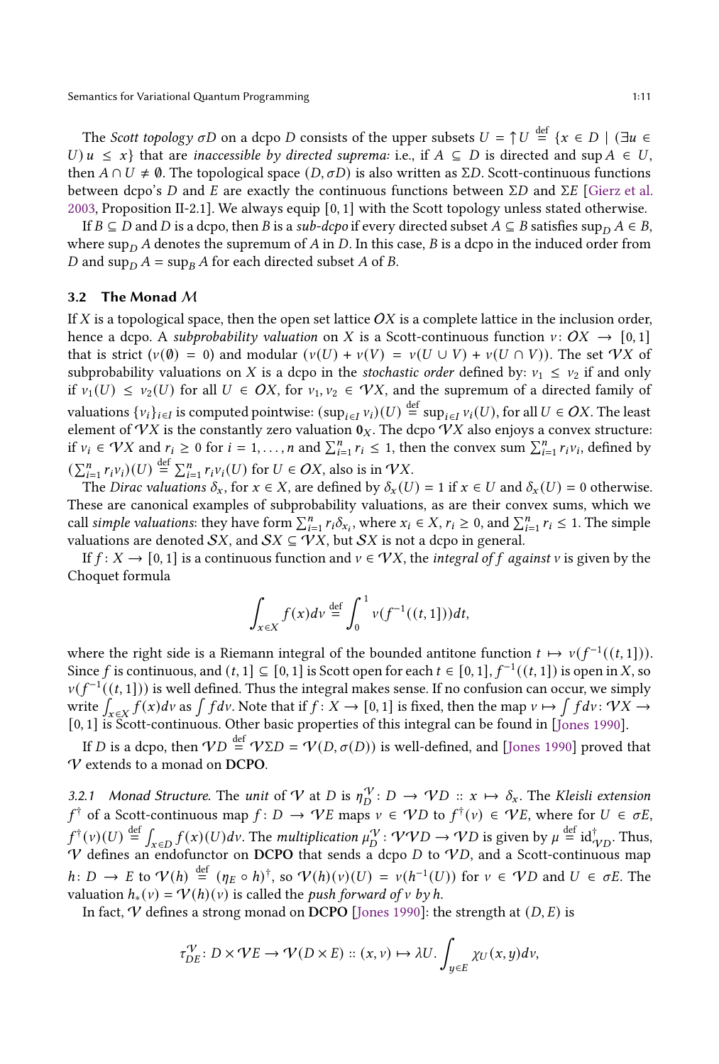The *Scott topology* $\sigma D$ on a dcpo $D$ consists of the upper subsets $U = \uparrow U \stackrel{\text{def}}{=} \{x \in D \mid (\exists u \in U)\, u \leq x\}$ that are *inaccessible by directed suprema:* i.e., if $A \subseteq D$ is directed and $\sup A \in U$, then $A \cap U \neq \emptyset$. The topological space $(D, \sigma D)$ is also written as $\Sigma D$. Scott-continuous functions between dcpo's $D$ and $E$ are exactly the continuous functions between $\Sigma D$ and $\Sigma E$ [Gierz et al. 2003, Proposition II-2.1]. We always equip $[0, 1]$ with the Scott topology unless stated otherwise.

If $B \subseteq D$ and $D$ is a dcpo, then $B$ is a *sub-dcpo* if every directed subset $A \subseteq B$ satisfies $\sup_D A \in B$, where $\sup_D A$ denotes the supremum of $A$ in $D$. In this case, $B$ is a dcpo in the induced order from $D$ and $\sup_D A = \sup_B A$ for each directed subset $A$ of $B$.

## 3.2 The Monad $\mathcal{M}$

If $X$ is a topological space, then the open set lattice $\mathcal{O}X$ is a complete lattice in the inclusion order, hence a dcpo. A *subprobability valuation* on $X$ is a Scott-continuous function $\nu \colon \mathcal{O}X \to [0, 1]$ that is strict ($\nu(\emptyset) = 0$) and modular ($\nu(U) + \nu(V) = \nu(U \cup V) + \nu(U \cap V)$). The set $\mathcal{V}X$ of subprobability valuations on $X$ is a dcpo in the *stochastic order* defined by: $\nu_1 \leq \nu_2$ if and only if $\nu_1(U) \leq \nu_2(U)$ for all $U \in \mathcal{O}X$, for $\nu_1, \nu_2 \in \mathcal{V}X$, and the supremum of a directed family of valuations $\{\nu_i\}_{i \in I}$ is computed pointwise: $(\sup_{i \in I} \nu_i)(U) \stackrel{\text{def}}{=} \sup_{i \in I} \nu_i(U)$, for all $U \in \mathcal{O}X$. The least element of $\mathcal{V}X$ is the constantly zero valuation $\mathbf{0}_X$. The dcpo $\mathcal{V}X$ also enjoys a convex structure: if $\nu_i \in \mathcal{V}X$ and $r_i \geq 0$ for $i = 1, \ldots, n$ and $\sum_{i=1}^{n} r_i \leq 1$, then the convex sum $\sum_{i=1}^{n} r_i \nu_i$, defined by $(\sum_{i=1}^{n} r_i \nu_i)(U) \stackrel{\text{def}}{=} \sum_{i=1}^{n} r_i \nu_i(U)$ for $U \in \mathcal{O}X$, also is in $\mathcal{V}X$.

The *Dirac valuations* $\delta_x$, for $x \in X$, are defined by $\delta_x(U) = 1$ if $x \in U$ and $\delta_x(U) = 0$ otherwise. These are canonical examples of subprobability valuations, as are their convex sums, which we call *simple valuations*: they have form $\sum_{i=1}^{n} r_i \delta_{x_i}$, where $x_i \in X$, $r_i \geq 0$, and $\sum_{i=1}^{n} r_i \leq 1$. The simple valuations are denoted $\mathcal{S}X$, and $\mathcal{S}X \subseteq \mathcal{V}X$, but $\mathcal{S}X$ is not a dcpo in general.

If $f : X \to [0, 1]$ is a continuous function and $\nu \in \mathcal{V}X$, the *integral of $f$ against* $\nu$ is given by the Choquet formula

$$\int_{x \in X} f(x) d\nu \stackrel{\text{def}}{=} \int_0^1 \nu(f^{-1}((t, 1])) dt,$$

where the right side is a Riemann integral of the bounded antitone function $t \mapsto \nu(f^{-1}((t, 1]))$. Since $f$ is continuous, and $(t, 1] \subseteq [0, 1]$ is Scott open for each $t \in [0, 1]$, $f^{-1}((t, 1])$ is open in $X$, so $\nu(f^{-1}((t, 1]))$ is well defined. Thus the integral makes sense. If no confusion can occur, we simply write $\int_{x \in X} f(x) d\nu$ as $\int f d\nu$. Note that if $f : X \to [0, 1]$ is fixed, then the map $\nu \mapsto \int f d\nu : \mathcal{V}X \to [0, 1]$ is Scott-continuous. Other basic properties of this integral can be found in [Jones 1990].

If $D$ is a dcpo, then $\mathcal{V}D \stackrel{\text{def}}{=} \mathcal{V}\Sigma D = \mathcal{V}(D, \sigma(D))$ is well-defined, and [Jones 1990] proved that $\mathcal{V}$ extends to a monad on **DCPO**.

*3.2.1 Monad Structure.* The *unit* of $\mathcal{V}$ at $D$ is $\eta_D^{\mathcal{V}} : D \to \mathcal{V}D :: x \mapsto \delta_x$. The *Kleisli extension* $f^\dagger$ of a Scott-continuous map $f : D \to \mathcal{V}E$ maps $\nu \in \mathcal{V}D$ to $f^\dagger(\nu) \in \mathcal{V}E$, where for $U \in \sigma E$, $f^\dagger(\nu)(U) \stackrel{\text{def}}{=} \int_{x \in D} f(x)(U) d\nu$. The *multiplication* $\mu_D^{\mathcal{V}} : \mathcal{V}\mathcal{V}D \to \mathcal{V}D$ is given by $\mu \stackrel{\text{def}}{=} \mathrm{id}_{\mathcal{V}D}^\dagger$. Thus, $\mathcal{V}$ defines an endofunctor on **DCPO** that sends a dcpo $D$ to $\mathcal{V}D$, and a Scott-continuous map $h : D \to E$ to $\mathcal{V}(h) \stackrel{\text{def}}{=} (\eta_E \circ h)^\dagger$, so $\mathcal{V}(h)(\nu)(U) = \nu(h^{-1}(U))$ for $\nu \in \mathcal{V}D$ and $U \in \sigma E$. The valuation $h_*(\nu) = \mathcal{V}(h)(\nu)$ is called the *push forward of $\nu$ by $h$*.

In fact, $\mathcal{V}$ defines a strong monad on **DCPO** [Jones 1990]: the strength at $(D, E)$ is

$$\tau_{DE}^{\mathcal{V}} : D \times \mathcal{V}E \to \mathcal{V}(D \times E) :: (x, \nu) \mapsto \lambda U. \int_{y \in E} \chi_U(x, y) d\nu,$$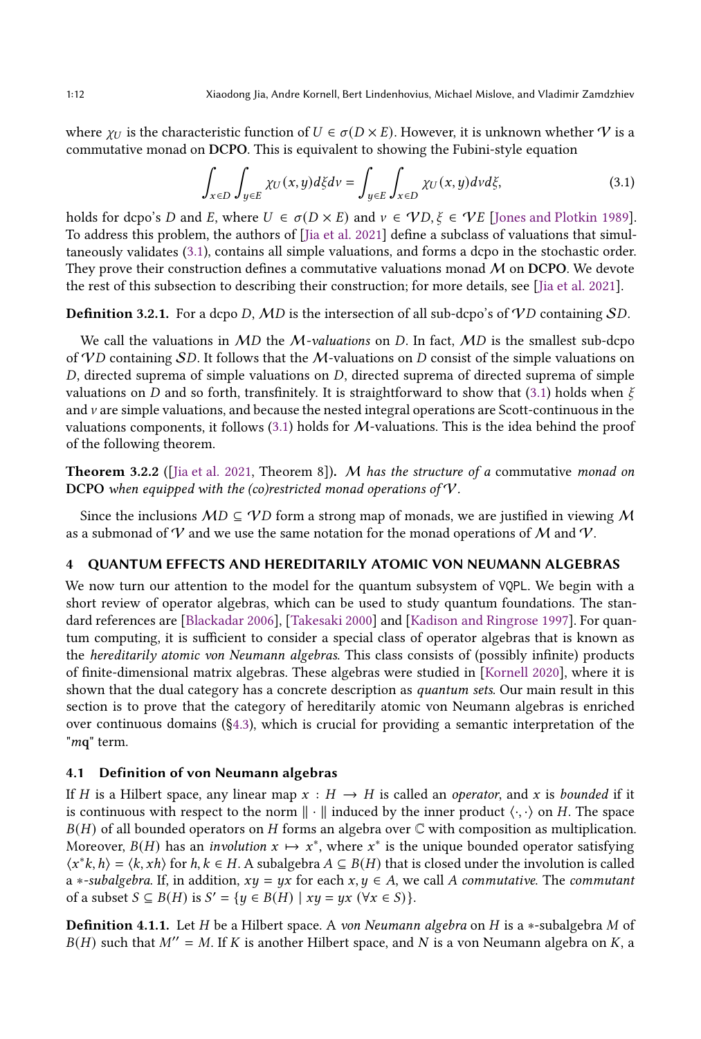where $\chi_U$ is the characteristic function of $U \in \sigma(D \times E)$. However, it is unknown whether $\mathcal{V}$ is a commutative monad on **DCPO**. This is equivalent to showing the Fubini-style equation

$$\int_{x\in D} \int_{y\in E} \chi_U(x,y) d\xi d\nu = \int_{y\in E} \int_{x\in D} \chi_U(x,y) d\nu d\xi, \tag{3.1}$$

holds for dcpo's $D$ and $E$, where $U \in \sigma(D \times E)$ and $\nu \in \mathcal{V}D, \xi \in \mathcal{V}E$ [Jones and Plotkin 1989]. To address this problem, the authors of [Jia et al. 2021] define a subclass of valuations that simultaneously validates (3.1), contains all simple valuations, and forms a dcpo in the stochastic order. They prove their construction defines a commutative valuations monad $\mathcal{M}$ on **DCPO**. We devote the rest of this subsection to describing their construction; for more details, see [Jia et al. 2021].

**Definition 3.2.1.** For a dcpo $D$, $\mathcal{M}D$ is the intersection of all sub-dcpo's of $\mathcal{V}D$ containing $\mathcal{S}D$.

We call the valuations in $\mathcal{M}D$ the *$\mathcal{M}$-valuations* on $D$. In fact, $\mathcal{M}D$ is the smallest sub-dcpo of $\mathcal{V}D$ containing $\mathcal{S}D$. It follows that the $\mathcal{M}$-valuations on $D$ consist of the simple valuations on $D$, directed suprema of simple valuations on $D$, directed suprema of directed suprema of simple valuations on $D$ and so forth, transfinitely. It is straightforward to show that (3.1) holds when $\xi$ and $\nu$ are simple valuations, and because the nested integral operations are Scott-continuous in the valuations components, it follows (3.1) holds for $\mathcal{M}$-valuations. This is the idea behind the proof of the following theorem.

**Theorem 3.2.2** ([Jia et al. 2021, Theorem 8])**.** *$\mathcal{M}$ has the structure of a* commutative *monad on* **DCPO** *when equipped with the (co)restricted monad operations of $\mathcal{V}$.*

Since the inclusions $\mathcal{M}D \subseteq \mathcal{V}D$ form a strong map of monads, we are justified in viewing $\mathcal{M}$ as a submonad of $\mathcal{V}$ and we use the same notation for the monad operations of $\mathcal{M}$ and $\mathcal{V}$.

## 4 QUANTUM EFFECTS AND HEREDITARILY ATOMIC VON NEUMANN ALGEBRAS

We now turn our attention to the model for the quantum subsystem of VQPL. We begin with a short review of operator algebras, which can be used to study quantum foundations. The standard references are [Blackadar 2006], [Takesaki 2000] and [Kadison and Ringrose 1997]. For quantum computing, it is sufficient to consider a special class of operator algebras that is known as the *hereditarily atomic von Neumann algebras*. This class consists of (possibly infinite) products of finite-dimensional matrix algebras. These algebras were studied in [Kornell 2020], where it is shown that the dual category has a concrete description as *quantum sets*. Our main result in this section is to prove that the category of hereditarily atomic von Neumann algebras is enriched over continuous domains (§4.3), which is crucial for providing a semantic interpretation of the "$m$**q**" term.

### 4.1 Definition of von Neumann algebras

If $H$ is a Hilbert space, any linear map $x : H \to H$ is called an *operator*, and $x$ is *bounded* if it is continuous with respect to the norm $\|\cdot\|$ induced by the inner product $\langle\cdot,\cdot\rangle$ on $H$. The space $B(H)$ of all bounded operators on $H$ forms an algebra over $\mathbb{C}$ with composition as multiplication. Moreover, $B(H)$ has an *involution* $x \mapsto x^*$, where $x^*$ is the unique bounded operator satisfying $\langle x^*k, h\rangle = \langle k, xh\rangle$ for $h, k \in H$. A subalgebra $A \subseteq B(H)$ that is closed under the involution is called a *$*$-subalgebra*. If, in addition, $xy = yx$ for each $x, y \in A$, we call $A$ *commutative*. The *commutant* of a subset $S \subseteq B(H)$ is $S' = \{y \in B(H) \mid xy = yx \ (\forall x \in S)\}$.

**Definition 4.1.1.** Let $H$ be a Hilbert space. A *von Neumann algebra* on $H$ is a $*$-subalgebra $M$ of $B(H)$ such that $M'' = M$. If $K$ is another Hilbert space, and $N$ is a von Neumann algebra on $K$, a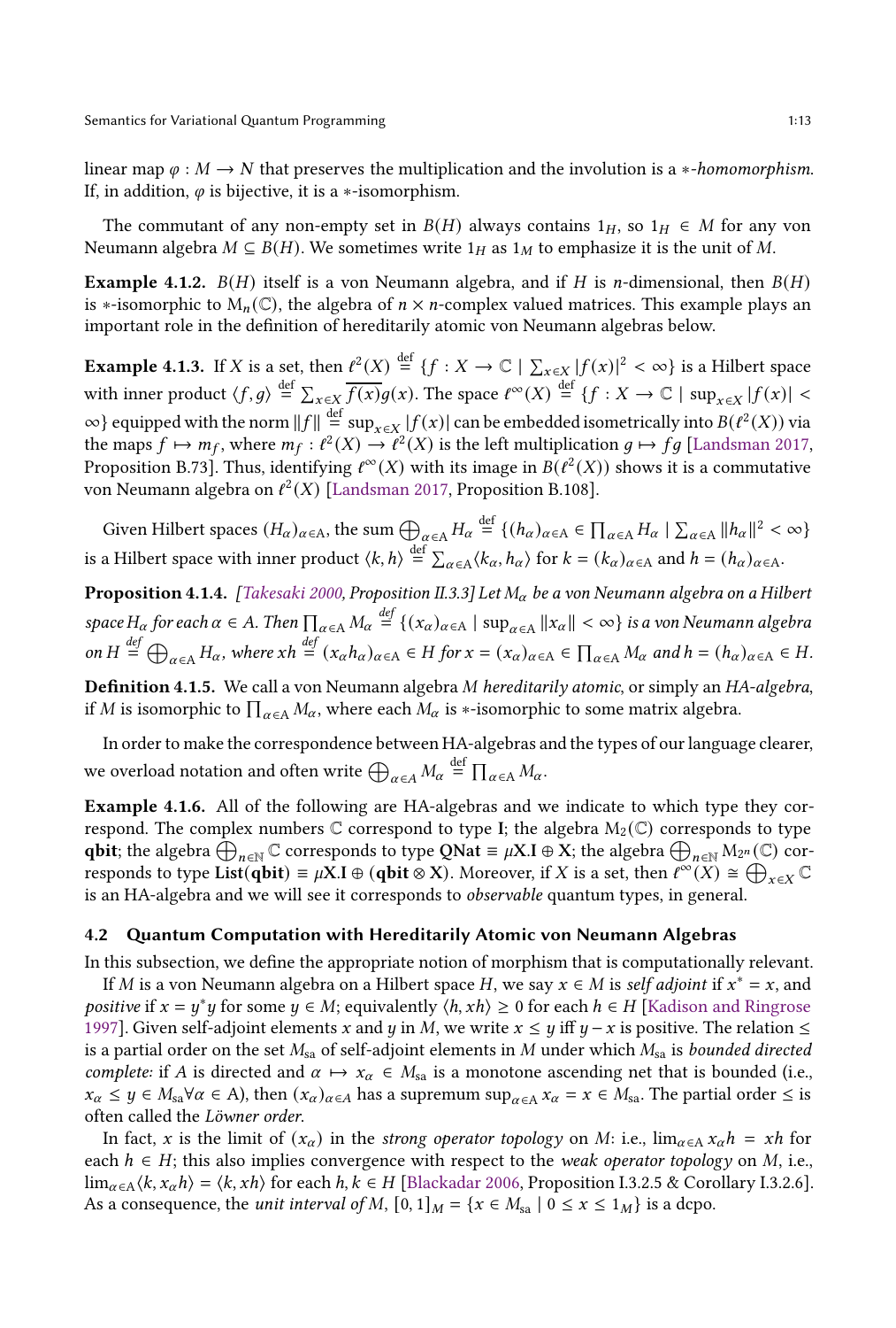linear map $\varphi : M \to N$ that preserves the multiplication and the involution is a $*$-*homomorphism*. If, in addition, $\varphi$ is bijective, it is a $*$-isomorphism.

The commutant of any non-empty set in $B(H)$ always contains $1_H$, so $1_H \in M$ for any von Neumann algebra $M \subseteq B(H)$. We sometimes write $1_H$ as $1_M$ to emphasize it is the unit of $M$.

**Example 4.1.2.** $B(H)$ itself is a von Neumann algebra, and if $H$ is $n$-dimensional, then $B(H)$ is $*$-isomorphic to $\mathrm{M}_n(\mathbb{C})$, the algebra of $n \times n$-complex valued matrices. This example plays an important role in the definition of hereditarily atomic von Neumann algebras below.

**Example 4.1.3.** If $X$ is a set, then $\ell^2(X) \stackrel{\text{def}}{=} \{f : X \to \mathbb{C} \mid \sum_{x \in X} |f(x)|^2 < \infty\}$ is a Hilbert space with inner product $\langle f, g \rangle \stackrel{\text{def}}{=} \sum_{x \in X} \overline{f(x)} g(x)$. The space $\ell^\infty(X) \stackrel{\text{def}}{=} \{f : X \to \mathbb{C} \mid \sup_{x \in X} |f(x)| < \infty\}$ equipped with the norm $\|f\| \stackrel{\text{def}}{=} \sup_{x \in X} |f(x)|$ can be embedded isometrically into $B(\ell^2(X))$ via the maps $f \mapsto m_f$, where $m_f : \ell^2(X) \to \ell^2(X)$ is the left multiplication $g \mapsto fg$ [Landsman 2017, Proposition B.73]. Thus, identifying $\ell^\infty(X)$ with its image in $B(\ell^2(X))$ shows it is a commutative von Neumann algebra on $\ell^2(X)$ [Landsman 2017, Proposition B.108].

Given Hilbert spaces $(H_\alpha)_{\alpha \in \mathrm{A}}$, the sum $\bigoplus_{\alpha \in \mathrm{A}} H_\alpha \stackrel{\text{def}}{=} \{(h_\alpha)_{\alpha \in \mathrm{A}} \in \prod_{\alpha \in \mathrm{A}} H_\alpha \mid \sum_{\alpha \in \mathrm{A}} \|h_\alpha\|^2 < \infty\}$ is a Hilbert space with inner product $\langle k, h \rangle \stackrel{\text{def}}{=} \sum_{\alpha \in \mathrm{A}} \langle k_\alpha, h_\alpha \rangle$ for $k = (k_\alpha)_{\alpha \in \mathrm{A}}$ and $h = (h_\alpha)_{\alpha \in \mathrm{A}}$.

**Proposition 4.1.4.** *[Takesaki 2000, Proposition II.3.3] Let $M_\alpha$ be a von Neumann algebra on a Hilbert space $H_\alpha$ for each $\alpha \in A$. Then $\prod_{\alpha \in \mathrm{A}} M_\alpha \stackrel{\text{def}}{=} \{(x_\alpha)_{\alpha \in \mathrm{A}} \mid \sup_{\alpha \in \mathrm{A}} \|x_\alpha\| < \infty\}$ is a von Neumann algebra on $H \stackrel{\text{def}}{=} \bigoplus_{\alpha \in \mathrm{A}} H_\alpha$, where $xh \stackrel{\text{def}}{=} (x_\alpha h_\alpha)_{\alpha \in \mathrm{A}} \in H$ for $x = (x_\alpha)_{\alpha \in \mathrm{A}} \in \prod_{\alpha \in \mathrm{A}} M_\alpha$ and $h = (h_\alpha)_{\alpha \in \mathrm{A}} \in H$.*

**Definition 4.1.5.** We call a von Neumann algebra $M$ *hereditarily atomic*, or simply an *HA-algebra*, if $M$ is isomorphic to $\prod_{\alpha \in \mathrm{A}} M_\alpha$, where each $M_\alpha$ is $*$-isomorphic to some matrix algebra.

In order to make the correspondence between HA-algebras and the types of our language clearer, we overload notation and often write $\bigoplus_{\alpha \in A} M_\alpha \stackrel{\text{def}}{=} \prod_{\alpha \in \mathrm{A}} M_\alpha$.

**Example 4.1.6.** All of the following are HA-algebras and we indicate to which type they correspond. The complex numbers $\mathbb{C}$ correspond to type $\mathbf{I}$; the algebra $\mathrm{M}_2(\mathbb{C})$ corresponds to type $\mathbf{qbit}$; the algebra $\bigoplus_{n \in \mathbb{N}} \mathbb{C}$ corresponds to type $\mathbf{QNat} \equiv \mu \mathbf{X}.\mathbf{I} \oplus \mathbf{X}$; the algebra $\bigoplus_{n \in \mathbb{N}} \mathrm{M}_{2^n}(\mathbb{C})$ corresponds to type $\mathbf{List}(\mathbf{qbit}) \equiv \mu \mathbf{X}.\mathbf{I} \oplus (\mathbf{qbit} \otimes \mathbf{X})$. Moreover, if $X$ is a set, then $\ell^\infty(X) \cong \bigoplus_{x \in X} \mathbb{C}$ is an HA-algebra and we will see it corresponds to *observable* quantum types, in general.

## 4.2 Quantum Computation with Hereditarily Atomic von Neumann Algebras

In this subsection, we define the appropriate notion of morphism that is computationally relevant.

If $M$ is a von Neumann algebra on a Hilbert space $H$, we say $x \in M$ is *self adjoint* if $x^* = x$, and *positive* if $x = y^* y$ for some $y \in M$; equivalently $\langle h, xh \rangle \geq 0$ for each $h \in H$ [Kadison and Ringrose 1997]. Given self-adjoint elements $x$ and $y$ in $M$, we write $x \leq y$ iff $y - x$ is positive. The relation $\leq$ is a partial order on the set $M_{\mathrm{sa}}$ of self-adjoint elements in $M$ under which $M_{\mathrm{sa}}$ is *bounded directed complete:* if $A$ is directed and $\alpha \mapsto x_\alpha \in M_{\mathrm{sa}}$ is a monotone ascending net that is bounded (i.e., $x_\alpha \leq y \in M_{\mathrm{sa}} \forall \alpha \in \mathrm{A}$), then $(x_\alpha)_{\alpha \in A}$ has a supremum $\sup_{\alpha \in \mathrm{A}} x_\alpha = x \in M_{\mathrm{sa}}$. The partial order $\leq$ is often called the *Löwner order*.

In fact, $x$ is the limit of $(x_\alpha)$ in the *strong operator topology* on $M$: i.e., $\lim_{\alpha \in \mathrm{A}} x_\alpha h = xh$ for each $h \in H$; this also implies convergence with respect to the *weak operator topology* on $M$, i.e., $\lim_{\alpha \in \mathrm{A}} \langle k, x_\alpha h \rangle = \langle k, xh \rangle$ for each $h, k \in H$ [Blackadar 2006, Proposition I.3.2.5 & Corollary I.3.2.6]. As a consequence, the *unit interval of* $M$, $[0,1]_M = \{x \in M_{\mathrm{sa}} \mid 0 \leq x \leq 1_M\}$ is a dcpo.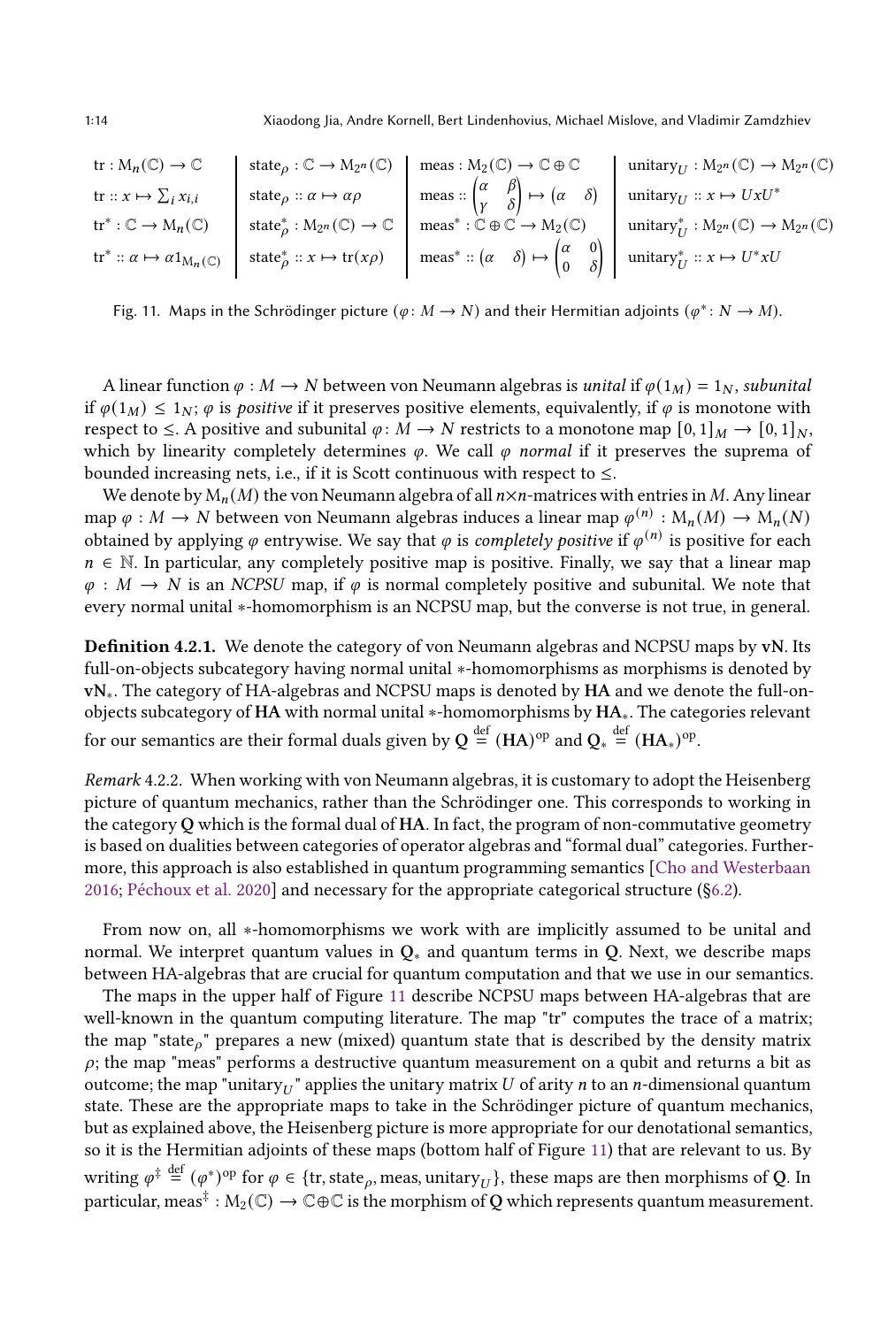| | | | |
|---|---|---|---|
| $\mathrm{tr} : \mathrm{M}_n(\mathbb{C}) \to \mathbb{C}$ | $\mathrm{state}_\rho : \mathbb{C} \to \mathrm{M}_{2^n}(\mathbb{C})$ | $\mathrm{meas} : \mathrm{M}_2(\mathbb{C}) \to \mathbb{C} \oplus \mathbb{C}$ | $\mathrm{unitary}_U : \mathrm{M}_{2^n}(\mathbb{C}) \to \mathrm{M}_{2^n}(\mathbb{C})$ |
| $\mathrm{tr} :: x \mapsto \sum_i x_{i,i}$ | $\mathrm{state}_\rho :: \alpha \mapsto \alpha\rho$ | $\mathrm{meas} :: \begin{pmatrix} \alpha & \beta \\ \gamma & \delta \end{pmatrix} \mapsto \begin{pmatrix} \alpha & \delta \end{pmatrix}$ | $\mathrm{unitary}_U :: x \mapsto UxU^*$ |
| $\mathrm{tr}^* : \mathbb{C} \to \mathrm{M}_n(\mathbb{C})$ | $\mathrm{state}^*_\rho : \mathrm{M}_{2^n}(\mathbb{C}) \to \mathbb{C}$ | $\mathrm{meas}^* : \mathbb{C} \oplus \mathbb{C} \to \mathrm{M}_2(\mathbb{C})$ | $\mathrm{unitary}^*_U : \mathrm{M}_{2^n}(\mathbb{C}) \to \mathrm{M}_{2^n}(\mathbb{C})$ |
| $\mathrm{tr}^* :: \alpha \mapsto \alpha 1_{\mathrm{M}_n(\mathbb{C})}$ | $\mathrm{state}^*_\rho :: x \mapsto \mathrm{tr}(x\rho)$ | $\mathrm{meas}^* :: \begin{pmatrix} \alpha & \delta \end{pmatrix} \mapsto \begin{pmatrix} \alpha & 0 \\ 0 & \delta \end{pmatrix}$ | $\mathrm{unitary}^*_U :: x \mapsto U^*xU$ |

Fig. 11. Maps in the Schrödinger picture ($\varphi \colon M \to N$) and their Hermitian adjoints ($\varphi^* \colon N \to M$).

A linear function $\varphi : M \to N$ between von Neumann algebras is *unital* if $\varphi(1_M) = 1_N$, *subunital* if $\varphi(1_M) \leq 1_N$; $\varphi$ is *positive* if it preserves positive elements, equivalently, if $\varphi$ is monotone with respect to $\leq$. A positive and subunital $\varphi \colon M \to N$ restricts to a monotone map $[0, 1]_M \to [0, 1]_N$, which by linearity completely determines $\varphi$. We call $\varphi$ *normal* if it preserves the suprema of bounded increasing nets, i.e., if it is Scott continuous with respect to $\leq$.

We denote by $\mathrm{M}_n(M)$ the von Neumann algebra of all $n \times n$-matrices with entries in $M$. Any linear map $\varphi : M \to N$ between von Neumann algebras induces a linear map $\varphi^{(n)} : \mathrm{M}_n(M) \to \mathrm{M}_n(N)$ obtained by applying $\varphi$ entrywise. We say that $\varphi$ is *completely positive* if $\varphi^{(n)}$ is positive for each $n \in \mathbb{N}$. In particular, any completely positive map is positive. Finally, we say that a linear map $\varphi : M \to N$ is an *NCPSU* map, if $\varphi$ is normal completely positive and subunital. We note that every normal unital $*$-homomorphism is an NCPSU map, but the converse is not true, in general.

**Definition 4.2.1.** We denote the category of von Neumann algebras and NCPSU maps by **vN**. Its full-on-objects subcategory having normal unital $*$-homomorphisms as morphisms is denoted by $\mathbf{vN}_*$. The category of HA-algebras and NCPSU maps is denoted by **HA** and we denote the full-on-objects subcategory of **HA** with normal unital $*$-homomorphisms by $\mathbf{HA}_*$. The categories relevant for our semantics are their formal duals given by $\mathbf{Q} \stackrel{\text{def}}{=} (\mathbf{HA})^{\mathrm{op}}$ and $\mathbf{Q}_* \stackrel{\text{def}}{=} (\mathbf{HA}_*)^{\mathrm{op}}$.

*Remark* 4.2.2. When working with von Neumann algebras, it is customary to adopt the Heisenberg picture of quantum mechanics, rather than the Schrödinger one. This corresponds to working in the category **Q** which is the formal dual of **HA**. In fact, the program of non-commutative geometry is based on dualities between categories of operator algebras and "formal dual" categories. Furthermore, this approach is also established in quantum programming semantics [Cho and Westerbaan 2016; Péchoux et al. 2020] and necessary for the appropriate categorical structure (§6.2).

From now on, all $*$-homomorphisms we work with are implicitly assumed to be unital and normal. We interpret quantum values in $\mathbf{Q}_*$ and quantum terms in **Q**. Next, we describe maps between HA-algebras that are crucial for quantum computation and that we use in our semantics.

The maps in the upper half of Figure 11 describe NCPSU maps between HA-algebras that are well-known in the quantum computing literature. The map "tr" computes the trace of a matrix; the map "$\mathrm{state}_\rho$" prepares a new (mixed) quantum state that is described by the density matrix $\rho$; the map "meas" performs a destructive quantum measurement on a qubit and returns a bit as outcome; the map "$\mathrm{unitary}_U$" applies the unitary matrix $U$ of arity $n$ to an $n$-dimensional quantum state. These are the appropriate maps to take in the Schrödinger picture of quantum mechanics, but as explained above, the Heisenberg picture is more appropriate for our denotational semantics, so it is the Hermitian adjoints of these maps (bottom half of Figure 11) that are relevant to us. By writing $\varphi^\ddagger \stackrel{\text{def}}{=} (\varphi^*)^{\mathrm{op}}$ for $\varphi \in \{\mathrm{tr}, \mathrm{state}_\rho, \mathrm{meas}, \mathrm{unitary}_U\}$, these maps are then morphisms of **Q**. In particular, $\mathrm{meas}^\ddagger : \mathrm{M}_2(\mathbb{C}) \to \mathbb{C} \oplus \mathbb{C}$ is the morphism of **Q** which represents quantum measurement.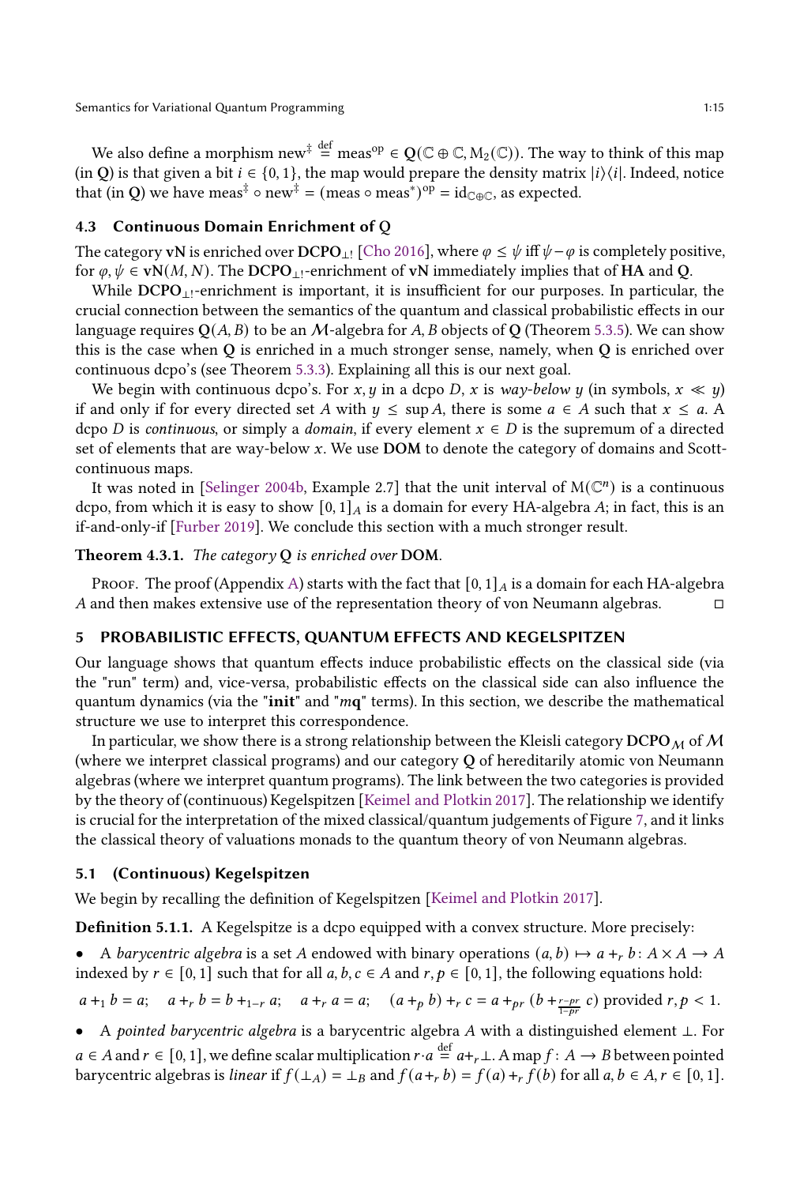We also define a morphism $\mathrm{new}^\ddagger \stackrel{\text{def}}{=} \mathrm{meas}^{\mathrm{op}} \in \mathbf{Q}(\mathbb{C} \oplus \mathbb{C}, \mathrm{M}_2(\mathbb{C}))$. The way to think of this map (in $\mathbf{Q}$) is that given a bit $i \in \{0, 1\}$, the map would prepare the density matrix $|i\rangle\langle i|$. Indeed, notice that (in $\mathbf{Q}$) we have $\mathrm{meas}^\ddagger \circ \mathrm{new}^\ddagger = (\mathrm{meas} \circ \mathrm{meas}^*)^{\mathrm{op}} = \mathrm{id}_{\mathbb{C}\oplus\mathbb{C}}$, as expected.

### 4.3 Continuous Domain Enrichment of Q

The category $\mathbf{vN}$ is enriched over $\mathbf{DCPO}_{\perp!}$ [Cho 2016], where $\varphi \leq \psi$ iff $\psi - \varphi$ is completely positive, for $\varphi, \psi \in \mathbf{vN}(M, N)$. The $\mathbf{DCPO}_{\perp!}$-enrichment of $\mathbf{vN}$ immediately implies that of $\mathbf{HA}$ and $\mathbf{Q}$.

While $\mathbf{DCPO}_{\perp!}$-enrichment is important, it is insufficient for our purposes. In particular, the crucial connection between the semantics of the quantum and classical probabilistic effects in our language requires $\mathbf{Q}(A, B)$ to be an $\mathcal{M}$-algebra for $A, B$ objects of $\mathbf{Q}$ (Theorem 5.3.5). We can show this is the case when $\mathbf{Q}$ is enriched in a much stronger sense, namely, when $\mathbf{Q}$ is enriched over continuous dcpo's (see Theorem 5.3.3). Explaining all this is our next goal.

We begin with continuous dcpo's. For $x, y$ in a dcpo $D$, $x$ is *way-below* $y$ (in symbols, $x \ll y$) if and only if for every directed set $A$ with $y \leq \sup A$, there is some $a \in A$ such that $x \leq a$. A dcpo $D$ is *continuous*, or simply a *domain*, if every element $x \in D$ is the supremum of a directed set of elements that are way-below $x$. We use $\mathbf{DOM}$ to denote the category of domains and Scott-continuous maps.

It was noted in [Selinger 2004b, Example 2.7] that the unit interval of $\mathrm{M}(\mathbb{C}^n)$ is a continuous dcpo, from which it is easy to show $[0, 1]_A$ is a domain for every HA-algebra $A$; in fact, this is an if-and-only-if [Furber 2019]. We conclude this section with a much stronger result.

**Theorem 4.3.1.** *The category* $\mathbf{Q}$ *is enriched over* $\mathbf{DOM}$.

Proof. The proof (Appendix A) starts with the fact that $[0, 1]_A$ is a domain for each HA-algebra $A$ and then makes extensive use of the representation theory of von Neumann algebras. □

## 5 PROBABILISTIC EFFECTS, QUANTUM EFFECTS AND KEGELSPITZEN

Our language shows that quantum effects induce probabilistic effects on the classical side (via the "run" term) and, vice-versa, probabilistic effects on the classical side can also influence the quantum dynamics (via the "**init**" and "$m$**q**" terms). In this section, we describe the mathematical structure we use to interpret this correspondence.

In particular, we show there is a strong relationship between the Kleisli category $\mathbf{DCPO}_{\mathcal{M}}$ of $\mathcal{M}$ (where we interpret classical programs) and our category $\mathbf{Q}$ of hereditarily atomic von Neumann algebras (where we interpret quantum programs). The link between the two categories is provided by the theory of (continuous) Kegelspitzen [Keimel and Plotkin 2017]. The relationship we identify is crucial for the interpretation of the mixed classical/quantum judgements of Figure 7, and it links the classical theory of valuations monads to the quantum theory of von Neumann algebras.

### 5.1 (Continuous) Kegelspitzen

We begin by recalling the definition of Kegelspitzen [Keimel and Plotkin 2017].

**Definition 5.1.1.** A Kegelspitze is a dcpo equipped with a convex structure. More precisely:

- A *barycentric algebra* is a set $A$ endowed with binary operations $(a, b) \mapsto a +_r b : A \times A \to A$ indexed by $r \in [0, 1]$ such that for all $a, b, c \in A$ and $r, p \in [0, 1]$, the following equations hold:

$$a +_1 b = a; \quad a +_r b = b +_{1-r} a; \quad a +_r a = a; \quad (a +_p b) +_r c = a +_{pr} (b +_{\frac{r-pr}{1-pr}} c) \text{ provided } r, p < 1.$$

- A *pointed barycentric algebra* is a barycentric algebra $A$ with a distinguished element $\perp$. For $a \in A$ and $r \in [0, 1]$, we define scalar multiplication $r \cdot a \stackrel{\text{def}}{=} a +_r \perp$. A map $f : A \to B$ between pointed barycentric algebras is *linear* if $f(\perp_A) = \perp_B$ and $f(a +_r b) = f(a) +_r f(b)$ for all $a, b \in A, r \in [0, 1]$.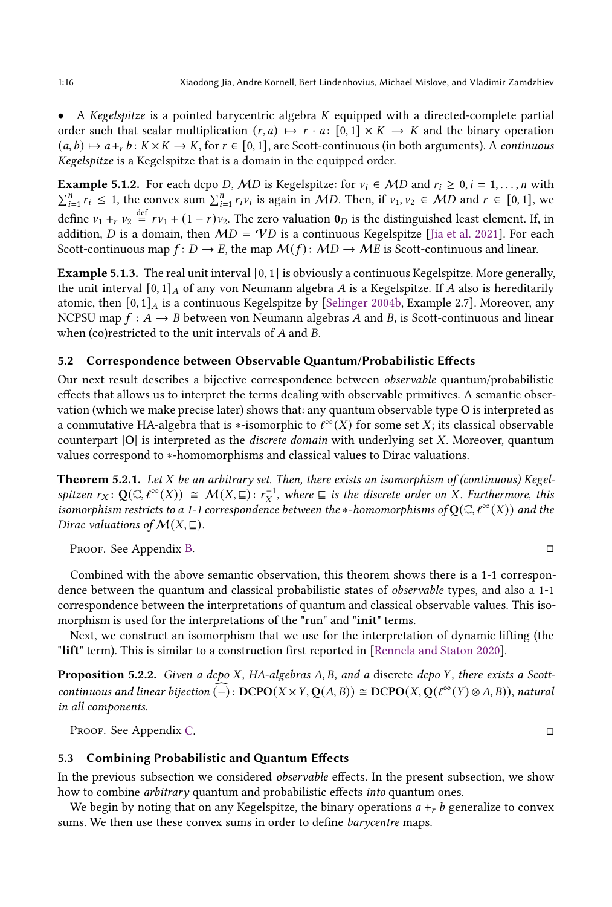- A *Kegelspitze* is a pointed barycentric algebra $K$ equipped with a directed-complete partial order such that scalar multiplication $(r, a) \mapsto r \cdot a \colon [0,1] \times K \to K$ and the binary operation $(a, b) \mapsto a +_r b \colon K \times K \to K$, for $r \in [0,1]$, are Scott-continuous (in both arguments). A *continuous Kegelspitze* is a Kegelspitze that is a domain in the equipped order.

**Example 5.1.2.** For each dcpo $D$, $\mathcal{M}D$ is Kegelspitze: for $v_i \in \mathcal{M}D$ and $r_i \geq 0, i = 1, \ldots, n$ with $\sum_{i=1}^{n} r_i \leq 1$, the convex sum $\sum_{i=1}^{n} r_i v_i$ is again in $\mathcal{M}D$. Then, if $v_1, v_2 \in \mathcal{M}D$ and $r \in [0,1]$, we define $v_1 +_r v_2 \stackrel{\text{def}}{=} r v_1 + (1-r) v_2$. The zero valuation $\mathbf{0}_D$ is the distinguished least element. If, in addition, $D$ is a domain, then $\mathcal{M}D = \mathcal{V}D$ is a continuous Kegelspitze [Jia et al. 2021]. For each Scott-continuous map $f \colon D \to E$, the map $\mathcal{M}(f) \colon \mathcal{M}D \to \mathcal{M}E$ is Scott-continuous and linear.

**Example 5.1.3.** The real unit interval $[0,1]$ is obviously a continuous Kegelspitze. More generally, the unit interval $[0,1]_A$ of any von Neumann algebra $A$ is a Kegelspitze. If $A$ also is hereditarily atomic, then $[0,1]_A$ is a continuous Kegelspitze by [Selinger 2004b, Example 2.7]. Moreover, any NCPSU map $f : A \to B$ between von Neumann algebras $A$ and $B$, is Scott-continuous and linear when (co)restricted to the unit intervals of $A$ and $B$.

## 5.2 Correspondence between Observable Quantum/Probabilistic Effects

Our next result describes a bijective correspondence between *observable* quantum/probabilistic effects that allows us to interpret the terms dealing with observable primitives. A semantic observation (which we make precise later) shows that: any quantum observable type $\mathbf{O}$ is interpreted as a commutative HA-algebra that is $*$-isomorphic to $\ell^\infty(X)$ for some set $X$; its classical observable counterpart $|\mathbf{O}|$ is interpreted as the *discrete domain* with underlying set $X$. Moreover, quantum values correspond to $*$-homomorphisms and classical values to Dirac valuations.

**Theorem 5.2.1.** *Let $X$ be an arbitrary set. Then, there exists an isomorphism of (continuous) Kegelspitzen $r_X \colon \mathbf{Q}(\mathbb{C}, \ell^\infty(X)) \cong \mathcal{M}(X, \sqsubseteq) \colon r_X^{-1}$, where $\sqsubseteq$ is the discrete order on $X$. Furthermore, this isomorphism restricts to a 1-1 correspondence between the $*$-homomorphisms of $\mathbf{Q}(\mathbb{C}, \ell^\infty(X))$ and the Dirac valuations of $\mathcal{M}(X, \sqsubseteq)$.*

Proof. See Appendix B. ◻

Combined with the above semantic observation, this theorem shows there is a 1-1 correspondence between the quantum and classical probabilistic states of *observable* types, and also a 1-1 correspondence between the interpretations of quantum and classical observable values. This isomorphism is used for the interpretations of the "run" and "**init**" terms.

Next, we construct an isomorphism that we use for the interpretation of dynamic lifting (the "**lift**" term). This is similar to a construction first reported in [Rennela and Staton 2020].

**Proposition 5.2.2.** *Given a dcpo $X$, HA-algebras $A, B$, and a* discrete *dcpo $Y$, there exists a Scott-continuous and linear bijection $\widehat{(-)} \colon \mathbf{DCPO}(X \times Y, \mathbf{Q}(A, B)) \cong \mathbf{DCPO}(X, \mathbf{Q}(\ell^\infty(Y) \otimes A, B))$, natural in all components.*

Proof. See Appendix C. ◻

## 5.3 Combining Probabilistic and Quantum Effects

In the previous subsection we considered *observable* effects. In the present subsection, we show how to combine *arbitrary* quantum and probabilistic effects *into* quantum ones.

We begin by noting that on any Kegelspitze, the binary operations $a +_r b$ generalize to convex sums. We then use these convex sums in order to define *barycentre* maps.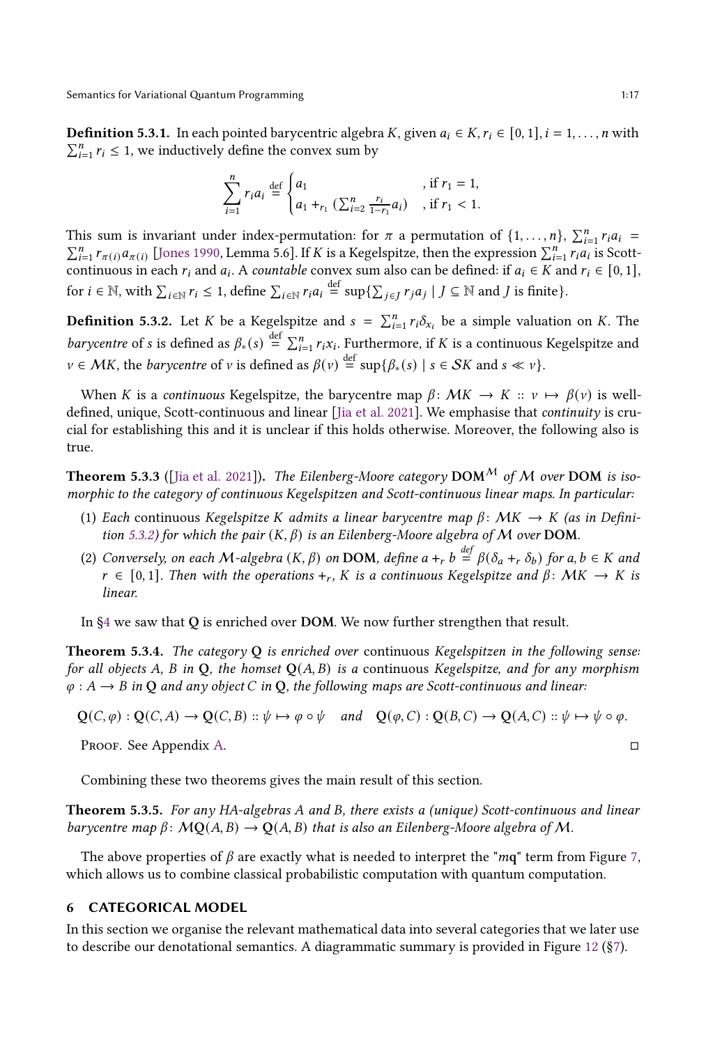**Definition 5.3.1.** In each pointed barycentric algebra $K$, given $a_i \in K, r_i \in [0,1], i = 1, \dots, n$ with $\sum_{i=1}^n r_i \leq 1$, we inductively define the convex sum by

$$\sum_{i=1}^{n} r_i a_i \stackrel{\text{def}}{=} \begin{cases} a_1 & \text{, if } r_1 = 1, \\ a_1 +_{r_1} \left(\sum_{i=2}^{n} \frac{r_i}{1-r_1} a_i\right) & \text{, if } r_1 < 1. \end{cases}$$

This sum is invariant under index-permutation: for $\pi$ a permutation of $\{1, \dots, n\}$, $\sum_{i=1}^n r_i a_i = \sum_{i=1}^n r_{\pi(i)} a_{\pi(i)}$ [Jones 1990, Lemma 5.6]. If $K$ is a Kegelspitze, then the expression $\sum_{i=1}^n r_i a_i$ is Scott-continuous in each $r_i$ and $a_i$. A *countable* convex sum also can be defined: if $a_i \in K$ and $r_i \in [0,1]$, for $i \in \mathbb{N}$, with $\sum_{i \in \mathbb{N}} r_i \leq 1$, define $\sum_{i \in \mathbb{N}} r_i a_i \stackrel{\text{def}}{=} \sup\{\sum_{j \in J} r_j a_j \mid J \subseteq \mathbb{N} \text{ and } J \text{ is finite}\}$.

**Definition 5.3.2.** Let $K$ be a Kegelspitze and $s = \sum_{i=1}^n r_i \delta_{x_i}$ be a simple valuation on $K$. The *barycentre* of $s$ is defined as $\beta_*(s) \stackrel{\text{def}}{=} \sum_{i=1}^n r_i x_i$. Furthermore, if $K$ is a continuous Kegelspitze and $\nu \in \mathcal{M}K$, the *barycentre* of $\nu$ is defined as $\beta(\nu) \stackrel{\text{def}}{=} \sup\{\beta_*(s) \mid s \in \mathcal{S}K \text{ and } s \ll \nu\}$.

When $K$ is a *continuous* Kegelspitze, the barycentre map $\beta \colon \mathcal{M}K \to K :: \nu \mapsto \beta(\nu)$ is well-defined, unique, Scott-continuous and linear [Jia et al. 2021]. We emphasise that *continuity* is crucial for establishing this and it is unclear if this holds otherwise. Moreover, the following also is true.

**Theorem 5.3.3** ([Jia et al. 2021])**.** *The Eilenberg-Moore category* $\mathbf{DOM}^{\mathcal{M}}$ *of* $\mathcal{M}$ *over* $\mathbf{DOM}$ *is isomorphic to the category of continuous Kegelspitzen and Scott-continuous linear maps. In particular:*

1. *Each* continuous *Kegelspitze $K$ admits a linear barycentre map $\beta \colon \mathcal{M}K \to K$ (as in Definition 5.3.2) for which the pair $(K, \beta)$ is an Eilenberg-Moore algebra of $\mathcal{M}$ over* $\mathbf{DOM}$.
2. *Conversely, on each $\mathcal{M}$-algebra $(K, \beta)$ on* $\mathbf{DOM}$*, define $a +_r b \stackrel{\text{def}}{=} \beta(\delta_a +_r \delta_b)$ for $a, b \in K$ and $r \in [0,1]$. Then with the operations $+_r$, $K$ is a continuous Kegelspitze and $\beta \colon \mathcal{M}K \to K$ is linear.*

In §4 we saw that $\mathbf{Q}$ is enriched over $\mathbf{DOM}$. We now further strengthen that result.

**Theorem 5.3.4.** *The category* $\mathbf{Q}$ *is enriched over* continuous *Kegelspitzen in the following sense: for all objects $A$, $B$ in* $\mathbf{Q}$*, the homset* $\mathbf{Q}(A, B)$ *is a* continuous *Kegelspitze, and for any morphism $\varphi : A \to B$ in* $\mathbf{Q}$ *and any object $C$ in* $\mathbf{Q}$*, the following maps are Scott-continuous and linear:*

$$\mathbf{Q}(C, \varphi) : \mathbf{Q}(C, A) \to \mathbf{Q}(C, B) :: \psi \mapsto \varphi \circ \psi \quad \textit{and} \quad \mathbf{Q}(\varphi, C) : \mathbf{Q}(B, C) \to \mathbf{Q}(A, C) :: \psi \mapsto \psi \circ \varphi.$$

Proof. See Appendix A. ◻

Combining these two theorems gives the main result of this section.

**Theorem 5.3.5.** *For any HA-algebras $A$ and $B$, there exists a (unique) Scott-continuous and linear barycentre map $\beta \colon \mathcal{M}\mathbf{Q}(A, B) \to \mathbf{Q}(A, B)$ that is also an Eilenberg-Moore algebra of $\mathcal{M}$.*

The above properties of $\beta$ are exactly what is needed to interpret the "$m\mathbf{q}$" term from Figure 7, which allows us to combine classical probabilistic computation with quantum computation.

## 6 CATEGORICAL MODEL

In this section we organise the relevant mathematical data into several categories that we later use to describe our denotational semantics. A diagrammatic summary is provided in Figure 12 (§7).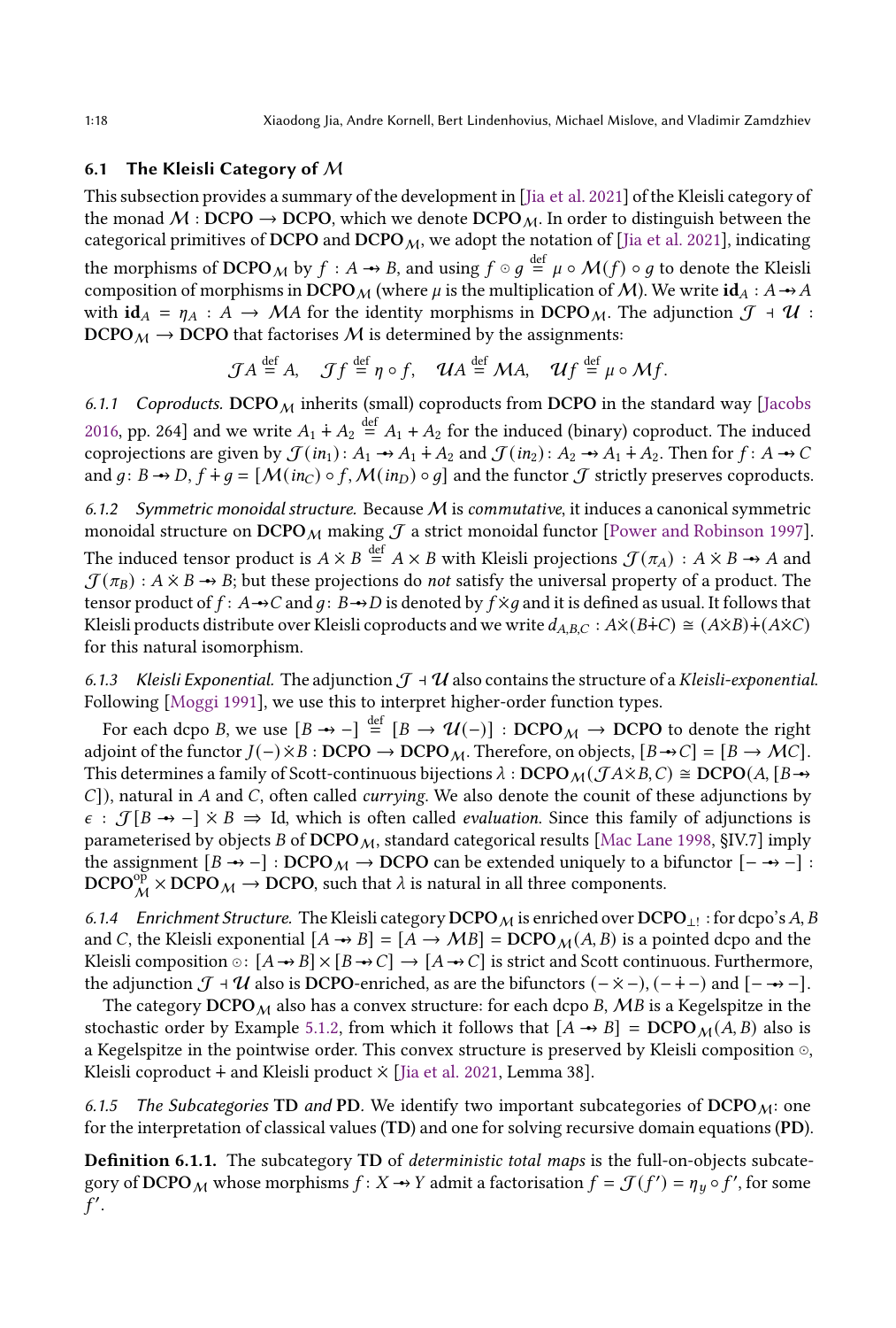### 6.1 The Kleisli Category of $\mathcal{M}$

This subsection provides a summary of the development in [Jia et al. 2021] of the Kleisli category of the monad $\mathcal{M} : \mathbf{DCPO} \to \mathbf{DCPO}$, which we denote $\mathbf{DCPO}_{\mathcal{M}}$. In order to distinguish between the categorical primitives of $\mathbf{DCPO}$ and $\mathbf{DCPO}_{\mathcal{M}}$, we adopt the notation of [Jia et al. 2021], indicating the morphisms of $\mathbf{DCPO}_{\mathcal{M}}$ by $f : A \twoheadrightarrow B$, and using $f \odot g \stackrel{\text{def}}{=} \mu \circ \mathcal{M}(f) \circ g$ to denote the Kleisli composition of morphisms in $\mathbf{DCPO}_{\mathcal{M}}$ (where $\mu$ is the multiplication of $\mathcal{M}$). We write $\mathbf{id}_A : A \twoheadrightarrow A$ with $\mathbf{id}_A = \eta_A : A \to \mathcal{M}A$ for the identity morphisms in $\mathbf{DCPO}_{\mathcal{M}}$. The adjunction $\mathcal{J} \dashv \mathcal{U} : \mathbf{DCPO}_{\mathcal{M}} \to \mathbf{DCPO}$ that factorises $\mathcal{M}$ is determined by the assignments:

$$\mathcal{J}A \stackrel{\text{def}}{=} A, \quad \mathcal{J}f \stackrel{\text{def}}{=} \eta \circ f, \quad \mathcal{U}A \stackrel{\text{def}}{=} \mathcal{M}A, \quad \mathcal{U}f \stackrel{\text{def}}{=} \mu \circ \mathcal{M}f.$$

*6.1.1 Coproducts.* $\mathbf{DCPO}_{\mathcal{M}}$ inherits (small) coproducts from $\mathbf{DCPO}$ in the standard way [Jacobs 2016, pp. 264] and we write $A_1 \dotplus A_2 \stackrel{\text{def}}{=} A_1 + A_2$ for the induced (binary) coproduct. The induced coprojections are given by $\mathcal{J}(in_1) : A_1 \twoheadrightarrow A_1 \dotplus A_2$ and $\mathcal{J}(in_2) : A_2 \twoheadrightarrow A_1 \dotplus A_2$. Then for $f : A \twoheadrightarrow C$ and $g : B \twoheadrightarrow D$, $f \dotplus g = [\mathcal{M}(in_C) \circ f, \mathcal{M}(in_D) \circ g]$ and the functor $\mathcal{J}$ strictly preserves coproducts.

*6.1.2 Symmetric monoidal structure.* Because $\mathcal{M}$ is *commutative*, it induces a canonical symmetric monoidal structure on $\mathbf{DCPO}_{\mathcal{M}}$ making $\mathcal{J}$ a strict monoidal functor [Power and Robinson 1997]. The induced tensor product is $A \dot{\times} B \stackrel{\text{def}}{=} A \times B$ with Kleisli projections $\mathcal{J}(\pi_A) : A \dot{\times} B \twoheadrightarrow A$ and $\mathcal{J}(\pi_B) : A \dot{\times} B \twoheadrightarrow B$; but these projections do *not* satisfy the universal property of a product. The tensor product of $f : A \twoheadrightarrow C$ and $g : B \twoheadrightarrow D$ is denoted by $f \dot{\times} g$ and it is defined as usual. It follows that Kleisli products distribute over Kleisli coproducts and we write $d_{A,B,C} : A \dot{\times} (B \dotplus C) \cong (A \dot{\times} B) \dotplus (A \dot{\times} C)$ for this natural isomorphism.

*6.1.3 Kleisli Exponential.* The adjunction $\mathcal{J} \dashv \mathcal{U}$ also contains the structure of a *Kleisli-exponential*. Following [Moggi 1991], we use this to interpret higher-order function types.

For each dcpo $B$, we use $[B \twoheadrightarrow -] \stackrel{\text{def}}{=} [B \to \mathcal{U}(-)] : \mathbf{DCPO}_{\mathcal{M}} \to \mathbf{DCPO}$ to denote the right adjoint of the functor $J(-) \dot{\times} B : \mathbf{DCPO} \to \mathbf{DCPO}_{\mathcal{M}}$. Therefore, on objects, $[B \twoheadrightarrow C] = [B \to \mathcal{M}C]$. This determines a family of Scott-continuous bijections $\lambda : \mathbf{DCPO}_{\mathcal{M}}(\mathcal{J}A \dot{\times} B, C) \cong \mathbf{DCPO}(A, [B \twoheadrightarrow C])$, natural in $A$ and $C$, often called *currying*. We also denote the counit of these adjunctions by $\epsilon : \mathcal{J}[B \twoheadrightarrow -] \dot{\times} B \Rightarrow \mathrm{Id}$, which is often called *evaluation*. Since this family of adjunctions is parameterised by objects $B$ of $\mathbf{DCPO}_{\mathcal{M}}$, standard categorical results [Mac Lane 1998, §IV.7] imply the assignment $[B \twoheadrightarrow -] : \mathbf{DCPO}_{\mathcal{M}} \to \mathbf{DCPO}$ can be extended uniquely to a bifunctor $[- \twoheadrightarrow -] : \mathbf{DCPO}_{\mathcal{M}}^{\mathrm{op}} \times \mathbf{DCPO}_{\mathcal{M}} \to \mathbf{DCPO}$, such that $\lambda$ is natural in all three components.

*6.1.4 Enrichment Structure.* The Kleisli category $\mathbf{DCPO}_{\mathcal{M}}$ is enriched over $\mathbf{DCPO}_{\perp!}$ : for dcpo's $A, B$ and $C$, the Kleisli exponential $[A \twoheadrightarrow B] = [A \to \mathcal{M}B] = \mathbf{DCPO}_{\mathcal{M}}(A, B)$ is a pointed dcpo and the Kleisli composition $\odot : [A \twoheadrightarrow B] \times [B \twoheadrightarrow C] \to [A \twoheadrightarrow C]$ is strict and Scott continuous. Furthermore, the adjunction $\mathcal{J} \dashv \mathcal{U}$ also is $\mathbf{DCPO}$-enriched, as are the bifunctors $(- \dot{\times} -)$, $(- \dotplus -)$ and $[- \twoheadrightarrow -]$.

The category $\mathbf{DCPO}_{\mathcal{M}}$ also has a convex structure: for each dcpo $B$, $\mathcal{M}B$ is a Kegelspitze in the stochastic order by Example 5.1.2, from which it follows that $[A \twoheadrightarrow B] = \mathbf{DCPO}_{\mathcal{M}}(A, B)$ also is a Kegelspitze in the pointwise order. This convex structure is preserved by Kleisli composition $\odot$, Kleisli coproduct $\dotplus$ and Kleisli product $\dot{\times}$ [Jia et al. 2021, Lemma 38].

*6.1.5 The Subcategories* **TD** *and* **PD**. We identify two important subcategories of $\mathbf{DCPO}_{\mathcal{M}}$: one for the interpretation of classical values (**TD**) and one for solving recursive domain equations (**PD**).

**Definition 6.1.1.** The subcategory **TD** of *deterministic total maps* is the full-on-objects subcategory of $\mathbf{DCPO}_{\mathcal{M}}$ whose morphisms $f : X \twoheadrightarrow Y$ admit a factorisation $f = \mathcal{J}(f') = \eta_y \circ f'$, for some $f'$.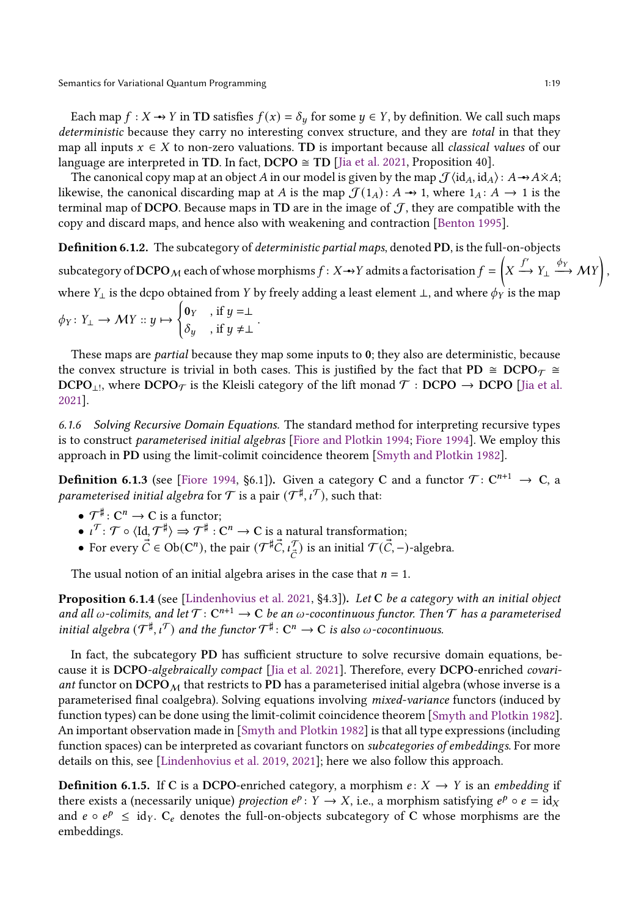Each map $f : X \twoheadrightarrow Y$ in **TD** satisfies $f(x) = \delta_y$ for some $y \in Y$, by definition. We call such maps *deterministic* because they carry no interesting convex structure, and they are *total* in that they map all inputs $x \in X$ to non-zero valuations. **TD** is important because all *classical values* of our language are interpreted in **TD**. In fact, $\mathbf{DCPO} \cong \mathbf{TD}$ [Jia et al. 2021, Proposition 40].

The canonical copy map at an object $A$ in our model is given by the map $\mathcal{J}\langle \mathrm{id}_A, \mathrm{id}_A \rangle : A \twoheadrightarrow A \dot{\times} A$; likewise, the canonical discarding map at $A$ is the map $\mathcal{J}(1_A) : A \twoheadrightarrow 1$, where $1_A : A \to 1$ is the terminal map of **DCPO**. Because maps in **TD** are in the image of $\mathcal{J}$, they are compatible with the copy and discard maps, and hence also with weakening and contraction [Benton 1995].

**Definition 6.1.2.** The subcategory of *deterministic partial maps*, denoted **PD**, is the full-on-objects subcategory of $\mathbf{DCPO}_\mathcal{M}$ each of whose morphisms $f : X \twoheadrightarrow Y$ admits a factorisation $f = \left( X \xrightarrow{f'} Y_\perp \xrightarrow{\phi_Y} \mathcal{M}Y \right)$, where $Y_\perp$ is the dcpo obtained from $Y$ by freely adding a least element $\perp$, and where $\phi_Y$ is the map $\phi_Y : Y_\perp \to \mathcal{M}Y :: y \mapsto \begin{cases} \mathbf{0}_Y & \text{, if } y = \perp \\ \delta_y & \text{, if } y \neq \perp \end{cases}$.

These maps are *partial* because they map some inputs to $\mathbf{0}$; they also are deterministic, because the convex structure is trivial in both cases. This is justified by the fact that $\mathbf{PD} \cong \mathbf{DCPO}_\mathcal{T} \cong \mathbf{DCPO}_{\perp !}$, where $\mathbf{DCPO}_\mathcal{T}$ is the Kleisli category of the lift monad $\mathcal{T} : \mathbf{DCPO} \to \mathbf{DCPO}$ [Jia et al. 2021].

### 6.1.6 Solving Recursive Domain Equations.

The standard method for interpreting recursive types is to construct *parameterised initial algebras* [Fiore and Plotkin 1994; Fiore 1994]. We employ this approach in **PD** using the limit-colimit coincidence theorem [Smyth and Plotkin 1982].

**Definition 6.1.3** (see [Fiore 1994, §6.1])**.** Given a category **C** and a functor $\mathcal{T} : \mathbf{C}^{n+1} \to \mathbf{C}$, a *parameterised initial algebra* for $\mathcal{T}$ is a pair $(\mathcal{T}^\sharp, \iota^\mathcal{T})$, such that:

- $\mathcal{T}^\sharp : \mathbf{C}^n \to \mathbf{C}$ is a functor;
- $\iota^\mathcal{T} : \mathcal{T} \circ \langle \mathrm{Id}, \mathcal{T}^\sharp \rangle \Rightarrow \mathcal{T}^\sharp : \mathbf{C}^n \to \mathbf{C}$ is a natural transformation;
- For every $\vec{C} \in \mathrm{Ob}(\mathbf{C}^n)$, the pair $(\mathcal{T}^\sharp \vec{C}, \iota^\mathcal{T}_{\vec{C}})$ is an initial $\mathcal{T}(\vec{C}, -)$-algebra.

The usual notion of an initial algebra arises in the case that $n = 1$.

**Proposition 6.1.4** (see [Lindenhovius et al. 2021, §4.3])**.** *Let* **C** *be a category with an initial object and all* $\omega$*-colimits, and let* $\mathcal{T} : \mathbf{C}^{n+1} \to \mathbf{C}$ *be an* $\omega$*-cocontinuous functor. Then* $\mathcal{T}$ *has a parameterised initial algebra* $(\mathcal{T}^\sharp, \iota^\mathcal{T})$ *and the functor* $\mathcal{T}^\sharp : \mathbf{C}^n \to \mathbf{C}$ *is also* $\omega$*-cocontinuous.*

In fact, the subcategory **PD** has sufficient structure to solve recursive domain equations, because it is **DCPO**-*algebraically compact* [Jia et al. 2021]. Therefore, every **DCPO**-enriched *covariant* functor on $\mathbf{DCPO}_\mathcal{M}$ that restricts to **PD** has a parameterised initial algebra (whose inverse is a parameterised final coalgebra). Solving equations involving *mixed-variance* functors (induced by function types) can be done using the limit-colimit coincidence theorem [Smyth and Plotkin 1982]. An important observation made in [Smyth and Plotkin 1982] is that all type expressions (including function spaces) can be interpreted as covariant functors on *subcategories of embeddings*. For more details on this, see [Lindenhovius et al. 2019, 2021]; here we also follow this approach.

**Definition 6.1.5.** If **C** is a **DCPO**-enriched category, a morphism $e : X \to Y$ is an *embedding* if there exists a (necessarily unique) *projection* $e^p : Y \to X$, i.e., a morphism satisfying $e^p \circ e = \mathrm{id}_X$ and $e \circ e^p \leq \mathrm{id}_Y$. $\mathbf{C}_e$ denotes the full-on-objects subcategory of **C** whose morphisms are the embeddings.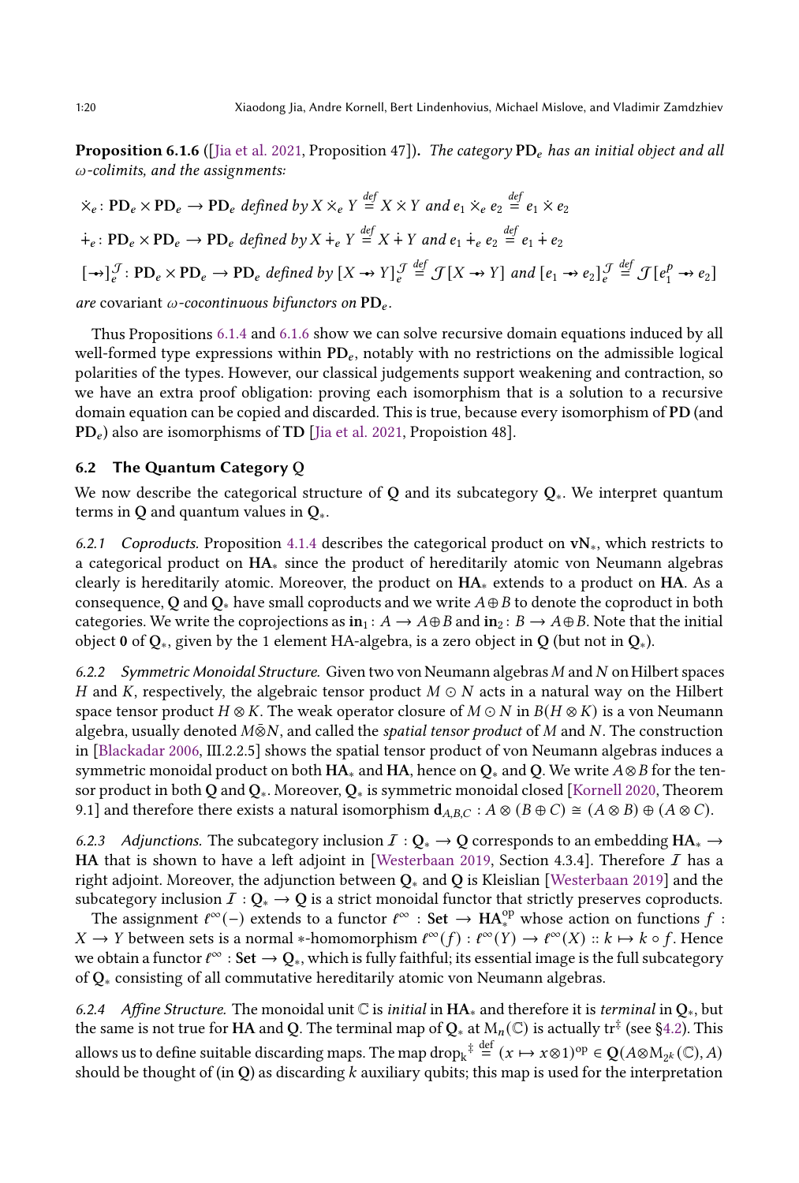**Proposition 6.1.6** ([Jia et al. 2021, Proposition 47]). *The category* $\mathbf{PD}_e$ *has an initial object and all* $\omega$*-colimits, and the assignments:*

$\dot{\times}_e : \mathbf{PD}_e \times \mathbf{PD}_e \to \mathbf{PD}_e$ *defined by* $X \dot{\times}_e Y \stackrel{def}{=} X \dot{\times} Y$ *and* $e_1 \dot{\times}_e e_2 \stackrel{def}{=} e_1 \dot{\times} e_2$

$\dot{+}_e : \mathbf{PD}_e \times \mathbf{PD}_e \to \mathbf{PD}_e$ *defined by* $X \dot{+}_e Y \stackrel{def}{=} X \dot{+} Y$ *and* $e_1 \dot{+}_e e_2 \stackrel{def}{=} e_1 \dot{+} e_2$

$[\twoheadrightarrow]_e^{\mathcal{J}} : \mathbf{PD}_e \times \mathbf{PD}_e \to \mathbf{PD}_e$ *defined by* $[X \twoheadrightarrow Y]_e^{\mathcal{J}} \stackrel{def}{=} \mathcal{J}[X \twoheadrightarrow Y]$ *and* $[e_1 \twoheadrightarrow e_2]_e^{\mathcal{J}} \stackrel{def}{=} \mathcal{J}[e_1^p \twoheadrightarrow e_2]$

*are* covariant $\omega$*-cocontinuous bifunctors on* $\mathbf{PD}_e$*.*

Thus Propositions 6.1.4 and 6.1.6 show we can solve recursive domain equations induced by all well-formed type expressions within $\mathbf{PD}_e$, notably with no restrictions on the admissible logical polarities of the types. However, our classical judgements support weakening and contraction, so we have an extra proof obligation: proving each isomorphism that is a solution to a recursive domain equation can be copied and discarded. This is true, because every isomorphism of $\mathbf{PD}$ (and $\mathbf{PD}_e$) also are isomorphisms of $\mathbf{TD}$ [Jia et al. 2021, Propoistion 48].

### 6.2 The Quantum Category Q

We now describe the categorical structure of $\mathbf{Q}$ and its subcategory $\mathbf{Q}_*$. We interpret quantum terms in $\mathbf{Q}$ and quantum values in $\mathbf{Q}_*$.

*6.2.1 Coproducts.* Proposition 4.1.4 describes the categorical product on $\mathbf{vN}_*$, which restricts to a categorical product on $\mathbf{HA}_*$ since the product of hereditarily atomic von Neumann algebras clearly is hereditarily atomic. Moreover, the product on $\mathbf{HA}_*$ extends to a product on $\mathbf{HA}$. As a consequence, $\mathbf{Q}$ and $\mathbf{Q}_*$ have small coproducts and we write $A \oplus B$ to denote the coproduct in both categories. We write the coprojections as $\mathbf{in}_1 : A \to A \oplus B$ and $\mathbf{in}_2 : B \to A \oplus B$. Note that the initial object $\mathbf{0}$ of $\mathbf{Q}_*$, given by the 1 element HA-algebra, is a zero object in $\mathbf{Q}$ (but not in $\mathbf{Q}_*$).

*6.2.2 Symmetric Monoidal Structure.* Given two von Neumann algebras $M$ and $N$ on Hilbert spaces $H$ and $K$, respectively, the algebraic tensor product $M \odot N$ acts in a natural way on the Hilbert space tensor product $H \otimes K$. The weak operator closure of $M \odot N$ in $B(H \otimes K)$ is a von Neumann algebra, usually denoted $M \bar{\otimes} N$, and called the *spatial tensor product* of $M$ and $N$. The construction in [Blackadar 2006, III.2.2.5] shows the spatial tensor product of von Neumann algebras induces a symmetric monoidal product on both $\mathbf{HA}_*$ and $\mathbf{HA}$, hence on $\mathbf{Q}_*$ and $\mathbf{Q}$. We write $A \otimes B$ for the tensor product in both $\mathbf{Q}$ and $\mathbf{Q}_*$. Moreover, $\mathbf{Q}_*$ is symmetric monoidal closed [Kornell 2020, Theorem 9.1] and therefore there exists a natural isomorphism $\mathbf{d}_{A,B,C} : A \otimes (B \oplus C) \cong (A \otimes B) \oplus (A \otimes C)$.

*6.2.3 Adjunctions.* The subcategory inclusion $\mathcal{I} : \mathbf{Q}_* \to \mathbf{Q}$ corresponds to an embedding $\mathbf{HA}_* \to \mathbf{HA}$ that is shown to have a left adjoint in [Westerbaan 2019, Section 4.3.4]. Therefore $\mathcal{I}$ has a right adjoint. Moreover, the adjunction between $\mathbf{Q}_*$ and $\mathbf{Q}$ is Kleislian [Westerbaan 2019] and the subcategory inclusion $\mathcal{I} : \mathbf{Q}_* \to \mathbf{Q}$ is a strict monoidal functor that strictly preserves coproducts.

The assignment $\ell^\infty(-)$ extends to a functor $\ell^\infty : \mathbf{Set} \to \mathbf{HA}_*^{\mathrm{op}}$ whose action on functions $f : X \to Y$ between sets is a normal $*$-homomorphism $\ell^\infty(f) : \ell^\infty(Y) \to \ell^\infty(X) :: k \mapsto k \circ f$. Hence we obtain a functor $\ell^\infty : \mathbf{Set} \to \mathbf{Q}_*$, which is fully faithful; its essential image is the full subcategory of $\mathbf{Q}_*$ consisting of all commutative hereditarily atomic von Neumann algebras.

*6.2.4 Affine Structure.* The monoidal unit $\mathbb{C}$ is *initial* in $\mathbf{HA}_*$ and therefore it is *terminal* in $\mathbf{Q}_*$, but the same is not true for $\mathbf{HA}$ and $\mathbf{Q}$. The terminal map of $\mathbf{Q}_*$ at $M_n(\mathbb{C})$ is actually $\mathrm{tr}^\ddagger$ (see §4.2). This allows us to define suitable discarding maps. The map $\mathrm{drop}_k^\ddagger \stackrel{\mathrm{def}}{=} (x \mapsto x \otimes 1)^{\mathrm{op}} \in \mathbf{Q}(A \otimes M_{2^k}(\mathbb{C}), A)$ should be thought of (in $\mathbf{Q}$) as discarding $k$ auxiliary qubits; this map is used for the interpretation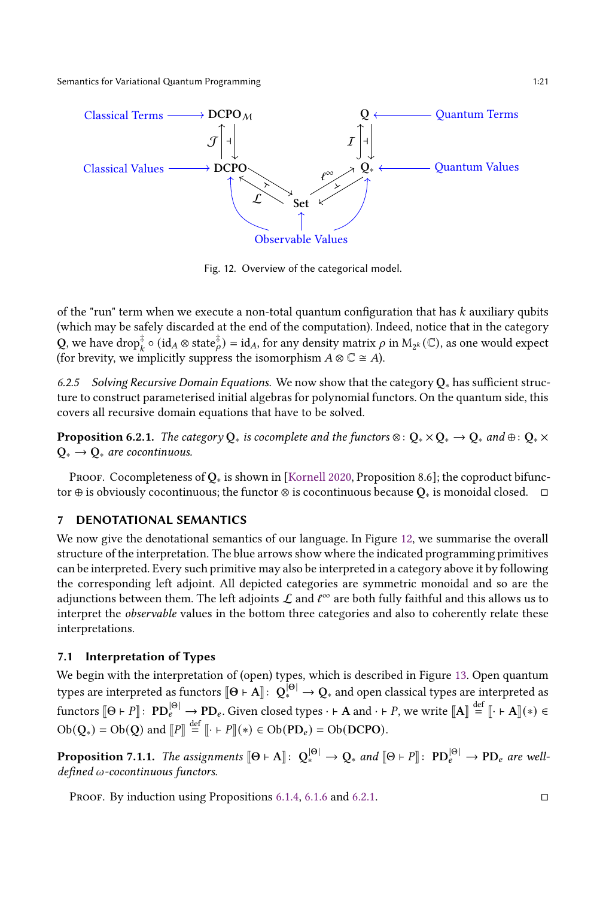Classical Terms → $\mathbf{DCPO}_{\mathcal{M}}$

Quantum Terms → $\mathbf{Q}$

$\mathcal{J}$ ⊣

$\mathcal{I}$ ⊣

Classical Values → $\mathbf{DCPO}$

Quantum Values → $\mathbf{Q}_*$

$\mathcal{L}$ ⊤

$\ell^\infty$ ⊥

$\mathbf{Set}$

Observable Values

Fig. 12. Overview of the categorical model.

of the "run" term when we execute a non-total quantum configuration that has $k$ auxiliary qubits (which may be safely discarded at the end of the computation). Indeed, notice that in the category $\mathbf{Q}$, we have $\mathrm{drop}_k^\ddagger \circ (\mathrm{id}_A \otimes \mathrm{state}_\rho^\ddagger) = \mathrm{id}_A$, for any density matrix $\rho$ in $\mathrm{M}_{2^k}(\mathbb{C})$, as one would expect (for brevity, we implicitly suppress the isomorphism $A \otimes \mathbb{C} \cong A$).

*6.2.5 Solving Recursive Domain Equations.* We now show that the category $\mathbf{Q}_*$ has sufficient structure to construct parameterised initial algebras for polynomial functors. On the quantum side, this covers all recursive domain equations that have to be solved.

**Proposition 6.2.1.** *The category $\mathbf{Q}_*$ is cocomplete and the functors $\otimes\colon \mathbf{Q}_* \times \mathbf{Q}_* \to \mathbf{Q}_*$ and $\oplus\colon \mathbf{Q}_* \times \mathbf{Q}_* \to \mathbf{Q}_*$ are cocontinuous.*

Proof. Cocompleteness of $\mathbf{Q}_*$ is shown in [Kornell 2020, Proposition 8.6]; the coproduct bifunctor $\oplus$ is obviously cocontinuous; the functor $\otimes$ is cocontinuous because $\mathbf{Q}_*$ is monoidal closed. □

## 7 DENOTATIONAL SEMANTICS

We now give the denotational semantics of our language. In Figure 12, we summarise the overall structure of the interpretation. The blue arrows show where the indicated programming primitives can be interpreted. Every such primitive may also be interpreted in a category above it by following the corresponding left adjoint. All depicted categories are symmetric monoidal and so are the adjunctions between them. The left adjoints $\mathcal{L}$ and $\ell^\infty$ are both fully faithful and this allows us to interpret the *observable* values in the bottom three categories and also to coherently relate these interpretations.

### 7.1 Interpretation of Types

We begin with the interpretation of (open) types, which is described in Figure 13. Open quantum types are interpreted as functors $[\![\Theta \vdash \mathbf{A}]\!]\colon \mathbf{Q}_*^{|\Theta|} \to \mathbf{Q}_*$ and open classical types are interpreted as functors $[\![\Theta \vdash P]\!]\colon \mathbf{PD}_e^{|\Theta|} \to \mathbf{PD}_e$. Given closed types $\cdot \vdash \mathbf{A}$ and $\cdot \vdash P$, we write $[\![\mathbf{A}]\!] \overset{\mathrm{def}}{=} [\![\cdot \vdash \mathbf{A}]\!](*) \in \mathrm{Ob}(\mathbf{Q}_*) = \mathrm{Ob}(\mathbf{Q})$ and $[\![P]\!] \overset{\mathrm{def}}{=} [\![\cdot \vdash P]\!](*) \in \mathrm{Ob}(\mathbf{PD}_e) = \mathrm{Ob}(\mathbf{DCPO})$.

**Proposition 7.1.1.** *The assignments $[\![\Theta \vdash \mathbf{A}]\!]\colon \mathbf{Q}_*^{|\Theta|} \to \mathbf{Q}_*$ and $[\![\Theta \vdash P]\!]\colon \mathbf{PD}_e^{|\Theta|} \to \mathbf{PD}_e$ are well-defined $\omega$-cocontinuous functors.*

Proof. By induction using Propositions 6.1.4, 6.1.6 and 6.2.1. □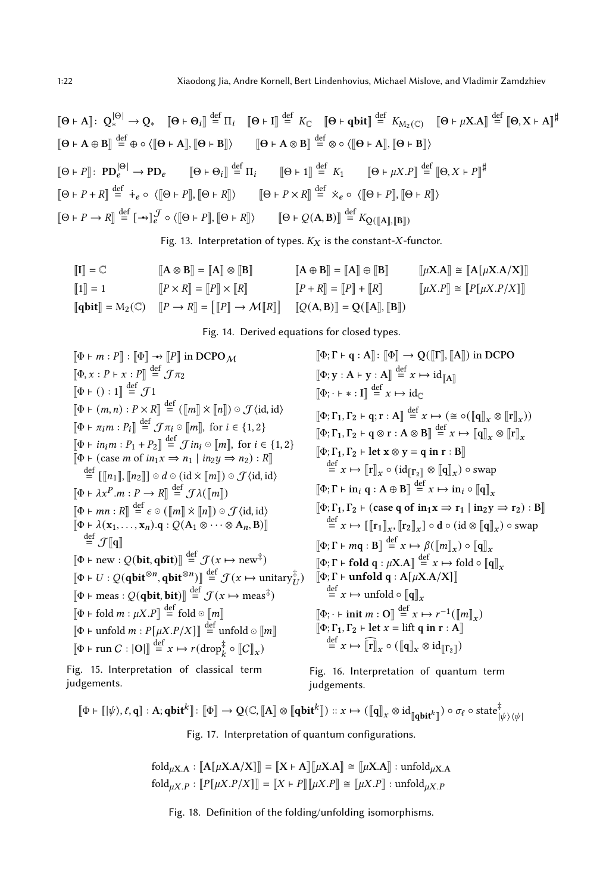$$[\![\mathbf{\Theta} \vdash \mathbf{A}]\!] \colon \mathbf{Q}_*^{|\mathbf{\Theta}|} \to \mathbf{Q}_* \quad [\![\mathbf{\Theta} \vdash \mathbf{\Theta}_i]\!] \stackrel{\text{def}}{=} \Pi_i \quad [\![\mathbf{\Theta} \vdash \mathbf{I}]\!] \stackrel{\text{def}}{=} K_{\mathbb{C}} \quad [\![\mathbf{\Theta} \vdash \mathbf{qbit}]\!] \stackrel{\text{def}}{=} K_{\mathrm{M}_2(\mathbb{C})} \quad [\![\mathbf{\Theta} \vdash \mu\mathbf{X}.\mathbf{A}]\!] \stackrel{\text{def}}{=} [\![\mathbf{\Theta}, \mathbf{X} \vdash \mathbf{A}]\!]^\sharp$$

$$[\![\mathbf{\Theta} \vdash \mathbf{A} \oplus \mathbf{B}]\!] \stackrel{\text{def}}{=} \oplus \circ \langle [\![\mathbf{\Theta} \vdash \mathbf{A}]\!], [\![\mathbf{\Theta} \vdash \mathbf{B}]\!] \rangle \qquad [\![\mathbf{\Theta} \vdash \mathbf{A} \otimes \mathbf{B}]\!] \stackrel{\text{def}}{=} \otimes \circ \langle [\![\mathbf{\Theta} \vdash \mathbf{A}]\!], [\![\mathbf{\Theta} \vdash \mathbf{B}]\!] \rangle$$

$$[\![\Theta \vdash P]\!] \colon \mathbf{PD}_e^{|\Theta|} \to \mathbf{PD}_e \qquad [\![\Theta \vdash \Theta_i]\!] \stackrel{\text{def}}{=} \Pi_i \qquad [\![\Theta \vdash 1]\!] \stackrel{\text{def}}{=} K_1 \qquad [\![\Theta \vdash \mu X.P]\!] \stackrel{\text{def}}{=} [\![\Theta, X \vdash P]\!]^\sharp$$

$$[\![\Theta \vdash P + R]\!] \stackrel{\text{def}}{=} \dot{+}_e \circ \langle [\![\Theta \vdash P]\!], [\![\Theta \vdash R]\!] \rangle \qquad [\![\Theta \vdash P \times R]\!] \stackrel{\text{def}}{=} \dot{\times}_e \circ \langle [\![\Theta \vdash P]\!], [\![\Theta \vdash R]\!] \rangle$$

$$[\![\Theta \vdash P \to R]\!] \stackrel{\text{def}}{=} [\twoheadrightarrow]_e^{\mathcal{J}} \circ \langle [\![\Theta \vdash P]\!], [\![\Theta \vdash R]\!] \rangle \qquad [\![\Theta \vdash Q(\mathbf{A}, \mathbf{B})]\!] \stackrel{\text{def}}{=} K_{\mathbf{Q}([\![\mathbf{A}]\!], [\![\mathbf{B}]\!])}$$

Fig. 13. Interpretation of types. $K_X$ is the constant-$X$-functor.

$$[\![\mathbf{I}]\!] = \mathbb{C} \qquad [\![\mathbf{A} \otimes \mathbf{B}]\!] = [\![\mathbf{A}]\!] \otimes [\![\mathbf{B}]\!] \qquad [\![\mathbf{A} \oplus \mathbf{B}]\!] = [\![\mathbf{A}]\!] \oplus [\![\mathbf{B}]\!] \qquad [\![\mu\mathbf{X}.\mathbf{A}]\!] \cong [\![\mathbf{A}[\mu\mathbf{X}.\mathbf{A}/\mathbf{X}]]\!]$$

$$[\![1]\!] = 1 \qquad [\![P \times R]\!] = [\![P]\!] \times [\![R]\!] \qquad [\![P + R]\!] = [\![P]\!] + [\![R]\!] \qquad [\![\mu X.P]\!] \cong [\![P[\mu X.P/X]]\!]$$

$$[\![\mathbf{qbit}]\!] = \mathrm{M}_2(\mathbb{C}) \qquad [\![P \to R]\!] = \big[ [\![P]\!] \to \mathcal{M}[\![R]\!] \big] \qquad [\![Q(\mathbf{A}, \mathbf{B})]\!] = \mathbf{Q}([\![\mathbf{A}]\!], [\![\mathbf{B}]\!])$$

Fig. 14. Derived equations for closed types.

$$[\![\Phi \vdash m : P]\!] : [\![\Phi]\!] \twoheadrightarrow [\![P]\!] \text{ in } \mathbf{DCPO}_{\mathcal{M}}$$
$$[\![\Phi, x : P \vdash x : P]\!] \stackrel{\text{def}}{=} \mathcal{J}\pi_2$$
$$[\![\Phi \vdash () : 1]\!] \stackrel{\text{def}}{=} \mathcal{J}1$$
$$[\![\Phi \vdash (m, n) : P \times R]\!] \stackrel{\text{def}}{=} ([\![m]\!] \dot{\times} [\![n]\!]) \odot \mathcal{J}\langle \mathrm{id}, \mathrm{id} \rangle$$
$$[\![\Phi \vdash \pi_i m : P_i]\!] \stackrel{\text{def}}{=} \mathcal{J}\pi_i \odot [\![m]\!], \text{ for } i \in \{1, 2\}$$
$$[\![\Phi \vdash in_i m : P_1 + P_2]\!] \stackrel{\text{def}}{=} \mathcal{J} in_i \odot [\![m]\!], \text{ for } i \in \{1, 2\}$$
$$[\![\Phi \vdash (\text{case } m \text{ of } in_1 x \Rightarrow n_1 \mid in_2 y \Rightarrow n_2) : R]\!] \stackrel{\text{def}}{=} [[\![n_1]\!], [\![n_2]\!]] \odot d \odot (\mathrm{id} \dot{\times} [\![m]\!]) \odot \mathcal{J}\langle \mathrm{id}, \mathrm{id} \rangle$$
$$[\![\Phi \vdash \lambda x^P.m : P \to R]\!] \stackrel{\text{def}}{=} \mathcal{J}\lambda([\![m]\!])$$
$$[\![\Phi \vdash mn : R]\!] \stackrel{\text{def}}{=} \epsilon \odot ([\![m]\!] \dot{\times} [\![n]\!]) \odot \mathcal{J}\langle \mathrm{id}, \mathrm{id} \rangle$$
$$[\![\Phi \vdash \lambda(\mathbf{x}_1, \ldots, \mathbf{x}_n).\mathbf{q} : Q(\mathbf{A}_1 \otimes \cdots \otimes \mathbf{A}_n, \mathbf{B})]\!] \stackrel{\text{def}}{=} \mathcal{J}[\![\mathbf{q}]\!]$$
$$[\![\Phi \vdash \text{new} : Q(\mathbf{bit}, \mathbf{qbit})]\!] \stackrel{\text{def}}{=} \mathcal{J}(x \mapsto \text{new}^\ddagger)$$
$$[\![\Phi \vdash U : Q(\mathbf{qbit}^{\otimes n}, \mathbf{qbit}^{\otimes n})]\!] \stackrel{\text{def}}{=} \mathcal{J}(x \mapsto \text{unitary}_U^\ddagger)$$
$$[\![\Phi \vdash \text{meas} : Q(\mathbf{qbit}, \mathbf{bit})]\!] \stackrel{\text{def}}{=} \mathcal{J}(x \mapsto \text{meas}^\ddagger)$$
$$[\![\Phi \vdash \text{fold } m : \mu X.P]\!] \stackrel{\text{def}}{=} \text{fold} \odot [\![m]\!]$$
$$[\![\Phi \vdash \text{unfold } m : P[\mu X.P/X]]\!] \stackrel{\text{def}}{=} \text{unfold} \odot [\![m]\!]$$
$$[\![\Phi \vdash \text{run } C : |\mathbf{O}|]\!] \stackrel{\text{def}}{=} x \mapsto r(\text{drop}_k^\ddagger \circ [\![C]\!]_x)$$

Fig. 15. Interpretation of classical term judgements.

$$[\![\Phi; \mathbf{\Gamma} \vdash \mathbf{q} : \mathbf{A}]\!] : [\![\Phi]\!] \to \mathbf{Q}([\![\mathbf{\Gamma}]\!], [\![\mathbf{A}]\!]) \text{ in } \mathbf{DCPO}$$
$$[\![\Phi; \mathbf{y} : \mathbf{A} \vdash \mathbf{y} : \mathbf{A}]\!] \stackrel{\text{def}}{=} x \mapsto \mathrm{id}_{[\![\mathbf{A}]\!]}$$
$$[\![\Phi; \cdot \vdash * : \mathbf{I}]\!] \stackrel{\text{def}}{=} x \mapsto \mathrm{id}_{\mathbb{C}}$$
$$[\![\Phi; \mathbf{\Gamma}_1, \mathbf{\Gamma}_2 \vdash \mathbf{q}; \mathbf{r} : \mathbf{A}]\!] \stackrel{\text{def}}{=} x \mapsto (\cong \circ ([\![\mathbf{q}]\!]_x \otimes [\![\mathbf{r}]\!]_x))$$
$$[\![\Phi; \mathbf{\Gamma}_1, \mathbf{\Gamma}_2 \vdash \mathbf{q} \otimes \mathbf{r} : \mathbf{A} \otimes \mathbf{B}]\!] \stackrel{\text{def}}{=} x \mapsto [\![\mathbf{q}]\!]_x \otimes [\![\mathbf{r}]\!]_x$$
$$[\![\Phi; \mathbf{\Gamma}_1, \mathbf{\Gamma}_2 \vdash \mathbf{let}\ \mathbf{x} \otimes \mathbf{y} = \mathbf{q}\ \mathbf{in}\ \mathbf{r} : \mathbf{B}]\!] \stackrel{\text{def}}{=} x \mapsto [\![\mathbf{r}]\!]_x \circ (\mathrm{id}_{[\![\mathbf{\Gamma}_2]\!]} \otimes [\![\mathbf{q}]\!]_x) \circ \text{swap}$$
$$[\![\Phi; \mathbf{\Gamma} \vdash \mathbf{in}_i\ \mathbf{q} : \mathbf{A} \oplus \mathbf{B}]\!] \stackrel{\text{def}}{=} x \mapsto \mathbf{in}_i \circ [\![\mathbf{q}]\!]_x$$
$$[\![\Phi; \mathbf{\Gamma}_1, \mathbf{\Gamma}_2 \vdash (\mathbf{case}\ \mathbf{q}\ \mathbf{of}\ \mathbf{in}_1\mathbf{x} \Rightarrow \mathbf{r}_1 \mid \mathbf{in}_2\mathbf{y} \Rightarrow \mathbf{r}_2) : \mathbf{B}]\!] \stackrel{\text{def}}{=} x \mapsto [[\![\mathbf{r}_1]\!]_x, [\![\mathbf{r}_2]\!]_x] \circ \mathbf{d} \circ (\mathrm{id} \otimes [\![\mathbf{q}]\!]_x) \circ \text{swap}$$
$$[\![\Phi; \mathbf{\Gamma} \vdash m\mathbf{q} : \mathbf{B}]\!] \stackrel{\text{def}}{=} x \mapsto \beta([\![m]\!]_x) \circ [\![\mathbf{q}]\!]_x$$
$$[\![\Phi; \mathbf{\Gamma} \vdash \mathbf{fold}\ \mathbf{q} : \mu\mathbf{X}.\mathbf{A}]\!] \stackrel{\text{def}}{=} x \mapsto \text{fold} \circ [\![\mathbf{q}]\!]_x$$
$$[\![\Phi; \mathbf{\Gamma} \vdash \mathbf{unfold}\ \mathbf{q} : \mathbf{A}[\mu\mathbf{X}.\mathbf{A}/\mathbf{X}]]\!] \stackrel{\text{def}}{=} x \mapsto \text{unfold} \circ [\![\mathbf{q}]\!]_x$$
$$[\![\Phi; \cdot \vdash \mathbf{init}\ m : \mathbf{O}]\!] \stackrel{\text{def}}{=} x \mapsto r^{-1}([\![m]\!]_x)$$
$$[\![\Phi; \mathbf{\Gamma}_1, \mathbf{\Gamma}_2 \vdash \mathbf{let}\ x = \text{lift}\ \mathbf{q}\ \mathbf{in}\ \mathbf{r} : \mathbf{A}]\!] \stackrel{\text{def}}{=} x \mapsto \widehat{[\![\mathbf{r}]\!]} \circ ([\![\mathbf{q}]\!]_x \otimes \mathrm{id}_{[\![\mathbf{\Gamma}_2]\!]})$$

Fig. 16. Interpretation of quantum term judgements.

$$[\![\Phi \vdash [|\psi\rangle, \ell, \mathbf{q}] : \mathbf{A}; \mathbf{qbit}^k]\!] : [\![\Phi]\!] \to \mathbf{Q}(\mathbb{C}, [\![\mathbf{A}]\!] \otimes [\![\mathbf{qbit}^k]\!]) :: x \mapsto ([\![\mathbf{q}]\!]_x \otimes \mathrm{id}_{[\![\mathbf{qbit}^k]\!]}) \circ \sigma_\ell \circ \text{state}^\ddagger_{|\psi\rangle\langle\psi|}$$

Fig. 17. Interpretation of quantum configurations.

$$\text{fold}_{\mu\mathbf{X}.\mathbf{A}} : [\![\mathbf{A}[\mu\mathbf{X}.\mathbf{A}/\mathbf{X}]]\!] = [\![\mathbf{X} \vdash \mathbf{A}]\!][\![\mu\mathbf{X}.\mathbf{A}]\!] \cong [\![\mu\mathbf{X}.\mathbf{A}]\!] : \text{unfold}_{\mu\mathbf{X}.\mathbf{A}}$$
$$\text{fold}_{\mu X.P} : [\![P[\mu X.P/X]]\!] = [\![X \vdash P]\!][\![\mu X.P]\!] \cong [\![\mu X.P]\!] : \text{unfold}_{\mu X.P}$$

Fig. 18. Definition of the folding/unfolding isomorphisms.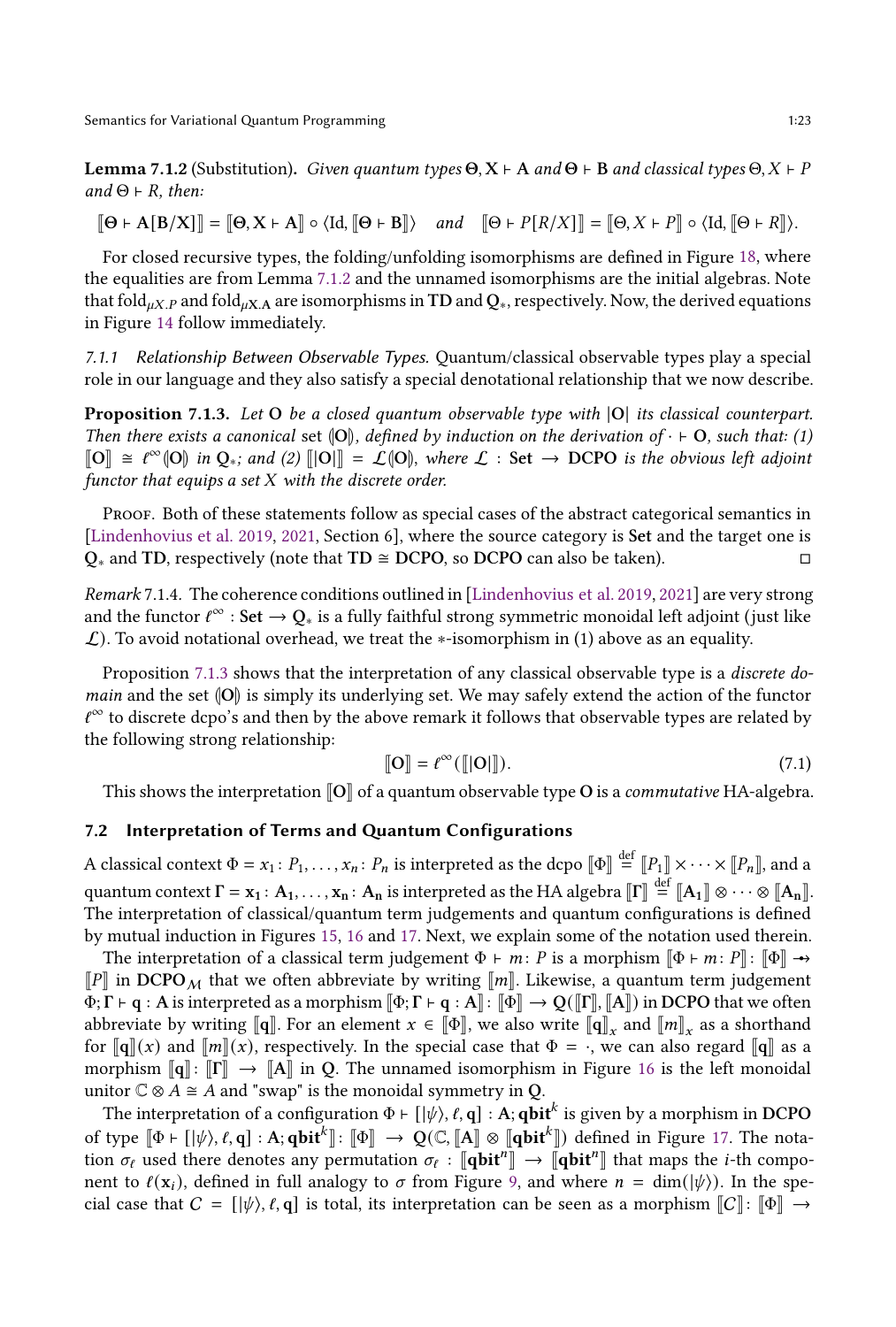**Lemma 7.1.2** (Substitution). *Given quantum types* $\mathbf{\Theta}, \mathbf{X} \vdash \mathbf{A}$ *and* $\mathbf{\Theta} \vdash \mathbf{B}$ *and classical types* $\Theta, X \vdash P$ *and* $\Theta \vdash R$*, then:*

$$[\![\mathbf{\Theta} \vdash \mathbf{A}[\mathbf{B}/\mathbf{X}]]\!] = [\![\mathbf{\Theta}, \mathbf{X} \vdash \mathbf{A}]\!] \circ \langle \mathrm{Id}, [\![\mathbf{\Theta} \vdash \mathbf{B}]\!] \rangle \quad \textit{and} \quad [\![\Theta \vdash P[R/X]]\!] = [\![\Theta, X \vdash P]\!] \circ \langle \mathrm{Id}, [\![\Theta \vdash R]\!] \rangle.$$

For closed recursive types, the folding/unfolding isomorphisms are defined in Figure 18, where the equalities are from Lemma 7.1.2 and the unnamed isomorphisms are the initial algebras. Note that $\mathrm{fold}_{\mu X.P}$ and $\mathrm{fold}_{\mu \mathbf{X}.\mathbf{A}}$ are isomorphisms in **TD** and $\mathbf{Q}_*$, respectively. Now, the derived equations in Figure 14 follow immediately.

### 7.1.1 Relationship Between Observable Types.

Quantum/classical observable types play a special role in our language and they also satisfy a special denotational relationship that we now describe.

**Proposition 7.1.3.** *Let* $\mathbf{O}$ *be a closed quantum observable type with* $|\mathbf{O}|$ *its classical counterpart. Then there exists a canonical* set $(\!|\mathbf{O}|\!)$*, defined by induction on the derivation of* $\cdot \vdash \mathbf{O}$*, such that: (1)* $[\![\mathbf{O}]\!] \cong \ell^\infty(\!|\mathbf{O}|\!)$ *in* $\mathbf{Q}_*$*; and (2)* $[\![|\mathbf{O}|]\!] = \mathcal{L}(\!|\mathbf{O}|\!)$*, where* $\mathcal{L} : \mathbf{Set} \to \mathbf{DCPO}$ *is the obvious left adjoint functor that equips a set* $X$ *with the discrete order.*

Proof. Both of these statements follow as special cases of the abstract categorical semantics in [Lindenhovius et al. 2019, 2021, Section 6], where the source category is **Set** and the target one is $\mathbf{Q}_*$ and **TD**, respectively (note that $\mathbf{TD} \cong \mathbf{DCPO}$, so **DCPO** can also be taken). □

*Remark* 7.1.4. The coherence conditions outlined in [Lindenhovius et al. 2019, 2021] are very strong and the functor $\ell^\infty : \mathbf{Set} \to \mathbf{Q}_*$ is a fully faithful strong symmetric monoidal left adjoint (just like $\mathcal{L}$). To avoid notational overhead, we treat the $*$-isomorphism in (1) above as an equality.

Proposition 7.1.3 shows that the interpretation of any classical observable type is a *discrete domain* and the set $(\!|\mathbf{O}|\!)$ is simply its underlying set. We may safely extend the action of the functor $\ell^\infty$ to discrete dcpo's and then by the above remark it follows that observable types are related by the following strong relationship:

$$[\![\mathbf{O}]\!] = \ell^\infty([\![|\mathbf{O}|]\!]). \tag{7.1}$$

This shows the interpretation $[\![\mathbf{O}]\!]$ of a quantum observable type $\mathbf{O}$ is a *commutative* HA-algebra.

## 7.2 Interpretation of Terms and Quantum Configurations

A classical context $\Phi = x_1 : P_1, \ldots, x_n : P_n$ is interpreted as the dcpo $[\![\Phi]\!] \stackrel{\text{def}}{=} [\![P_1]\!] \times \cdots \times [\![P_n]\!]$, and a quantum context $\mathbf{\Gamma} = \mathbf{x_1} : \mathbf{A_1}, \ldots, \mathbf{x_n} : \mathbf{A_n}$ is interpreted as the HA algebra $[\![\mathbf{\Gamma}]\!] \stackrel{\text{def}}{=} [\![\mathbf{A_1}]\!] \otimes \cdots \otimes [\![\mathbf{A_n}]\!]$. The interpretation of classical/quantum term judgements and quantum configurations is defined by mutual induction in Figures 15, 16 and 17. Next, we explain some of the notation used therein.

The interpretation of a classical term judgement $\Phi \vdash m : P$ is a morphism $[\![\Phi \vdash m : P]\!] : [\![\Phi]\!] \to\!\!\!\!\to [\![P]\!]$ in $\mathbf{DCPO}_{\mathcal{M}}$ that we often abbreviate by writing $[\![m]\!]$. Likewise, a quantum term judgement $\Phi; \mathbf{\Gamma} \vdash \mathbf{q} : \mathbf{A}$ is interpreted as a morphism $[\![\Phi; \mathbf{\Gamma} \vdash \mathbf{q} : \mathbf{A}]\!] : [\![\Phi]\!] \to \mathbf{Q}([\![\mathbf{\Gamma}]\!], [\![\mathbf{A}]\!])$ in **DCPO** that we often abbreviate by writing $[\![\mathbf{q}]\!]$. For an element $x \in [\![\Phi]\!]$, we also write $[\![\mathbf{q}]\!]_x$ and $[\![m]\!]_x$ as a shorthand for $[\![\mathbf{q}]\!](x)$ and $[\![m]\!](x)$, respectively. In the special case that $\Phi = \cdot$, we can also regard $[\![\mathbf{q}]\!]$ as a morphism $[\![\mathbf{q}]\!] : [\![\mathbf{\Gamma}]\!] \to [\![\mathbf{A}]\!]$ in $\mathbf{Q}$. The unnamed isomorphism in Figure 16 is the left monoidal unitor $\mathbb{C} \otimes A \cong A$ and "swap" is the monoidal symmetry in $\mathbf{Q}$.

The interpretation of a configuration $\Phi \vdash [|\psi\rangle, \ell, \mathbf{q}] : \mathbf{A}; \mathbf{qbit}^k$ is given by a morphism in **DCPO** of type $[\![\Phi \vdash [|\psi\rangle, \ell, \mathbf{q}] : \mathbf{A}; \mathbf{qbit}^k]\!] : [\![\Phi]\!] \to \mathbf{Q}(\mathbb{C}, [\![\mathbf{A}]\!] \otimes [\![\mathbf{qbit}^k]\!])$ defined in Figure 17. The notation $\sigma_\ell$ used there denotes any permutation $\sigma_\ell : [\![\mathbf{qbit}^n]\!] \to [\![\mathbf{qbit}^n]\!]$ that maps the $i$-th component to $\ell(\mathbf{x}_i)$, defined in full analogy to $\sigma$ from Figure 9, and where $n = \dim(|\psi\rangle)$. In the special case that $C = [|\psi\rangle, \ell, \mathbf{q}]$ is total, its interpretation can be seen as a morphism $[\![C]\!] : [\![\Phi]\!] \to$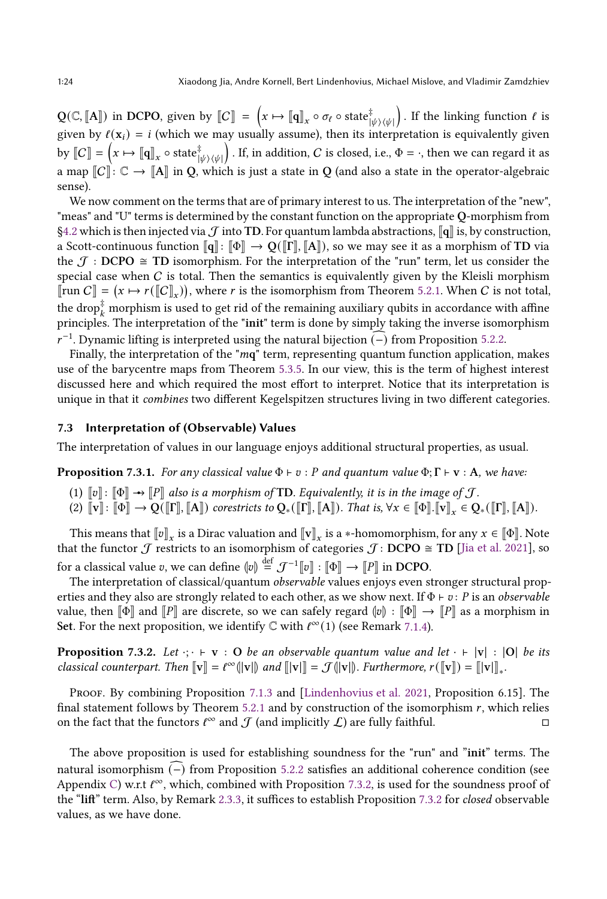$\mathbf{Q}(\mathbb{C}, [\![\mathbf{A}]\!])$ in **DCPO**, given by $[\![C]\!] = \left(x \mapsto [\![\mathbf{q}]\!]_x \circ \sigma_\ell \circ \mathrm{state}^{\ddagger}_{|\psi\rangle\langle\psi|}\right)$. If the linking function $\ell$ is given by $\ell(\mathbf{x}_i) = i$ (which we may usually assume), then its interpretation is equivalently given by $[\![C]\!] = \left(x \mapsto [\![\mathbf{q}]\!]_x \circ \mathrm{state}^{\ddagger}_{|\psi\rangle\langle\psi|}\right)$. If, in addition, $C$ is closed, i.e., $\Phi = \cdot$, then we can regard it as a map $[\![C]\!] \colon \mathbb{C} \to [\![\mathbf{A}]\!]$ in $\mathbf{Q}$, which is just a state in $\mathbf{Q}$ (and also a state in the operator-algebraic sense).

We now comment on the terms that are of primary interest to us. The interpretation of the "new", "meas" and "U" terms is determined by the constant function on the appropriate $\mathbf{Q}$-morphism from §4.2 which is then injected via $\mathcal{J}$ into **TD**. For quantum lambda abstractions, $[\![\mathbf{q}]\!]$ is, by construction, a Scott-continuous function $[\![\mathbf{q}]\!] \colon [\![\Phi]\!] \to \mathbf{Q}([\![\Gamma]\!], [\![\mathbf{A}]\!])$, so we may see it as a morphism of **TD** via the $\mathcal{J} : \mathbf{DCPO} \cong \mathbf{TD}$ isomorphism. For the interpretation of the "run" term, let us consider the special case when $C$ is total. Then the semantics is equivalently given by the Kleisli morphism $[\![\mathrm{run}\ C]\!] = \left(x \mapsto r([\![C]\!]_x)\right)$, where $r$ is the isomorphism from Theorem 5.2.1. When $C$ is not total, the $\mathrm{drop}^{\ddagger}_k$ morphism is used to get rid of the remaining auxiliary qubits in accordance with affine principles. The interpretation of the "**init**" term is done by simply taking the inverse isomorphism $r^{-1}$. Dynamic lifting is interpreted using the natural bijection $\widehat{(-)}$ from Proposition 5.2.2.

Finally, the interpretation of the "$m\mathbf{q}$" term, representing quantum function application, makes use of the barycentre maps from Theorem 5.3.5. In our view, this is the term of highest interest discussed here and which required the most effort to interpret. Notice that its interpretation is unique in that it *combines* two different Kegelspitzen structures living in two different categories.

### 7.3 Interpretation of (Observable) Values

The interpretation of values in our language enjoys additional structural properties, as usual.

**Proposition 7.3.1.** *For any classical value $\Phi \vdash v : P$ and quantum value $\Phi; \Gamma \vdash \mathbf{v} : \mathbf{A}$, we have:*

(1) *$[\![v]\!] \colon [\![\Phi]\!] \twoheadrightarrow [\![P]\!]$ also is a morphism of* **TD***. Equivalently, it is in the image of $\mathcal{J}$.*
(2) *$[\![\mathbf{v}]\!] \colon [\![\Phi]\!] \to \mathbf{Q}([\![\Gamma]\!], [\![\mathbf{A}]\!])$ corestricts to $\mathbf{Q}_*([\![\Gamma]\!], [\![\mathbf{A}]\!])$. That is, $\forall x \in [\![\Phi]\!]. [\![\mathbf{v}]\!]_x \in \mathbf{Q}_*([\![\Gamma]\!], [\![\mathbf{A}]\!])$.*

This means that $[\![v]\!]_x$ is a Dirac valuation and $[\![\mathbf{v}]\!]_x$ is a $*$-homomorphism, for any $x \in [\![\Phi]\!]$. Note that the functor $\mathcal{J}$ restricts to an isomorphism of categories $\mathcal{J} : \mathbf{DCPO} \cong \mathbf{TD}$ [Jia et al. 2021], so for a classical value $v$, we can define $(\!|v|\!) \stackrel{\mathrm{def}}{=} \mathcal{J}^{-1}[\![v]\!] : [\![\Phi]\!] \to [\![P]\!]$ in **DCPO**.

The interpretation of classical/quantum *observable* values enjoys even stronger structural properties and they also are strongly related to each other, as we show next. If $\Phi \vdash v \colon P$ is an *observable* value, then $[\![\Phi]\!]$ and $[\![P]\!]$ are discrete, so we can safely regard $(\!|v|\!) : [\![\Phi]\!] \to [\![P]\!]$ as a morphism in **Set**. For the next proposition, we identify $\mathbb{C}$ with $\ell^\infty(1)$ (see Remark 7.1.4).

**Proposition 7.3.2.** *Let $\cdot; \cdot \vdash \mathbf{v} : \mathbf{O}$ be an observable quantum value and let $\cdot \vdash |\mathbf{v}| : |\mathbf{O}|$ be its classical counterpart. Then $[\![\mathbf{v}]\!] = \ell^\infty(\!|\,|\mathbf{v}|\,|\!)$ and $[\![|\mathbf{v}|]\!] = \mathcal{J}(\!|\,|\mathbf{v}|\,|\!)$. Furthermore, $r([\![\mathbf{v}]\!]) = [\![|\mathbf{v}|]\!]_*$.*

Proof. By combining Proposition 7.1.3 and [Lindenhovius et al. 2021, Proposition 6.15]. The final statement follows by Theorem 5.2.1 and by construction of the isomorphism $r$, which relies on the fact that the functors $\ell^\infty$ and $\mathcal{J}$ (and implicitly $\mathcal{L}$) are fully faithful. □

The above proposition is used for establishing soundness for the "run" and "**init**" terms. The natural isomorphism $\widehat{(-)}$ from Proposition 5.2.2 satisfies an additional coherence condition (see Appendix C) w.r.t $\ell^\infty$, which, combined with Proposition 7.3.2, is used for the soundness proof of the "**lift**" term. Also, by Remark 2.3.3, it suffices to establish Proposition 7.3.2 for *closed* observable values, as we have done.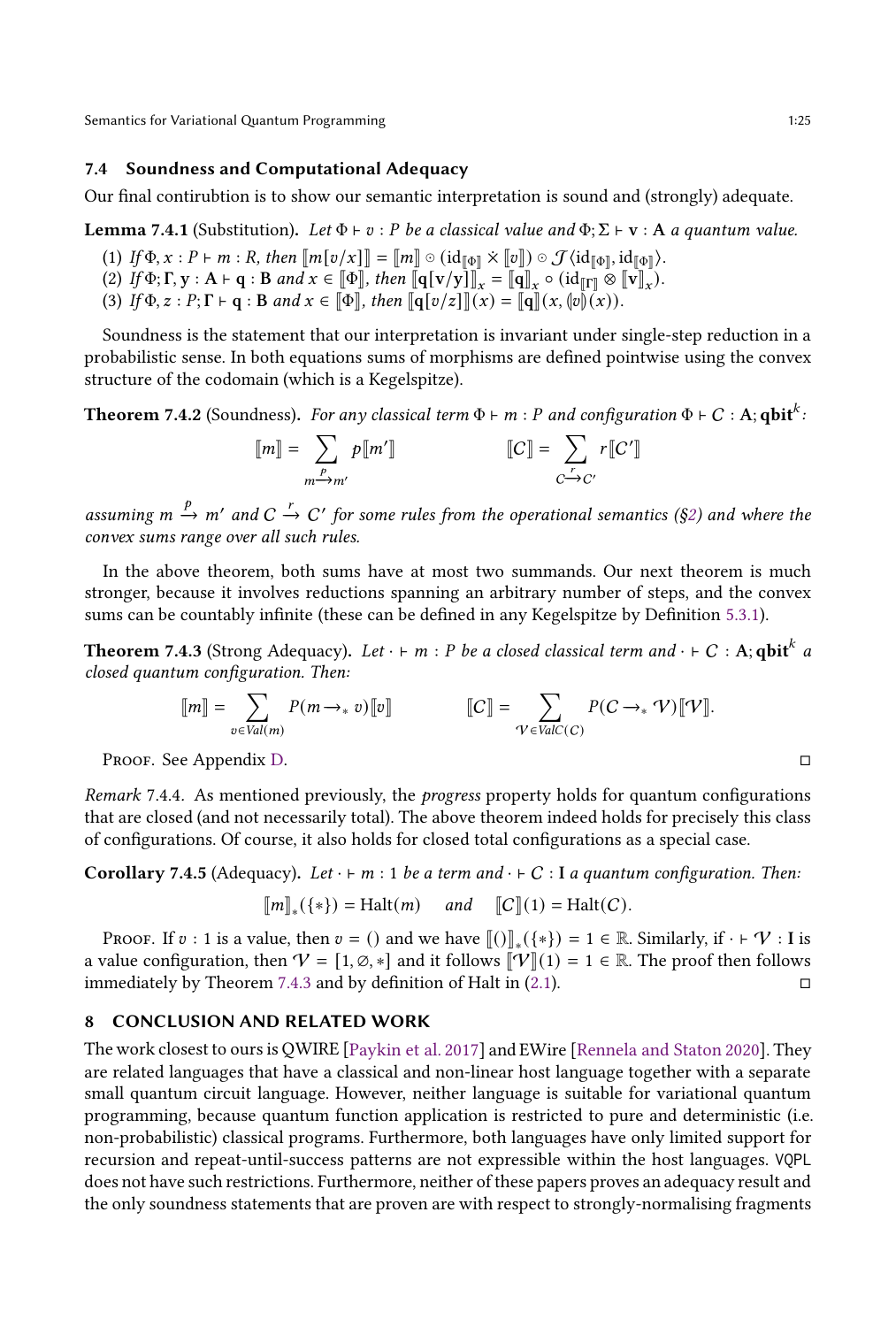### 7.4 Soundness and Computational Adequacy

Our final contirubtion is to show our semantic interpretation is sound and (strongly) adequate.

**Lemma 7.4.1** (Substitution). *Let $\Phi \vdash v : P$ be a classical value and $\Phi; \Sigma \vdash \mathbf{v} : \mathbf{A}$ a quantum value.*

1. *If $\Phi, x : P \vdash m : R$, then $[\![m[v/x]]\!] = [\![m]\!] \odot (\mathrm{id}_{[\![\Phi]\!]} \dot{\times} [\![v]\!]) \odot \mathcal{J}\langle \mathrm{id}_{[\![\Phi]\!]}, \mathrm{id}_{[\![\Phi]\!]}\rangle$.*
2. *If $\Phi; \Gamma, \mathbf{y} : \mathbf{A} \vdash \mathbf{q} : \mathbf{B}$ and $x \in [\![\Phi]\!]$, then $[\![\mathbf{q}[\mathbf{v}/\mathbf{y}]]\!]_x = [\![\mathbf{q}]\!]_x \circ (\mathrm{id}_{[\![\Gamma]\!]} \otimes [\![\mathbf{v}]\!]_x)$.*
3. *If $\Phi, z : P; \Gamma \vdash \mathbf{q} : \mathbf{B}$ and $x \in [\![\Phi]\!]$, then $[\![\mathbf{q}[v/z]]\!](x) = [\![\mathbf{q}]\!](x, (\!|v|\!)(x))$.*

Soundness is the statement that our interpretation is invariant under single-step reduction in a probabilistic sense. In both equations sums of morphisms are defined pointwise using the convex structure of the codomain (which is a Kegelspitze).

**Theorem 7.4.2** (Soundness). *For any classical term $\Phi \vdash m : P$ and configuration $\Phi \vdash C : \mathbf{A}; \mathbf{qbit}^k$:*

$$[\![m]\!] = \sum_{m \xrightarrow{p} m'} p[\![m']\!] \qquad\qquad [\![C]\!] = \sum_{C \xrightarrow{r} C'} r[\![C']\!]$$

*assuming $m \xrightarrow{p} m'$ and $C \xrightarrow{r} C'$ for some rules from the operational semantics (§2) and where the convex sums range over all such rules.*

In the above theorem, both sums have at most two summands. Our next theorem is much stronger, because it involves reductions spanning an arbitrary number of steps, and the convex sums can be countably infinite (these can be defined in any Kegelspitze by Definition 5.3.1).

**Theorem 7.4.3** (Strong Adequacy). *Let $\cdot \vdash m : P$ be a closed classical term and $\cdot \vdash C : \mathbf{A}; \mathbf{qbit}^k$ a closed quantum configuration. Then:*

$$[\![m]\!] = \sum_{v \in Val(m)} P(m \rightarrow_* v)[\![v]\!] \qquad\qquad [\![C]\!] = \sum_{\mathcal{V} \in ValC(C)} P(C \rightarrow_* \mathcal{V})[\![\mathcal{V}]\!].$$

Proof. See Appendix D. ◻

*Remark* 7.4.4. As mentioned previously, the *progress* property holds for quantum configurations that are closed (and not necessarily total). The above theorem indeed holds for precisely this class of configurations. Of course, it also holds for closed total configurations as a special case.

**Corollary 7.4.5** (Adequacy). *Let $\cdot \vdash m : 1$ be a term and $\cdot \vdash C : \mathbf{I}$ a quantum configuration. Then:*

$$[\![m]\!]_*(\{*\}) = \mathrm{Halt}(m) \quad \text{ and } \quad [\![C]\!](1) = \mathrm{Halt}(C).$$

Proof. If $v : 1$ is a value, then $v = ()$ and we have $[\![()]\!]_*(\{*\}) = 1 \in \mathbb{R}$. Similarly, if $\cdot \vdash \mathcal{V} : \mathbf{I}$ is a value configuration, then $\mathcal{V} = [1, \varnothing, *]$ and it follows $[\![\mathcal{V}]\!](1) = 1 \in \mathbb{R}$. The proof then follows immediately by Theorem 7.4.3 and by definition of Halt in (2.1). ◻

## 8 CONCLUSION AND RELATED WORK

The work closest to ours is QWIRE [Paykin et al. 2017] and EWire [Rennela and Staton 2020]. They are related languages that have a classical and non-linear host language together with a separate small quantum circuit language. However, neither language is suitable for variational quantum programming, because quantum function application is restricted to pure and deterministic (i.e. non-probabilistic) classical programs. Furthermore, both languages have only limited support for recursion and repeat-until-success patterns are not expressible within the host languages. VQPL does not have such restrictions. Furthermore, neither of these papers proves an adequacy result and the only soundness statements that are proven are with respect to strongly-normalising fragments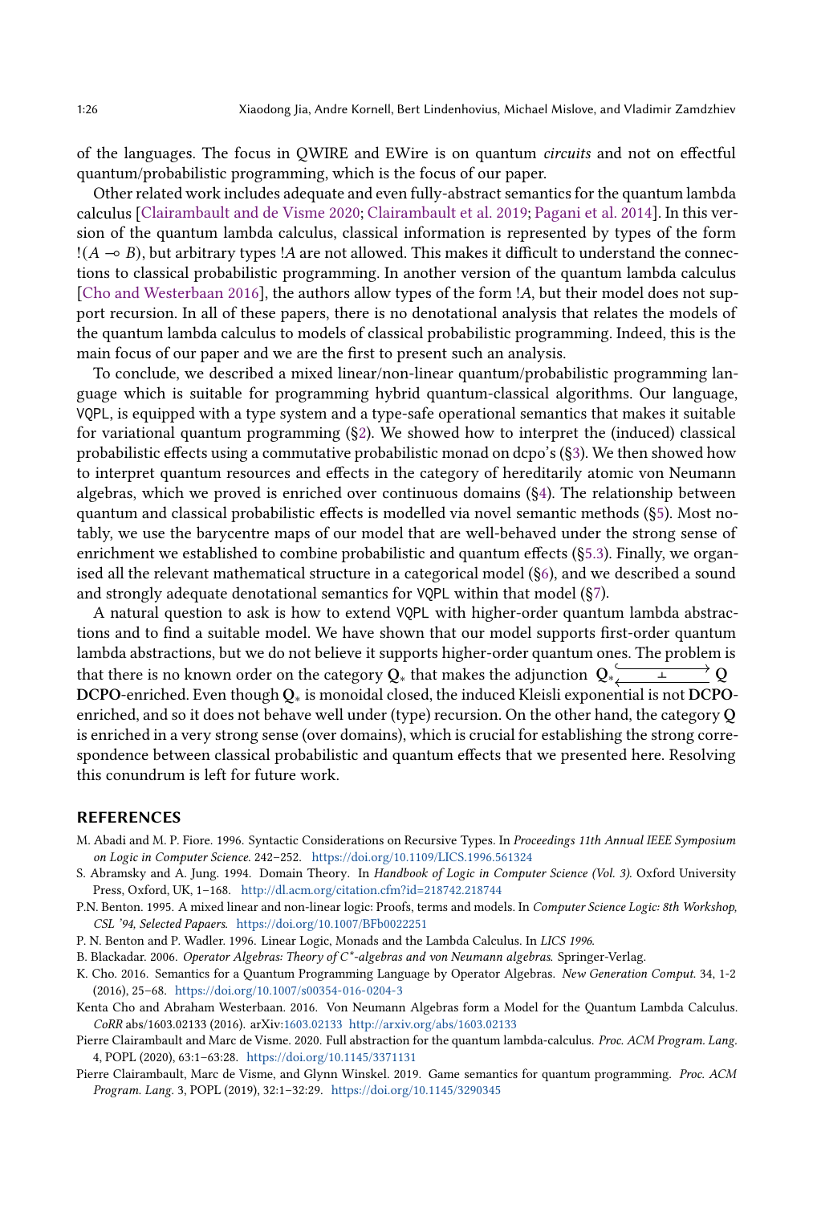of the languages. The focus in QWIRE and EWire is on quantum *circuits* and not on effectful quantum/probabilistic programming, which is the focus of our paper.

Other related work includes adequate and even fully-abstract semantics for the quantum lambda calculus [Clairambault and de Visme 2020; Clairambault et al. 2019; Pagani et al. 2014]. In this version of the quantum lambda calculus, classical information is represented by types of the form $!(A \multimap B)$, but arbitrary types $!A$ are not allowed. This makes it difficult to understand the connections to classical probabilistic programming. In another version of the quantum lambda calculus [Cho and Westerbaan 2016], the authors allow types of the form $!A$, but their model does not support recursion. In all of these papers, there is no denotational analysis that relates the models of the quantum lambda calculus to models of classical probabilistic programming. Indeed, this is the main focus of our paper and we are the first to present such an analysis.

To conclude, we described a mixed linear/non-linear quantum/probabilistic programming language which is suitable for programming hybrid quantum-classical algorithms. Our language, VQPL, is equipped with a type system and a type-safe operational semantics that makes it suitable for variational quantum programming (§2). We showed how to interpret the (induced) classical probabilistic effects using a commutative probabilistic monad on dcpo's (§3). We then showed how to interpret quantum resources and effects in the category of hereditarily atomic von Neumann algebras, which we proved is enriched over continuous domains (§4). The relationship between quantum and classical probabilistic effects is modelled via novel semantic methods (§5). Most notably, we use the barycentre maps of our model that are well-behaved under the strong sense of enrichment we established to combine probabilistic and quantum effects (§5.3). Finally, we organised all the relevant mathematical structure in a categorical model (§6), and we described a sound and strongly adequate denotational semantics for VQPL within that model (§7).

A natural question to ask is how to extend VQPL with higher-order quantum lambda abstractions and to find a suitable model. We have shown that our model supports first-order quantum lambda abstractions, but we do not believe it supports higher-order quantum ones. The problem is that there is no known order on the category $\mathbf{Q}_*$ that makes the adjunction $\mathbf{Q}_* \underset{\perp}{\rightleftarrows} \mathbf{Q}$ **DCPO**-enriched. Even though $\mathbf{Q}_*$ is monoidal closed, the induced Kleisli exponential is not **DCPO**-enriched, and so it does not behave well under (type) recursion. On the other hand, the category $\mathbf{Q}$ is enriched in a very strong sense (over domains), which is crucial for establishing the strong correspondence between classical probabilistic and quantum effects that we presented here. Resolving this conundrum is left for future work.

## REFERENCES

M. Abadi and M. P. Fiore. 1996. Syntactic Considerations on Recursive Types. In *Proceedings 11th Annual IEEE Symposium on Logic in Computer Science.* 242–252. https://doi.org/10.1109/LICS.1996.561324

S. Abramsky and A. Jung. 1994. Domain Theory. In *Handbook of Logic in Computer Science (Vol. 3).* Oxford University Press, Oxford, UK, 1–168. http://dl.acm.org/citation.cfm?id=218742.218744

P.N. Benton. 1995. A mixed linear and non-linear logic: Proofs, terms and models. In *Computer Science Logic: 8th Workshop, CSL '94, Selected Papaers.* https://doi.org/10.1007/BFb0022251

P. N. Benton and P. Wadler. 1996. Linear Logic, Monads and the Lambda Calculus. In *LICS 1996.*

B. Blackadar. 2006. *Operator Algebras: Theory of C\*-algebras and von Neumann algebras.* Springer-Verlag.

K. Cho. 2016. Semantics for a Quantum Programming Language by Operator Algebras. *New Generation Comput.* 34, 1-2 (2016), 25–68. https://doi.org/10.1007/s00354-016-0204-3

Kenta Cho and Abraham Westerbaan. 2016. Von Neumann Algebras form a Model for the Quantum Lambda Calculus. *CoRR* abs/1603.02133 (2016). arXiv:1603.02133 http://arxiv.org/abs/1603.02133

Pierre Clairambault and Marc de Visme. 2020. Full abstraction for the quantum lambda-calculus. *Proc. ACM Program. Lang.* 4, POPL (2020), 63:1–63:28. https://doi.org/10.1145/3371131

Pierre Clairambault, Marc de Visme, and Glynn Winskel. 2019. Game semantics for quantum programming. *Proc. ACM Program. Lang.* 3, POPL (2019), 32:1–32:29. https://doi.org/10.1145/3290345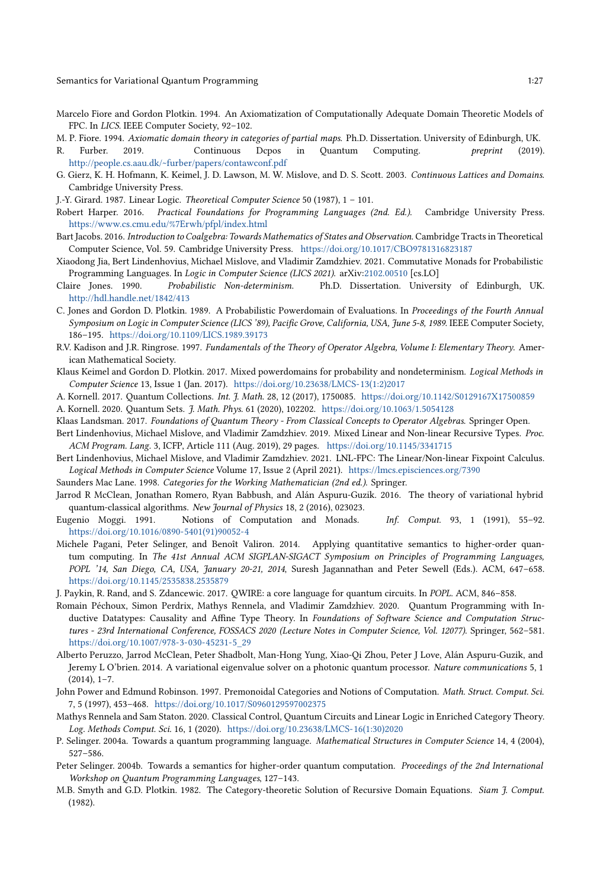Marcelo Fiore and Gordon Plotkin. 1994. An Axiomatization of Computationally Adequate Domain Theoretic Models of FPC. In *LICS*. IEEE Computer Society, 92–102.

M. P. Fiore. 1994. *Axiomatic domain theory in categories of partial maps*. Ph.D. Dissertation. University of Edinburgh, UK.

R. Furber. 2019. Continuous Dcpos in Quantum Computing. *preprint* (2019). http://people.cs.aau.dk/~furber/papers/contawconf.pdf

G. Gierz, K. H. Hofmann, K. Keimel, J. D. Lawson, M. W. Mislove, and D. S. Scott. 2003. *Continuous Lattices and Domains*. Cambridge University Press.

J.-Y. Girard. 1987. Linear Logic. *Theoretical Computer Science* 50 (1987), 1 – 101.

Robert Harper. 2016. *Practical Foundations for Programming Languages (2nd. Ed.)*. Cambridge University Press. https://www.cs.cmu.edu/%7Erwh/pfpl/index.html

Bart Jacobs. 2016. *Introduction to Coalgebra: Towards Mathematics of States and Observation*. Cambridge Tracts in Theoretical Computer Science, Vol. 59. Cambridge University Press. https://doi.org/10.1017/CBO9781316823187

Xiaodong Jia, Bert Lindenhovius, Michael Mislove, and Vladimir Zamdzhiev. 2021. Commutative Monads for Probabilistic Programming Languages. In *Logic in Computer Science (LICS 2021)*. arXiv:2102.00510 [cs.LO]

Claire Jones. 1990. *Probabilistic Non-determinism*. Ph.D. Dissertation. University of Edinburgh, UK. http://hdl.handle.net/1842/413

C. Jones and Gordon D. Plotkin. 1989. A Probabilistic Powerdomain of Evaluations. In *Proceedings of the Fourth Annual Symposium on Logic in Computer Science (LICS '89), Pacific Grove, California, USA, June 5-8, 1989*. IEEE Computer Society, 186–195. https://doi.org/10.1109/LICS.1989.39173

R.V. Kadison and J.R. Ringrose. 1997. *Fundamentals of the Theory of Operator Algebra, Volume I: Elementary Theory*. American Mathematical Society.

Klaus Keimel and Gordon D. Plotkin. 2017. Mixed powerdomains for probability and nondeterminism. *Logical Methods in Computer Science* 13, Issue 1 (Jan. 2017). https://doi.org/10.23638/LMCS-13(1:2)2017

A. Kornell. 2017. Quantum Collections. *Int. J. Math.* 28, 12 (2017), 1750085. https://doi.org/10.1142/S0129167X17500859

A. Kornell. 2020. Quantum Sets. *J. Math. Phys.* 61 (2020), 102202. https://doi.org/10.1063/1.5054128

Klaas Landsman. 2017. *Foundations of Quantum Theory - From Classical Concepts to Operator Algebras*. Springer Open.

Bert Lindenhovius, Michael Mislove, and Vladimir Zamdzhiev. 2019. Mixed Linear and Non-linear Recursive Types. *Proc. ACM Program. Lang.* 3, ICFP, Article 111 (Aug. 2019), 29 pages. https://doi.org/10.1145/3341715

Bert Lindenhovius, Michael Mislove, and Vladimir Zamdzhiev. 2021. LNL-FPC: The Linear/Non-linear Fixpoint Calculus. *Logical Methods in Computer Science* Volume 17, Issue 2 (April 2021). https://lmcs.episciences.org/7390

Saunders Mac Lane. 1998. *Categories for the Working Mathematician (2nd ed.)*. Springer.

Jarrod R McClean, Jonathan Romero, Ryan Babbush, and Alán Aspuru-Guzik. 2016. The theory of variational hybrid quantum-classical algorithms. *New Journal of Physics* 18, 2 (2016), 023023.

Eugenio Moggi. 1991. Notions of Computation and Monads. *Inf. Comput.* 93, 1 (1991), 55–92. https://doi.org/10.1016/0890-5401(91)90052-4

Michele Pagani, Peter Selinger, and Benoît Valiron. 2014. Applying quantitative semantics to higher-order quantum computing. In *The 41st Annual ACM SIGPLAN-SIGACT Symposium on Principles of Programming Languages, POPL '14, San Diego, CA, USA, January 20-21, 2014*, Suresh Jagannathan and Peter Sewell (Eds.). ACM, 647–658. https://doi.org/10.1145/2535838.2535879

J. Paykin, R. Rand, and S. Zdancewic. 2017. QWIRE: a core language for quantum circuits. In *POPL*. ACM, 846–858.

Romain Péchoux, Simon Perdrix, Mathys Rennela, and Vladimir Zamdzhiev. 2020. Quantum Programming with Inductive Datatypes: Causality and Affine Type Theory. In *Foundations of Software Science and Computation Structures - 23rd International Conference, FOSSACS 2020 (Lecture Notes in Computer Science, Vol. 12077)*. Springer, 562–581. https://doi.org/10.1007/978-3-030-45231-5_29

Alberto Peruzzo, Jarrod McClean, Peter Shadbolt, Man-Hong Yung, Xiao-Qi Zhou, Peter J Love, Alán Aspuru-Guzik, and Jeremy L O'brien. 2014. A variational eigenvalue solver on a photonic quantum processor. *Nature communications* 5, 1 (2014), 1–7.

John Power and Edmund Robinson. 1997. Premonoidal Categories and Notions of Computation. *Math. Struct. Comput. Sci.* 7, 5 (1997), 453–468. https://doi.org/10.1017/S0960129597002375

Mathys Rennela and Sam Staton. 2020. Classical Control, Quantum Circuits and Linear Logic in Enriched Category Theory. *Log. Methods Comput. Sci.* 16, 1 (2020). https://doi.org/10.23638/LMCS-16(1:30)2020

P. Selinger. 2004a. Towards a quantum programming language. *Mathematical Structures in Computer Science* 14, 4 (2004), 527–586.

Peter Selinger. 2004b. Towards a semantics for higher-order quantum computation. *Proceedings of the 2nd International Workshop on Quantum Programming Languages*, 127–143.

M.B. Smyth and G.D. Plotkin. 1982. The Category-theoretic Solution of Recursive Domain Equations. *Siam J. Comput.* (1982).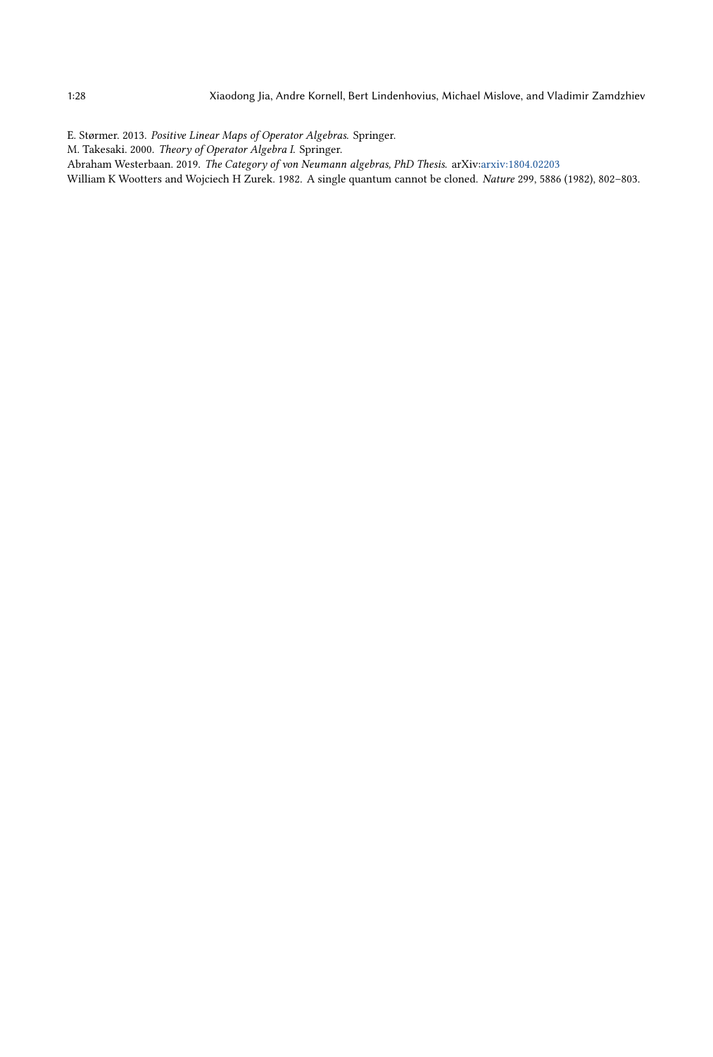E. Størmer. 2013. *Positive Linear Maps of Operator Algebras*. Springer.

M. Takesaki. 2000. *Theory of Operator Algebra I*. Springer.

Abraham Westerbaan. 2019. *The Category of von Neumann algebras, PhD Thesis*. arXiv:arxiv:1804.02203

William K Wootters and Wojciech H Zurek. 1982. A single quantum cannot be cloned. *Nature* 299, 5886 (1982), 802–803.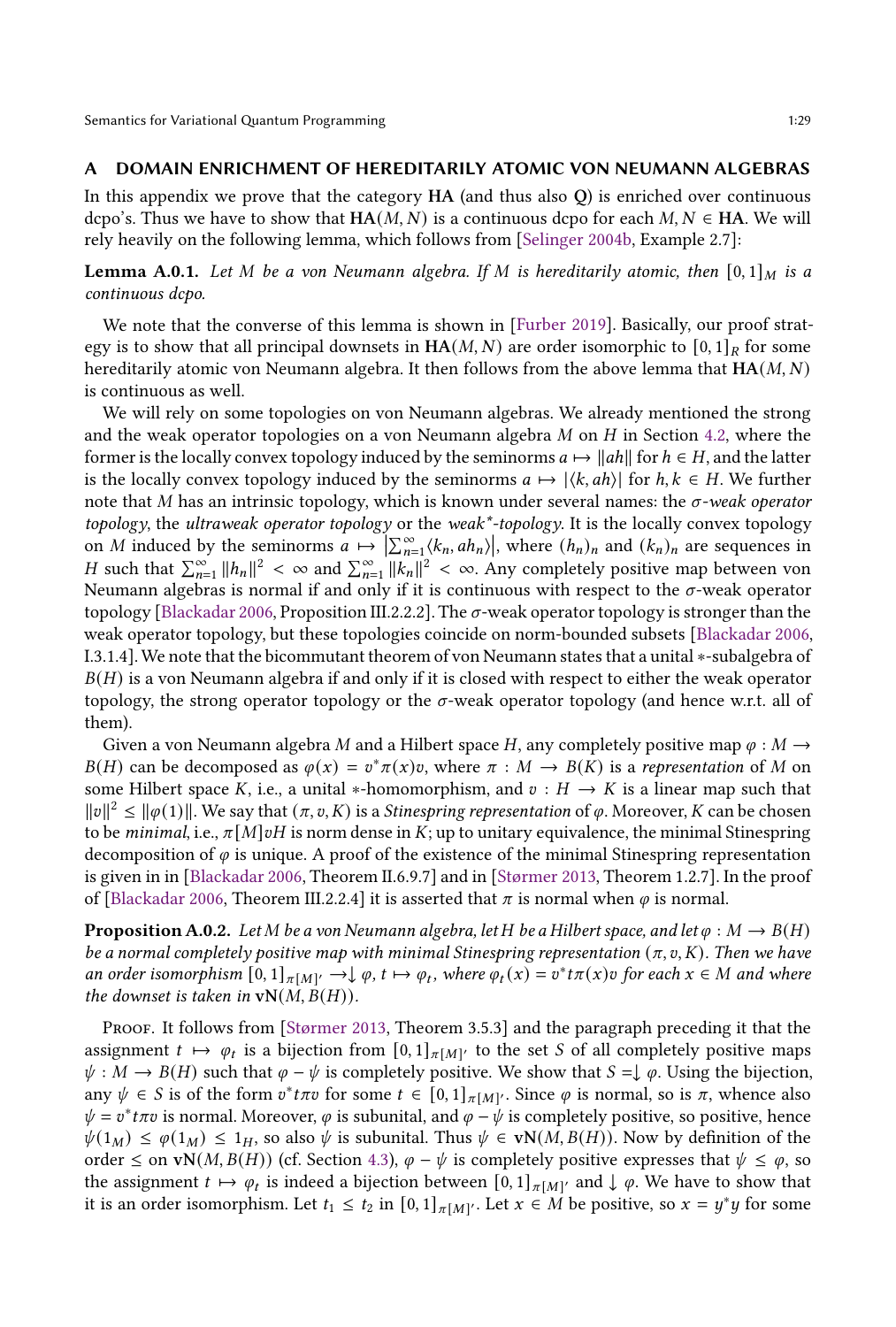## A DOMAIN ENRICHMENT OF HEREDITARILY ATOMIC VON NEUMANN ALGEBRAS

In this appendix we prove that the category **HA** (and thus also **Q**) is enriched over continuous dcpo's. Thus we have to show that $\mathbf{HA}(M, N)$ is a continuous dcpo for each $M, N \in \mathbf{HA}$. We will rely heavily on the following lemma, which follows from [Selinger 2004b, Example 2.7]:

**Lemma A.0.1.** *Let $M$ be a von Neumann algebra. If $M$ is hereditarily atomic, then $[0, 1]_M$ is a continuous dcpo.*

We note that the converse of this lemma is shown in [Furber 2019]. Basically, our proof strategy is to show that all principal downsets in $\mathbf{HA}(M, N)$ are order isomorphic to $[0, 1]_R$ for some hereditarily atomic von Neumann algebra. It then follows from the above lemma that $\mathbf{HA}(M, N)$ is continuous as well.

We will rely on some topologies on von Neumann algebras. We already mentioned the strong and the weak operator topologies on a von Neumann algebra $M$ on $H$ in Section 4.2, where the former is the locally convex topology induced by the seminorms $a \mapsto \|ah\|$ for $h \in H$, and the latter is the locally convex topology induced by the seminorms $a \mapsto |\langle k, ah\rangle|$ for $h, k \in H$. We further note that $M$ has an intrinsic topology, which is known under several names: the *$\sigma$-weak operator topology*, the *ultraweak operator topology* or the *weak\*-topology*. It is the locally convex topology on $M$ induced by the seminorms $a \mapsto \left|\sum_{n=1}^{\infty}\langle k_n, ah_n\rangle\right|$, where $(h_n)_n$ and $(k_n)_n$ are sequences in $H$ such that $\sum_{n=1}^{\infty}\|h_n\|^2 < \infty$ and $\sum_{n=1}^{\infty}\|k_n\|^2 < \infty$. Any completely positive map between von Neumann algebras is normal if and only if it is continuous with respect to the $\sigma$-weak operator topology [Blackadar 2006, Proposition III.2.2.2]. The $\sigma$-weak operator topology is stronger than the weak operator topology, but these topologies coincide on norm-bounded subsets [Blackadar 2006, I.3.1.4]. We note that the bicommutant theorem of von Neumann states that a unital $*$-subalgebra of $B(H)$ is a von Neumann algebra if and only if it is closed with respect to either the weak operator topology, the strong operator topology or the $\sigma$-weak operator topology (and hence w.r.t. all of them).

Given a von Neumann algebra $M$ and a Hilbert space $H$, any completely positive map $\varphi : M \to B(H)$ can be decomposed as $\varphi(x) = v^*\pi(x)v$, where $\pi : M \to B(K)$ is a *representation* of $M$ on some Hilbert space $K$, i.e., a unital $*$-homomorphism, and $v : H \to K$ is a linear map such that $\|v\|^2 \leq \|\varphi(1)\|$. We say that $(\pi, v, K)$ is a *Stinespring representation* of $\varphi$. Moreover, $K$ can be chosen to be *minimal*, i.e., $\pi[M]vH$ is norm dense in $K$; up to unitary equivalence, the minimal Stinespring decomposition of $\varphi$ is unique. A proof of the existence of the minimal Stinespring representation is given in in [Blackadar 2006, Theorem II.6.9.7] and in [Størmer 2013, Theorem 1.2.7]. In the proof of [Blackadar 2006, Theorem III.2.2.4] it is asserted that $\pi$ is normal when $\varphi$ is normal.

**Proposition A.0.2.** *Let $M$ be a von Neumann algebra, let $H$ be a Hilbert space, and let $\varphi : M \to B(H)$ be a normal completely positive map with minimal Stinespring representation $(\pi, v, K)$. Then we have an order isomorphism $[0, 1]_{\pi[M]'} \to \downarrow \varphi$, $t \mapsto \varphi_t$, where $\varphi_t(x) = v^* t\pi(x)v$ for each $x \in M$ and where the downset is taken in $\mathbf{vN}(M, B(H))$.*

Proof. It follows from [Størmer 2013, Theorem 3.5.3] and the paragraph preceding it that the assignment $t \mapsto \varphi_t$ is a bijection from $[0, 1]_{\pi[M]'}$ to the set $S$ of all completely positive maps $\psi : M \to B(H)$ such that $\varphi - \psi$ is completely positive. We show that $S = \downarrow \varphi$. Using the bijection, any $\psi \in S$ is of the form $v^* t\pi v$ for some $t \in [0, 1]_{\pi[M]'}$. Since $\varphi$ is normal, so is $\pi$, whence also $\psi = v^* t\pi v$ is normal. Moreover, $\varphi$ is subunital, and $\varphi - \psi$ is completely positive, so positive, hence $\psi(1_M) \leq \varphi(1_M) \leq 1_H$, so also $\psi$ is subunital. Thus $\psi \in \mathbf{vN}(M, B(H))$. Now by definition of the order $\leq$ on $\mathbf{vN}(M, B(H))$ (cf. Section 4.3), $\varphi - \psi$ is completely positive expresses that $\psi \leq \varphi$, so the assignment $t \mapsto \varphi_t$ is indeed a bijection between $[0, 1]_{\pi[M]'}$ and $\downarrow \varphi$. We have to show that it is an order isomorphism. Let $t_1 \leq t_2$ in $[0, 1]_{\pi[M]'}$. Let $x \in M$ be positive, so $x = y^* y$ for some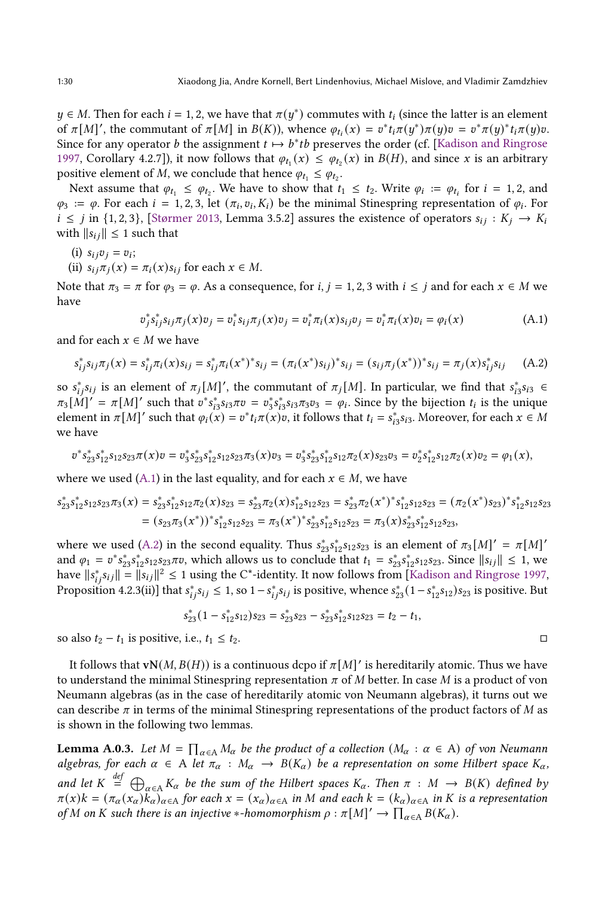$y \in M$. Then for each $i = 1, 2$, we have that $\pi(y^*)$ commutes with $t_i$ (since the latter is an element of $\pi[M]'$, the commutant of $\pi[M]$ in $B(K)$), whence $\varphi_{t_i}(x) = v^* t_i \pi(y^*)\pi(y)v = v^*\pi(y)^* t_i \pi(y)v$. Since for any operator $b$ the assignment $t \mapsto b^* t b$ preserves the order (cf. [Kadison and Ringrose 1997, Corollary 4.2.7]), it now follows that $\varphi_{t_1}(x) \leq \varphi_{t_2}(x)$ in $B(H)$, and since $x$ is an arbitrary positive element of $M$, we conclude that hence $\varphi_{t_1} \leq \varphi_{t_2}$.

Next assume that $\varphi_{t_1} \leq \varphi_{t_2}$. We have to show that $t_1 \leq t_2$. Write $\varphi_i := \varphi_{t_i}$ for $i = 1, 2$, and $\varphi_3 := \varphi$. For each $i = 1, 2, 3$, let $(\pi_i, v_i, K_i)$ be the minimal Stinespring representation of $\varphi_i$. For $i \leq j$ in $\{1, 2, 3\}$, [Størmer 2013, Lemma 3.5.2] assures the existence of operators $s_{ij} : K_j \to K_i$ with $\|s_{ij}\| \leq 1$ such that

(i) $s_{ij} v_j = v_i$;
(ii) $s_{ij}\pi_j(x) = \pi_i(x)s_{ij}$ for each $x \in M$.

Note that $\pi_3 = \pi$ for $\varphi_3 = \varphi$. As a consequence, for $i, j = 1, 2, 3$ with $i \leq j$ and for each $x \in M$ we have

$$v_j^* s_{ij}^* s_{ij} \pi_j(x) v_j = v_i^* s_{ij} \pi_j(x) v_j = v_i^* \pi_i(x) s_{ij} v_j = v_i^* \pi_i(x) v_i = \varphi_i(x) \tag{A.1}$$

and for each $x \in M$ we have

$$s_{ij}^* s_{ij} \pi_j(x) = s_{ij}^* \pi_i(x) s_{ij} = s_{ij}^* \pi_i(x^*)^* s_{ij} = (\pi_i(x^*) s_{ij})^* s_{ij} = (s_{ij}\pi_j(x^*))^* s_{ij} = \pi_j(x) s_{ij}^* s_{ij} \tag{A.2}$$

so $s_{ij}^* s_{ij}$ is an element of $\pi_j[M]'$, the commutant of $\pi_j[M]$. In particular, we find that $s_{i3}^* s_{i3} \in \pi_3[M]' = \pi[M]'$ such that $v^* s_{i3}^* s_{i3} \pi v = v_3^* s_{i3}^* s_{i3} \pi_3 v_3 = \varphi_i$. Since by the bijection $t_i$ is the unique element in $\pi[M]'$ such that $\varphi_i(x) = v^* t_i \pi(x) v$, it follows that $t_i = s_{i3}^* s_{i3}$. Moreover, for each $x \in M$ we have

$$v^* s_{23}^* s_{12}^* s_{12} s_{23} \pi(x) v = v_3^* s_{23}^* s_{12}^* s_{12} s_{23} \pi_3(x) v_3 = v_3^* s_{23}^* s_{12}^* s_{12} \pi_2(x) s_{23} v_3 = v_2^* s_{12}^* s_{12} \pi_2(x) v_2 = \varphi_1(x),$$

where we used (A.1) in the last equality, and for each $x \in M$, we have

$$\begin{aligned} s_{23}^* s_{12}^* s_{12} s_{23} \pi_3(x) &= s_{23}^* s_{12}^* s_{12} \pi_2(x) s_{23} = s_{23}^* \pi_2(x) s_{12}^* s_{12} s_{23} = s_{23}^* \pi_2(x^*)^* s_{12}^* s_{12} s_{23} = (\pi_2(x^*) s_{23})^* s_{12}^* s_{12} s_{23} \\ &= (s_{23} \pi_3(x^*))^* s_{12}^* s_{12} s_{23} = \pi_3(x^*)^* s_{23}^* s_{12}^* s_{12} s_{23} = \pi_3(x) s_{23}^* s_{12}^* s_{12} s_{23}, \end{aligned}$$

where we used (A.2) in the second equality. Thus $s_{23}^* s_{12}^* s_{12} s_{23}$ is an element of $\pi_3[M]' = \pi[M]'$ and $\varphi_1 = v^* s_{23}^* s_{12}^* s_{12} s_{23} \pi v$, which allows us to conclude that $t_1 = s_{23}^* s_{12}^* s_{12} s_{23}$. Since $\|s_{ij}\| \leq 1$, we have $\|s_{ij}^* s_{ij}\| = \|s_{ij}\|^2 \leq 1$ using the C*-identity. It now follows from [Kadison and Ringrose 1997, Proposition 4.2.3(ii)] that $s_{ij}^* s_{ij} \leq 1$, so $1 - s_{ij}^* s_{ij}$ is positive, whence $s_{23}^*(1 - s_{12}^* s_{12}) s_{23}$ is positive. But

$$s_{23}^*(1 - s_{12}^* s_{12}) s_{23} = s_{23}^* s_{23} - s_{23}^* s_{12}^* s_{12} s_{23} = t_2 - t_1,$$

so also $t_2 - t_1$ is positive, i.e., $t_1 \leq t_2$. □

It follows that $\mathbf{vN}(M, B(H))$ is a continuous dcpo if $\pi[M]'$ is hereditarily atomic. Thus we have to understand the minimal Stinespring representation $\pi$ of $M$ better. In case $M$ is a product of von Neumann algebras (as in the case of hereditarily atomic von Neumann algebras), it turns out we can describe $\pi$ in terms of the minimal Stinespring representations of the product factors of $M$ as is shown in the following two lemmas.

**Lemma A.0.3.** *Let $M = \prod_{\alpha \in \mathrm{A}} M_\alpha$ be the product of a collection $(M_\alpha : \alpha \in \mathrm{A})$ of von Neumann algebras, for each $\alpha \in \mathrm{A}$ let $\pi_\alpha : M_\alpha \to B(K_\alpha)$ be a representation on some Hilbert space $K_\alpha$, and let $K \stackrel{def}{=} \bigoplus_{\alpha \in \mathrm{A}} K_\alpha$ be the sum of the Hilbert spaces $K_\alpha$. Then $\pi : M \to B(K)$ defined by $\pi(x)k = (\pi_\alpha(x_\alpha)k_\alpha)_{\alpha \in \mathrm{A}}$ for each $x = (x_\alpha)_{\alpha \in \mathrm{A}}$ in $M$ and each $k = (k_\alpha)_{\alpha \in \mathrm{A}}$ in $K$ is a representation of $M$ on $K$ such there is an injective $*$-homomorphism $\rho : \pi[M]' \to \prod_{\alpha \in \mathrm{A}} B(K_\alpha)$.*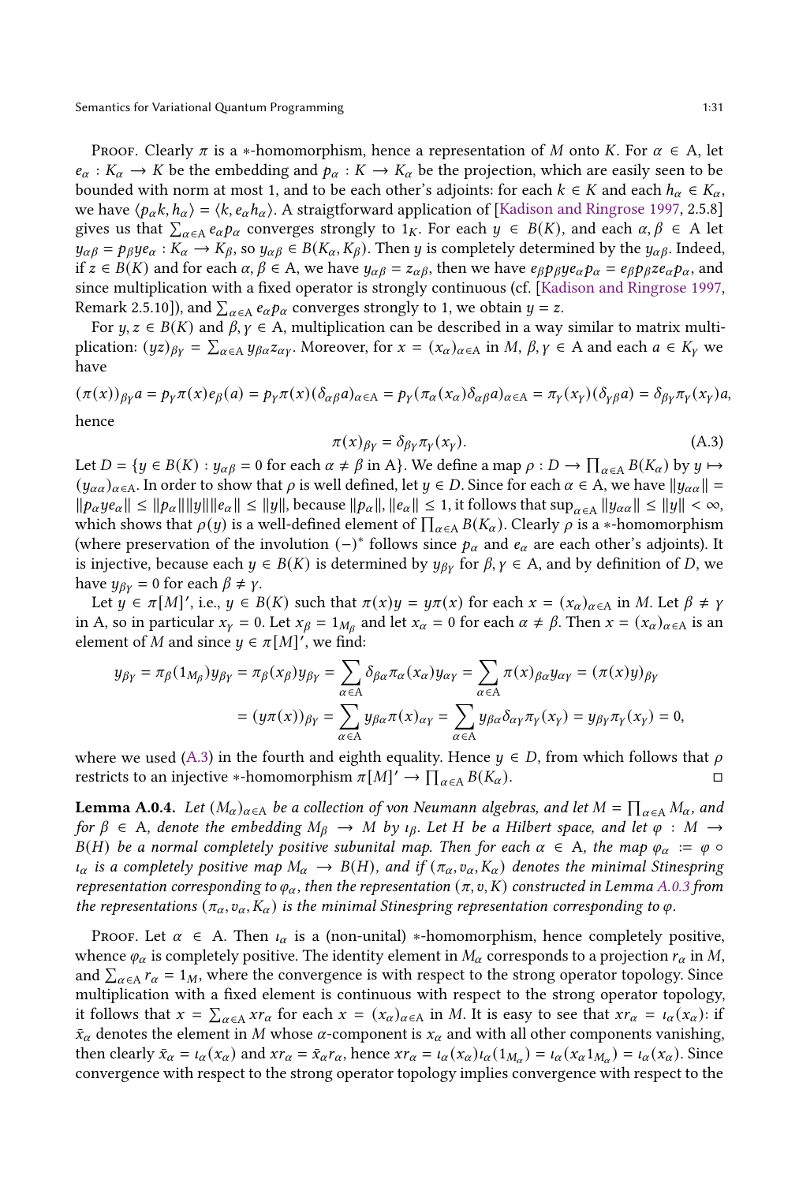Proof. Clearly $\pi$ is a $*$-homomorphism, hence a representation of $M$ onto $K$. For $\alpha \in \mathrm{A}$, let $e_\alpha : K_\alpha \to K$ be the embedding and $p_\alpha : K \to K_\alpha$ be the projection, which are easily seen to be bounded with norm at most 1, and to be each other's adjoints: for each $k \in K$ and each $h_\alpha \in K_\alpha$, we have $\langle p_\alpha k, h_\alpha \rangle = \langle k, e_\alpha h_\alpha \rangle$. A straigtforward application of [Kadison and Ringrose 1997, 2.5.8] gives us that $\sum_{\alpha \in \mathrm{A}} e_\alpha p_\alpha$ converges strongly to $1_K$. For each $y \in B(K)$, and each $\alpha, \beta \in \mathrm{A}$ let $y_{\alpha\beta} = p_\beta y e_\alpha : K_\alpha \to K_\beta$, so $y_{\alpha\beta} \in B(K_\alpha, K_\beta)$. Then $y$ is completely determined by the $y_{\alpha\beta}$. Indeed, if $z \in B(K)$ and for each $\alpha, \beta \in \mathrm{A}$, we have $y_{\alpha\beta} = z_{\alpha\beta}$, then we have $e_\beta p_\beta y e_\alpha p_\alpha = e_\beta p_\beta z e_\alpha p_\alpha$, and since multiplication with a fixed operator is strongly continuous (cf. [Kadison and Ringrose 1997, Remark 2.5.10]), and $\sum_{\alpha \in \mathrm{A}} e_\alpha p_\alpha$ converges strongly to 1, we obtain $y = z$.

For $y, z \in B(K)$ and $\beta, \gamma \in \mathrm{A}$, multiplication can be described in a way similar to matrix multiplication: $(yz)_{\beta\gamma} = \sum_{\alpha \in \mathrm{A}} y_{\beta\alpha} z_{\alpha\gamma}$. Moreover, for $x = (x_\alpha)_{\alpha \in \mathrm{A}}$ in $M$, $\beta, \gamma \in \mathrm{A}$ and each $a \in K_\gamma$ we have

$$(\pi(x))_{\beta\gamma} a = p_\gamma \pi(x) e_\beta(a) = p_\gamma \pi(x)(\delta_{\alpha\beta} a)_{\alpha \in \mathrm{A}} = p_\gamma(\pi_\alpha(x_\alpha)\delta_{\alpha\beta} a)_{\alpha \in \mathrm{A}} = \pi_\gamma(x_\gamma)(\delta_{\gamma\beta} a) = \delta_{\beta\gamma}\pi_\gamma(x_\gamma) a,$$

hence

$$\pi(x)_{\beta\gamma} = \delta_{\beta\gamma}\pi_\gamma(x_\gamma). \tag{A.3}$$

Let $D = \{y \in B(K) : y_{\alpha\beta} = 0 \text{ for each } \alpha \neq \beta \text{ in } \mathrm{A}\}$. We define a map $\rho : D \to \prod_{\alpha \in \mathrm{A}} B(K_\alpha)$ by $y \mapsto (y_{\alpha\alpha})_{\alpha \in \mathrm{A}}$. In order to show that $\rho$ is well defined, let $y \in D$. Since for each $\alpha \in \mathrm{A}$, we have $\|y_{\alpha\alpha}\| = \|p_\alpha y e_\alpha\| \leq \|p_\alpha\|\|y\|\|e_\alpha\| \leq \|y\|$, because $\|p_\alpha\|, \|e_\alpha\| \leq 1$, it follows that $\sup_{\alpha \in \mathrm{A}} \|y_{\alpha\alpha}\| \leq \|y\| < \infty$, which shows that $\rho(y)$ is a well-defined element of $\prod_{\alpha \in \mathrm{A}} B(K_\alpha)$. Clearly $\rho$ is a $*$-homomorphism (where preservation of the involution $(-)^*$ follows since $p_\alpha$ and $e_\alpha$ are each other's adjoints). It is injective, because each $y \in B(K)$ is determined by $y_{\beta\gamma}$ for $\beta, \gamma \in \mathrm{A}$, and by definition of $D$, we have $y_{\beta\gamma} = 0$ for each $\beta \neq \gamma$.

Let $y \in \pi[M]'$, i.e., $y \in B(K)$ such that $\pi(x)y = y\pi(x)$ for each $x = (x_\alpha)_{\alpha \in \mathrm{A}}$ in $M$. Let $\beta \neq \gamma$ in $\mathrm{A}$, so in particular $x_\gamma = 0$. Let $x_\beta = 1_{M_\beta}$ and let $x_\alpha = 0$ for each $\alpha \neq \beta$. Then $x = (x_\alpha)_{\alpha \in \mathrm{A}}$ is an element of $M$ and since $y \in \pi[M]'$, we find:

$$\begin{aligned}
y_{\beta\gamma} = \pi_\beta(1_{M_\beta}) y_{\beta\gamma} = \pi_\beta(x_\beta) y_{\beta\gamma} &= \sum_{\alpha \in \mathrm{A}} \delta_{\beta\alpha}\pi_\alpha(x_\alpha) y_{\alpha\gamma} = \sum_{\alpha \in \mathrm{A}} \pi(x)_{\beta\alpha} y_{\alpha\gamma} = (\pi(x)y)_{\beta\gamma} \\
&= (y\pi(x))_{\beta\gamma} = \sum_{\alpha \in \mathrm{A}} y_{\beta\alpha}\pi(x)_{\alpha\gamma} = \sum_{\alpha \in \mathrm{A}} y_{\beta\alpha}\delta_{\alpha\gamma}\pi_\gamma(x_\gamma) = y_{\beta\gamma}\pi_\gamma(x_\gamma) = 0,
\end{aligned}$$

where we used (A.3) in the fourth and eighth equality. Hence $y \in D$, from which follows that $\rho$ restricts to an injective $*$-homomorphism $\pi[M]' \to \prod_{\alpha \in \mathrm{A}} B(K_\alpha)$. □

**Lemma A.0.4.** *Let $(M_\alpha)_{\alpha \in \mathrm{A}}$ be a collection of von Neumann algebras, and let $M = \prod_{\alpha \in \mathrm{A}} M_\alpha$, and for $\beta \in \mathrm{A}$, denote the embedding $M_\beta \to M$ by $\iota_\beta$. Let $H$ be a Hilbert space, and let $\varphi : M \to B(H)$ be a normal completely positive subunital map. Then for each $\alpha \in \mathrm{A}$, the map $\varphi_\alpha := \varphi \circ \iota_\alpha$ is a completely positive map $M_\alpha \to B(H)$, and if $(\pi_\alpha, v_\alpha, K_\alpha)$ denotes the minimal Stinespring representation corresponding to $\varphi_\alpha$, then the representation $(\pi, v, K)$ constructed in Lemma A.0.3 from the representations $(\pi_\alpha, v_\alpha, K_\alpha)$ is the minimal Stinespring representation corresponding to $\varphi$.*

Proof. Let $\alpha \in \mathrm{A}$. Then $\iota_\alpha$ is a (non-unital) $*$-homomorphism, hence completely positive, whence $\varphi_\alpha$ is completely positive. The identity element in $M_\alpha$ corresponds to a projection $r_\alpha$ in $M$, and $\sum_{\alpha \in \mathrm{A}} r_\alpha = 1_M$, where the convergence is with respect to the strong operator topology. Since multiplication with a fixed element is continuous with respect to the strong operator topology, it follows that $x = \sum_{\alpha \in \mathrm{A}} x r_\alpha$ for each $x = (x_\alpha)_{\alpha \in \mathrm{A}}$ in $M$. It is easy to see that $x r_\alpha = \iota_\alpha(x_\alpha)$: if $\bar{x}_\alpha$ denotes the element in $M$ whose $\alpha$-component is $x_\alpha$ and with all other components vanishing, then clearly $\bar{x}_\alpha = \iota_\alpha(x_\alpha)$ and $x r_\alpha = \bar{x}_\alpha r_\alpha$, hence $x r_\alpha = \iota_\alpha(x_\alpha)\iota_\alpha(1_{M_\alpha}) = \iota_\alpha(x_\alpha 1_{M_\alpha}) = \iota_\alpha(x_\alpha)$. Since convergence with respect to the strong operator topology implies convergence with respect to the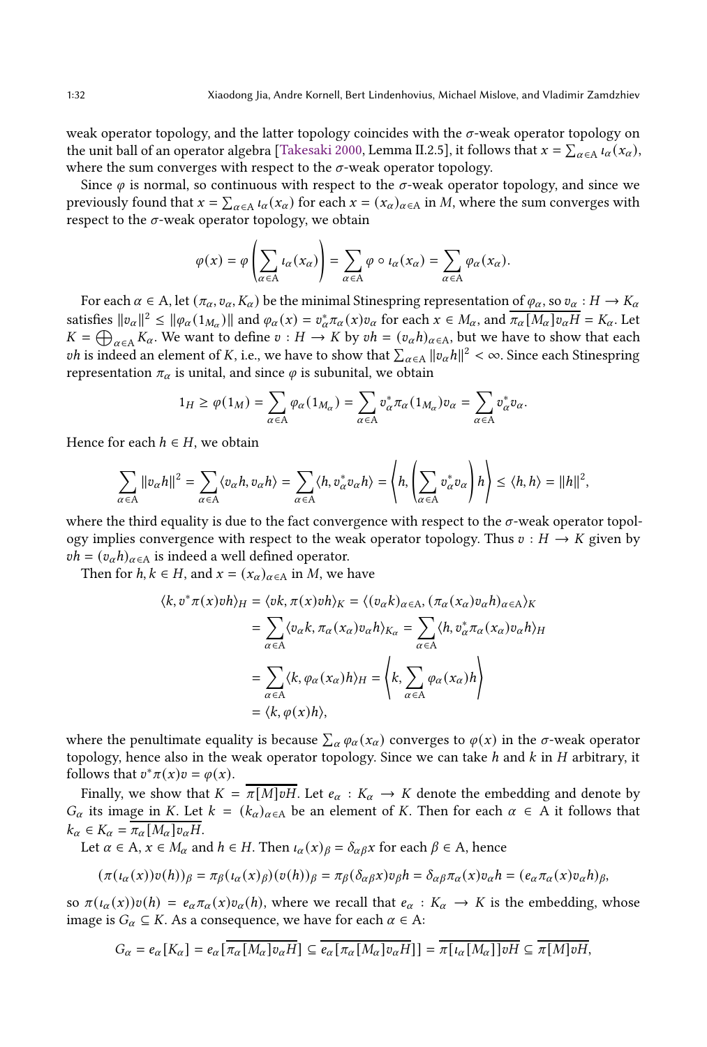weak operator topology, and the latter topology coincides with the $\sigma$-weak operator topology on the unit ball of an operator algebra [Takesaki 2000, Lemma II.2.5], it follows that $x = \sum_{\alpha \in \mathrm{A}} \iota_\alpha(x_\alpha)$, where the sum converges with respect to the $\sigma$-weak operator topology.

Since $\varphi$ is normal, so continuous with respect to the $\sigma$-weak operator topology, and since we previously found that $x = \sum_{\alpha \in \mathrm{A}} \iota_\alpha(x_\alpha)$ for each $x = (x_\alpha)_{\alpha \in \mathrm{A}}$ in $M$, where the sum converges with respect to the $\sigma$-weak operator topology, we obtain

$$\varphi(x) = \varphi\left(\sum_{\alpha \in \mathrm{A}} \iota_\alpha(x_\alpha)\right) = \sum_{\alpha \in \mathrm{A}} \varphi \circ \iota_\alpha(x_\alpha) = \sum_{\alpha \in \mathrm{A}} \varphi_\alpha(x_\alpha).$$

For each $\alpha \in \mathrm{A}$, let $(\pi_\alpha, v_\alpha, K_\alpha)$ be the minimal Stinespring representation of $\varphi_\alpha$, so $v_\alpha : H \to K_\alpha$ satisfies $\|v_\alpha\|^2 \leq \|\varphi_\alpha(1_{M_\alpha})\|$ and $\varphi_\alpha(x) = v_\alpha^* \pi_\alpha(x) v_\alpha$ for each $x \in M_\alpha$, and $\overline{\pi_\alpha[M_\alpha] v_\alpha H} = K_\alpha$. Let $K = \bigoplus_{\alpha \in \mathrm{A}} K_\alpha$. We want to define $v : H \to K$ by $vh = (v_\alpha h)_{\alpha \in \mathrm{A}}$, but we have to show that each $vh$ is indeed an element of $K$, i.e., we have to show that $\sum_{\alpha \in \mathrm{A}} \|v_\alpha h\|^2 < \infty$. Since each Stinespring representation $\pi_\alpha$ is unital, and since $\varphi$ is subunital, we obtain

$$1_H \geq \varphi(1_M) = \sum_{\alpha \in \mathrm{A}} \varphi_\alpha(1_{M_\alpha}) = \sum_{\alpha \in \mathrm{A}} v_\alpha^* \pi_\alpha(1_{M_\alpha}) v_\alpha = \sum_{\alpha \in \mathrm{A}} v_\alpha^* v_\alpha.$$

Hence for each $h \in H$, we obtain

$$\sum_{\alpha \in \mathrm{A}} \|v_\alpha h\|^2 = \sum_{\alpha \in \mathrm{A}} \langle v_\alpha h, v_\alpha h \rangle = \sum_{\alpha \in \mathrm{A}} \langle h, v_\alpha^* v_\alpha h \rangle = \left\langle h, \left(\sum_{\alpha \in \mathrm{A}} v_\alpha^* v_\alpha\right) h \right\rangle \leq \langle h, h \rangle = \|h\|^2,$$

where the third equality is due to the fact convergence with respect to the $\sigma$-weak operator topology implies convergence with respect to the weak operator topology. Thus $v : H \to K$ given by $vh = (v_\alpha h)_{\alpha \in \mathrm{A}}$ is indeed a well defined operator.

Then for $h, k \in H$, and $x = (x_\alpha)_{\alpha \in \mathrm{A}}$ in $M$, we have

$$\begin{aligned}
\langle k, v^* \pi(x) v h \rangle_H &= \langle vk, \pi(x) vh \rangle_K = \langle (v_\alpha k)_{\alpha \in \mathrm{A}}, (\pi_\alpha(x_\alpha) v_\alpha h)_{\alpha \in \mathrm{A}} \rangle_K \\
&= \sum_{\alpha \in \mathrm{A}} \langle v_\alpha k, \pi_\alpha(x_\alpha) v_\alpha h \rangle_{K_\alpha} = \sum_{\alpha \in \mathrm{A}} \langle h, v_\alpha^* \pi_\alpha(x_\alpha) v_\alpha h \rangle_H \\
&= \sum_{\alpha \in \mathrm{A}} \langle k, \varphi_\alpha(x_\alpha) h \rangle_H = \left\langle k, \sum_{\alpha \in \mathrm{A}} \varphi_\alpha(x_\alpha) h \right\rangle \\
&= \langle k, \varphi(x) h \rangle,
\end{aligned}$$

where the penultimate equality is because $\sum_\alpha \varphi_\alpha(x_\alpha)$ converges to $\varphi(x)$ in the $\sigma$-weak operator topology, hence also in the weak operator topology. Since we can take $h$ and $k$ in $H$ arbitrary, it follows that $v^* \pi(x) v = \varphi(x)$.

Finally, we show that $K = \overline{\pi[M] v H}$. Let $e_\alpha : K_\alpha \to K$ denote the embedding and denote by $G_\alpha$ its image in $K$. Let $k = (k_\alpha)_{\alpha \in \mathrm{A}}$ be an element of $K$. Then for each $\alpha \in \mathrm{A}$ it follows that $k_\alpha \in K_\alpha = \overline{\pi_\alpha[M_\alpha] v_\alpha H}$.

Let $\alpha \in \mathrm{A}$, $x \in M_\alpha$ and $h \in H$. Then $\iota_\alpha(x)_\beta = \delta_{\alpha\beta} x$ for each $\beta \in \mathrm{A}$, hence

$$(\pi(\iota_\alpha(x)) v(h))_\beta = \pi_\beta(\iota_\alpha(x)_\beta)(v(h))_\beta = \pi_\beta(\delta_{\alpha\beta} x) v_\beta h = \delta_{\alpha\beta} \pi_\alpha(x) v_\alpha h = (e_\alpha \pi_\alpha(x) v_\alpha h)_\beta,$$

so $\pi(\iota_\alpha(x)) v(h) = e_\alpha \pi_\alpha(x) v_\alpha(h)$, where we recall that $e_\alpha : K_\alpha \to K$ is the embedding, whose image is $G_\alpha \subseteq K$. As a consequence, we have for each $\alpha \in \mathrm{A}$:

$$G_\alpha = e_\alpha[K_\alpha] = e_\alpha[\overline{\pi_\alpha[M_\alpha] v_\alpha H}] \subseteq \overline{e_\alpha[\pi_\alpha[M_\alpha] v_\alpha H]} = \overline{\pi[\iota_\alpha[M_\alpha]] v H} \subseteq \overline{\pi[M] v H},$$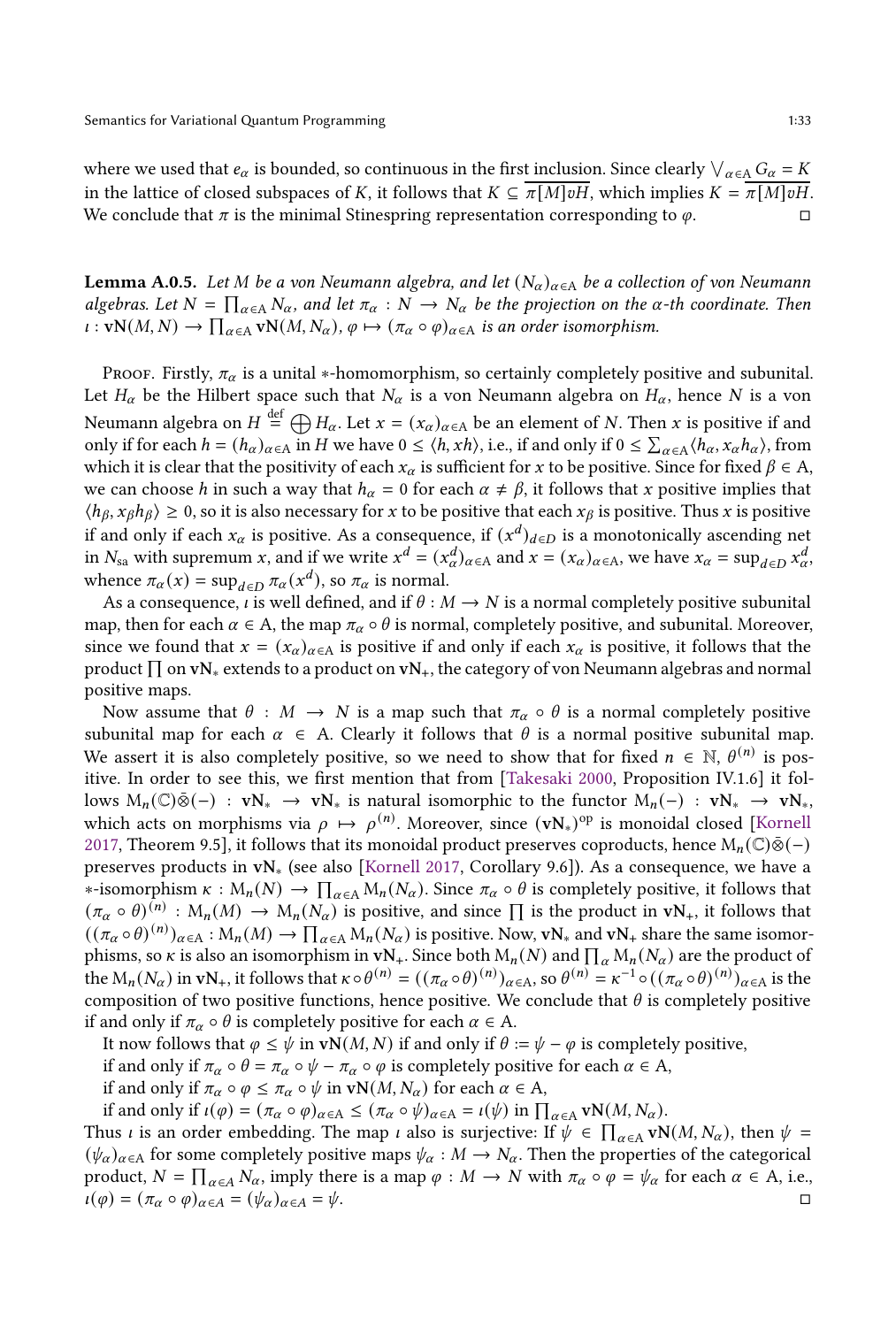where we used that $e_\alpha$ is bounded, so continuous in the first inclusion. Since clearly $\bigvee_{\alpha\in A} G_\alpha = K$ in the lattice of closed subspaces of $K$, it follows that $K \subseteq \overline{\pi[M]vH}$, which implies $K = \overline{\pi[M]vH}$. We conclude that $\pi$ is the minimal Stinespring representation corresponding to $\varphi$. ◻

**Lemma A.0.5.** *Let $M$ be a von Neumann algebra, and let $(N_\alpha)_{\alpha\in A}$ be a collection of von Neumann algebras. Let $N = \prod_{\alpha\in A} N_\alpha$, and let $\pi_\alpha : N \to N_\alpha$ be the projection on the $\alpha$-th coordinate. Then $\iota : \mathbf{vN}(M, N) \to \prod_{\alpha\in A} \mathbf{vN}(M, N_\alpha)$, $\varphi \mapsto (\pi_\alpha \circ \varphi)_{\alpha\in A}$ is an order isomorphism.*

Proof. Firstly, $\pi_\alpha$ is a unital $*$-homomorphism, so certainly completely positive and subunital. Let $H_\alpha$ be the Hilbert space such that $N_\alpha$ is a von Neumann algebra on $H_\alpha$, hence $N$ is a von Neumann algebra on $H \overset{\text{def}}{=} \bigoplus H_\alpha$. Let $x = (x_\alpha)_{\alpha\in A}$ be an element of $N$. Then $x$ is positive if and only if for each $h = (h_\alpha)_{\alpha\in A}$ in $H$ we have $0 \leq \langle h, xh\rangle$, i.e., if and only if $0 \leq \sum_{\alpha\in A}\langle h_\alpha, x_\alpha h_\alpha\rangle$, from which it is clear that the positivity of each $x_\alpha$ is sufficient for $x$ to be positive. Since for fixed $\beta \in A$, we can choose $h$ in such a way that $h_\alpha = 0$ for each $\alpha \neq \beta$, it follows that $x$ positive implies that $\langle h_\beta, x_\beta h_\beta\rangle \geq 0$, so it is also necessary for $x$ to be positive that each $x_\beta$ is positive. Thus $x$ is positive if and only if each $x_\alpha$ is positive. As a consequence, if $(x^d)_{d\in D}$ is a monotonically ascending net in $N_{\mathrm{sa}}$ with supremum $x$, and if we write $x^d = (x^d_\alpha)_{\alpha\in A}$ and $x = (x_\alpha)_{\alpha\in A}$, we have $x_\alpha = \sup_{d\in D} x^d_\alpha$, whence $\pi_\alpha(x) = \sup_{d\in D}\pi_\alpha(x^d)$, so $\pi_\alpha$ is normal.

As a consequence, $\iota$ is well defined, and if $\theta : M \to N$ is a normal completely positive subunital map, then for each $\alpha \in A$, the map $\pi_\alpha \circ \theta$ is normal, completely positive, and subunital. Moreover, since we found that $x = (x_\alpha)_{\alpha\in A}$ is positive if and only if each $x_\alpha$ is positive, it follows that the product $\prod$ on $\mathbf{vN}_*$ extends to a product on $\mathbf{vN}_+$, the category of von Neumann algebras and normal positive maps.

Now assume that $\theta : M \to N$ is a map such that $\pi_\alpha \circ \theta$ is a normal completely positive subunital map for each $\alpha \in A$. Clearly it follows that $\theta$ is a normal positive subunital map. We assert it is also completely positive, so we need to show that for fixed $n \in \mathbb{N}$, $\theta^{(n)}$ is positive. In order to see this, we first mention that from [Takesaki 2000, Proposition IV.1.6] it follows $\mathrm{M}_n(\mathbb{C})\bar{\otimes}(-) : \mathbf{vN}_* \to \mathbf{vN}_*$ is natural isomorphic to the functor $\mathrm{M}_n(-) : \mathbf{vN}_* \to \mathbf{vN}_*$, which acts on morphisms via $\rho \mapsto \rho^{(n)}$. Moreover, since $(\mathbf{vN}_*)^{\mathrm{op}}$ is monoidal closed [Kornell 2017, Theorem 9.5], it follows that its monoidal product preserves coproducts, hence $\mathrm{M}_n(\mathbb{C})\bar{\otimes}(-)$ preserves products in $\mathbf{vN}_*$ (see also [Kornell 2017, Corollary 9.6]). As a consequence, we have a $*$-isomorphism $\kappa : \mathrm{M}_n(N) \to \prod_{\alpha\in A}\mathrm{M}_n(N_\alpha)$. Since $\pi_\alpha \circ \theta$ is completely positive, it follows that $(\pi_\alpha\circ\theta)^{(n)} : \mathrm{M}_n(M) \to \mathrm{M}_n(N_\alpha)$ is positive, and since $\prod$ is the product in $\mathbf{vN}_+$, it follows that $((\pi_\alpha\circ\theta)^{(n)})_{\alpha\in A} : \mathrm{M}_n(M) \to \prod_{\alpha\in A}\mathrm{M}_n(N_\alpha)$ is positive. Now, $\mathbf{vN}_*$ and $\mathbf{vN}_+$ share the same isomorphisms, so $\kappa$ is also an isomorphism in $\mathbf{vN}_+$. Since both $\mathrm{M}_n(N)$ and $\prod_\alpha \mathrm{M}_n(N_\alpha)$ are the product of the $\mathrm{M}_n(N_\alpha)$ in $\mathbf{vN}_+$, it follows that $\kappa\circ\theta^{(n)} = ((\pi_\alpha\circ\theta)^{(n)})_{\alpha\in A}$, so $\theta^{(n)} = \kappa^{-1}\circ((\pi_\alpha\circ\theta)^{(n)})_{\alpha\in A}$ is the composition of two positive functions, hence positive. We conclude that $\theta$ is completely positive if and only if $\pi_\alpha\circ\theta$ is completely positive for each $\alpha \in A$.

It now follows that $\varphi \leq \psi$ in $\mathbf{vN}(M, N)$ if and only if $\theta := \psi - \varphi$ is completely positive,
if and only if $\pi_\alpha\circ\theta = \pi_\alpha\circ\psi - \pi_\alpha\circ\varphi$ is completely positive for each $\alpha \in A$,
if and only if $\pi_\alpha\circ\varphi \leq \pi_\alpha\circ\psi$ in $\mathbf{vN}(M, N_\alpha)$ for each $\alpha \in A$,
if and only if $\iota(\varphi) = (\pi_\alpha\circ\varphi)_{\alpha\in A} \leq (\pi_\alpha\circ\psi)_{\alpha\in A} = \iota(\psi)$ in $\prod_{\alpha\in A}\mathbf{vN}(M, N_\alpha)$.
Thus $\iota$ is an order embedding. The map $\iota$ also is surjective: If $\psi \in \prod_{\alpha\in A}\mathbf{vN}(M, N_\alpha)$, then $\psi = (\psi_\alpha)_{\alpha\in A}$ for some completely positive maps $\psi_\alpha : M \to N_\alpha$. Then the properties of the categorical product, $N = \prod_{\alpha\in A} N_\alpha$, imply there is a map $\varphi : M \to N$ with $\pi_\alpha\circ\varphi = \psi_\alpha$ for each $\alpha \in A$, i.e., $\iota(\varphi) = (\pi_\alpha\circ\varphi)_{\alpha\in A} = (\psi_\alpha)_{\alpha\in A} = \psi$. ◻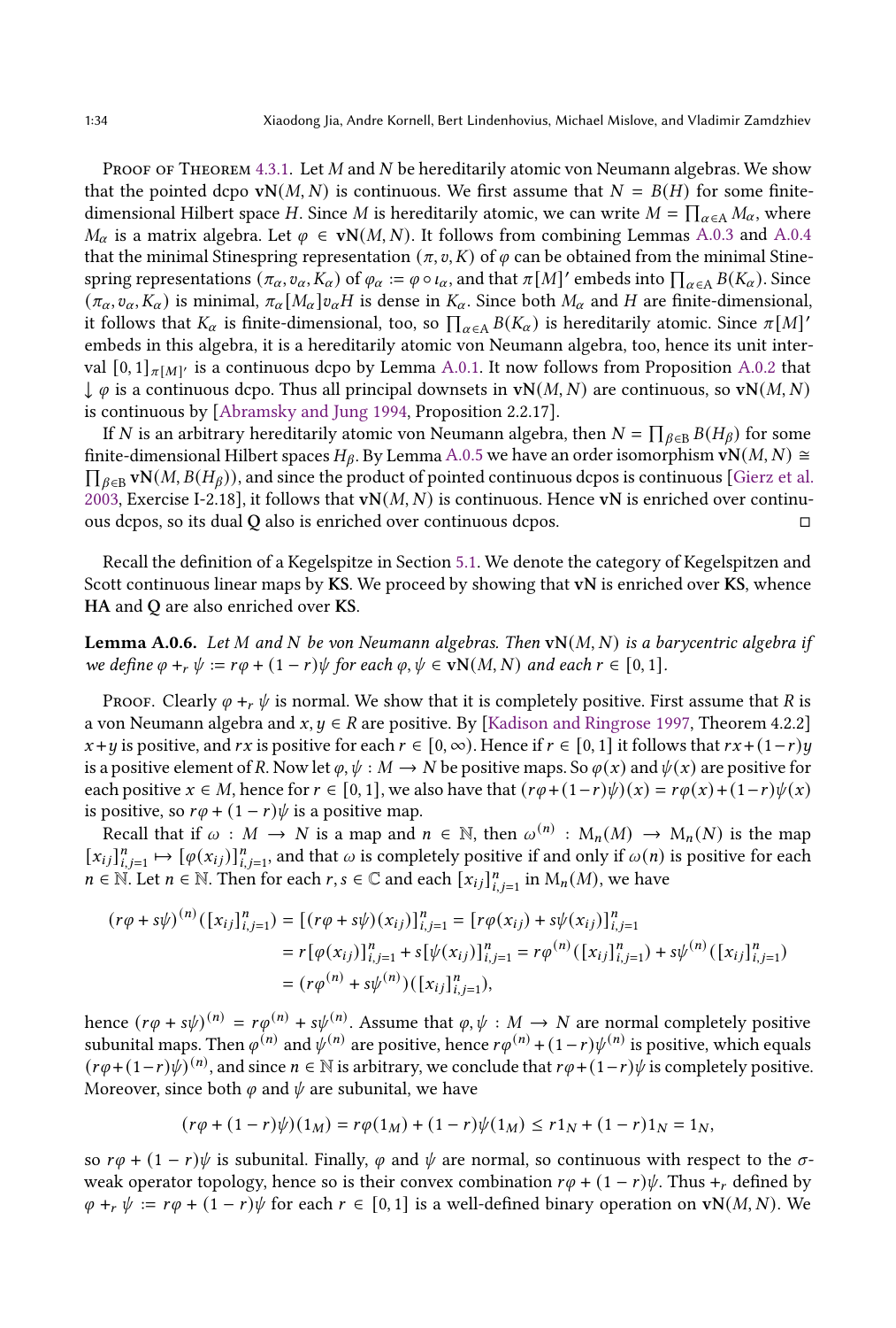Proof of Theorem 4.3.1. Let $M$ and $N$ be hereditarily atomic von Neumann algebras. We show that the pointed dcpo $\mathbf{vN}(M, N)$ is continuous. We first assume that $N = B(H)$ for some finite-dimensional Hilbert space $H$. Since $M$ is hereditarily atomic, we can write $M = \prod_{\alpha \in \mathrm{A}} M_\alpha$, where $M_\alpha$ is a matrix algebra. Let $\varphi \in \mathbf{vN}(M, N)$. It follows from combining Lemmas A.0.3 and A.0.4 that the minimal Stinespring representation $(\pi, v, K)$ of $\varphi$ can be obtained from the minimal Stinespring representations $(\pi_\alpha, v_\alpha, K_\alpha)$ of $\varphi_\alpha := \varphi \circ \iota_\alpha$, and that $\pi[M]'$ embeds into $\prod_{\alpha \in \mathrm{A}} B(K_\alpha)$. Since $(\pi_\alpha, v_\alpha, K_\alpha)$ is minimal, $\pi_\alpha[M_\alpha]v_\alpha H$ is dense in $K_\alpha$. Since both $M_\alpha$ and $H$ are finite-dimensional, it follows that $K_\alpha$ is finite-dimensional, too, so $\prod_{\alpha \in \mathrm{A}} B(K_\alpha)$ is hereditarily atomic. Since $\pi[M]'$ embeds in this algebra, it is a hereditarily atomic von Neumann algebra, too, hence its unit interval $[0, 1]_{\pi[M]'}$ is a continuous dcpo by Lemma A.0.1. It now follows from Proposition A.0.2 that $\downarrow \varphi$ is a continuous dcpo. Thus all principal downsets in $\mathbf{vN}(M, N)$ are continuous, so $\mathbf{vN}(M, N)$ is continuous by [Abramsky and Jung 1994, Proposition 2.2.17].

If $N$ is an arbitrary hereditarily atomic von Neumann algebra, then $N = \prod_{\beta \in \mathrm{B}} B(H_\beta)$ for some finite-dimensional Hilbert spaces $H_\beta$. By Lemma A.0.5 we have an order isomorphism $\mathbf{vN}(M, N) \cong \prod_{\beta \in \mathrm{B}} \mathbf{vN}(M, B(H_\beta))$, and since the product of pointed continuous dcpos is continuous [Gierz et al. 2003, Exercise I-2.18], it follows that $\mathbf{vN}(M, N)$ is continuous. Hence $\mathbf{vN}$ is enriched over continuous dcpos, so its dual $\mathbf{Q}$ also is enriched over continuous dcpos. ◻

Recall the definition of a Kegelspitze in Section 5.1. We denote the category of Kegelspitzen and Scott continuous linear maps by $\mathbf{KS}$. We proceed by showing that $\mathbf{vN}$ is enriched over $\mathbf{KS}$, whence $\mathbf{HA}$ and $\mathbf{Q}$ are also enriched over $\mathbf{KS}$.

**Lemma A.0.6.** *Let $M$ and $N$ be von Neumann algebras. Then $\mathbf{vN}(M, N)$ is a barycentric algebra if we define $\varphi +_r \psi := r\varphi + (1 - r)\psi$ for each $\varphi, \psi \in \mathbf{vN}(M, N)$ and each $r \in [0, 1]$.*

Proof. Clearly $\varphi +_r \psi$ is normal. We show that it is completely positive. First assume that $R$ is a von Neumann algebra and $x, y \in R$ are positive. By [Kadison and Ringrose 1997, Theorem 4.2.2] $x + y$ is positive, and $rx$ is positive for each $r \in [0, \infty)$. Hence if $r \in [0, 1]$ it follows that $rx + (1 - r)y$ is a positive element of $R$. Now let $\varphi, \psi : M \to N$ be positive maps. So $\varphi(x)$ and $\psi(x)$ are positive for each positive $x \in M$, hence for $r \in [0, 1]$, we also have that $(r\varphi + (1 - r)\psi)(x) = r\varphi(x) + (1 - r)\psi(x)$ is positive, so $r\varphi + (1 - r)\psi$ is a positive map.

Recall that if $\omega : M \to N$ is a map and $n \in \mathbb{N}$, then $\omega^{(n)} : \mathrm{M}_n(M) \to \mathrm{M}_n(N)$ is the map $[x_{ij}]_{i,j=1}^n \mapsto [\varphi(x_{ij})]_{i,j=1}^n$, and that $\omega$ is completely positive if and only if $\omega(n)$ is positive for each $n \in \mathbb{N}$. Let $n \in \mathbb{N}$. Then for each $r, s \in \mathbb{C}$ and each $[x_{ij}]_{i,j=1}^n$ in $\mathrm{M}_n(M)$, we have

$$
\begin{aligned}
(r\varphi + s\psi)^{(n)}([x_{ij}]_{i,j=1}^n) &= [(r\varphi + s\psi)(x_{ij})]_{i,j=1}^n = [r\varphi(x_{ij}) + s\psi(x_{ij})]_{i,j=1}^n \\
&= r[\varphi(x_{ij})]_{i,j=1}^n + s[\psi(x_{ij})]_{i,j=1}^n = r\varphi^{(n)}([x_{ij}]_{i,j=1}^n) + s\psi^{(n)}([x_{ij}]_{i,j=1}^n) \\
&= (r\varphi^{(n)} + s\psi^{(n)})([x_{ij}]_{i,j=1}^n),
\end{aligned}
$$

hence $(r\varphi + s\psi)^{(n)} = r\varphi^{(n)} + s\psi^{(n)}$. Assume that $\varphi, \psi : M \to N$ are normal completely positive subunital maps. Then $\varphi^{(n)}$ and $\psi^{(n)}$ are positive, hence $r\varphi^{(n)} + (1 - r)\psi^{(n)}$ is positive, which equals $(r\varphi + (1 - r)\psi)^{(n)}$, and since $n \in \mathbb{N}$ is arbitrary, we conclude that $r\varphi + (1 - r)\psi$ is completely positive. Moreover, since both $\varphi$ and $\psi$ are subunital, we have

$$
(r\varphi + (1 - r)\psi)(1_M) = r\varphi(1_M) + (1 - r)\psi(1_M) \leq r1_N + (1 - r)1_N = 1_N,
$$

so $r\varphi + (1 - r)\psi$ is subunital. Finally, $\varphi$ and $\psi$ are normal, so continuous with respect to the $\sigma$-weak operator topology, hence so is their convex combination $r\varphi + (1 - r)\psi$. Thus $+_r$ defined by $\varphi +_r \psi := r\varphi + (1 - r)\psi$ for each $r \in [0, 1]$ is a well-defined binary operation on $\mathbf{vN}(M, N)$. We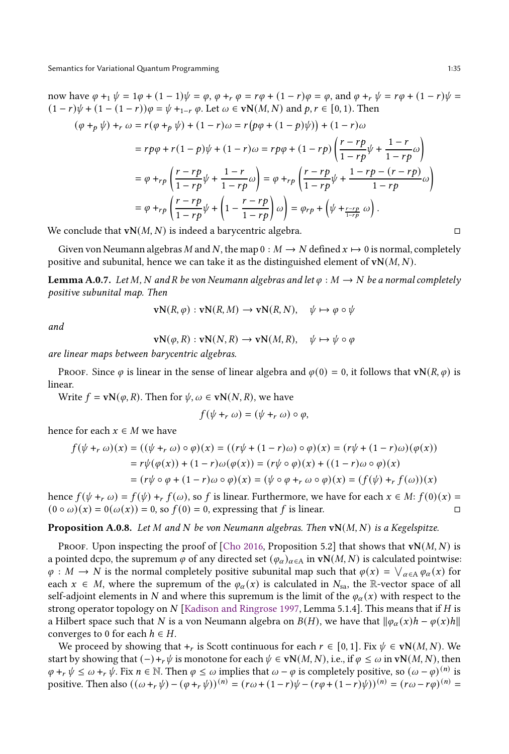now have $\varphi +_1 \psi = 1\varphi + (1-1)\psi = \varphi$, $\varphi +_r \varphi = r\varphi + (1-r)\varphi = \varphi$, and $\varphi +_r \psi = r\varphi + (1-r)\psi = (1-r)\psi + (1-(1-r))\varphi = \psi +_{1-r} \varphi$. Let $\omega \in \mathbf{vN}(M, N)$ and $p, r \in [0, 1)$. Then

$$
\begin{aligned}
(\varphi +_p \psi) +_r \omega &= r(\varphi +_p \psi) + (1-r)\omega = r\big(p\varphi + (1-p)\psi\big)\big) + (1-r)\omega \\
&= rp\varphi + r(1-p)\psi + (1-r)\omega = rp\varphi + (1-rp)\left(\frac{r-rp}{1-rp}\psi + \frac{1-r}{1-rp}\omega\right) \\
&= \varphi +_{rp}\left(\frac{r-rp}{1-rp}\psi + \frac{1-r}{1-rp}\omega\right) = \varphi +_{rp}\left(\frac{r-rp}{1-rp}\psi + \frac{1-rp-(r-rp)}{1-rp}\omega\right) \\
&= \varphi +_{rp}\left(\frac{r-rp}{1-rp}\psi + \left(1 - \frac{r-rp}{1-rp}\right)\omega\right) = \varphi_{rp} + \left(\psi +_{\frac{r-rp}{1-rp}} \omega\right).
\end{aligned}
$$

We conclude that $\mathbf{vN}(M, N)$ is indeed a barycentric algebra. □

Given von Neumann algebras $M$ and $N$, the map $0 : M \to N$ defined $x \mapsto 0$ is normal, completely positive and subunital, hence we can take it as the distinguished element of $\mathbf{vN}(M, N)$.

**Lemma A.0.7.** *Let $M$, $N$ and $R$ be von Neumann algebras and let $\varphi : M \to N$ be a normal completely positive subunital map. Then*

$$
\mathbf{vN}(R, \varphi) : \mathbf{vN}(R, M) \to \mathbf{vN}(R, N), \quad \psi \mapsto \varphi \circ \psi
$$

*and*

$$
\mathbf{vN}(\varphi, R) : \mathbf{vN}(N, R) \to \mathbf{vN}(M, R), \quad \psi \mapsto \psi \circ \varphi
$$

*are linear maps between barycentric algebras.*

Proof. Since $\varphi$ is linear in the sense of linear algebra and $\varphi(0) = 0$, it follows that $\mathbf{vN}(R, \varphi)$ is linear.

Write $f = \mathbf{vN}(\varphi, R)$. Then for $\psi, \omega \in \mathbf{vN}(N, R)$, we have

$$
f(\psi +_r \omega) = (\psi +_r \omega) \circ \varphi,
$$

hence for each $x \in M$ we have

$$
\begin{aligned}
f(\psi +_r \omega)(x) &= ((\psi +_r \omega) \circ \varphi)(x) = ((r\psi + (1-r)\omega) \circ \varphi)(x) = (r\psi + (1-r)\omega)(\varphi(x)) \\
&= r\psi(\varphi(x)) + (1-r)\omega(\varphi(x)) = (r\psi \circ \varphi)(x) + ((1-r)\omega \circ \varphi)(x) \\
&= (r\psi \circ \varphi + (1-r)\omega \circ \varphi)(x) = (\psi \circ \varphi +_r \omega \circ \varphi)(x) = (f(\psi) +_r f(\omega))(x)
\end{aligned}
$$

hence $f(\psi +_r \omega) = f(\psi) +_r f(\omega)$, so $f$ is linear. Furthermore, we have for each $x \in M$: $f(0)(x) = (0 \circ \omega)(x) = 0(\omega(x)) = 0$, so $f(0) = 0$, expressing that $f$ is linear. □

**Proposition A.0.8.** *Let $M$ and $N$ be von Neumann algebras. Then $\mathbf{vN}(M, N)$ is a Kegelspitze.*

Proof. Upon inspecting the proof of [Cho 2016, Proposition 5.2] that shows that $\mathbf{vN}(M, N)$ is a pointed dcpo, the supremum $\varphi$ of any directed set $(\varphi_\alpha)_{\alpha \in \mathrm{A}}$ in $\mathbf{vN}(M, N)$ is calculated pointwise: $\varphi : M \to N$ is the normal completely positive subunital map such that $\varphi(x) = \bigvee_{\alpha \in \mathrm{A}} \varphi_\alpha(x)$ for each $x \in M$, where the supremum of the $\varphi_\alpha(x)$ is calculated in $N_{\mathrm{sa}}$, the $\mathbb{R}$-vector space of all self-adjoint elements in $N$ and where this supremum is the limit of the $\varphi_\alpha(x)$ with respect to the strong operator topology on $N$ [Kadison and Ringrose 1997, Lemma 5.1.4]. This means that if $H$ is a Hilbert space such that $N$ is a von Neumann algebra on $B(H)$, we have that $\|\varphi_\alpha(x)h - \varphi(x)h\|$ converges to 0 for each $h \in H$.

We proceed by showing that $+_r$ is Scott continuous for each $r \in [0, 1]$. Fix $\psi \in \mathbf{vN}(M, N)$. We start by showing that $(-)+_r\psi$ is monotone for each $\psi \in \mathbf{vN}(M, N)$, i.e., if $\varphi \leq \omega$ in $\mathbf{vN}(M, N)$, then $\varphi +_r \psi \leq \omega +_r \psi$. Fix $n \in \mathbb{N}$. Then $\varphi \leq \omega$ implies that $\omega - \varphi$ is completely positive, so $(\omega - \varphi)^{(n)}$ is positive. Then also $((\omega +_r \psi) - (\varphi +_r \psi))^{(n)} = (r\omega + (1-r)\psi - (r\varphi + (1-r)\psi))^{(n)} = (r\omega - r\varphi)^{(n)} =$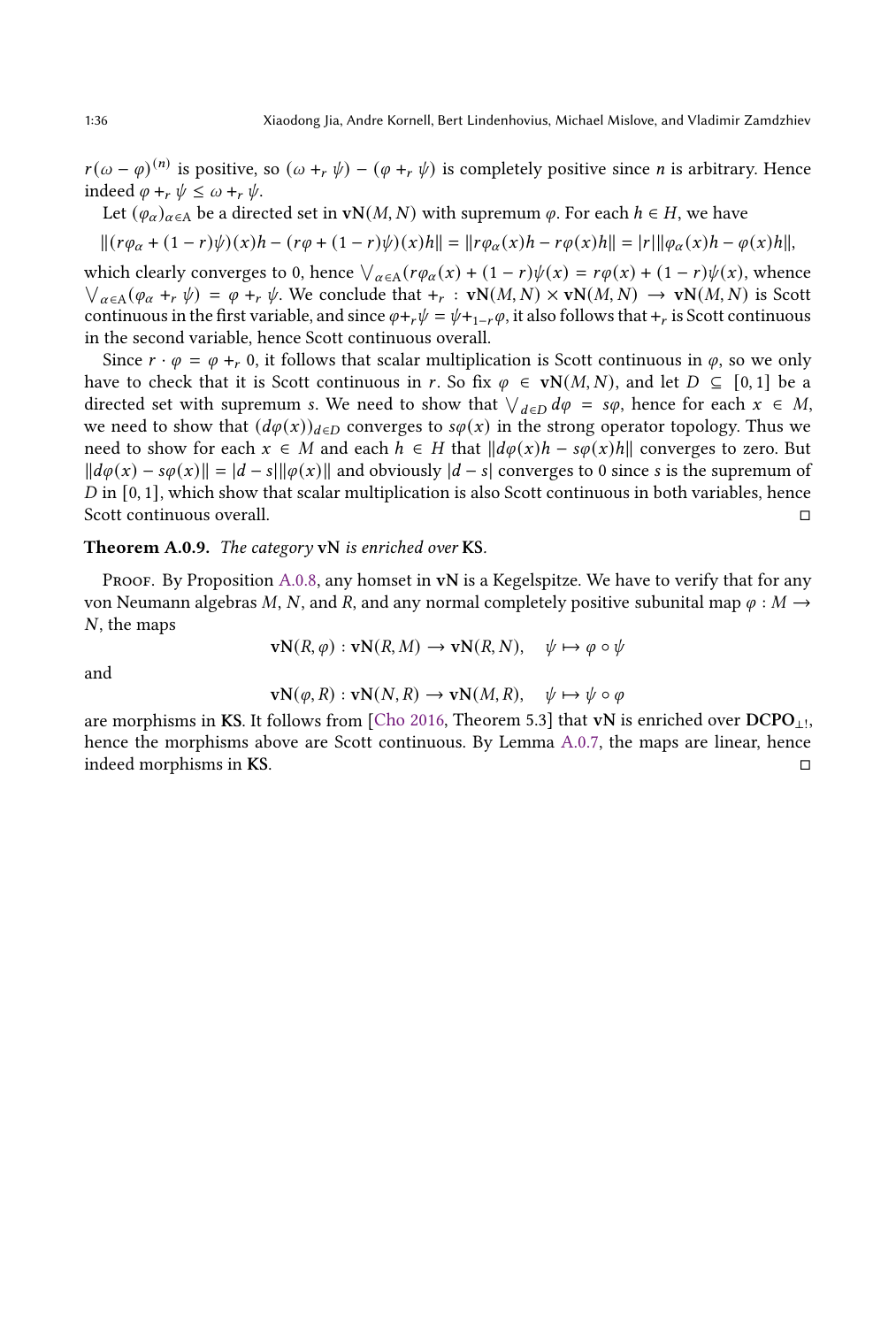$r(\omega - \varphi)^{(n)}$ is positive, so $(\omega +_r \psi) - (\varphi +_r \psi)$ is completely positive since $n$ is arbitrary. Hence indeed $\varphi +_r \psi \leq \omega +_r \psi$.

Let $(\varphi_\alpha)_{\alpha \in \mathrm{A}}$ be a directed set in $\mathbf{vN}(M, N)$ with supremum $\varphi$. For each $h \in H$, we have

$$\|(r\varphi_\alpha + (1-r)\psi)(x)h - (r\varphi + (1-r)\psi)(x)h\| = \|r\varphi_\alpha(x)h - r\varphi(x)h\| = |r|\|\varphi_\alpha(x)h - \varphi(x)h\|,$$

which clearly converges to 0, hence $\bigvee_{\alpha \in \mathrm{A}}(r\varphi_\alpha(x) + (1-r)\psi(x) = r\varphi(x) + (1-r)\psi(x)$, whence $\bigvee_{\alpha \in \mathrm{A}}(\varphi_\alpha +_r \psi) = \varphi +_r \psi$. We conclude that $+_r : \mathbf{vN}(M,N) \times \mathbf{vN}(M,N) \to \mathbf{vN}(M,N)$ is Scott continuous in the first variable, and since $\varphi +_r \psi = \psi +_{1-r} \varphi$, it also follows that $+_r$ is Scott continuous in the second variable, hence Scott continuous overall.

Since $r \cdot \varphi = \varphi +_r 0$, it follows that scalar multiplication is Scott continuous in $\varphi$, so we only have to check that it is Scott continuous in $r$. So fix $\varphi \in \mathbf{vN}(M,N)$, and let $D \subseteq [0,1]$ be a directed set with supremum $s$. We need to show that $\bigvee_{d \in D} d\varphi = s\varphi$, hence for each $x \in M$, we need to show that $(d\varphi(x))_{d \in D}$ converges to $s\varphi(x)$ in the strong operator topology. Thus we need to show for each $x \in M$ and each $h \in H$ that $\|d\varphi(x)h - s\varphi(x)h\|$ converges to zero. But $\|d\varphi(x) - s\varphi(x)\| = |d - s|\|\varphi(x)\|$ and obviously $|d - s|$ converges to 0 since $s$ is the supremum of $D$ in $[0,1]$, which show that scalar multiplication is also Scott continuous in both variables, hence Scott continuous overall. ◻

**Theorem A.0.9.** *The category* **vN** *is enriched over* **KS**.

Proof. By Proposition A.0.8, any homset in **vN** is a Kegelspitze. We have to verify that for any von Neumann algebras $M$, $N$, and $R$, and any normal completely positive subunital map $\varphi : M \to N$, the maps

$$\mathbf{vN}(R, \varphi) : \mathbf{vN}(R, M) \to \mathbf{vN}(R, N), \quad \psi \mapsto \varphi \circ \psi$$

and

$$\mathbf{vN}(\varphi, R) : \mathbf{vN}(N, R) \to \mathbf{vN}(M, R), \quad \psi \mapsto \psi \circ \varphi$$

are morphisms in **KS**. It follows from [Cho 2016, Theorem 5.3] that **vN** is enriched over $\mathbf{DCPO}_{\perp!}$, hence the morphisms above are Scott continuous. By Lemma A.0.7, the maps are linear, hence indeed morphisms in **KS**. ◻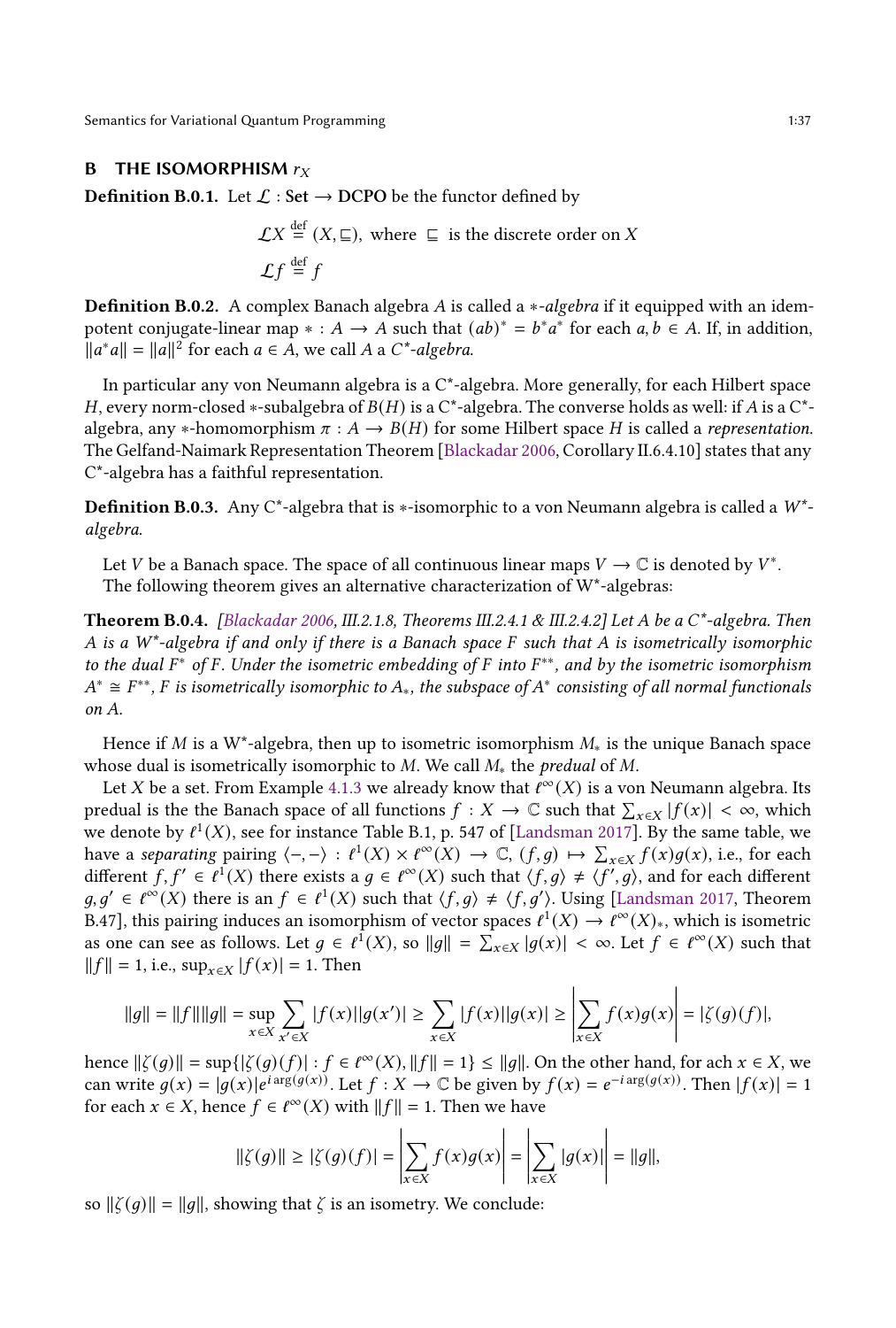## B THE ISOMORPHISM $r_X$

**Definition B.0.1.** Let $\mathcal{L} : \mathbf{Set} \to \mathbf{DCPO}$ be the functor defined by

$$\mathcal{L}X \stackrel{\text{def}}{=} (X, \sqsubseteq), \text{ where } \sqsubseteq \text{ is the discrete order on } X$$

$$\mathcal{L}f \stackrel{\text{def}}{=} f$$

**Definition B.0.2.** A complex Banach algebra $A$ is called a $*$-*algebra* if it equipped with an idempotent conjugate-linear map $* : A \to A$ such that $(ab)^* = b^*a^*$ for each $a, b \in A$. If, in addition, $\|a^*a\| = \|a\|^2$ for each $a \in A$, we call $A$ a *C\*-algebra*.

In particular any von Neumann algebra is a C*-algebra. More generally, for each Hilbert space $H$, every norm-closed $*$-subalgebra of $B(H)$ is a C*-algebra. The converse holds as well: if $A$ is a C*-algebra, any $*$-homomorphism $\pi : A \to B(H)$ for some Hilbert space $H$ is called a *representation*. The Gelfand-Naimark Representation Theorem [Blackadar 2006, Corollary II.6.4.10] states that any C*-algebra has a faithful representation.

**Definition B.0.3.** Any C*-algebra that is $*$-isomorphic to a von Neumann algebra is called a *W\*-algebra*.

Let $V$ be a Banach space. The space of all continuous linear maps $V \to \mathbb{C}$ is denoted by $V^*$.

The following theorem gives an alternative characterization of W*-algebras:

**Theorem B.0.4.** *[Blackadar 2006, III.2.1.8, Theorems III.2.4.1 & III.2.4.2] Let $A$ be a C\*-algebra. Then $A$ is a W\*-algebra if and only if there is a Banach space $F$ such that $A$ is isometrically isomorphic to the dual $F^*$ of $F$. Under the isometric embedding of $F$ into $F^{**}$, and by the isometric isomorphism $A^* \cong F^{**}$, $F$ is isometrically isomorphic to $A_*$, the subspace of $A^*$ consisting of all normal functionals on $A$.*

Hence if $M$ is a W*-algebra, then up to isometric isomorphism $M_*$ is the unique Banach space whose dual is isometrically isomorphic to $M$. We call $M_*$ the *predual* of $M$.

Let $X$ be a set. From Example 4.1.3 we already know that $\ell^\infty(X)$ is a von Neumann algebra. Its predual is the the Banach space of all functions $f : X \to \mathbb{C}$ such that $\sum_{x \in X} |f(x)| < \infty$, which we denote by $\ell^1(X)$, see for instance Table B.1, p. 547 of [Landsman 2017]. By the same table, we have a *separating* pairing $\langle -, - \rangle : \ell^1(X) \times \ell^\infty(X) \to \mathbb{C}$, $(f, g) \mapsto \sum_{x \in X} f(x)g(x)$, i.e., for each different $f, f' \in \ell^1(X)$ there exists a $g \in \ell^\infty(X)$ such that $\langle f, g \rangle \neq \langle f', g \rangle$, and for each different $g, g' \in \ell^\infty(X)$ there is an $f \in \ell^1(X)$ such that $\langle f, g \rangle \neq \langle f, g' \rangle$. Using [Landsman 2017, Theorem B.47], this pairing induces an isomorphism of vector spaces $\ell^1(X) \to \ell^\infty(X)_*$, which is isometric as one can see as follows. Let $g \in \ell^1(X)$, so $\|g\| = \sum_{x \in X} |g(x)| < \infty$. Let $f \in \ell^\infty(X)$ such that $\|f\| = 1$, i.e., $\sup_{x \in X} |f(x)| = 1$. Then

$$\|g\| = \|f\|\|g\| = \sup_{x \in X} \sum_{x' \in X} |f(x)||g(x')| \geq \sum_{x \in X} |f(x)||g(x)| \geq \left| \sum_{x \in X} f(x)g(x) \right| = |\zeta(g)(f)|,$$

hence $\|\zeta(g)\| = \sup\{|\zeta(g)(f)| : f \in \ell^\infty(X), \|f\| = 1\} \leq \|g\|$. On the other hand, for ach $x \in X$, we can write $g(x) = |g(x)|e^{i \arg(g(x))}$. Let $f : X \to \mathbb{C}$ be given by $f(x) = e^{-i \arg(g(x))}$. Then $|f(x)| = 1$ for each $x \in X$, hence $f \in \ell^\infty(X)$ with $\|f\| = 1$. Then we have

$$\|\zeta(g)\| \geq |\zeta(g)(f)| = \left| \sum_{x \in X} f(x)g(x) \right| = \left| \sum_{x \in X} |g(x)| \right| = \|g\|,$$

so $\|\zeta(g)\| = \|g\|$, showing that $\zeta$ is an isometry. We conclude: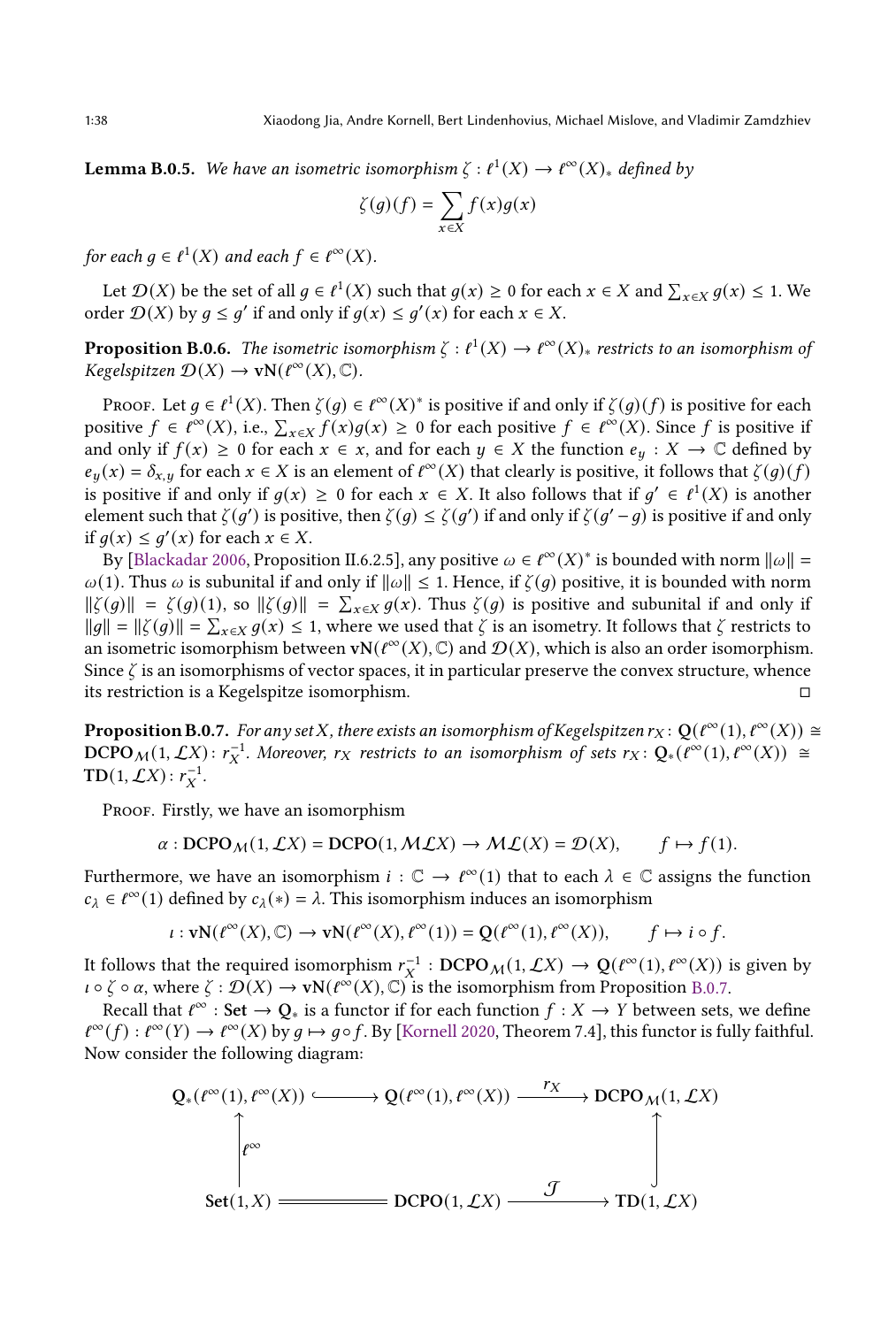**Lemma B.0.5.** *We have an isometric isomorphism $\zeta : \ell^1(X) \to \ell^\infty(X)_*$ defined by*

$$\zeta(g)(f) = \sum_{x \in X} f(x)g(x)$$

*for each $g \in \ell^1(X)$ and each $f \in \ell^\infty(X)$.*

Let $\mathcal{D}(X)$ be the set of all $g \in \ell^1(X)$ such that $g(x) \geq 0$ for each $x \in X$ and $\sum_{x \in X} g(x) \leq 1$. We order $\mathcal{D}(X)$ by $g \leq g'$ if and only if $g(x) \leq g'(x)$ for each $x \in X$.

**Proposition B.0.6.** *The isometric isomorphism $\zeta : \ell^1(X) \to \ell^\infty(X)_*$ restricts to an isomorphism of Kegelspitzen $\mathcal{D}(X) \to \mathbf{vN}(\ell^\infty(X), \mathbb{C})$.*

Proof. Let $g \in \ell^1(X)$. Then $\zeta(g) \in \ell^\infty(X)^*$ is positive if and only if $\zeta(g)(f)$ is positive for each positive $f \in \ell^\infty(X)$, i.e., $\sum_{x \in X} f(x)g(x) \geq 0$ for each positive $f \in \ell^\infty(X)$. Since $f$ is positive if and only if $f(x) \geq 0$ for each $x \in x$, and for each $y \in X$ the function $e_y : X \to \mathbb{C}$ defined by $e_y(x) = \delta_{x,y}$ for each $x \in X$ is an element of $\ell^\infty(X)$ that clearly is positive, it follows that $\zeta(g)(f)$ is positive if and only if $g(x) \geq 0$ for each $x \in X$. It also follows that if $g' \in \ell^1(X)$ is another element such that $\zeta(g')$ is positive, then $\zeta(g) \leq \zeta(g')$ if and only if $\zeta(g' - g)$ is positive if and only if $g(x) \leq g'(x)$ for each $x \in X$.

By [Blackadar 2006, Proposition II.6.2.5], any positive $\omega \in \ell^\infty(X)^*$ is bounded with norm $\|\omega\| = \omega(1)$. Thus $\omega$ is subunital if and only if $\|\omega\| \leq 1$. Hence, if $\zeta(g)$ positive, it is bounded with norm $\|\zeta(g)\| = \zeta(g)(1)$, so $\|\zeta(g)\| = \sum_{x \in X} g(x)$. Thus $\zeta(g)$ is positive and subunital if and only if $\|g\| = \|\zeta(g)\| = \sum_{x \in X} g(x) \leq 1$, where we used that $\zeta$ is an isometry. It follows that $\zeta$ restricts to an isometric isomorphism between $\mathbf{vN}(\ell^\infty(X), \mathbb{C})$ and $\mathcal{D}(X)$, which is also an order isomorphism. Since $\zeta$ is an isomorphisms of vector spaces, it in particular preserve the convex structure, whence its restriction is a Kegelspitze isomorphism. □

**Proposition B.0.7.** *For any set $X$, there exists an isomorphism of Kegelspitzen $r_X : \mathbf{Q}(\ell^\infty(1), \ell^\infty(X)) \cong \mathbf{DCPO}_{\mathcal{M}}(1, \mathcal{L}X) : r_X^{-1}$. Moreover, $r_X$ restricts to an isomorphism of sets $r_X : \mathbf{Q}_*(\ell^\infty(1), \ell^\infty(X)) \cong \mathbf{TD}(1, \mathcal{L}X) : r_X^{-1}$.*

Proof. Firstly, we have an isomorphism

$$\alpha : \mathbf{DCPO}_{\mathcal{M}}(1, \mathcal{L}X) = \mathbf{DCPO}(1, \mathcal{M}\mathcal{L}X) \to \mathcal{M}\mathcal{L}(X) = \mathcal{D}(X), \qquad f \mapsto f(1).$$

Furthermore, we have an isomorphism $i : \mathbb{C} \to \ell^\infty(1)$ that to each $\lambda \in \mathbb{C}$ assigns the function $c_\lambda \in \ell^\infty(1)$ defined by $c_\lambda(*) = \lambda$. This isomorphism induces an isomorphism

$$\iota : \mathbf{vN}(\ell^\infty(X), \mathbb{C}) \to \mathbf{vN}(\ell^\infty(X), \ell^\infty(1)) = \mathbf{Q}(\ell^\infty(1), \ell^\infty(X)), \qquad f \mapsto i \circ f.$$

It follows that the required isomorphism $r_X^{-1} : \mathbf{DCPO}_{\mathcal{M}}(1, \mathcal{L}X) \to \mathbf{Q}(\ell^\infty(1), \ell^\infty(X))$ is given by $\iota \circ \zeta \circ \alpha$, where $\zeta : \mathcal{D}(X) \to \mathbf{vN}(\ell^\infty(X), \mathbb{C})$ is the isomorphism from Proposition B.0.7.

Recall that $\ell^\infty : \mathbf{Set} \to \mathbf{Q}_*$ is a functor if for each function $f : X \to Y$ between sets, we define $\ell^\infty(f) : \ell^\infty(Y) \to \ell^\infty(X)$ by $g \mapsto g \circ f$. By [Kornell 2020, Theorem 7.4], this functor is fully faithful. Now consider the following diagram:

$$\begin{array}{ccccc}
\mathbf{Q}_*(\ell^\infty(1), \ell^\infty(X)) & \hookrightarrow & \mathbf{Q}(\ell^\infty(1), \ell^\infty(X)) & \xrightarrow{r_X} & \mathbf{DCPO}_{\mathcal{M}}(1, \mathcal{L}X) \\
\uparrow{\scriptstyle \ell^\infty} & & & & \uparrow \\
\mathbf{Set}(1, X) & = & \mathbf{DCPO}(1, \mathcal{L}X) & \xrightarrow{\mathcal{J}} & \mathbf{TD}(1, \mathcal{L}X)
\end{array}$$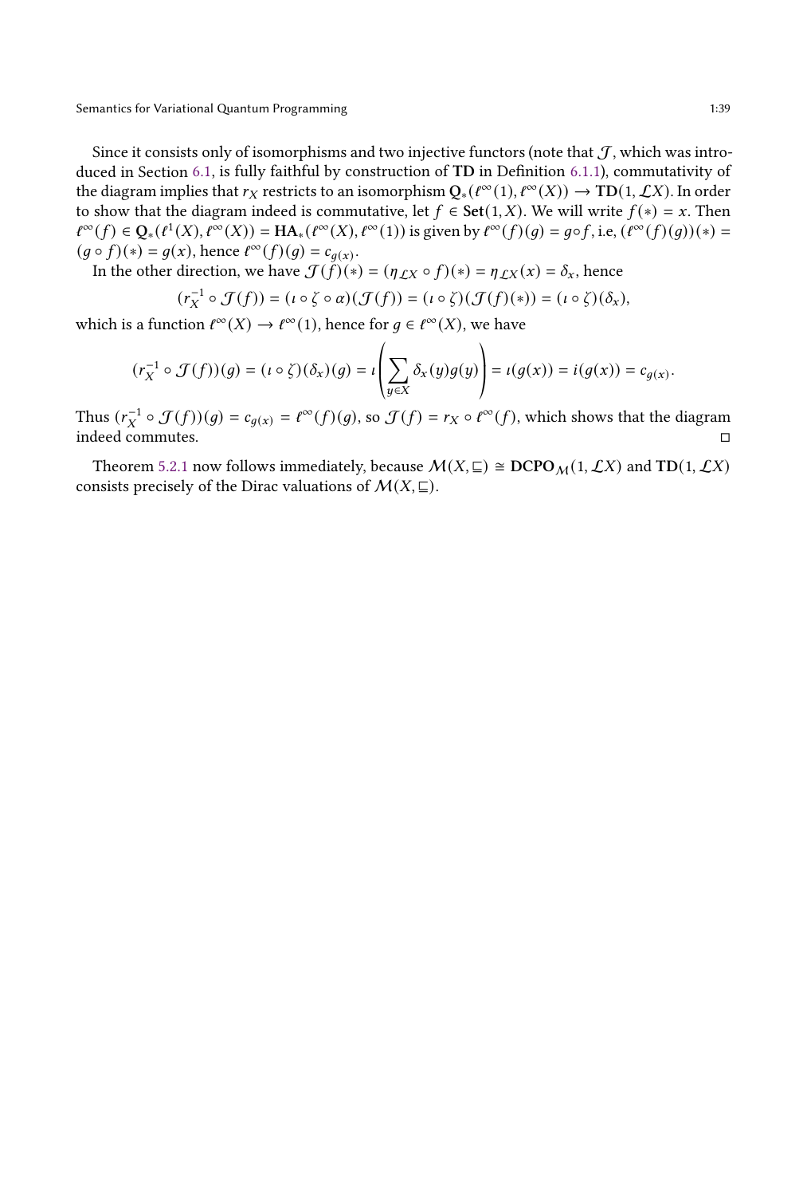Since it consists only of isomorphisms and two injective functors (note that $\mathcal{J}$, which was introduced in Section 6.1, is fully faithful by construction of $\mathbf{TD}$ in Definition 6.1.1), commutativity of the diagram implies that $r_X$ restricts to an isomorphism $\mathbf{Q}_*(\ell^\infty(1), \ell^\infty(X)) \to \mathbf{TD}(1, \mathcal{L}X)$. In order to show that the diagram indeed is commutative, let $f \in \mathbf{Set}(1, X)$. We will write $f(*) = x$. Then $\ell^\infty(f) \in \mathbf{Q}_*(\ell^1(X), \ell^\infty(X)) = \mathbf{HA}_*(\ell^\infty(X), \ell^\infty(1))$ is given by $\ell^\infty(f)(g) = g \circ f$, i.e, $(\ell^\infty(f)(g))(*) = (g \circ f)(*) = g(x)$, hence $\ell^\infty(f)(g) = c_{g(x)}$.

In the other direction, we have $\mathcal{J}(f)(*) = (\eta_{\mathcal{L}X} \circ f)(*) = \eta_{\mathcal{L}X}(x) = \delta_x$, hence

$$(r_X^{-1} \circ \mathcal{J}(f)) = (\iota \circ \zeta \circ \alpha)(\mathcal{J}(f)) = (\iota \circ \zeta)(\mathcal{J}(f)(*)) = (\iota \circ \zeta)(\delta_x),$$

which is a function $\ell^\infty(X) \to \ell^\infty(1)$, hence for $g \in \ell^\infty(X)$, we have

$$(r_X^{-1} \circ \mathcal{J}(f))(g) = (\iota \circ \zeta)(\delta_x)(g) = \iota\left(\sum_{y \in X} \delta_x(y) g(y)\right) = \iota(g(x)) = i(g(x)) = c_{g(x)}.$$

Thus $(r_X^{-1} \circ \mathcal{J}(f))(g) = c_{g(x)} = \ell^\infty(f)(g)$, so $\mathcal{J}(f) = r_X \circ \ell^\infty(f)$, which shows that the diagram indeed commutes. ◻

Theorem 5.2.1 now follows immediately, because $\mathcal{M}(X, \sqsubseteq) \cong \mathbf{DCPO}_{\mathcal{M}}(1, \mathcal{L}X)$ and $\mathbf{TD}(1, \mathcal{L}X)$ consists precisely of the Dirac valuations of $\mathcal{M}(X, \sqsubseteq)$.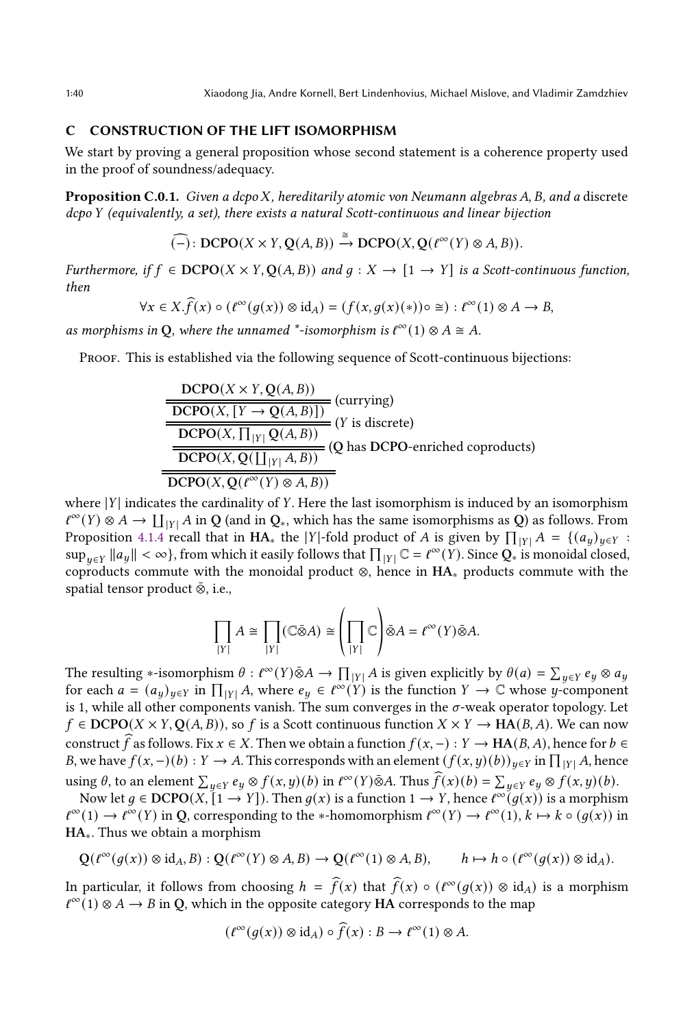## C CONSTRUCTION OF THE LIFT ISOMORPHISM

We start by proving a general proposition whose second statement is a coherence property used in the proof of soundness/adequacy.

**Proposition C.0.1.** *Given a dcpo $X$, hereditarily atomic von Neumann algebras $A, B$, and a* discrete *dcpo $Y$ (equivalently, a set), there exists a natural Scott-continuous and linear bijection*

$$\widehat{(-)} \colon \mathbf{DCPO}(X \times Y, \mathbf{Q}(A, B)) \xrightarrow{\cong} \mathbf{DCPO}(X, \mathbf{Q}(\ell^\infty(Y) \otimes A, B)).$$

*Furthermore, if $f \in \mathbf{DCPO}(X \times Y, \mathbf{Q}(A, B))$ and $g : X \to [1 \to Y]$ is a Scott-continuous function, then*

$$\forall x \in X. \widehat{f}(x) \circ (\ell^\infty(g(x)) \otimes \mathrm{id}_A) = (f(x, g(x)(*)) \circ \cong) : \ell^\infty(1) \otimes A \to B,$$

*as morphisms in $\mathbf{Q}$, where the unnamed \*-isomorphism is $\ell^\infty(1) \otimes A \cong A$.*

Proof. This is established via the following sequence of Scott-continuous bijections:

$$\dfrac{\dfrac{\dfrac{\dfrac{\mathbf{DCPO}(X \times Y, \mathbf{Q}(A, B))}{\mathbf{DCPO}(X, [Y \to \mathbf{Q}(A, B)])}\ \text{(currying)}}{\mathbf{DCPO}(X, \prod_{|Y|} \mathbf{Q}(A, B))}\ (Y \text{ is discrete})}{\mathbf{DCPO}(X, \mathbf{Q}(\coprod_{|Y|} A, B))}\ (\mathbf{Q} \text{ has } \mathbf{DCPO}\text{-enriched coproducts})}{\mathbf{DCPO}(X, \mathbf{Q}(\ell^\infty(Y) \otimes A, B))}$$

where $|Y|$ indicates the cardinality of $Y$. Here the last isomorphism is induced by an isomorphism $\ell^\infty(Y) \otimes A \to \coprod_{|Y|} A$ in $\mathbf{Q}$ (and in $\mathbf{Q}_*$, which has the same isomorphisms as $\mathbf{Q}$) as follows. From Proposition 4.1.4 recall that in $\mathbf{HA}_*$ the $|Y|$-fold product of $A$ is given by $\prod_{|Y|} A = \{(a_y)_{y \in Y} : \sup_{y \in Y} \|a_y\| < \infty\}$, from which it easily follows that $\prod_{|Y|} \mathbb{C} = \ell^\infty(Y)$. Since $\mathbf{Q}_*$ is monoidal closed, coproducts commute with the monoidal product $\otimes$, hence in $\mathbf{HA}_*$ products commute with the spatial tensor product $\bar{\otimes}$, i.e.,

$$\prod_{|Y|} A \cong \prod_{|Y|} (\mathbb{C} \bar{\otimes} A) \cong \left( \prod_{|Y|} \mathbb{C} \right) \bar{\otimes} A = \ell^\infty(Y) \bar{\otimes} A.$$

The resulting $*$-isomorphism $\theta : \ell^\infty(Y) \bar{\otimes} A \to \prod_{|Y|} A$ is given explicitly by $\theta(a) = \sum_{y \in Y} e_y \otimes a_y$ for each $a = (a_y)_{y \in Y}$ in $\prod_{|Y|} A$, where $e_y \in \ell^\infty(Y)$ is the function $Y \to \mathbb{C}$ whose $y$-component is 1, while all other components vanish. The sum converges in the $\sigma$-weak operator topology. Let $f \in \mathbf{DCPO}(X \times Y, \mathbf{Q}(A, B))$, so $f$ is a Scott continuous function $X \times Y \to \mathbf{HA}(B, A)$. We can now construct $\widehat{f}$ as follows. Fix $x \in X$. Then we obtain a function $f(x, -) : Y \to \mathbf{HA}(B, A)$, hence for $b \in B$, we have $f(x, -)(b) : Y \to A$. This corresponds with an element $(f(x, y)(b))_{y \in Y}$ in $\prod_{|Y|} A$, hence using $\theta$, to an element $\sum_{y \in Y} e_y \otimes f(x, y)(b)$ in $\ell^\infty(Y) \bar{\otimes} A$. Thus $\widehat{f}(x)(b) = \sum_{y \in Y} e_y \otimes f(x, y)(b)$.

Now let $g \in \mathbf{DCPO}(X, [1 \to Y])$. Then $g(x)$ is a function $1 \to Y$, hence $\ell^\infty(g(x))$ is a morphism $\ell^\infty(1) \to \ell^\infty(Y)$ in $\mathbf{Q}$, corresponding to the $*$-homomorphism $\ell^\infty(Y) \to \ell^\infty(1)$, $k \mapsto k \circ (g(x))$ in $\mathbf{HA}_*$. Thus we obtain a morphism

$$\mathbf{Q}(\ell^\infty(g(x)) \otimes \mathrm{id}_A, B) : \mathbf{Q}(\ell^\infty(Y) \otimes A, B) \to \mathbf{Q}(\ell^\infty(1) \otimes A, B), \qquad h \mapsto h \circ (\ell^\infty(g(x)) \otimes \mathrm{id}_A).$$

In particular, it follows from choosing $h = \widehat{f}(x)$ that $\widehat{f}(x) \circ (\ell^\infty(g(x)) \otimes \mathrm{id}_A)$ is a morphism $\ell^\infty(1) \otimes A \to B$ in $\mathbf{Q}$, which in the opposite category $\mathbf{HA}$ corresponds to the map

$$(\ell^\infty(g(x)) \otimes \mathrm{id}_A) \circ \widehat{f}(x) : B \to \ell^\infty(1) \otimes A.$$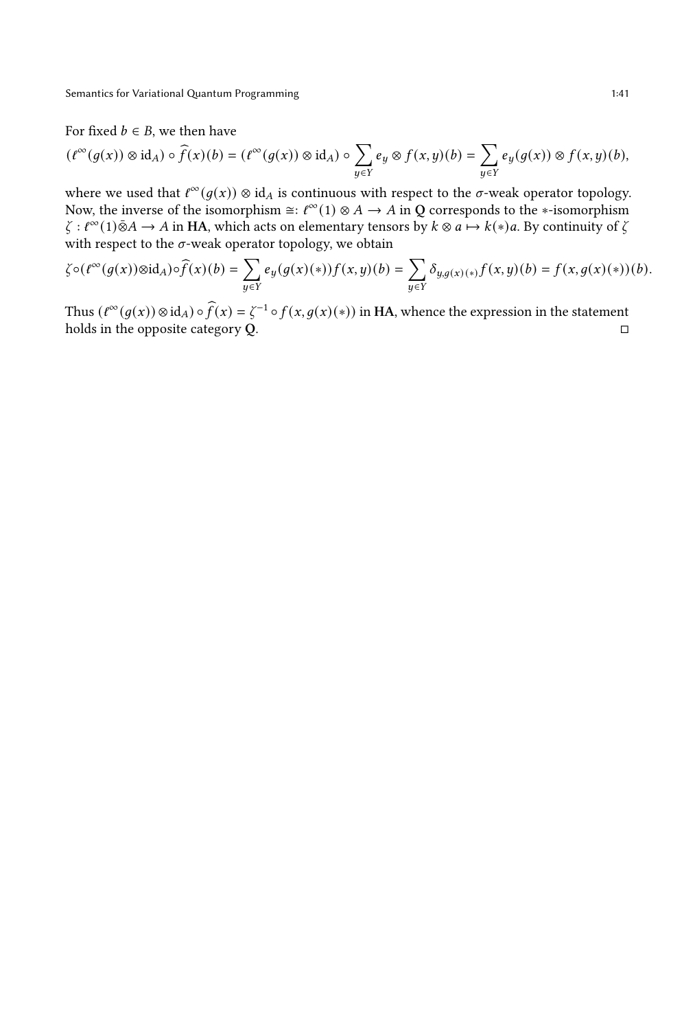For fixed $b \in B$, we then have

$$(\ell^\infty(g(x)) \otimes \mathrm{id}_A) \circ \widehat{f}(x)(b) = (\ell^\infty(g(x)) \otimes \mathrm{id}_A) \circ \sum_{y \in Y} e_y \otimes f(x,y)(b) = \sum_{y \in Y} e_y(g(x)) \otimes f(x,y)(b),$$

where we used that $\ell^\infty(g(x)) \otimes \mathrm{id}_A$ is continuous with respect to the $\sigma$-weak operator topology. Now, the inverse of the isomorphism $\cong : \ell^\infty(1) \otimes A \to A$ in $\mathbf{Q}$ corresponds to the $*$-isomorphism $\zeta : \ell^\infty(1) \bar{\otimes} A \to A$ in $\mathbf{HA}$, which acts on elementary tensors by $k \otimes a \mapsto k(*)a$. By continuity of $\zeta$ with respect to the $\sigma$-weak operator topology, we obtain

$$\zeta \circ (\ell^\infty(g(x)) \otimes \mathrm{id}_A) \circ \widehat{f}(x)(b) = \sum_{y \in Y} e_y(g(x)(*)) f(x,y)(b) = \sum_{y \in Y} \delta_{y,g(x)(*)} f(x,y)(b) = f(x, g(x)(*))(b).$$

Thus $(\ell^\infty(g(x)) \otimes \mathrm{id}_A) \circ \widehat{f}(x) = \zeta^{-1} \circ f(x, g(x)(*))$ in $\mathbf{HA}$, whence the expression in the statement holds in the opposite category $\mathbf{Q}$. $\square$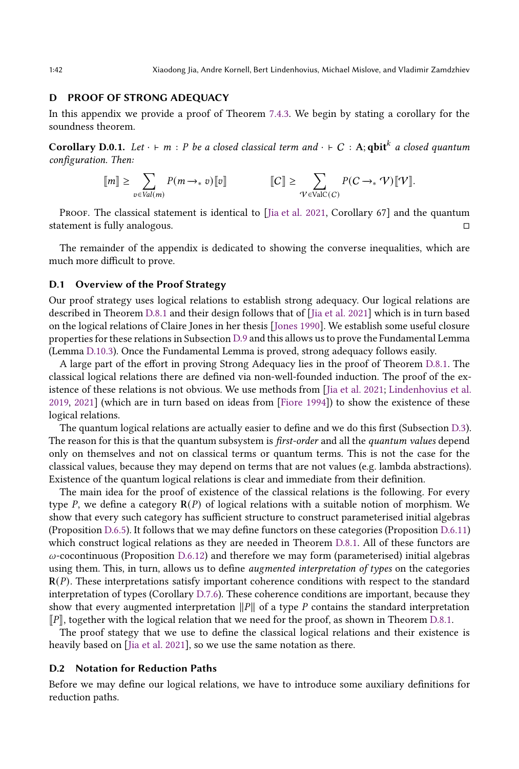# D PROOF OF STRONG ADEQUACY

In this appendix we provide a proof of Theorem 7.4.3. We begin by stating a corollary for the soundness theorem.

**Corollary D.0.1.** *Let $\cdot \vdash m : P$ be a closed classical term and $\cdot \vdash C : \mathbf{A}; \mathbf{qbit}^k$ a closed quantum configuration. Then:*

$$[\![m]\!] \geq \sum_{v \in Val(m)} P(m \to_* v)[\![v]\!] \qquad\qquad [\![C]\!] \geq \sum_{\mathcal{V} \in \mathrm{ValC}(C)} P(C \to_* \mathcal{V})[\![\mathcal{V}]\!].$$

Proof. The classical statement is identical to [Jia et al. 2021, Corollary 67] and the quantum statement is fully analogous. □

The remainder of the appendix is dedicated to showing the converse inequalities, which are much more difficult to prove.

## D.1 Overview of the Proof Strategy

Our proof strategy uses logical relations to establish strong adequacy. Our logical relations are described in Theorem D.8.1 and their design follows that of [Jia et al. 2021] which is in turn based on the logical relations of Claire Jones in her thesis [Jones 1990]. We establish some useful closure properties for these relations in Subsection D.9 and this allows us to prove the Fundamental Lemma (Lemma D.10.3). Once the Fundamental Lemma is proved, strong adequacy follows easily.

A large part of the effort in proving Strong Adequacy lies in the proof of Theorem D.8.1. The classical logical relations there are defined via non-well-founded induction. The proof of the existence of these relations is not obvious. We use methods from [Jia et al. 2021; Lindenhovius et al. 2019, 2021] (which are in turn based on ideas from [Fiore 1994]) to show the existence of these logical relations.

The quantum logical relations are actually easier to define and we do this first (Subsection D.3). The reason for this is that the quantum subsystem is *first-order* and all the *quantum values* depend only on themselves and not on classical terms or quantum terms. This is not the case for the classical values, because they may depend on terms that are not values (e.g. lambda abstractions). Existence of the quantum logical relations is clear and immediate from their definition.

The main idea for the proof of existence of the classical relations is the following. For every type $P$, we define a category $\mathbf{R}(P)$ of logical relations with a suitable notion of morphism. We show that every such category has sufficient structure to construct parameterised initial algebras (Proposition D.6.5). It follows that we may define functors on these categories (Proposition D.6.11) which construct logical relations as they are needed in Theorem D.8.1. All of these functors are $\omega$-cocontinuous (Proposition D.6.12) and therefore we may form (parameterised) initial algebras using them. This, in turn, allows us to define *augmented interpretation of types* on the categories $\mathbf{R}(P)$. These interpretations satisfy important coherence conditions with respect to the standard interpretation of types (Corollary D.7.6). These coherence conditions are important, because they show that every augmented interpretation $\|P\|$ of a type $P$ contains the standard interpretation $[\![P]\!]$, together with the logical relation that we need for the proof, as shown in Theorem D.8.1.

The proof stategy that we use to define the classical logical relations and their existence is heavily based on [Jia et al. 2021], so we use the same notation as there.

## D.2 Notation for Reduction Paths

Before we may define our logical relations, we have to introduce some auxiliary definitions for reduction paths.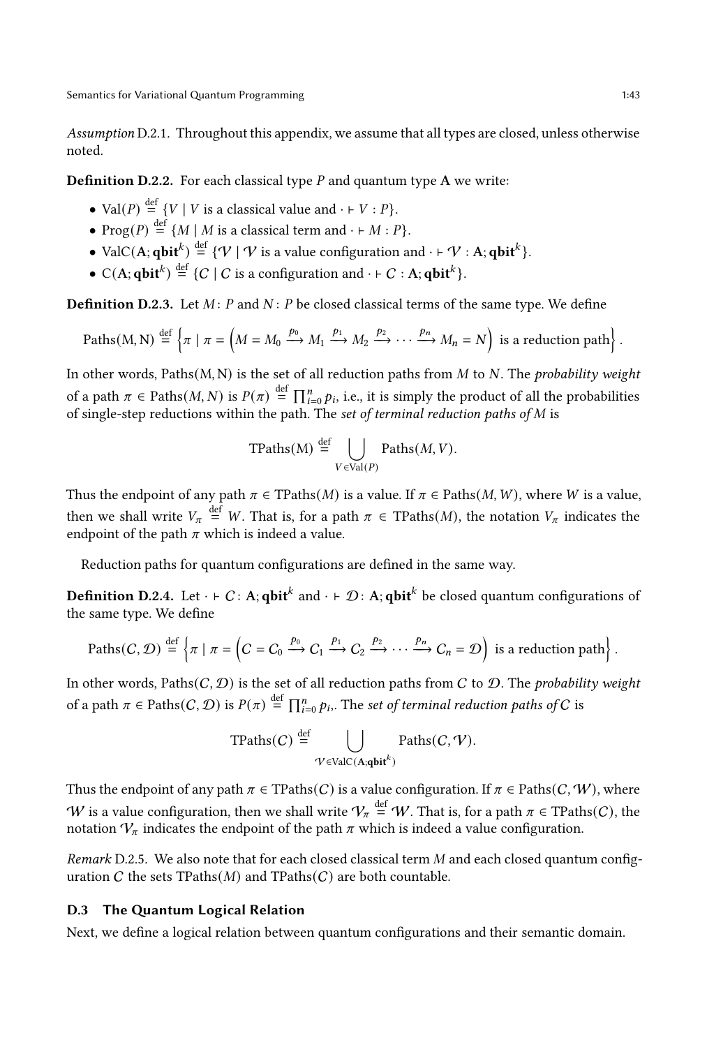*Assumption* D.2.1. Throughout this appendix, we assume that all types are closed, unless otherwise noted.

**Definition D.2.2.** For each classical type $P$ and quantum type $\mathbf{A}$ we write:

- $\mathrm{Val}(P) \stackrel{\text{def}}{=} \{V \mid V \text{ is a classical value and } \cdot \vdash V : P\}$.
- $\mathrm{Prog}(P) \stackrel{\text{def}}{=} \{M \mid M \text{ is a classical term and } \cdot \vdash M : P\}$.
- $\mathrm{ValC}(\mathbf{A}; \mathbf{qbit}^k) \stackrel{\text{def}}{=} \{\mathcal{V} \mid \mathcal{V} \text{ is a value configuration and } \cdot \vdash \mathcal{V} : \mathbf{A}; \mathbf{qbit}^k\}$.
- $\mathrm{C}(\mathbf{A}; \mathbf{qbit}^k) \stackrel{\text{def}}{=} \{\mathcal{C} \mid \mathcal{C} \text{ is a configuration and } \cdot \vdash \mathcal{C} : \mathbf{A}; \mathbf{qbit}^k\}$.

**Definition D.2.3.** Let $M \colon P$ and $N \colon P$ be closed classical terms of the same type. We define

$$\mathrm{Paths(M, N)} \stackrel{\text{def}}{=} \left\{ \pi \mid \pi = \left( M = M_0 \xrightarrow{p_0} M_1 \xrightarrow{p_1} M_2 \xrightarrow{p_2} \cdots \xrightarrow{p_n} M_n = N \right) \text{ is a reduction path} \right\}.$$

In other words, Paths(M, N) is the set of all reduction paths from $M$ to $N$. The *probability weight* of a path $\pi \in \mathrm{Paths}(M, N)$ is $P(\pi) \stackrel{\text{def}}{=} \prod_{i=0}^{n} p_i$, i.e., it is simply the product of all the probabilities of single-step reductions within the path. The *set of terminal reduction paths of* $M$ is

$$\mathrm{TPaths(M)} \stackrel{\text{def}}{=} \bigcup_{V \in \mathrm{Val}(P)} \mathrm{Paths}(M, V).$$

Thus the endpoint of any path $\pi \in \mathrm{TPaths}(M)$ is a value. If $\pi \in \mathrm{Paths}(M, W)$, where $W$ is a value, then we shall write $V_\pi \stackrel{\text{def}}{=} W$. That is, for a path $\pi \in \mathrm{TPaths}(M)$, the notation $V_\pi$ indicates the endpoint of the path $\pi$ which is indeed a value.

Reduction paths for quantum configurations are defined in the same way.

**Definition D.2.4.** Let $\cdot \vdash \mathcal{C} \colon \mathbf{A}; \mathbf{qbit}^k$ and $\cdot \vdash \mathcal{D} \colon \mathbf{A}; \mathbf{qbit}^k$ be closed quantum configurations of the same type. We define

$$\mathrm{Paths}(\mathcal{C}, \mathcal{D}) \stackrel{\text{def}}{=} \left\{ \pi \mid \pi = \left( \mathcal{C} = \mathcal{C}_0 \xrightarrow{p_0} \mathcal{C}_1 \xrightarrow{p_1} \mathcal{C}_2 \xrightarrow{p_2} \cdots \xrightarrow{p_n} \mathcal{C}_n = \mathcal{D} \right) \text{ is a reduction path} \right\}.$$

In other words, $\mathrm{Paths}(\mathcal{C}, \mathcal{D})$ is the set of all reduction paths from $\mathcal{C}$ to $\mathcal{D}$. The *probability weight* of a path $\pi \in \mathrm{Paths}(\mathcal{C}, \mathcal{D})$ is $P(\pi) \stackrel{\text{def}}{=} \prod_{i=0}^{n} p_i$,. The *set of terminal reduction paths of* $\mathcal{C}$ is

$$\mathrm{TPaths}(\mathcal{C}) \stackrel{\text{def}}{=} \bigcup_{\mathcal{V} \in \mathrm{ValC}(\mathbf{A}; \mathbf{qbit}^k)} \mathrm{Paths}(\mathcal{C}, \mathcal{V}).$$

Thus the endpoint of any path $\pi \in \mathrm{TPaths}(\mathcal{C})$ is a value configuration. If $\pi \in \mathrm{Paths}(\mathcal{C}, \mathcal{W})$, where $\mathcal{W}$ is a value configuration, then we shall write $\mathcal{V}_\pi \stackrel{\text{def}}{=} \mathcal{W}$. That is, for a path $\pi \in \mathrm{TPaths}(\mathcal{C})$, the notation $\mathcal{V}_\pi$ indicates the endpoint of the path $\pi$ which is indeed a value configuration.

*Remark* D.2.5. We also note that for each closed classical term $M$ and each closed quantum configuration $\mathcal{C}$ the sets $\mathrm{TPaths}(M)$ and $\mathrm{TPaths}(\mathcal{C})$ are both countable.

## D.3 The Quantum Logical Relation

Next, we define a logical relation between quantum configurations and their semantic domain.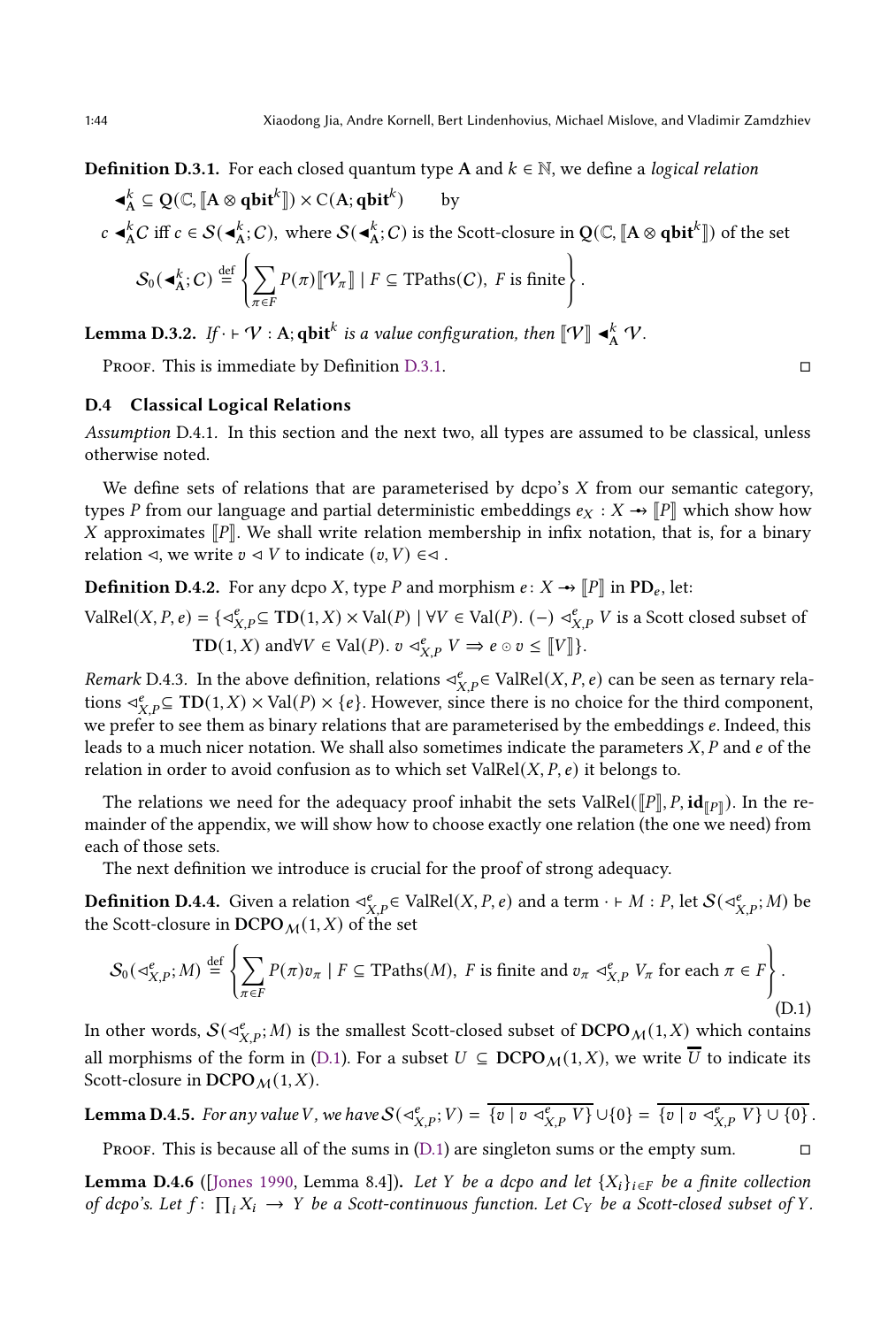**Definition D.3.1.** For each closed quantum type $\mathbf{A}$ and $k \in \mathbb{N}$, we define a *logical relation*

$$\blacktriangleleft^k_{\mathbf{A}} \subseteq \mathbf{Q}(\mathbb{C}, [\![\mathbf{A} \otimes \mathbf{qbit}^k]\!]) \times \mathrm{C}(\mathbf{A}; \mathbf{qbit}^k) \qquad \text{by}$$

$c \blacktriangleleft^k_{\mathbf{A}} C$ iff $c \in \mathcal{S}(\blacktriangleleft^k_{\mathbf{A}}; C)$, where $\mathcal{S}(\blacktriangleleft^k_{\mathbf{A}}; C)$ is the Scott-closure in $\mathbf{Q}(\mathbb{C}, [\![\mathbf{A} \otimes \mathbf{qbit}^k]\!])$ of the set

$$\mathcal{S}_0(\blacktriangleleft^k_{\mathbf{A}}; C) \stackrel{\text{def}}{=} \left\{ \sum_{\pi \in F} P(\pi) [\![\mathcal{V}_\pi]\!] \mid F \subseteq \mathrm{TPaths}(C),\ F \text{ is finite} \right\}.$$

**Lemma D.3.2.** *If* $\cdot \vdash \mathcal{V} : \mathbf{A}; \mathbf{qbit}^k$ *is a value configuration, then* $[\![\mathcal{V}]\!] \blacktriangleleft^k_{\mathbf{A}} \mathcal{V}$.

Proof. This is immediate by Definition D.3.1. □

### D.4 Classical Logical Relations

*Assumption* D.4.1. In this section and the next two, all types are assumed to be classical, unless otherwise noted.

We define sets of relations that are parameterised by dcpo's $X$ from our semantic category, types $P$ from our language and partial deterministic embeddings $e_X : X \twoheadrightarrow [\![P]\!]$ which show how $X$ approximates $[\![P]\!]$. We shall write relation membership in infix notation, that is, for a binary relation $\lhd$, we write $v \lhd V$ to indicate $(v, V) \in \lhd$.

**Definition D.4.2.** For any dcpo $X$, type $P$ and morphism $e \colon X \twoheadrightarrow [\![P]\!]$ in $\mathbf{PD}_e$, let:

$$\mathrm{ValRel}(X, P, e) = \{\lhd^e_{X,P} \subseteq \mathbf{TD}(1, X) \times \mathrm{Val}(P) \mid \forall V \in \mathrm{Val}(P).\ (-) \lhd^e_{X,P} V \text{ is a Scott closed subset of } \mathbf{TD}(1, X) \text{ and} \forall V \in \mathrm{Val}(P).\ v \lhd^e_{X,P} V \Rightarrow e \odot v \leq [\![V]\!]\}.$$

*Remark* D.4.3. In the above definition, relations $\lhd^e_{X,P} \in \mathrm{ValRel}(X, P, e)$ can be seen as ternary relations $\lhd^e_{X,P} \subseteq \mathbf{TD}(1, X) \times \mathrm{Val}(P) \times \{e\}$. However, since there is no choice for the third component, we prefer to see them as binary relations that are parameterised by the embeddings $e$. Indeed, this leads to a much nicer notation. We shall also sometimes indicate the parameters $X, P$ and $e$ of the relation in order to avoid confusion as to which set $\mathrm{ValRel}(X, P, e)$ it belongs to.

The relations we need for the adequacy proof inhabit the sets $\mathrm{ValRel}([\![P]\!], P, \mathbf{id}_{[\![P]\!]})$. In the remainder of the appendix, we will show how to choose exactly one relation (the one we need) from each of those sets.

The next definition we introduce is crucial for the proof of strong adequacy.

**Definition D.4.4.** Given a relation $\lhd^e_{X,P} \in \mathrm{ValRel}(X, P, e)$ and a term $\cdot \vdash M : P$, let $\mathcal{S}(\lhd^e_{X,P}; M)$ be the Scott-closure in $\mathbf{DCPO}_{\mathcal{M}}(1, X)$ of the set

$$\mathcal{S}_0(\lhd^e_{X,P}; M) \stackrel{\text{def}}{=} \left\{ \sum_{\pi \in F} P(\pi) v_\pi \mid F \subseteq \mathrm{TPaths}(M),\ F \text{ is finite and } v_\pi \lhd^e_{X,P} V_\pi \text{ for each } \pi \in F \right\}. \tag{D.1}$$

In other words, $\mathcal{S}(\lhd^e_{X,P}; M)$ is the smallest Scott-closed subset of $\mathbf{DCPO}_{\mathcal{M}}(1, X)$ which contains all morphisms of the form in (D.1). For a subset $U \subseteq \mathbf{DCPO}_{\mathcal{M}}(1, X)$, we write $\overline{U}$ to indicate its Scott-closure in $\mathbf{DCPO}_{\mathcal{M}}(1, X)$.

**Lemma D.4.5.** *For any value* $V$*, we have* $\mathcal{S}(\lhd^e_{X,P}; V) = \overline{\{v \mid v \lhd^e_{X,P} V\}} \cup \{0\} = \overline{\{v \mid v \lhd^e_{X,P} V\} \cup \{0\}}$.

Proof. This is because all of the sums in (D.1) are singleton sums or the empty sum. □

**Lemma D.4.6** ([Jones 1990, Lemma 8.4])**.** *Let* $Y$ *be a dcpo and let* $\{X_i\}_{i \in F}$ *be a finite collection of dcpo's. Let* $f \colon \prod_i X_i \to Y$ *be a Scott-continuous function. Let* $C_Y$ *be a Scott-closed subset of* $Y$*.*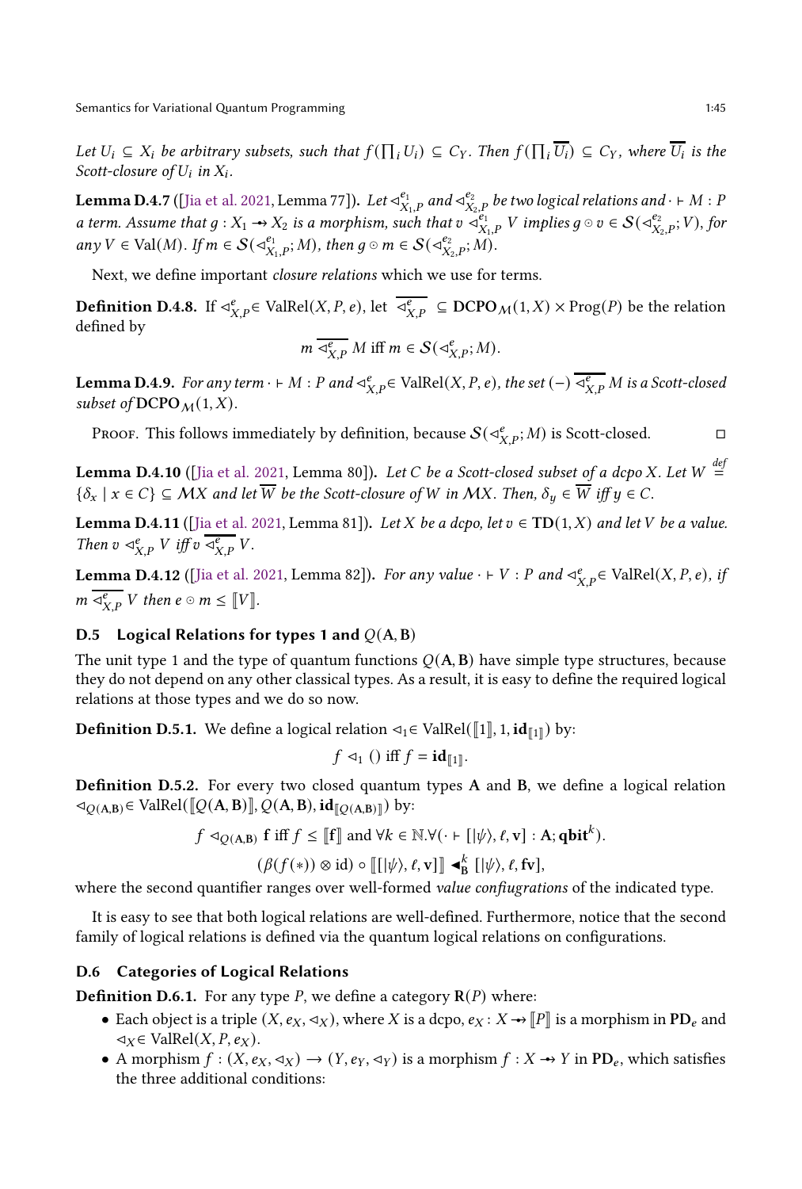*Let $U_i \subseteq X_i$ be arbitrary subsets, such that $f(\prod_i U_i) \subseteq C_Y$. Then $f(\prod_i \overline{U_i}) \subseteq C_Y$, where $\overline{U_i}$ is the Scott-closure of $U_i$ in $X_i$.*

**Lemma D.4.7** ([Jia et al. 2021, Lemma 77]). *Let $\lhd^{e_1}_{X_1,P}$ and $\lhd^{e_2}_{X_2,P}$ be two logical relations and $\cdot \vdash M : P$ a term. Assume that $g : X_1 \twoheadrightarrow X_2$ is a morphism, such that $v \lhd^{e_1}_{X_1,P} V$ implies $g \odot v \in \mathcal{S}(\lhd^{e_2}_{X_2,P}; V)$, for any $V \in \mathrm{Val}(M)$. If $m \in \mathcal{S}(\lhd^{e_1}_{X_1,P}; M)$, then $g \odot m \in \mathcal{S}(\lhd^{e_2}_{X_2,P}; M)$.*

Next, we define important *closure relations* which we use for terms.

**Definition D.4.8.** If $\lhd^{e}_{X,P} \in \mathrm{ValRel}(X, P, e)$, let $\overline{\lhd^{e}_{X,P}} \subseteq \mathbf{DCPO}_{\mathcal{M}}(1, X) \times \mathrm{Prog}(P)$ be the relation defined by

$$m \ \overline{\lhd^{e}_{X,P}}\ M \text{ iff } m \in \mathcal{S}(\lhd^{e}_{X,P}; M).$$

**Lemma D.4.9.** *For any term $\cdot \vdash M : P$ and $\lhd^{e}_{X,P} \in \mathrm{ValRel}(X, P, e)$, the set $(-)\ \overline{\lhd^{e}_{X,P}}\ M$ is a Scott-closed subset of $\mathbf{DCPO}_{\mathcal{M}}(1, X)$.*

Proof. This follows immediately by definition, because $\mathcal{S}(\lhd^{e}_{X,P}; M)$ is Scott-closed. □

**Lemma D.4.10** ([Jia et al. 2021, Lemma 80]). *Let $C$ be a Scott-closed subset of a dcpo $X$. Let $W \stackrel{def}{=} \{\delta_x \mid x \in C\} \subseteq \mathcal{M}X$ and let $\overline{W}$ be the Scott-closure of $W$ in $\mathcal{M}X$. Then, $\delta_y \in \overline{W}$ iff $y \in C$.*

**Lemma D.4.11** ([Jia et al. 2021, Lemma 81]). *Let $X$ be a dcpo, let $v \in \mathbf{TD}(1, X)$ and let $V$ be a value. Then $v \lhd^{e}_{X,P} V$ iff $v\ \overline{\lhd^{e}_{X,P}}\ V$.*

**Lemma D.4.12** ([Jia et al. 2021, Lemma 82]). *For any value $\cdot \vdash V : P$ and $\lhd^{e}_{X,P} \in \mathrm{ValRel}(X, P, e)$, if $m\ \overline{\lhd^{e}_{X,P}}\ V$ then $e \odot m \leq \llbracket V \rrbracket$.*

### D.5 Logical Relations for types 1 and $Q(\mathbf{A}, \mathbf{B})$

The unit type 1 and the type of quantum functions $Q(\mathbf{A}, \mathbf{B})$ have simple type structures, because they do not depend on any other classical types. As a result, it is easy to define the required logical relations at those types and we do so now.

**Definition D.5.1.** We define a logical relation $\lhd_1 \in \mathrm{ValRel}(\llbracket 1 \rrbracket, 1, \mathbf{id}_{\llbracket 1 \rrbracket})$ by:

$$f \lhd_1 () \text{ iff } f = \mathbf{id}_{\llbracket 1 \rrbracket}.$$

**Definition D.5.2.** For every two closed quantum types $\mathbf{A}$ and $\mathbf{B}$, we define a logical relation $\lhd_{Q(\mathbf{A},\mathbf{B})} \in \mathrm{ValRel}(\llbracket Q(\mathbf{A}, \mathbf{B}) \rrbracket, Q(\mathbf{A}, \mathbf{B}), \mathbf{id}_{\llbracket Q(\mathbf{A},\mathbf{B}) \rrbracket})$ by:

$$f \lhd_{Q(\mathbf{A},\mathbf{B})} \mathbf{f} \text{ iff } f \leq \llbracket \mathbf{f} \rrbracket \text{ and } \forall k \in \mathbb{N}. \forall (\cdot \vdash [|\psi\rangle, \ell, \mathbf{v}] : \mathbf{A}; \mathbf{qbit}^k).$$

$$(\beta(f(*)) \otimes \mathrm{id}) \circ \llbracket [|\psi\rangle, \ell, \mathbf{v}] \rrbracket \blacktriangleleft^{k}_{\mathbf{B}} [|\psi\rangle, \ell, \mathbf{fv}],$$

where the second quantifier ranges over well-formed *value configugrations* of the indicated type.

It is easy to see that both logical relations are well-defined. Furthermore, notice that the second family of logical relations is defined via the quantum logical relations on configurations.

### D.6 Categories of Logical Relations

**Definition D.6.1.** For any type $P$, we define a category $\mathbf{R}(P)$ where:

- Each object is a triple $(X, e_X, \lhd_X)$, where $X$ is a dcpo, $e_X : X \twoheadrightarrow \llbracket P \rrbracket$ is a morphism in $\mathbf{PD}_e$ and $\lhd_X \in \mathrm{ValRel}(X, P, e_X)$.
- A morphism $f : (X, e_X, \lhd_X) \longrightarrow (Y, e_Y, \lhd_Y)$ is a morphism $f : X \twoheadrightarrow Y$ in $\mathbf{PD}_e$, which satisfies the three additional conditions: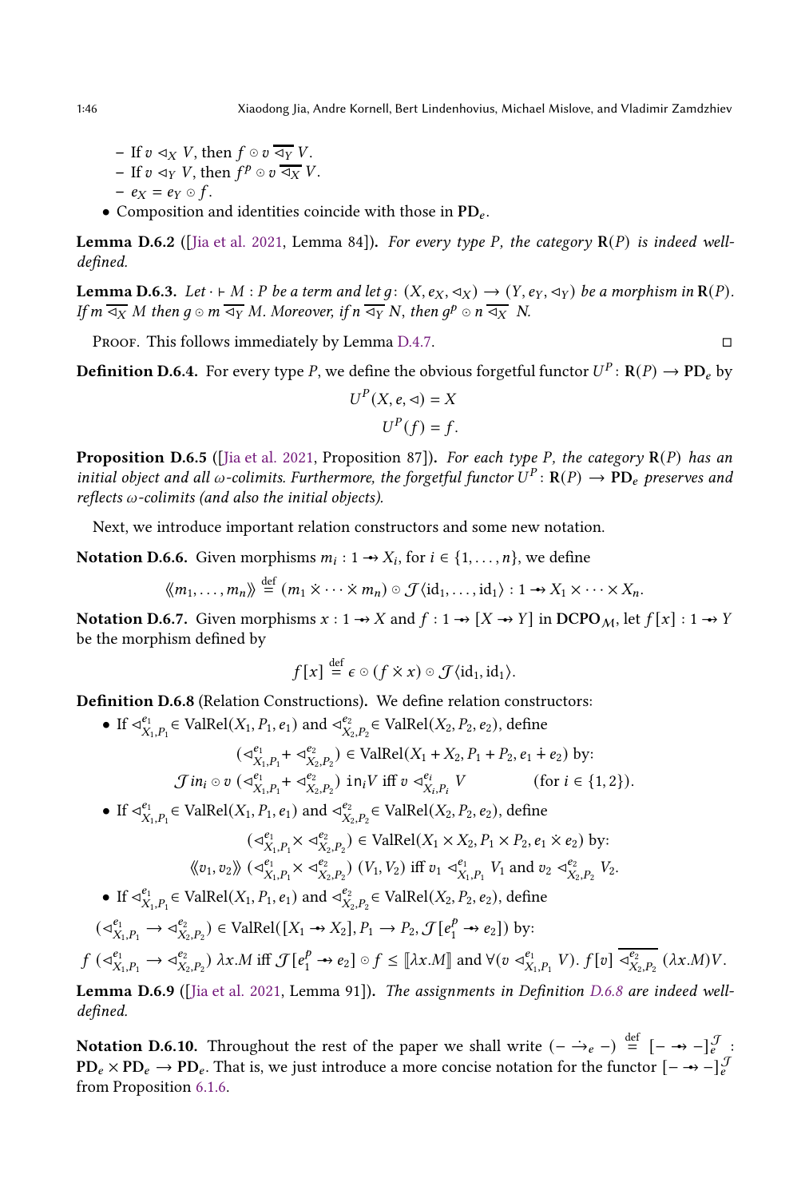- If $v \lhd_X V$, then $f \odot v\ \overline{\lhd_Y}\ V$.
- If $v \lhd_Y V$, then $f^p \odot v\ \overline{\lhd_X}\ V$.
- $e_X = e_Y \odot f$.

- Composition and identities coincide with those in $\mathbf{PD}_e$.

**Lemma D.6.2** ([Jia et al. 2021, Lemma 84]). *For every type $P$, the category $\mathbf{R}(P)$ is indeed well-defined.*

**Lemma D.6.3.** *Let $\cdot \vdash M : P$ be a term and let $g : (X, e_X, \lhd_X) \to (Y, e_Y, \lhd_Y)$ be a morphism in $\mathbf{R}(P)$. If $m\ \overline{\lhd_X}\ M$ then $g \odot m\ \overline{\lhd_Y}\ M$. Moreover, if $n\ \overline{\lhd_Y}\ N$, then $g^p \odot n\ \overline{\lhd_X}\ N$.*

Proof. This follows immediately by Lemma D.4.7. □

**Definition D.6.4.** For every type $P$, we define the obvious forgetful functor $U^P : \mathbf{R}(P) \to \mathbf{PD}_e$ by

$$U^P(X, e, \lhd) = X$$
$$U^P(f) = f.$$

**Proposition D.6.5** ([Jia et al. 2021, Proposition 87]). *For each type $P$, the category $\mathbf{R}(P)$ has an initial object and all $\omega$-colimits. Furthermore, the forgetful functor $U^P : \mathbf{R}(P) \to \mathbf{PD}_e$ preserves and reflects $\omega$-colimits (and also the initial objects).*

Next, we introduce important relation constructors and some new notation.

**Notation D.6.6.** Given morphisms $m_i : 1 \twoheadrightarrow X_i$, for $i \in \{1, \ldots, n\}$, we define

$$\langle\!\langle m_1, \ldots, m_n \rangle\!\rangle \stackrel{\text{def}}{=} (m_1 \dot{\times} \cdots \dot{\times} m_n) \odot \mathcal{J}\langle \mathrm{id}_1, \ldots, \mathrm{id}_1 \rangle : 1 \twoheadrightarrow X_1 \times \cdots \times X_n.$$

**Notation D.6.7.** Given morphisms $x : 1 \twoheadrightarrow X$ and $f : 1 \twoheadrightarrow [X \twoheadrightarrow Y]$ in $\mathbf{DCPO}_{\mathcal{M}}$, let $f[x] : 1 \twoheadrightarrow Y$ be the morphism defined by

$$f[x] \stackrel{\text{def}}{=} \epsilon \odot (f \dot{\times} x) \odot \mathcal{J}\langle \mathrm{id}_1, \mathrm{id}_1 \rangle.$$

**Definition D.6.8** (Relation Constructions). We define relation constructors:

- If $\lhd^{e_1}_{X_1,P_1} \in \mathrm{ValRel}(X_1, P_1, e_1)$ and $\lhd^{e_2}_{X_2,P_2} \in \mathrm{ValRel}(X_2, P_2, e_2)$, define
$$(\lhd^{e_1}_{X_1,P_1} + \lhd^{e_2}_{X_2,P_2}) \in \mathrm{ValRel}(X_1 + X_2, P_1 + P_2, e_1 \dot{+} e_2) \text{ by:}$$
$$\mathcal{J} in_i \odot v\ (\lhd^{e_1}_{X_1,P_1} + \lhd^{e_2}_{X_2,P_2})\ \mathtt{in}_i V \text{ iff } v \lhd^{e_i}_{X_i,P_i} V \qquad (\text{for } i \in \{1,2\}).$$
- If $\lhd^{e_1}_{X_1,P_1} \in \mathrm{ValRel}(X_1, P_1, e_1)$ and $\lhd^{e_2}_{X_2,P_2} \in \mathrm{ValRel}(X_2, P_2, e_2)$, define
$$(\lhd^{e_1}_{X_1,P_1} \times \lhd^{e_2}_{X_2,P_2}) \in \mathrm{ValRel}(X_1 \times X_2, P_1 \times P_2, e_1 \dot{\times} e_2) \text{ by:}$$
$$\langle\!\langle v_1, v_2 \rangle\!\rangle\ (\lhd^{e_1}_{X_1,P_1} \times \lhd^{e_2}_{X_2,P_2})\ (V_1, V_2) \text{ iff } v_1 \lhd^{e_1}_{X_1,P_1} V_1 \text{ and } v_2 \lhd^{e_2}_{X_2,P_2} V_2.$$
- If $\lhd^{e_1}_{X_1,P_1} \in \mathrm{ValRel}(X_1, P_1, e_1)$ and $\lhd^{e_2}_{X_2,P_2} \in \mathrm{ValRel}(X_2, P_2, e_2)$, define

$(\lhd^{e_1}_{X_1,P_1} \to \lhd^{e_2}_{X_2,P_2}) \in \mathrm{ValRel}([X_1 \twoheadrightarrow X_2], P_1 \to P_2, \mathcal{J}[e_1^p \twoheadrightarrow e_2])$ by:

$$f\ (\lhd^{e_1}_{X_1,P_1} \to \lhd^{e_2}_{X_2,P_2})\ \lambda x.M \text{ iff } \mathcal{J}[e_1^p \twoheadrightarrow e_2] \odot f \leq [\![\lambda x.M]\!] \text{ and } \forall (v \lhd^{e_1}_{X_1,P_1} V).\ f[v]\ \overline{\lhd^{e_2}_{X_2,P_2}}\ (\lambda x.M)V.$$

**Lemma D.6.9** ([Jia et al. 2021, Lemma 91]). *The assignments in Definition D.6.8 are indeed well-defined.*

**Notation D.6.10.** Throughout the rest of the paper we shall write $(- \dot{\to}_e -) \stackrel{\text{def}}{=} [- \twoheadrightarrow -]^{\mathcal{J}}_e : \mathbf{PD}_e \times \mathbf{PD}_e \to \mathbf{PD}_e$. That is, we just introduce a more concise notation for the functor $[- \twoheadrightarrow -]^{\mathcal{J}}_e$ from Proposition 6.1.6.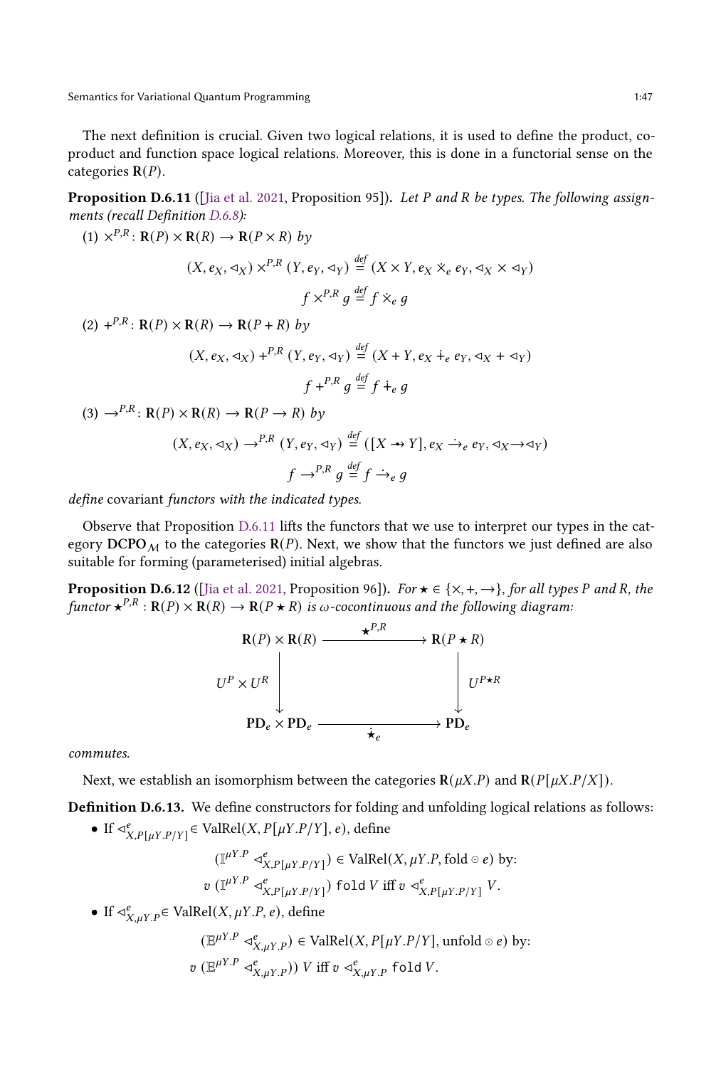The next definition is crucial. Given two logical relations, it is used to define the product, coproduct and function space logical relations. Moreover, this is done in a functorial sense on the categories $\mathbf{R}(P)$.

**Proposition D.6.11** ([Jia et al. 2021, Proposition 95])**.** *Let $P$ and $R$ be types. The following assignments (recall Definition D.6.8):*

(1) $\times^{P,R} \colon \mathbf{R}(P) \times \mathbf{R}(R) \to \mathbf{R}(P \times R)$ *by*

$$(X, e_X, \lhd_X) \times^{P,R} (Y, e_Y, \lhd_Y) \stackrel{def}{=} (X \times Y, e_X \dot{\times}_e e_Y, \lhd_X \times \lhd_Y)$$

$$f \times^{P,R} g \stackrel{def}{=} f \dot{\times}_e g$$

(2) $+^{P,R} \colon \mathbf{R}(P) \times \mathbf{R}(R) \to \mathbf{R}(P + R)$ *by*

$$(X, e_X, \lhd_X) +^{P,R} (Y, e_Y, \lhd_Y) \stackrel{def}{=} (X + Y, e_X \dot{+}_e e_Y, \lhd_X + \lhd_Y)$$

$$f +^{P,R} g \stackrel{def}{=} f \dot{+}_e g$$

(3) $\to^{P,R} \colon \mathbf{R}(P) \times \mathbf{R}(R) \to \mathbf{R}(P \to R)$ *by*

$$(X, e_X, \lhd_X) \to^{P,R} (Y, e_Y, \lhd_Y) \stackrel{def}{=} ([X \twoheadrightarrow Y], e_X \dot{\to}_e e_Y, \lhd_X \!\to\! \lhd_Y)$$

$$f \to^{P,R} g \stackrel{def}{=} f \dot{\to}_e g$$

*define* covariant *functors with the indicated types.*

Observe that Proposition D.6.11 lifts the functors that we use to interpret our types in the category $\mathbf{DCPO}_{\mathcal{M}}$ to the categories $\mathbf{R}(P)$. Next, we show that the functors we just defined are also suitable for forming (parameterised) initial algebras.

**Proposition D.6.12** ([Jia et al. 2021, Proposition 96])**.** *For $\star \in \{\times, +, \to\}$, for all types $P$ and $R$, the functor $\star^{P,R} : \mathbf{R}(P) \times \mathbf{R}(R) \to \mathbf{R}(P \star R)$ is $\omega$-cocontinuous and the following diagram:*

$$\begin{array}{ccc}
\mathbf{R}(P) \times \mathbf{R}(R) & \xrightarrow{\quad \star^{P,R} \quad} & \mathbf{R}(P \star R) \\
{\scriptstyle U^P \times U^R} \big\downarrow & & \big\downarrow {\scriptstyle U^{P \star R}} \\
\mathbf{PD}_e \times \mathbf{PD}_e & \xrightarrow[\quad \dot{\star}_e \quad]{} & \mathbf{PD}_e
\end{array}$$

*commutes.*

Next, we establish an isomorphism between the categories $\mathbf{R}(\mu X.P)$ and $\mathbf{R}(P[\mu X.P/X])$.

**Definition D.6.13.** We define constructors for folding and unfolding logical relations as follows:

- If $\lhd^e_{X,P[\mu Y.P/Y]} \in \mathrm{ValRel}(X, P[\mu Y.P/Y], e)$, define

$$(\mathbb{I}^{\mu Y.P} \lhd^e_{X,P[\mu Y.P/Y]}) \in \mathrm{ValRel}(X, \mu Y.P, \mathrm{fold} \odot e) \text{ by:}$$

$$v\ (\mathbb{I}^{\mu Y.P} \lhd^e_{X,P[\mu Y.P/Y]})\ \texttt{fold}\ V \text{ iff } v \lhd^e_{X,P[\mu Y.P/Y]} V.$$

- If $\lhd^e_{X,\mu Y.P} \in \mathrm{ValRel}(X, \mu Y.P, e)$, define

$$(\mathbb{E}^{\mu Y.P} \lhd^e_{X,\mu Y.P}) \in \mathrm{ValRel}(X, P[\mu Y.P/Y], \mathrm{unfold} \odot e) \text{ by:}$$

$$v\ (\mathbb{E}^{\mu Y.P} \lhd^e_{X,\mu Y.P}))\ V \text{ iff } v \lhd^e_{X,\mu Y.P} \texttt{fold}\ V.$$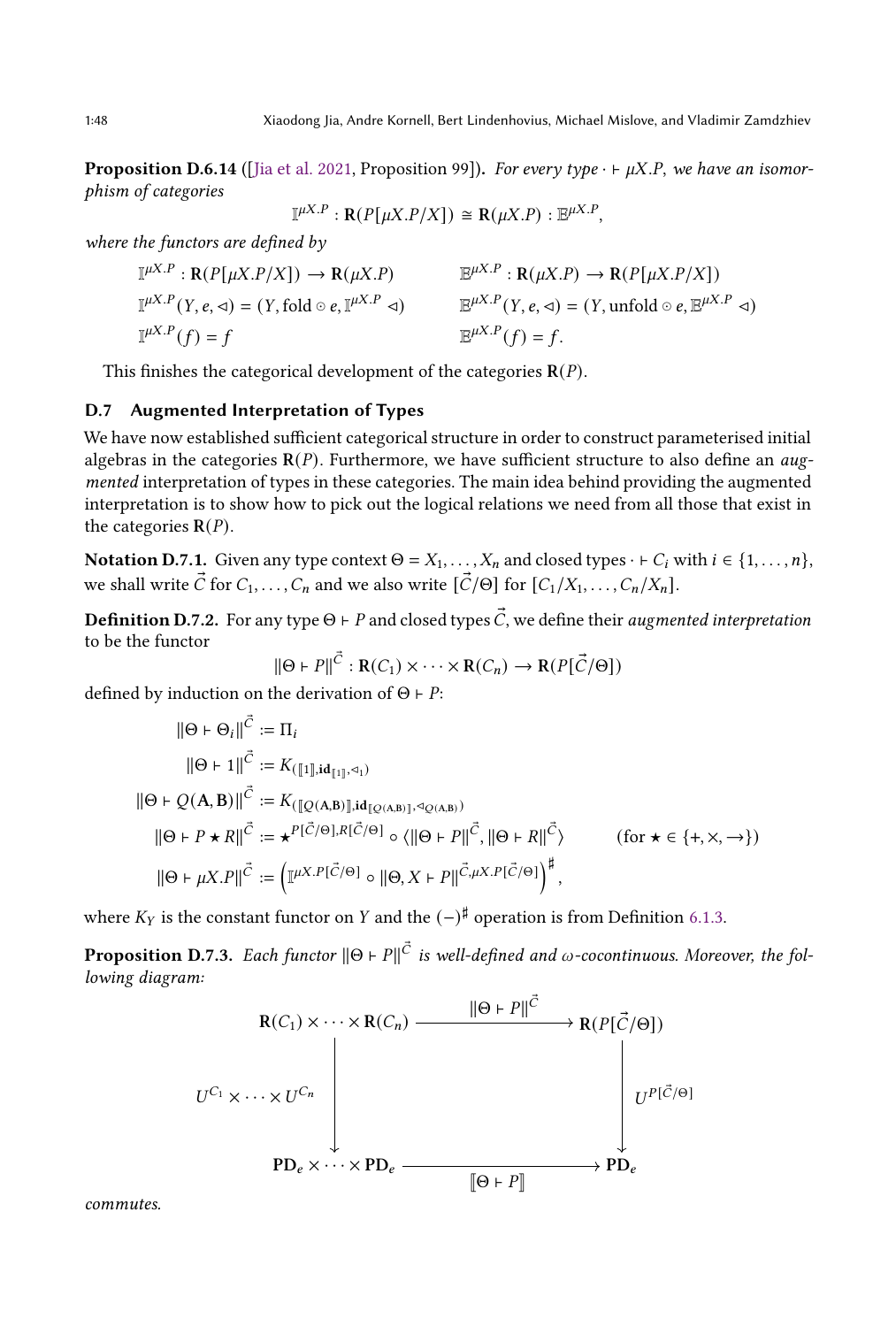**Proposition D.6.14** ([Jia et al. 2021, Proposition 99]). *For every type* $\cdot \vdash \mu X.P$*, we have an isomorphism of categories*

$$\mathbb{I}^{\mu X.P} : \mathbf{R}(P[\mu X.P/X]) \cong \mathbf{R}(\mu X.P) : \mathbb{E}^{\mu X.P},$$

*where the functors are defined by*

$$\begin{aligned}
&\mathbb{I}^{\mu X.P} : \mathbf{R}(P[\mu X.P/X]) \to \mathbf{R}(\mu X.P) && \mathbb{E}^{\mu X.P} : \mathbf{R}(\mu X.P) \to \mathbf{R}(P[\mu X.P/X]) \\
&\mathbb{I}^{\mu X.P}(Y, e, \lhd) = (Y, \mathrm{fold} \odot e, \mathbb{I}^{\mu X.P} \lhd) && \mathbb{E}^{\mu X.P}(Y, e, \lhd) = (Y, \mathrm{unfold} \odot e, \mathbb{E}^{\mu X.P} \lhd) \\
&\mathbb{I}^{\mu X.P}(f) = f && \mathbb{E}^{\mu X.P}(f) = f.
\end{aligned}$$

This finishes the categorical development of the categories $\mathbf{R}(P)$.

### D.7 Augmented Interpretation of Types

We have now established sufficient categorical structure in order to construct parameterised initial algebras in the categories $\mathbf{R}(P)$. Furthermore, we have sufficient structure to also define an *augmented* interpretation of types in these categories. The main idea behind providing the augmented interpretation is to show how to pick out the logical relations we need from all those that exist in the categories $\mathbf{R}(P)$.

**Notation D.7.1.** Given any type context $\Theta = X_1, \ldots, X_n$ and closed types $\cdot \vdash C_i$ with $i \in \{1, \ldots, n\}$, we shall write $\vec{C}$ for $C_1, \ldots, C_n$ and we also write $[\vec{C}/\Theta]$ for $[C_1/X_1, \ldots, C_n/X_n]$.

**Definition D.7.2.** For any type $\Theta \vdash P$ and closed types $\vec{C}$, we define their *augmented interpretation* to be the functor

$$\|\Theta \vdash P\|^{\vec{C}} : \mathbf{R}(C_1) \times \cdots \times \mathbf{R}(C_n) \to \mathbf{R}(P[\vec{C}/\Theta])$$

defined by induction on the derivation of $\Theta \vdash P$:

$$\begin{aligned}
\|\Theta \vdash \Theta_i\|^{\vec{C}} &:= \Pi_i \\
\|\Theta \vdash 1\|^{\vec{C}} &:= K_{(\llbracket 1 \rrbracket, \mathbf{id}_{\llbracket 1 \rrbracket}, \lhd_1)} \\
\|\Theta \vdash Q(\mathbf{A}, \mathbf{B})\|^{\vec{C}} &:= K_{(\llbracket Q(\mathbf{A},\mathbf{B}) \rrbracket, \mathbf{id}_{\llbracket Q(\mathbf{A},\mathbf{B}) \rrbracket}, \lhd_{Q(\mathbf{A},\mathbf{B})})} \\
\|\Theta \vdash P \star R\|^{\vec{C}} &:= \star^{P[\vec{C}/\Theta], R[\vec{C}/\Theta]} \circ \langle \|\Theta \vdash P\|^{\vec{C}}, \|\Theta \vdash R\|^{\vec{C}} \rangle \qquad (\text{for } \star \in \{+, \times, \to\}) \\
\|\Theta \vdash \mu X.P\|^{\vec{C}} &:= \left( \mathbb{I}^{\mu X.P[\vec{C}/\Theta]} \circ \|\Theta, X \vdash P\|^{\vec{C}, \mu X.P[\vec{C}/\Theta]} \right)^{\sharp},
\end{aligned}$$

where $K_Y$ is the constant functor on $Y$ and the $(-)^\sharp$ operation is from Definition 6.1.3.

**Proposition D.7.3.** *Each functor* $\|\Theta \vdash P\|^{\vec{C}}$ *is well-defined and* $\omega$*-cocontinuous. Moreover, the following diagram:*

$$\begin{array}{ccc}
\mathbf{R}(C_1) \times \cdots \times \mathbf{R}(C_n) & \xrightarrow{\|\Theta \vdash P\|^{\vec{C}}} & \mathbf{R}(P[\vec{C}/\Theta]) \\
\Big\downarrow {\scriptstyle U^{C_1} \times \cdots \times U^{C_n}} & & \Big\downarrow {\scriptstyle U^{P[\vec{C}/\Theta]}} \\
\mathbf{PD}_e \times \cdots \times \mathbf{PD}_e & \xrightarrow[\llbracket \Theta \vdash P \rrbracket]{} & \mathbf{PD}_e
\end{array}$$

*commutes.*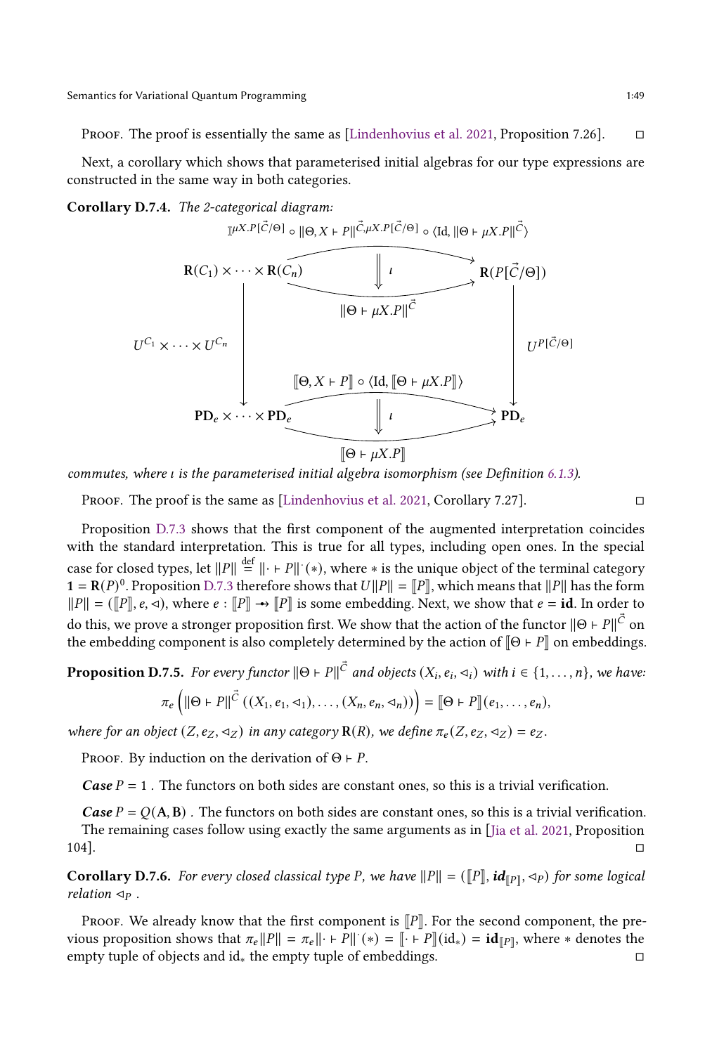PROOF. The proof is essentially the same as [Lindenhovius et al. 2021, Proposition 7.26]. ◻

Next, a corollary which shows that parameterised initial algebras for our type expressions are constructed in the same way in both categories.

**Corollary D.7.4.** *The 2-categorical diagram:*

$$
\begin{array}{ccc}
 & \mathbb{I}^{\mu X.P[\vec{C}/\Theta]} \circ \|\Theta, X \vdash P\|^{\vec{C},\mu X.P[\vec{C}/\Theta]} \circ \langle \mathrm{Id}, \|\Theta \vdash \mu X.P\|^{\vec{C}} \rangle & \\
\mathbf{R}(C_1) \times \cdots \times \mathbf{R}(C_n) & \Downarrow \iota & \mathbf{R}(P[\vec{C}/\Theta]) \\
 & \|\Theta \vdash \mu X.P\|^{\vec{C}} & \\
\Big\downarrow U^{C_1} \times \cdots \times U^{C_n} & & \Big\downarrow U^{P[\vec{C}/\Theta]} \\
 & [\![\Theta, X \vdash P]\!] \circ \langle \mathrm{Id}, [\![\Theta \vdash \mu X.P]\!] \rangle & \\
\mathbf{PD}_e \times \cdots \times \mathbf{PD}_e & \Downarrow \iota & \mathbf{PD}_e \\
 & [\![\Theta \vdash \mu X.P]\!] &
\end{array}
$$

*commutes, where $\iota$ is the parameterised initial algebra isomorphism (see Definition 6.1.3).*

PROOF. The proof is the same as [Lindenhovius et al. 2021, Corollary 7.27]. ◻

Proposition D.7.3 shows that the first component of the augmented interpretation coincides with the standard interpretation. This is true for all types, including open ones. In the special case for closed types, let $\|P\| \overset{\text{def}}{=} \|\cdot \vdash P\|^{\cdot}(*)$, where $*$ is the unique object of the terminal category $\mathbf{1} = \mathbf{R}(P)^0$. Proposition D.7.3 therefore shows that $U\|P\| = [\![P]\!]$, which means that $\|P\|$ has the form $\|P\| = ([\![P]\!], e, \triangleleft)$, where $e : [\![P]\!] \twoheadrightarrow [\![P]\!]$ is some embedding. Next, we show that $e = \mathbf{id}$. In order to do this, we prove a stronger proposition first. We show that the action of the functor $\|\Theta \vdash P\|^{\vec{C}}$ on the embedding component is also completely determined by the action of $[\![\Theta \vdash P]\!]$ on embeddings.

**Proposition D.7.5.** *For every functor $\|\Theta \vdash P\|^{\vec{C}}$ and objects $(X_i, e_i, \triangleleft_i)$ with $i \in \{1, \ldots, n\}$, we have:*

$$\pi_e\left(\|\Theta \vdash P\|^{\vec{C}}\left((X_1, e_1, \triangleleft_1), \ldots, (X_n, e_n, \triangleleft_n)\right)\right) = [\![\Theta \vdash P]\!](e_1, \ldots, e_n),$$

*where for an object $(Z, e_Z, \triangleleft_Z)$ in any category $\mathbf{R}(R)$, we define $\pi_e(Z, e_Z, \triangleleft_Z) = e_Z$.*

PROOF. By induction on the derivation of $\Theta \vdash P$.

***Case*** $P = 1$ . The functors on both sides are constant ones, so this is a trivial verification.

***Case*** $P = Q(\mathbf{A}, \mathbf{B})$ . The functors on both sides are constant ones, so this is a trivial verification.

The remaining cases follow using exactly the same arguments as in [Jia et al. 2021, Proposition 104]. ◻

**Corollary D.7.6.** *For every closed classical type $P$, we have $\|P\| = ([\![P]\!], \mathbf{id}_{[\![P]\!]}, \triangleleft_P)$ for some logical relation $\triangleleft_P$ .*

PROOF. We already know that the first component is $[\![P]\!]$. For the second component, the previous proposition shows that $\pi_e\|P\| = \pi_e\|\cdot \vdash P\|^{\cdot}(*) = [\![\cdot \vdash P]\!](\mathrm{id}_*) = \mathbf{id}_{[\![P]\!]}$, where $*$ denotes the empty tuple of objects and $\mathrm{id}_*$ the empty tuple of embeddings. ◻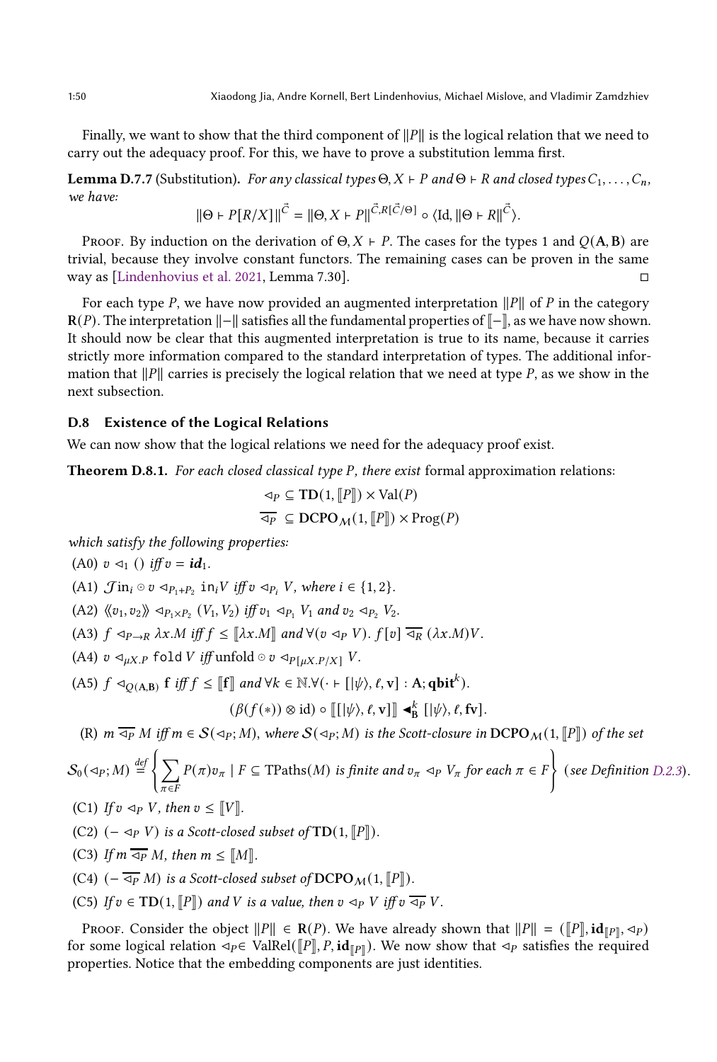Finally, we want to show that the third component of $\|P\|$ is the logical relation that we need to carry out the adequacy proof. For this, we have to prove a substitution lemma first.

**Lemma D.7.7** (Substitution). *For any classical types $\Theta, X \vdash P$ and $\Theta \vdash R$ and closed types $C_1, \ldots, C_n$, we have:*

$$\|\Theta \vdash P[R/X]\|^{\vec{C}} = \|\Theta, X \vdash P\|^{\vec{C}, R[\vec{C}/\Theta]} \circ \langle \mathrm{Id}, \|\Theta \vdash R\|^{\vec{C}} \rangle.$$

Proof. By induction on the derivation of $\Theta, X \vdash P$. The cases for the types $1$ and $Q(\mathbf{A}, \mathbf{B})$ are trivial, because they involve constant functors. The remaining cases can be proven in the same way as [Lindenhovius et al. 2021, Lemma 7.30]. □

For each type $P$, we have now provided an augmented interpretation $\|P\|$ of $P$ in the category $\mathbf{R}(P)$. The interpretation $\|-\|$ satisfies all the fundamental properties of $[\![-]\!]$, as we have now shown. It should now be clear that this augmented interpretation is true to its name, because it carries strictly more information compared to the standard interpretation of types. The additional information that $\|P\|$ carries is precisely the logical relation that we need at type $P$, as we show in the next subsection.

## D.8 Existence of the Logical Relations

We can now show that the logical relations we need for the adequacy proof exist.

**Theorem D.8.1.** *For each closed classical type $P$, there exist* formal approximation relations:

$$\lhd_P \subseteq \mathbf{TD}(1, [\![P]\!]) \times \mathrm{Val}(P)$$

$$\overline{\lhd_P} \subseteq \mathbf{DCPO}_{\mathcal{M}}(1, [\![P]\!]) \times \mathrm{Prog}(P)$$

*which satisfy the following properties:*

(A0) $v \lhd_1 ()$ *iff* $v = \mathbf{id}_1$.

(A1) $\mathcal{J}\mathrm{in}_i \odot v \lhd_{P_1+P_2} \mathtt{in}_i V$ *iff* $v \lhd_{P_i} V$, *where* $i \in \{1, 2\}$.

(A2) $\langle\!\langle v_1, v_2 \rangle\!\rangle \lhd_{P_1 \times P_2} (V_1, V_2)$ *iff* $v_1 \lhd_{P_1} V_1$ *and* $v_2 \lhd_{P_2} V_2$.

(A3) $f \lhd_{P \to R} \lambda x.M$ *iff* $f \leq [\![\lambda x.M]\!]$ *and* $\forall (v \lhd_P V).\ f[v] \ \overline{\lhd_R}\ (\lambda x.M)V$.

(A4) $v \lhd_{\mu X.P} \mathtt{fold}\, V$ *iff* $\mathrm{unfold} \odot v \lhd_{P[\mu X.P/X]} V$.

(A5) $f \lhd_{Q(\mathbf{A},\mathbf{B})} \mathbf{f}$ *iff* $f \leq [\![\mathbf{f}]\!]$ *and* $\forall k \in \mathbb{N}. \forall (\cdot \vdash [|\psi\rangle, \ell, \mathbf{v}] : \mathbf{A}; \mathbf{qbit}^k)$.

$$(\beta(f(*)) \otimes \mathrm{id}) \circ [\![ [|\psi\rangle, \ell, \mathbf{v}] ]\!] \blacktriangleleft^k_{\mathbf{B}} [|\psi\rangle, \ell, \mathbf{fv}].$$

(R) $m \ \overline{\lhd_P}\ M$ *iff* $m \in \mathcal{S}(\lhd_P; M)$, *where* $\mathcal{S}(\lhd_P; M)$ *is the Scott-closure in* $\mathbf{DCPO}_{\mathcal{M}}(1, [\![P]\!])$ *of the set*

$$\mathcal{S}_0(\lhd_P; M) \stackrel{def}{=} \left\{ \sum_{\pi \in F} P(\pi) v_\pi \mid F \subseteq \mathrm{TPaths}(M) \text{ is finite and } v_\pi \lhd_P V_\pi \text{ for each } \pi \in F \right\} \text{ (see Definition D.2.3).}$$

(C1) *If* $v \lhd_P V$, *then* $v \leq [\![V]\!]$.

(C2) $(- \lhd_P V)$ *is a Scott-closed subset of* $\mathbf{TD}(1, [\![P]\!])$.

(C3) *If* $m \ \overline{\lhd_P}\ M$, *then* $m \leq [\![M]\!]$.

(C4) $(- \ \overline{\lhd_P}\ M)$ *is a Scott-closed subset of* $\mathbf{DCPO}_{\mathcal{M}}(1, [\![P]\!])$.

(C5) *If* $v \in \mathbf{TD}(1, [\![P]\!])$ *and* $V$ *is a value, then* $v \lhd_P V$ *iff* $v \ \overline{\lhd_P}\ V$.

Proof. Consider the object $\|P\| \in \mathbf{R}(P)$. We have already shown that $\|P\| = ([\![P]\!], \mathbf{id}_{[\![P]\!]}, \lhd_P)$ for some logical relation $\lhd_P \in \mathrm{ValRel}([\![P]\!], P, \mathbf{id}_{[\![P]\!]})$. We now show that $\lhd_P$ satisfies the required properties. Notice that the embedding components are just identities.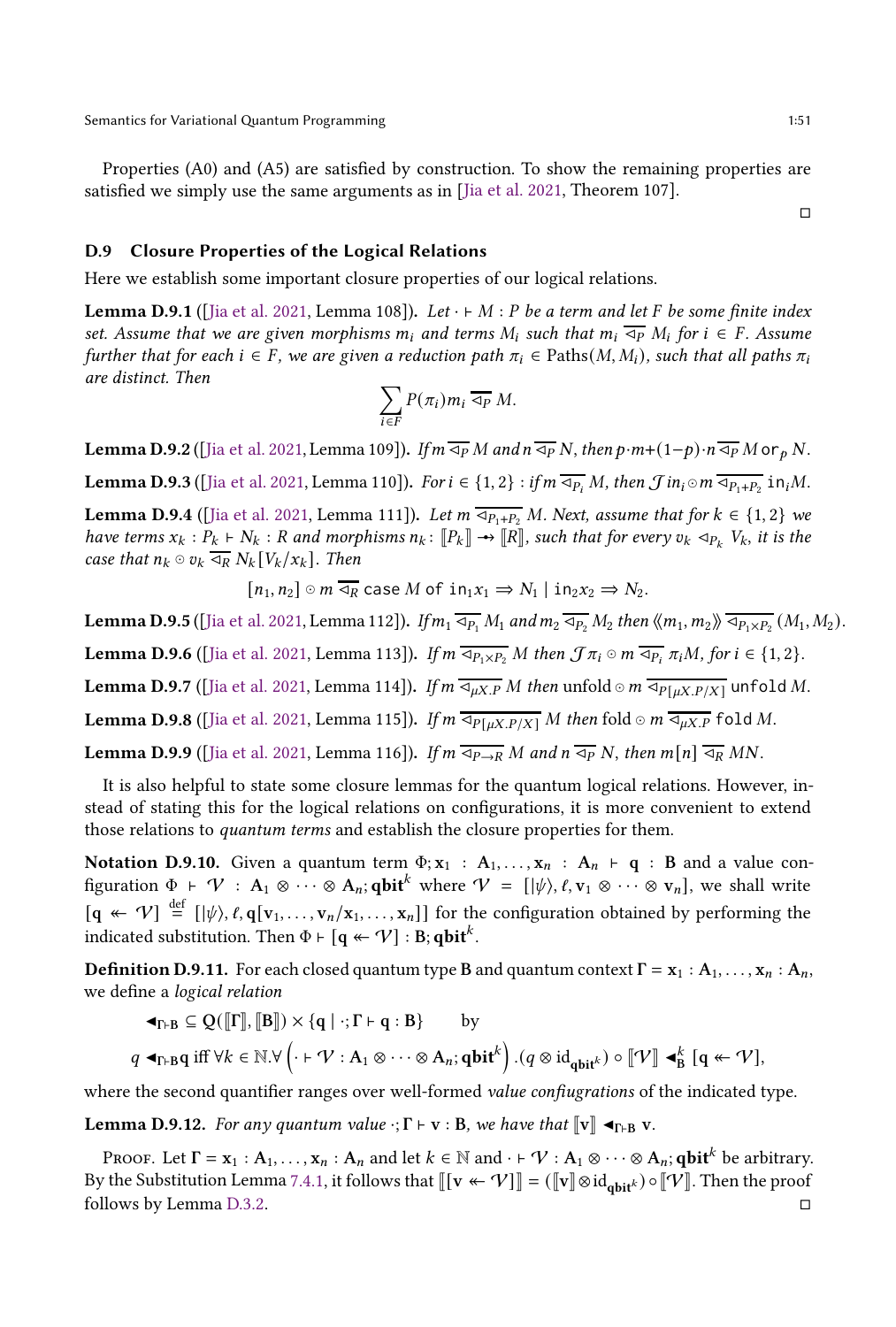Properties (A0) and (A5) are satisfied by construction. To show the remaining properties are satisfied we simply use the same arguments as in [Jia et al. 2021, Theorem 107].

□

## D.9 Closure Properties of the Logical Relations

Here we establish some important closure properties of our logical relations.

**Lemma D.9.1** ([Jia et al. 2021, Lemma 108]). *Let $\cdot \vdash M : P$ be a term and let $F$ be some finite index set. Assume that we are given morphisms $m_i$ and terms $M_i$ such that $m_i \overline{\triangleleft_P} M_i$ for $i \in F$. Assume further that for each $i \in F$, we are given a reduction path $\pi_i \in \mathrm{Paths}(M, M_i)$, such that all paths $\pi_i$ are distinct. Then*

$$\sum_{i \in F} P(\pi_i) m_i \overline{\triangleleft_P} M.$$

**Lemma D.9.2** ([Jia et al. 2021, Lemma 109]). *If $m \overline{\triangleleft_P} M$ and $n \overline{\triangleleft_P} N$, then $p \cdot m + (1-p) \cdot n \overline{\triangleleft_P} M \, \texttt{or}_p \, N$.*

**Lemma D.9.3** ([Jia et al. 2021, Lemma 110]). *For $i \in \{1, 2\}$ : if $m \overline{\triangleleft_{P_i}} M$, then $\mathcal{J}\, in_i \odot m \overline{\triangleleft_{P_1+P_2}} \texttt{in}_i M$.*

**Lemma D.9.4** ([Jia et al. 2021, Lemma 111]). *Let $m \overline{\triangleleft_{P_1+P_2}} M$. Next, assume that for $k \in \{1, 2\}$ we have terms $x_k : P_k \vdash N_k : R$ and morphisms $n_k : [\![P_k]\!] \twoheadrightarrow [\![R]\!]$, such that for every $v_k \triangleleft_{P_k} V_k$, it is the case that $n_k \odot v_k \overline{\triangleleft_R} N_k[V_k/x_k]$. Then*

$$[n_1, n_2] \odot m \overline{\triangleleft_R} \, \texttt{case} \, M \, \texttt{of} \, \texttt{in}_1 x_1 \Rightarrow N_1 \mid \texttt{in}_2 x_2 \Rightarrow N_2.$$

**Lemma D.9.5** ([Jia et al. 2021, Lemma 112]). *If $m_1 \overline{\triangleleft_{P_1}} M_1$ and $m_2 \overline{\triangleleft_{P_2}} M_2$ then $\langle\!\langle m_1, m_2 \rangle\!\rangle \overline{\triangleleft_{P_1 \times P_2}} (M_1, M_2)$.*

**Lemma D.9.6** ([Jia et al. 2021, Lemma 113]). *If $m \overline{\triangleleft_{P_1 \times P_2}} M$ then $\mathcal{J}\, \pi_i \odot m \overline{\triangleleft_{P_i}} \pi_i M$, for $i \in \{1, 2\}$.*

**Lemma D.9.7** ([Jia et al. 2021, Lemma 114]). *If $m \overline{\triangleleft_{\mu X.P}} M$ then $\mathrm{unfold} \odot m \overline{\triangleleft_{P[\mu X.P/X]}} \texttt{unfold} \, M$.*

**Lemma D.9.8** ([Jia et al. 2021, Lemma 115]). *If $m \overline{\triangleleft_{P[\mu X.P/X]}} M$ then $\mathrm{fold} \odot m \overline{\triangleleft_{\mu X.P}} \texttt{fold} \, M$.*

**Lemma D.9.9** ([Jia et al. 2021, Lemma 116]). *If $m \overline{\triangleleft_{P \to R}} M$ and $n \overline{\triangleleft_P} N$, then $m[n] \overline{\triangleleft_R} MN$.*

It is also helpful to state some closure lemmas for the quantum logical relations. However, instead of stating this for the logical relations on configurations, it is more convenient to extend those relations to *quantum terms* and establish the closure properties for them.

**Notation D.9.10.** Given a quantum term $\Phi; \mathbf{x}_1 : \mathbf{A}_1, \ldots, \mathbf{x}_n : \mathbf{A}_n \vdash \mathbf{q} : \mathbf{B}$ and a value configuration $\Phi \vdash \mathcal{V} : \mathbf{A}_1 \otimes \cdots \otimes \mathbf{A}_n; \mathbf{qbit}^k$ where $\mathcal{V} = [|\psi\rangle, \ell, \mathbf{v}_1 \otimes \cdots \otimes \mathbf{v}_n]$, we shall write $[\mathbf{q} \twoheadleftarrow \mathcal{V}] \stackrel{\text{def}}{=} [|\psi\rangle, \ell, \mathbf{q}[\mathbf{v}_1, \ldots, \mathbf{v}_n/\mathbf{x}_1, \ldots, \mathbf{x}_n]]$ for the configuration obtained by performing the indicated substitution. Then $\Phi \vdash [\mathbf{q} \twoheadleftarrow \mathcal{V}] : \mathbf{B}; \mathbf{qbit}^k$.

**Definition D.9.11.** For each closed quantum type $\mathbf{B}$ and quantum context $\mathbf{\Gamma} = \mathbf{x}_1 : \mathbf{A}_1, \ldots, \mathbf{x}_n : \mathbf{A}_n$, we define a *logical relation*

$$\blacktriangleleft_{\mathbf{\Gamma} \vdash \mathbf{B}} \subseteq \mathbf{Q}([\![\mathbf{\Gamma}]\!], [\![\mathbf{B}]\!]) \times \{\mathbf{q} \mid \cdot; \mathbf{\Gamma} \vdash \mathbf{q} : \mathbf{B}\} \qquad \text{by}$$

$$q \blacktriangleleft_{\mathbf{\Gamma} \vdash \mathbf{B}} \mathbf{q} \text{ iff } \forall k \in \mathbb{N}. \forall \left( \cdot \vdash \mathcal{V} : \mathbf{A}_1 \otimes \cdots \otimes \mathbf{A}_n; \mathbf{qbit}^k \right). (q \otimes \mathrm{id}_{\mathbf{qbit}^k}) \circ [\![\mathcal{V}]\!] \blacktriangleleft^k_{\mathbf{B}} [\mathbf{q} \twoheadleftarrow \mathcal{V}],$$

where the second quantifier ranges over well-formed *value configurations* of the indicated type.

**Lemma D.9.12.** *For any quantum value $\cdot; \mathbf{\Gamma} \vdash \mathbf{v} : \mathbf{B}$, we have that $[\![\mathbf{v}]\!] \blacktriangleleft_{\mathbf{\Gamma} \vdash \mathbf{B}} \mathbf{v}$.*

Proof. Let $\mathbf{\Gamma} = \mathbf{x}_1 : \mathbf{A}_1, \ldots, \mathbf{x}_n : \mathbf{A}_n$ and let $k \in \mathbb{N}$ and $\cdot \vdash \mathcal{V} : \mathbf{A}_1 \otimes \cdots \otimes \mathbf{A}_n; \mathbf{qbit}^k$ be arbitrary. By the Substitution Lemma 7.4.1, it follows that $[\![[\mathbf{v} \twoheadleftarrow \mathcal{V}]]\!] = ([\![\mathbf{v}]\!] \otimes \mathrm{id}_{\mathbf{qbit}^k}) \circ [\![\mathcal{V}]\!]$. Then the proof follows by Lemma D.3.2.

□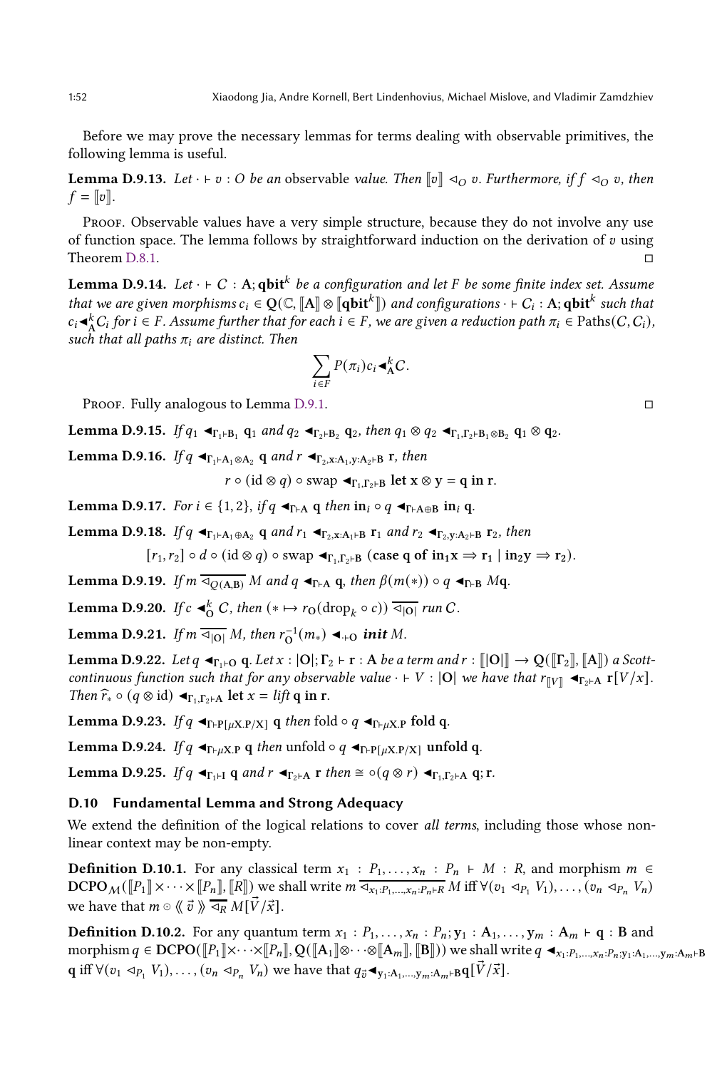Before we may prove the necessary lemmas for terms dealing with observable primitives, the following lemma is useful.

**Lemma D.9.13.** *Let $\cdot \vdash v : O$ be an observable value. Then $[\![v]\!] \lhd_O v$. Furthermore, if $f \lhd_O v$, then $f = [\![v]\!]$.*

Proof. Observable values have a very simple structure, because they do not involve any use of function space. The lemma follows by straightforward induction on the derivation of $v$ using Theorem D.8.1. ◻

**Lemma D.9.14.** *Let $\cdot \vdash C : \mathbf{A}; \mathbf{qbit}^k$ be a configuration and let $F$ be some finite index set. Assume that we are given morphisms $c_i \in \mathbf{Q}(\mathbb{C}, [\![\mathbf{A}]\!] \otimes [\![\mathbf{qbit}^k]\!])$ and configurations $\cdot \vdash C_i : \mathbf{A}; \mathbf{qbit}^k$ such that $c_i \blacktriangleleft^k_{\mathbf{A}} C_i$ for $i \in F$. Assume further that for each $i \in F$, we are given a reduction path $\pi_i \in \mathrm{Paths}(C, C_i)$, such that all paths $\pi_i$ are distinct. Then*

$$\sum_{i \in F} P(\pi_i) c_i \blacktriangleleft^k_{\mathbf{A}} C.$$

Proof. Fully analogous to Lemma D.9.1. ◻

**Lemma D.9.15.** *If $q_1 \blacktriangleleft_{\Gamma_1 \vdash \mathbf{B}_1} \mathbf{q}_1$ and $q_2 \blacktriangleleft_{\Gamma_2 \vdash \mathbf{B}_2} \mathbf{q}_2$, then $q_1 \otimes q_2 \blacktriangleleft_{\Gamma_1, \Gamma_2 \vdash \mathbf{B}_1 \otimes \mathbf{B}_2} \mathbf{q}_1 \otimes \mathbf{q}_2$.*

**Lemma D.9.16.** *If $q \blacktriangleleft_{\Gamma_1 \vdash \mathbf{A}_1 \otimes \mathbf{A}_2} \mathbf{q}$ and $r \blacktriangleleft_{\Gamma_2, \mathbf{x}:\mathbf{A}_1, \mathbf{y}:\mathbf{A}_2 \vdash \mathbf{B}} \mathbf{r}$, then*

$$r \circ (\mathrm{id} \otimes q) \circ \mathrm{swap} \blacktriangleleft_{\Gamma_1, \Gamma_2 \vdash \mathbf{B}} \mathbf{let\ x \otimes y = q\ in\ r}.$$

**Lemma D.9.17.** *For $i \in \{1, 2\}$, if $q \blacktriangleleft_{\Gamma \vdash \mathbf{A}} \mathbf{q}$ then $\mathbf{in}_i \circ q \blacktriangleleft_{\Gamma \vdash \mathbf{A} \oplus \mathbf{B}} \mathbf{in}_i\ \mathbf{q}$.*

**Lemma D.9.18.** *If $q \blacktriangleleft_{\Gamma_1 \vdash \mathbf{A}_1 \oplus \mathbf{A}_2} \mathbf{q}$ and $r_1 \blacktriangleleft_{\Gamma_2, \mathbf{x}:\mathbf{A}_1 \vdash \mathbf{B}} \mathbf{r}_1$ and $r_2 \blacktriangleleft_{\Gamma_2, \mathbf{y}:\mathbf{A}_2 \vdash \mathbf{B}} \mathbf{r}_2$, then*

$$[r_1, r_2] \circ d \circ (\mathrm{id} \otimes q) \circ \mathrm{swap} \blacktriangleleft_{\Gamma_1, \Gamma_2 \vdash \mathbf{B}} (\mathbf{case\ q\ of\ in_1 x \Rightarrow r_1 \mid in_2 y \Rightarrow r_2}).$$

**Lemma D.9.19.** *If $m \overline{\lhd_{Q(\mathbf{A},\mathbf{B})}} M$ and $q \blacktriangleleft_{\Gamma \vdash \mathbf{A}} \mathbf{q}$, then $\beta(m(*)) \circ q \blacktriangleleft_{\Gamma \vdash \mathbf{B}} M\mathbf{q}$.*

**Lemma D.9.20.** *If $c \blacktriangleleft^k_{\mathbf{O}} C$, then $(* \mapsto r_{\mathbf{O}}(\mathrm{drop}_k \circ c)) \overline{\lhd_{|\mathbf{O}|}}\ run\, C$.*

**Lemma D.9.21.** *If $m \overline{\lhd_{|\mathbf{O}|}} M$, then $r^{-1}_{\mathbf{O}}(m_*) \blacktriangleleft_{\cdot \vdash \mathbf{O}}$ **init** $M$.*

**Lemma D.9.22.** *Let $q \blacktriangleleft_{\Gamma_1 \vdash \mathbf{O}} \mathbf{q}$. Let $x : |\mathbf{O}|; \Gamma_2 \vdash \mathbf{r} : \mathbf{A}$ be a term and $r : [\![|\mathbf{O}|]\!] \to \mathbf{Q}([\![\Gamma_2]\!], [\![\mathbf{A}]\!])$ a Scott-continuous function such that for any observable value $\cdot \vdash V : |\mathbf{O}|$ we have that $r_{[\![V]\!]} \blacktriangleleft_{\Gamma_2 \vdash \mathbf{A}} \mathbf{r}[V/x]$. Then $\widehat{r}_* \circ (q \otimes \mathrm{id}) \blacktriangleleft_{\Gamma_1, \Gamma_2 \vdash \mathbf{A}}$ **let** $x =$ *lift* **q in r**.*

**Lemma D.9.23.** *If $q \blacktriangleleft_{\Gamma \vdash \mathbf{P}[\mu \mathbf{X}.\mathbf{P}/\mathbf{X}]} \mathbf{q}$ then $\mathrm{fold} \circ q \blacktriangleleft_{\Gamma \vdash \mu \mathbf{X}.\mathbf{P}}$ **fold q**.*

**Lemma D.9.24.** *If $q \blacktriangleleft_{\Gamma \vdash \mu \mathbf{X}.\mathbf{P}} \mathbf{q}$ then $\mathrm{unfold} \circ q \blacktriangleleft_{\Gamma \vdash \mathbf{P}[\mu \mathbf{X}.\mathbf{P}/\mathbf{X}]}$ **unfold q**.*

**Lemma D.9.25.** *If $q \blacktriangleleft_{\Gamma_1 \vdash \mathbf{I}} \mathbf{q}$ and $r \blacktriangleleft_{\Gamma_2 \vdash \mathbf{A}} \mathbf{r}$ then $\cong \circ (q \otimes r) \blacktriangleleft_{\Gamma_1, \Gamma_2 \vdash \mathbf{A}} \mathbf{q}; \mathbf{r}$.*

## D.10 Fundamental Lemma and Strong Adequacy

We extend the definition of the logical relations to cover *all terms*, including those whose non-linear context may be non-empty.

**Definition D.10.1.** For any classical term $x_1 : P_1, \ldots, x_n : P_n \vdash M : R$, and morphism $m \in \mathbf{DCPO}_{\mathcal{M}}([\![P_1]\!] \times \cdots \times [\![P_n]\!], [\![R]\!])$ we shall write $m \overline{\lhd_{x_1:P_1,\ldots,x_n:P_n \vdash R}} M$ iff $\forall (v_1 \lhd_{P_1} V_1), \ldots, (v_n \lhd_{P_n} V_n)$ we have that $m \odot \langle\!\langle \vec{v} \rangle\!\rangle \overline{\lhd_R} M[\vec{V}/\vec{x}]$.

**Definition D.10.2.** For any quantum term $x_1 : P_1, \ldots, x_n : P_n; \mathbf{y}_1 : \mathbf{A}_1, \ldots, \mathbf{y}_m : \mathbf{A}_m \vdash \mathbf{q} : \mathbf{B}$ and morphism $q \in \mathbf{DCPO}([\![P_1]\!] \times \cdots \times [\![P_n]\!], \mathbf{Q}([\![\mathbf{A}_1]\!] \otimes \cdots \otimes [\![\mathbf{A}_m]\!], [\![\mathbf{B}]\!]))$ we shall write $q \blacktriangleleft_{x_1:P_1,\ldots,x_n:P_n;\mathbf{y}_1:\mathbf{A}_1,\ldots,\mathbf{y}_m:\mathbf{A}_m \vdash \mathbf{B}}$ $\mathbf{q}$ iff $\forall (v_1 \lhd_{P_1} V_1), \ldots, (v_n \lhd_{P_n} V_n)$ we have that $q_{\vec{v}} \blacktriangleleft_{\mathbf{y}_1:\mathbf{A}_1,\ldots,\mathbf{y}_m:\mathbf{A}_m \vdash \mathbf{B}} \mathbf{q}[\vec{V}/\vec{x}]$.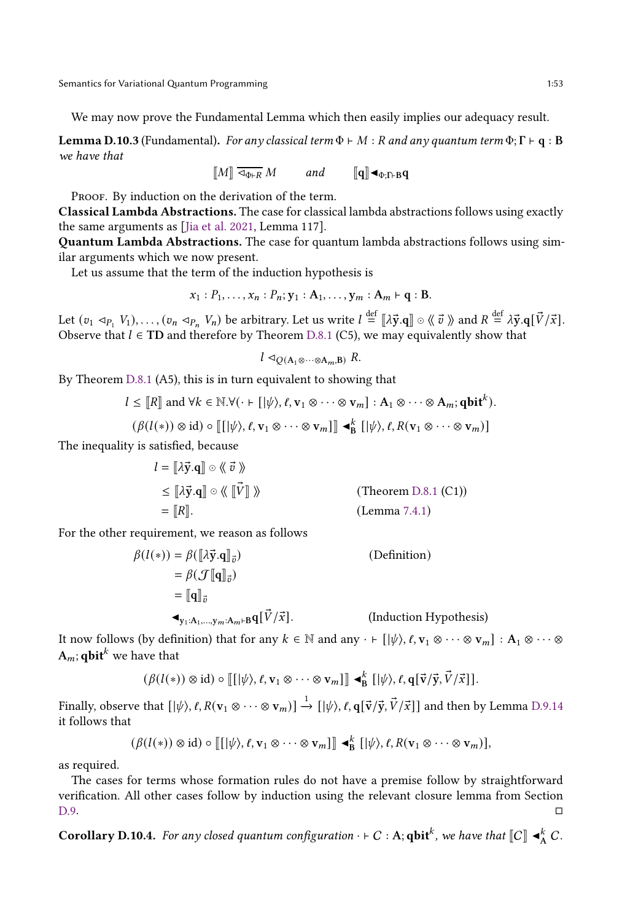We may now prove the Fundamental Lemma which then easily implies our adequacy result.

**Lemma D.10.3** (Fundamental). *For any classical term $\Phi \vdash M : R$ and any quantum term $\Phi; \mathbf{\Gamma} \vdash \mathbf{q} : \mathbf{B}$ we have that*

$$\llbracket M \rrbracket \, \overline{\lhd_{\Phi \vdash R}} \, M \qquad \textit{and} \qquad \llbracket \mathbf{q} \rrbracket \blacktriangleleft_{\Phi;\Gamma \vdash \mathbf{B}} \mathbf{q}$$

Proof. By induction on the derivation of the term.

**Classical Lambda Abstractions.** The case for classical lambda abstractions follows using exactly the same arguments as [Jia et al. 2021, Lemma 117].

**Quantum Lambda Abstractions.** The case for quantum lambda abstractions follows using similar arguments which we now present.

Let us assume that the term of the induction hypothesis is

$$x_1 : P_1, \ldots, x_n : P_n; \mathbf{y}_1 : \mathbf{A}_1, \ldots, \mathbf{y}_m : \mathbf{A}_m \vdash \mathbf{q} : \mathbf{B}.$$

Let $(v_1 \lhd_{P_1} V_1), \ldots, (v_n \lhd_{P_n} V_n)$ be arbitrary. Let us write $l \stackrel{\text{def}}{=} \llbracket \lambda \vec{\mathbf{y}}.\mathbf{q} \rrbracket \odot \langle\!\langle \, \vec{v} \, \rangle\!\rangle$ and $R \stackrel{\text{def}}{=} \lambda \vec{\mathbf{y}}.\mathbf{q}[\vec{V}/\vec{x}]$. Observe that $l \in \mathbf{TD}$ and therefore by Theorem D.8.1 (C5), we may equivalently show that

$$l \lhd_{Q(\mathbf{A}_1 \otimes \cdots \otimes \mathbf{A}_m, \mathbf{B})} R.$$

By Theorem D.8.1 (A5), this is in turn equivalent to showing that

$$l \leq \llbracket R \rrbracket \text{ and } \forall k \in \mathbb{N}. \forall (\cdot \vdash [\lvert\psi\rangle, \ell, \mathbf{v}_1 \otimes \cdots \otimes \mathbf{v}_m] : \mathbf{A}_1 \otimes \cdots \otimes \mathbf{A}_m; \mathbf{qbit}^k).$$

$$(\beta(l(*)) \otimes \mathrm{id}) \circ \llbracket [\lvert\psi\rangle, \ell, \mathbf{v}_1 \otimes \cdots \otimes \mathbf{v}_m] \rrbracket \blacktriangleleft^k_{\mathbf{B}} [\lvert\psi\rangle, \ell, R(\mathbf{v}_1 \otimes \cdots \otimes \mathbf{v}_m)]$$

The inequality is satisfied, because

$$\begin{aligned}
l &= \llbracket \lambda \vec{\mathbf{y}}.\mathbf{q} \rrbracket \odot \langle\!\langle \, \vec{v} \, \rangle\!\rangle \\
&\leq \llbracket \lambda \vec{\mathbf{y}}.\mathbf{q} \rrbracket \odot \langle\!\langle \, \llbracket \vec{V} \rrbracket \, \rangle\!\rangle && \text{(Theorem D.8.1 (C1))} \\
&= \llbracket R \rrbracket. && \text{(Lemma 7.4.1)}
\end{aligned}$$

For the other requirement, we reason as follows

$$\begin{aligned}
\beta(l(*)) &= \beta(\llbracket \lambda \vec{\mathbf{y}}.\mathbf{q} \rrbracket_{\vec{v}}) && \text{(Definition)} \\
&= \beta(\mathcal{J} \llbracket \mathbf{q} \rrbracket_{\vec{v}}) \\
&= \llbracket \mathbf{q} \rrbracket_{\vec{v}} \\
&\blacktriangleleft_{\mathbf{y}_1:\mathbf{A}_1, \ldots, \mathbf{y}_m:\mathbf{A}_m \vdash \mathbf{B}} \mathbf{q}[\vec{V}/\vec{x}]. && \text{(Induction Hypothesis)}
\end{aligned}$$

It now follows (by definition) that for any $k \in \mathbb{N}$ and any $\cdot \vdash [\lvert\psi\rangle, \ell, \mathbf{v}_1 \otimes \cdots \otimes \mathbf{v}_m] : \mathbf{A}_1 \otimes \cdots \otimes \mathbf{A}_m; \mathbf{qbit}^k$ we have that

$$(\beta(l(*)) \otimes \mathrm{id}) \circ \llbracket [\lvert\psi\rangle, \ell, \mathbf{v}_1 \otimes \cdots \otimes \mathbf{v}_m] \rrbracket \blacktriangleleft^k_{\mathbf{B}} [\lvert\psi\rangle, \ell, \mathbf{q}[\vec{\mathbf{v}}/\vec{\mathbf{y}}, \vec{V}/\vec{x}]].$$

Finally, observe that $[\lvert\psi\rangle, \ell, R(\mathbf{v}_1 \otimes \cdots \otimes \mathbf{v}_m)] \xrightarrow{1} [\lvert\psi\rangle, \ell, \mathbf{q}[\vec{\mathbf{v}}/\vec{\mathbf{y}}, \vec{V}/\vec{x}]]$ and then by Lemma D.9.14 it follows that

$$(\beta(l(*)) \otimes \mathrm{id}) \circ \llbracket [\lvert\psi\rangle, \ell, \mathbf{v}_1 \otimes \cdots \otimes \mathbf{v}_m] \rrbracket \blacktriangleleft^k_{\mathbf{B}} [\lvert\psi\rangle, \ell, R(\mathbf{v}_1 \otimes \cdots \otimes \mathbf{v}_m)],$$

as required.

The cases for terms whose formation rules do not have a premise follow by straightforward verification. All other cases follow by induction using the relevant closure lemma from Section D.9. ◻

**Corollary D.10.4.** *For any closed quantum configuration $\cdot \vdash C : \mathbf{A}; \mathbf{qbit}^k$, we have that $\llbracket C \rrbracket \blacktriangleleft^k_{\mathbf{A}} C$.*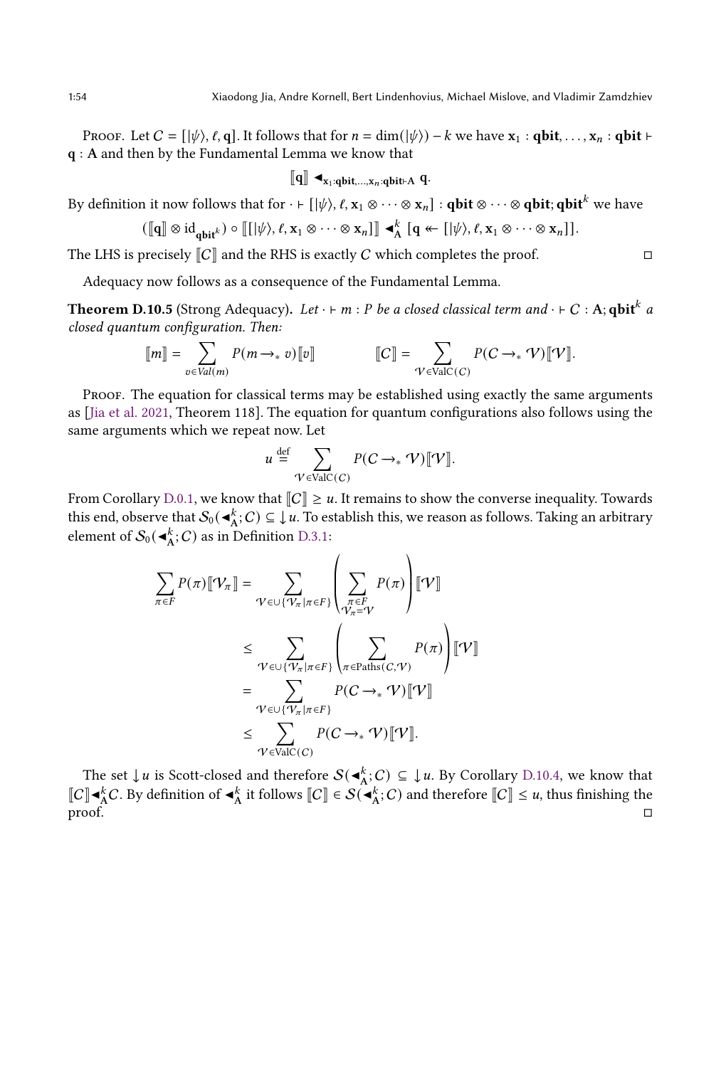Proof. Let $C = [|\psi\rangle, \ell, \mathbf{q}]$. It follows that for $n = \dim(|\psi\rangle) - k$ we have $\mathbf{x}_1 : \mathbf{qbit}, \ldots, \mathbf{x}_n : \mathbf{qbit} \vdash \mathbf{q} : \mathbf{A}$ and then by the Fundamental Lemma we know that

$$[\![\mathbf{q}]\!] \blacktriangleleft_{\mathbf{x}_1:\mathbf{qbit},\ldots,\mathbf{x}_n:\mathbf{qbit}\vdash \mathbf{A}} \mathbf{q}.$$

By definition it now follows that for $\cdot \vdash [|\psi\rangle, \ell, \mathbf{x}_1 \otimes \cdots \otimes \mathbf{x}_n] : \mathbf{qbit} \otimes \cdots \otimes \mathbf{qbit}; \mathbf{qbit}^k$ we have

$$([\![\mathbf{q}]\!] \otimes \mathrm{id}_{\mathbf{qbit}^k}) \circ [\![ [|\psi\rangle, \ell, \mathbf{x}_1 \otimes \cdots \otimes \mathbf{x}_n] ]\!] \blacktriangleleft^k_{\mathbf{A}} [\mathbf{q} \twoheadleftarrow [|\psi\rangle, \ell, \mathbf{x}_1 \otimes \cdots \otimes \mathbf{x}_n]].$$

The LHS is precisely $[\![C]\!]$ and the RHS is exactly $C$ which completes the proof. ◻

Adequacy now follows as a consequence of the Fundamental Lemma.

**Theorem D.10.5** (Strong Adequacy). *Let $\cdot \vdash m : P$ be a closed classical term and $\cdot \vdash C : \mathbf{A}; \mathbf{qbit}^k$ a closed quantum configuration. Then:*

$$[\![m]\!] = \sum_{v \in Val(m)} P(m \longrightarrow_* v)[\![v]\!] \qquad\qquad [\![C]\!] = \sum_{\mathcal{V} \in \mathrm{ValC}(C)} P(C \longrightarrow_* \mathcal{V})[\![\mathcal{V}]\!].$$

Proof. The equation for classical terms may be established using exactly the same arguments as [Jia et al. 2021, Theorem 118]. The equation for quantum configurations also follows using the same arguments which we repeat now. Let

$$u \stackrel{\text{def}}{=} \sum_{\mathcal{V} \in \mathrm{ValC}(C)} P(C \longrightarrow_* \mathcal{V})[\![\mathcal{V}]\!].$$

From Corollary D.0.1, we know that $[\![C]\!] \geq u$. It remains to show the converse inequality. Towards this end, observe that $\mathcal{S}_0(\blacktriangleleft^k_{\mathbf{A}}; C) \subseteq \downarrow u$. To establish this, we reason as follows. Taking an arbitrary element of $\mathcal{S}_0(\blacktriangleleft^k_{\mathbf{A}}; C)$ as in Definition D.3.1:

$$\begin{aligned}
\sum_{\pi \in F} P(\pi)[\![\mathcal{V}_\pi]\!] &= \sum_{\mathcal{V} \in \cup\{\mathcal{V}_\pi \mid \pi \in F\}} \left( \sum_{\substack{\pi \in F \\ \mathcal{V}_\pi = \mathcal{V}}} P(\pi) \right) [\![\mathcal{V}]\!] \\
&\leq \sum_{\mathcal{V} \in \cup\{\mathcal{V}_\pi \mid \pi \in F\}} \left( \sum_{\pi \in \mathrm{Paths}(C, \mathcal{V})} P(\pi) \right) [\![\mathcal{V}]\!] \\
&= \sum_{\mathcal{V} \in \cup\{\mathcal{V}_\pi \mid \pi \in F\}} P(C \longrightarrow_* \mathcal{V})[\![\mathcal{V}]\!] \\
&\leq \sum_{\mathcal{V} \in \mathrm{ValC}(C)} P(C \longrightarrow_* \mathcal{V})[\![\mathcal{V}]\!].
\end{aligned}$$

The set $\downarrow u$ is Scott-closed and therefore $\mathcal{S}(\blacktriangleleft^k_{\mathbf{A}}; C) \subseteq \downarrow u$. By Corollary D.10.4, we know that $[\![C]\!] \blacktriangleleft^k_{\mathbf{A}} C$. By definition of $\blacktriangleleft^k_{\mathbf{A}}$ it follows $[\![C]\!] \in \mathcal{S}(\blacktriangleleft^k_{\mathbf{A}}; C)$ and therefore $[\![C]\!] \leq u$, thus finishing the proof. ◻